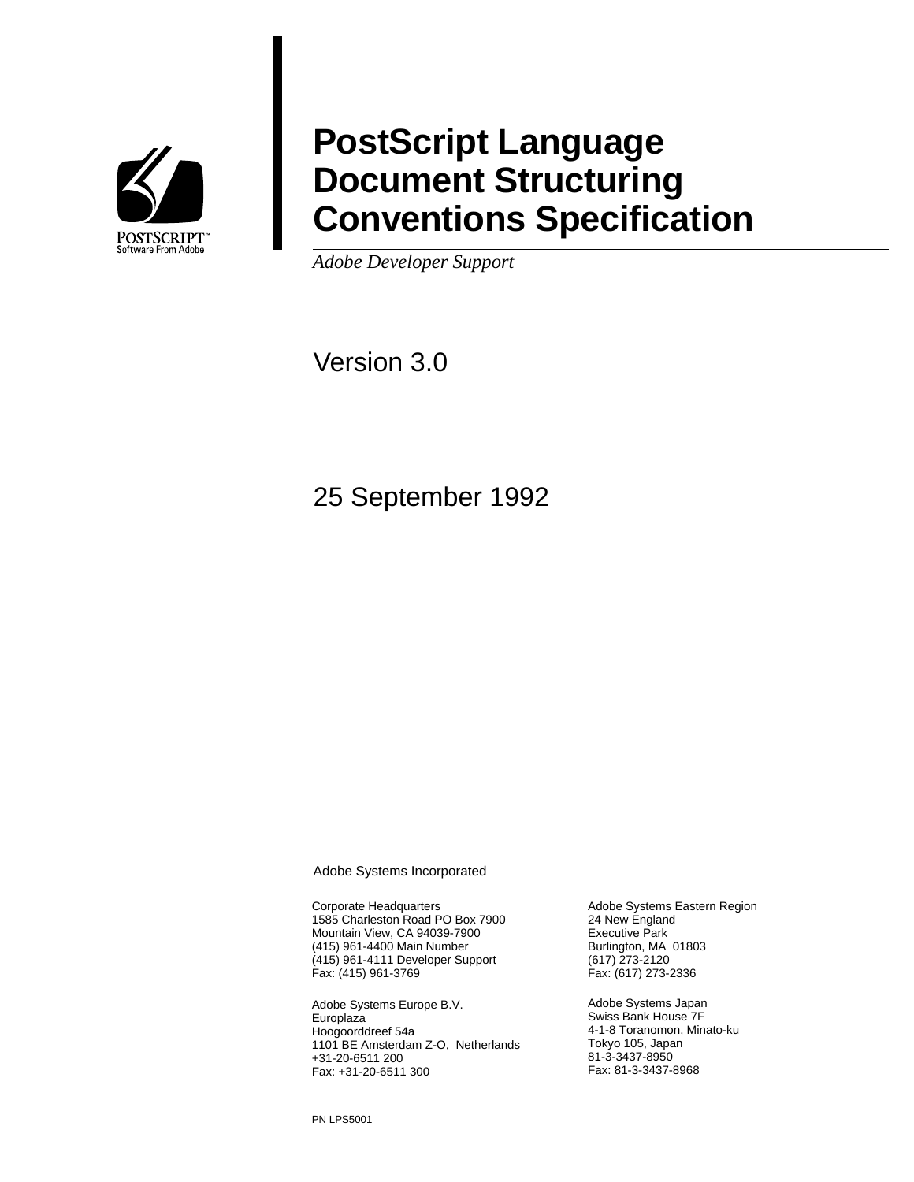POSTSCRIPT™
Software From Adobe

# PostScript Language Document Structuring Conventions Specification

*Adobe Developer Support*

Version 3.0

25 September 1992

Adobe Systems Incorporated

Corporate Headquarters
1585 Charleston Road PO Box 7900
Mountain View, CA 94039-7900
(415) 961-4400 Main Number
(415) 961-4111 Developer Support
Fax: (415) 961-3769

Adobe Systems Eastern Region
24 New England
Executive Park
Burlington, MA 01803
(617) 273-2120
Fax: (617) 273-2336

Adobe Systems Europe B.V.
Europlaza
Hoogoorddreef 54a
1101 BE Amsterdam Z-O, Netherlands
+31-20-6511 200
Fax: +31-20-6511 300

Adobe Systems Japan
Swiss Bank House 7F
4-1-8 Toranomon, Minato-ku
Tokyo 105, Japan
81-3-3437-8950
Fax: 81-3-3437-8968

PN LPS5001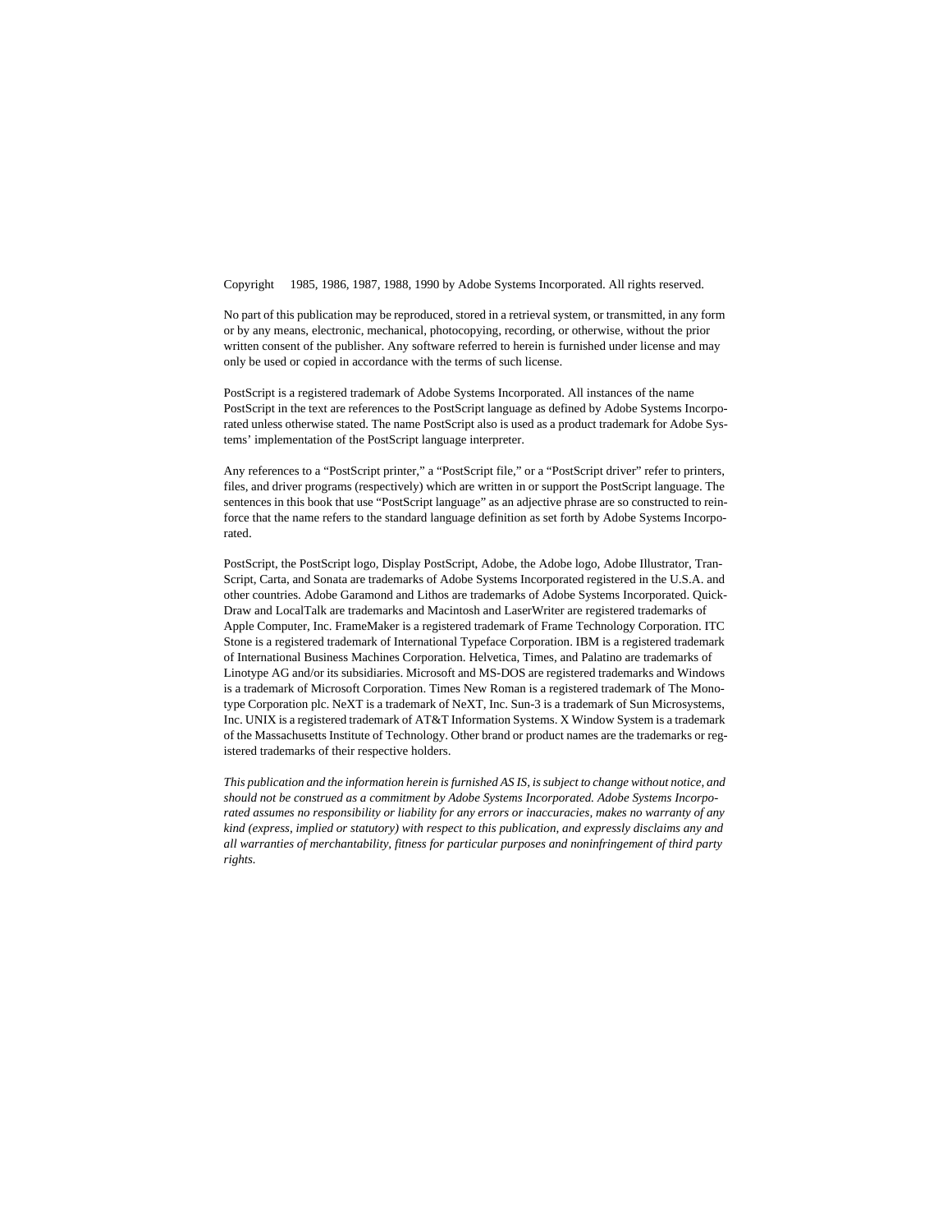Copyright 1985, 1986, 1987, 1988, 1990 by Adobe Systems Incorporated. All rights reserved.

No part of this publication may be reproduced, stored in a retrieval system, or transmitted, in any form or by any means, electronic, mechanical, photocopying, recording, or otherwise, without the prior written consent of the publisher. Any software referred to herein is furnished under license and may only be used or copied in accordance with the terms of such license.

PostScript is a registered trademark of Adobe Systems Incorporated. All instances of the name PostScript in the text are references to the PostScript language as defined by Adobe Systems Incorporated unless otherwise stated. The name PostScript also is used as a product trademark for Adobe Systems' implementation of the PostScript language interpreter.

Any references to a "PostScript printer," a "PostScript file," or a "PostScript driver" refer to printers, files, and driver programs (respectively) which are written in or support the PostScript language. The sentences in this book that use "PostScript language" as an adjective phrase are so constructed to reinforce that the name refers to the standard language definition as set forth by Adobe Systems Incorporated.

PostScript, the PostScript logo, Display PostScript, Adobe, the Adobe logo, Adobe Illustrator, TranScript, Carta, and Sonata are trademarks of Adobe Systems Incorporated registered in the U.S.A. and other countries. Adobe Garamond and Lithos are trademarks of Adobe Systems Incorporated. QuickDraw and LocalTalk are trademarks and Macintosh and LaserWriter are registered trademarks of Apple Computer, Inc. FrameMaker is a registered trademark of Frame Technology Corporation. ITC Stone is a registered trademark of International Typeface Corporation. IBM is a registered trademark of International Business Machines Corporation. Helvetica, Times, and Palatino are trademarks of Linotype AG and/or its subsidiaries. Microsoft and MS-DOS are registered trademarks and Windows is a trademark of Microsoft Corporation. Times New Roman is a registered trademark of The Monotype Corporation plc. NeXT is a trademark of NeXT, Inc. Sun-3 is a trademark of Sun Microsystems, Inc. UNIX is a registered trademark of AT&T Information Systems. X Window System is a trademark of the Massachusetts Institute of Technology. Other brand or product names are the trademarks or registered trademarks of their respective holders.

*This publication and the information herein is furnished AS IS, is subject to change without notice, and should not be construed as a commitment by Adobe Systems Incorporated. Adobe Systems Incorporated assumes no responsibility or liability for any errors or inaccuracies, makes no warranty of any kind (express, implied or statutory) with respect to this publication, and expressly disclaims any and all warranties of merchantability, fitness for particular purposes and noninfringement of third party rights.*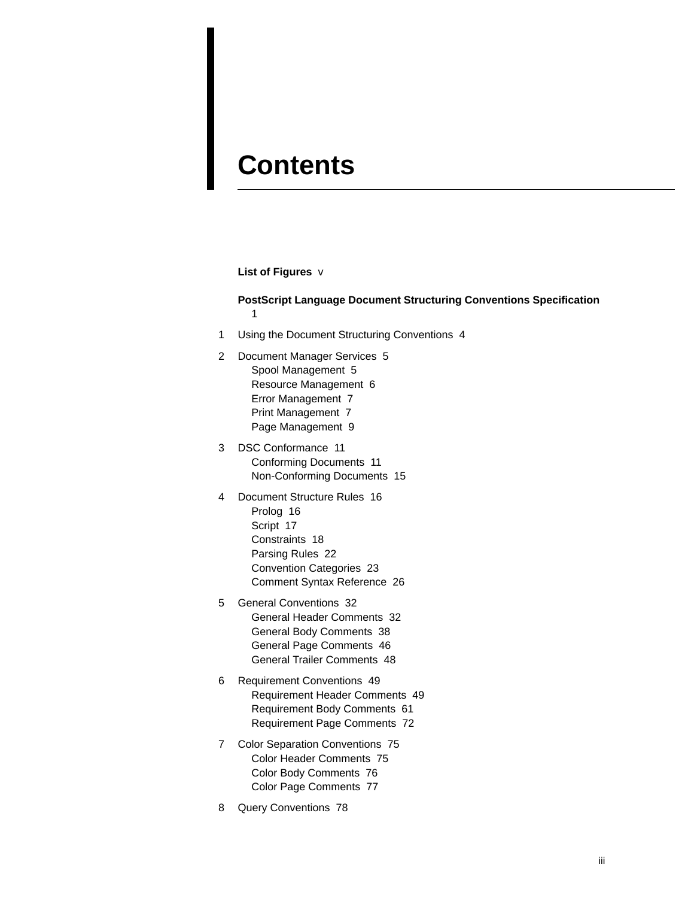# Contents

**List of Figures** v

**PostScript Language Document Structuring Conventions Specification** 1

1 Using the Document Structuring Conventions 4

2 Document Manager Services 5
- Spool Management 5
- Resource Management 6
- Error Management 7
- Print Management 7
- Page Management 9

3 DSC Conformance 11
- Conforming Documents 11
- Non-Conforming Documents 15

4 Document Structure Rules 16
- Prolog 16
- Script 17
- Constraints 18
- Parsing Rules 22
- Convention Categories 23
- Comment Syntax Reference 26

5 General Conventions 32
- General Header Comments 32
- General Body Comments 38
- General Page Comments 46
- General Trailer Comments 48

6 Requirement Conventions 49
- Requirement Header Comments 49
- Requirement Body Comments 61
- Requirement Page Comments 72

7 Color Separation Conventions 75
- Color Header Comments 75
- Color Body Comments 76
- Color Page Comments 77

8 Query Conventions 78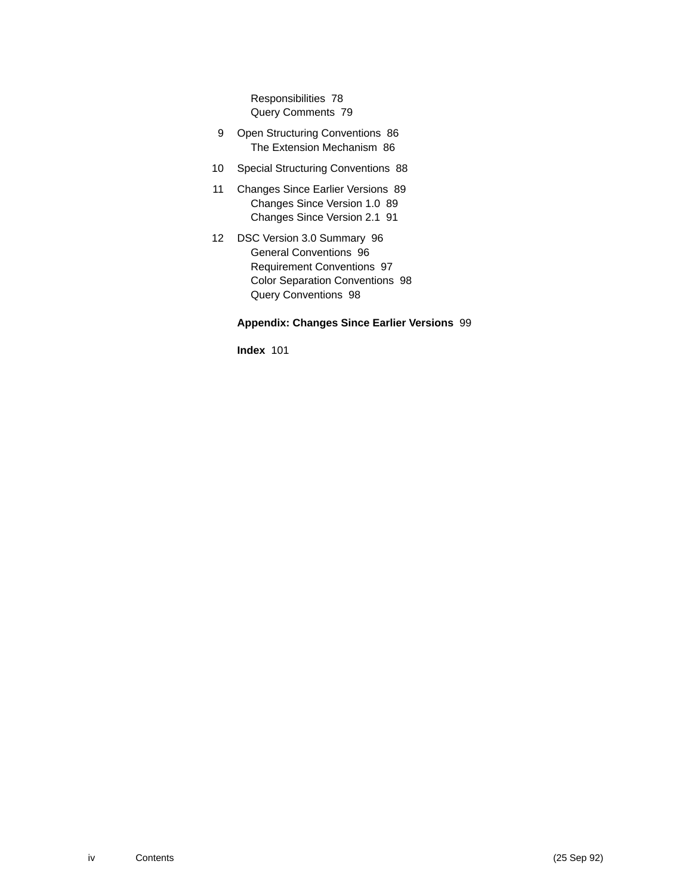Responsibilities 78
Query Comments 79

9 Open Structuring Conventions 86
The Extension Mechanism 86

10 Special Structuring Conventions 88

11 Changes Since Earlier Versions 89
Changes Since Version 1.0 89
Changes Since Version 2.1 91

12 DSC Version 3.0 Summary 96
General Conventions 96
Requirement Conventions 97
Color Separation Conventions 98
Query Conventions 98

**Appendix: Changes Since Earlier Versions** 99

**Index** 101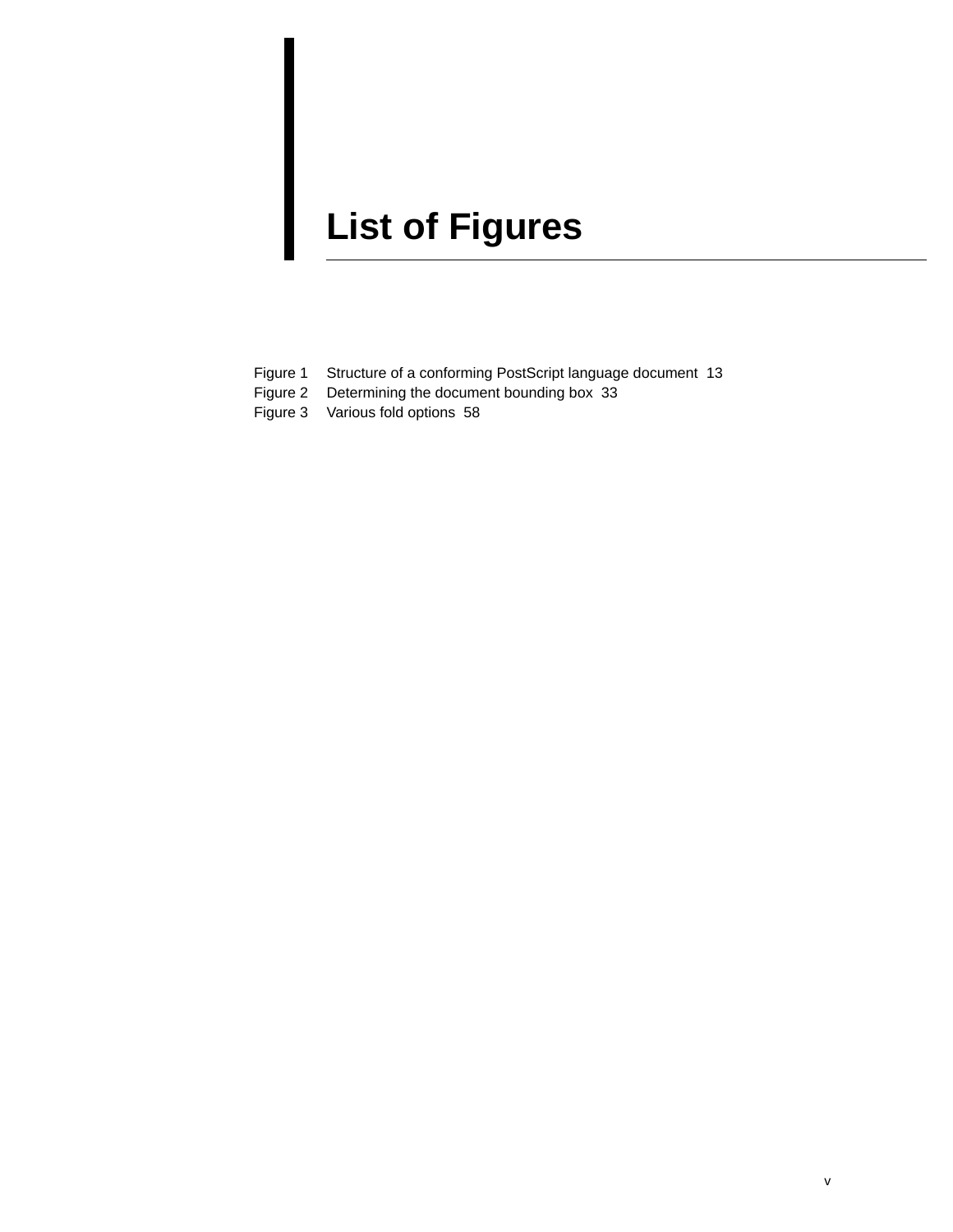# List of Figures

Figure 1 Structure of a conforming PostScript language document 13
Figure 2 Determining the document bounding box 33
Figure 3 Various fold options 58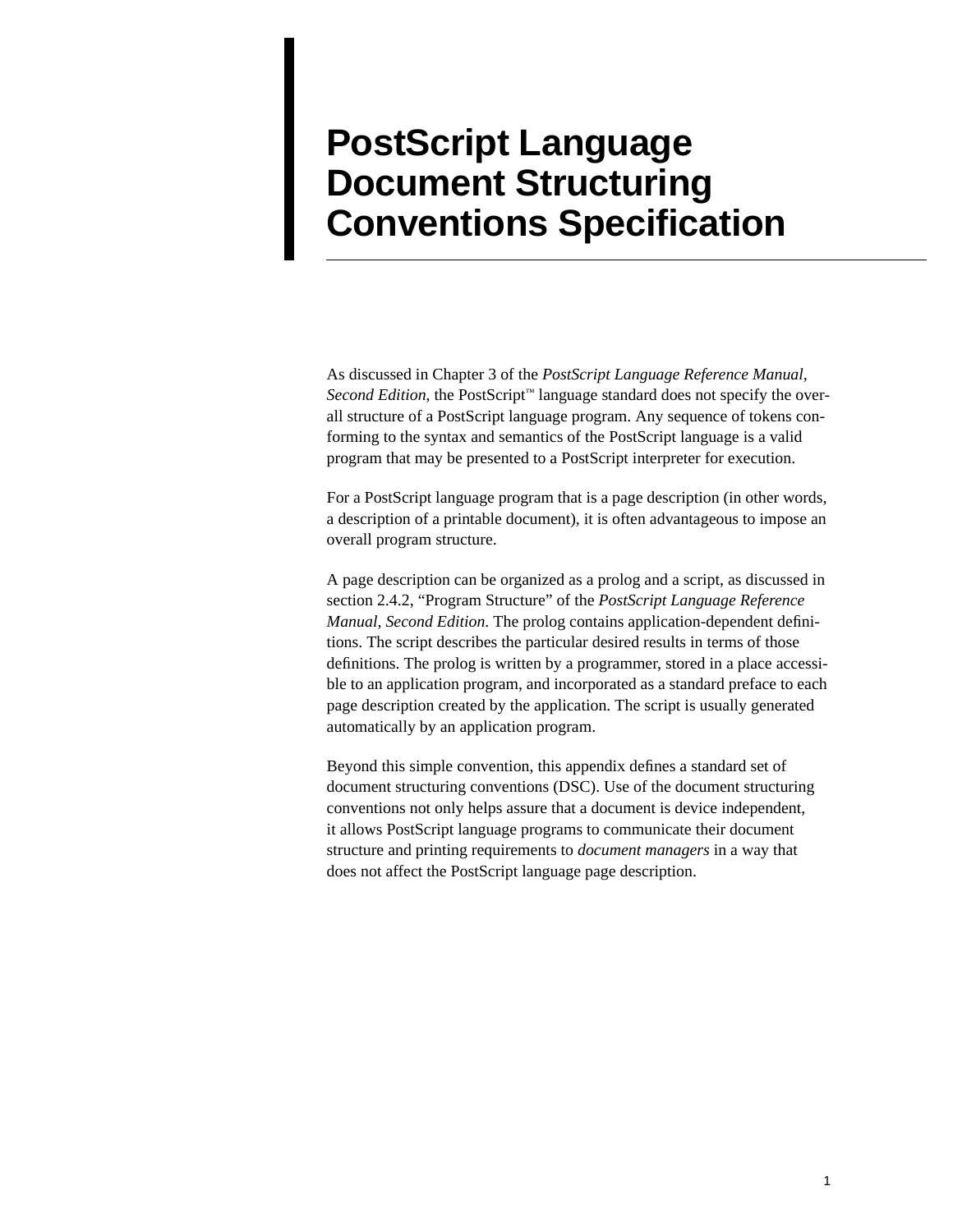# PostScript Language Document Structuring Conventions Specification

As discussed in Chapter 3 of the *PostScript Language Reference Manual, Second Edition*, the PostScript™ language standard does not specify the overall structure of a PostScript language program. Any sequence of tokens conforming to the syntax and semantics of the PostScript language is a valid program that may be presented to a PostScript interpreter for execution.

For a PostScript language program that is a page description (in other words, a description of a printable document), it is often advantageous to impose an overall program structure.

A page description can be organized as a prolog and a script, as discussed in section 2.4.2, "Program Structure" of the *PostScript Language Reference Manual, Second Edition.* The prolog contains application-dependent definitions. The script describes the particular desired results in terms of those definitions. The prolog is written by a programmer, stored in a place accessible to an application program, and incorporated as a standard preface to each page description created by the application. The script is usually generated automatically by an application program.

Beyond this simple convention, this appendix defines a standard set of document structuring conventions (DSC). Use of the document structuring conventions not only helps assure that a document is device independent, it allows PostScript language programs to communicate their document structure and printing requirements to *document managers* in a way that does not affect the PostScript language page description.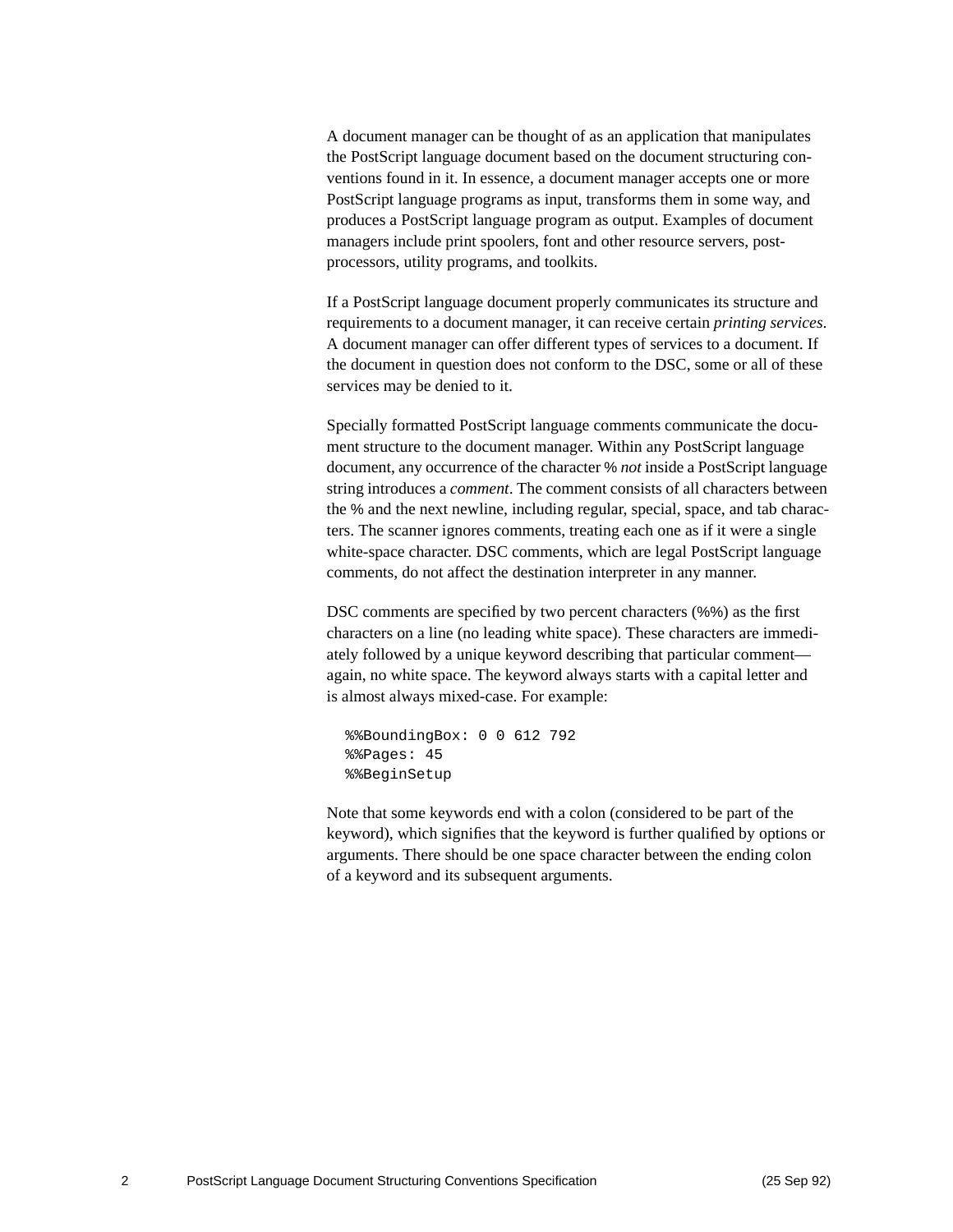A document manager can be thought of as an application that manipulates the PostScript language document based on the document structuring conventions found in it. In essence, a document manager accepts one or more PostScript language programs as input, transforms them in some way, and produces a PostScript language program as output. Examples of document managers include print spoolers, font and other resource servers, post-processors, utility programs, and toolkits.

If a PostScript language document properly communicates its structure and requirements to a document manager, it can receive certain *printing services*. A document manager can offer different types of services to a document. If the document in question does not conform to the DSC, some or all of these services may be denied to it.

Specially formatted PostScript language comments communicate the document structure to the document manager. Within any PostScript language document, any occurrence of the character `%` *not* inside a PostScript language string introduces a *comment*. The comment consists of all characters between the `%` and the next newline, including regular, special, space, and tab characters. The scanner ignores comments, treating each one as if it were a single white-space character. DSC comments, which are legal PostScript language comments, do not affect the destination interpreter in any manner.

DSC comments are specified by two percent characters (%%) as the first characters on a line (no leading white space). These characters are immediately followed by a unique keyword describing that particular comment—again, no white space. The keyword always starts with a capital letter and is almost always mixed-case. For example:

```
%%BoundingBox: 0 0 612 792
%%Pages: 45
%%BeginSetup
```

Note that some keywords end with a colon (considered to be part of the keyword), which signifies that the keyword is further qualified by options or arguments. There should be one space character between the ending colon of a keyword and its subsequent arguments.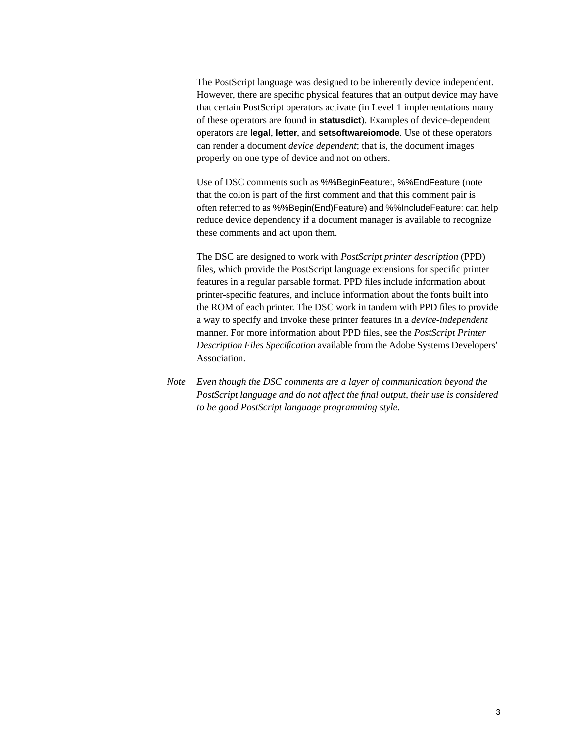The PostScript language was designed to be inherently device independent. However, there are specific physical features that an output device may have that certain PostScript operators activate (in Level 1 implementations many of these operators are found in **statusdict**). Examples of device-dependent operators are **legal**, **letter**, and **setsoftwareiomode**. Use of these operators can render a document *device dependent*; that is, the document images properly on one type of device and not on others.

Use of DSC comments such as %%BeginFeature:, %%EndFeature (note that the colon is part of the first comment and that this comment pair is often referred to as %%Begin(End)Feature) and %%IncludeFeature: can help reduce device dependency if a document manager is available to recognize these comments and act upon them.

The DSC are designed to work with *PostScript printer description* (PPD) files, which provide the PostScript language extensions for specific printer features in a regular parsable format. PPD files include information about printer-specific features, and include information about the fonts built into the ROM of each printer. The DSC work in tandem with PPD files to provide a way to specify and invoke these printer features in a *device-independent* manner. For more information about PPD files, see the *PostScript Printer Description Files Specification* available from the Adobe Systems Developers' Association.

*Note* *Even though the DSC comments are a layer of communication beyond the PostScript language and do not affect the final output, their use is considered to be good PostScript language programming style.*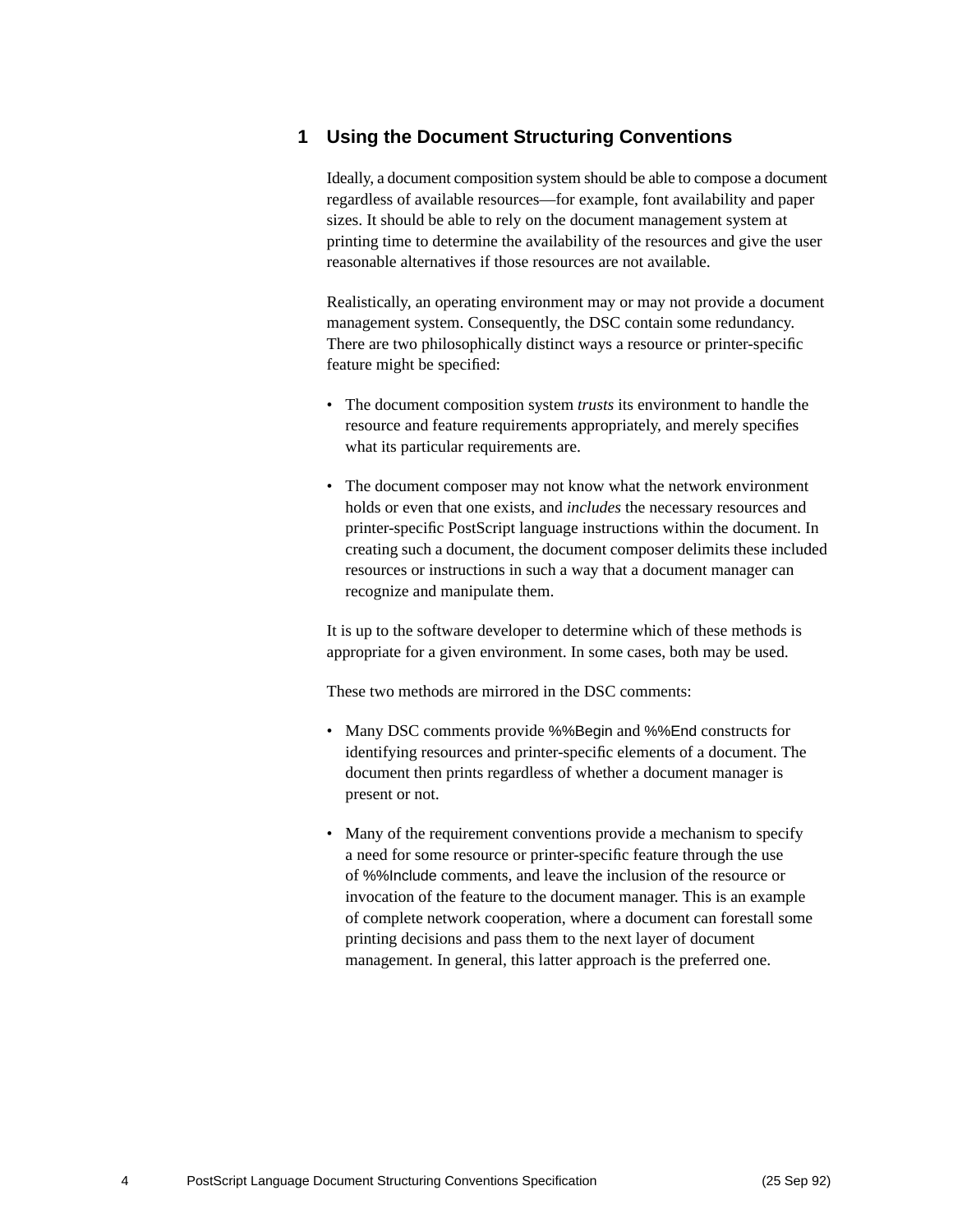# 1 Using the Document Structuring Conventions

Ideally, a document composition system should be able to compose a document regardless of available resources—for example, font availability and paper sizes. It should be able to rely on the document management system at printing time to determine the availability of the resources and give the user reasonable alternatives if those resources are not available.

Realistically, an operating environment may or may not provide a document management system. Consequently, the DSC contain some redundancy. There are two philosophically distinct ways a resource or printer-specific feature might be specified:

- The document composition system *trusts* its environment to handle the resource and feature requirements appropriately, and merely specifies what its particular requirements are.
- The document composer may not know what the network environment holds or even that one exists, and *includes* the necessary resources and printer-specific PostScript language instructions within the document. In creating such a document, the document composer delimits these included resources or instructions in such a way that a document manager can recognize and manipulate them.

It is up to the software developer to determine which of these methods is appropriate for a given environment. In some cases, both may be used.

These two methods are mirrored in the DSC comments:

- Many DSC comments provide %%Begin and %%End constructs for identifying resources and printer-specific elements of a document. The document then prints regardless of whether a document manager is present or not.
- Many of the requirement conventions provide a mechanism to specify a need for some resource or printer-specific feature through the use of %%Include comments, and leave the inclusion of the resource or invocation of the feature to the document manager. This is an example of complete network cooperation, where a document can forestall some printing decisions and pass them to the next layer of document management. In general, this latter approach is the preferred one.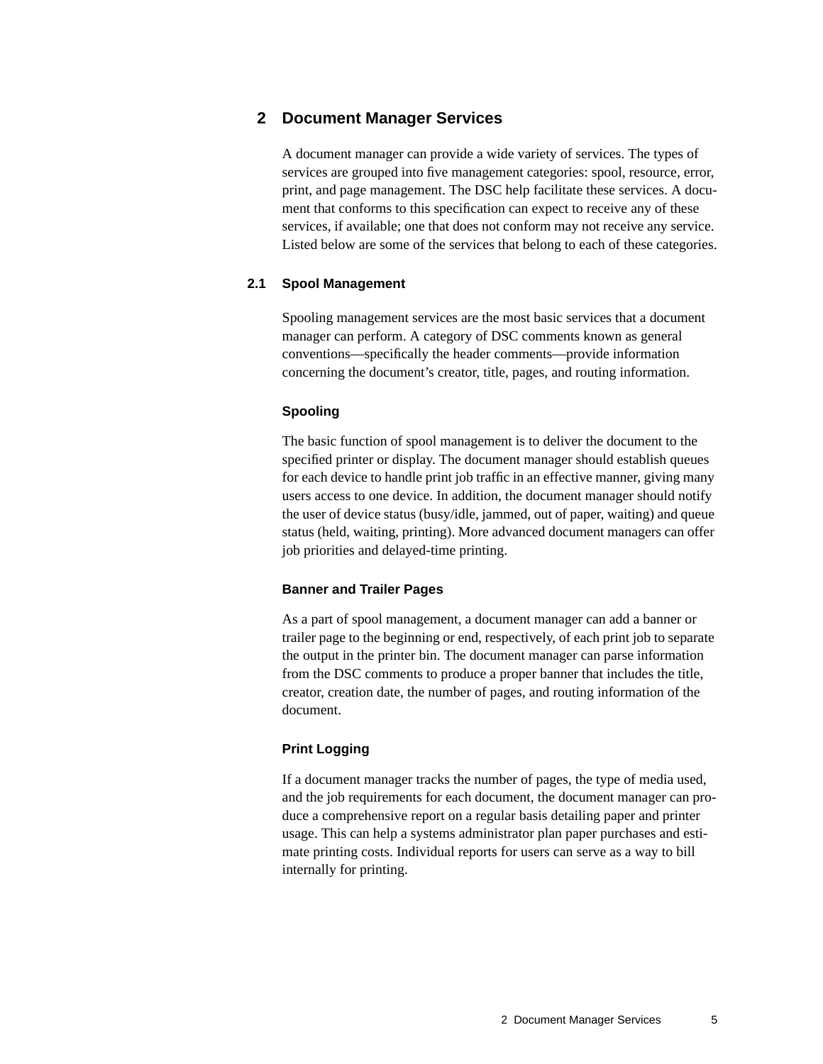# 2 Document Manager Services

A document manager can provide a wide variety of services. The types of services are grouped into five management categories: spool, resource, error, print, and page management. The DSC help facilitate these services. A document that conforms to this specification can expect to receive any of these services, if available; one that does not conform may not receive any service. Listed below are some of the services that belong to each of these categories.

## 2.1 Spool Management

Spooling management services are the most basic services that a document manager can perform. A category of DSC comments known as general conventions—specifically the header comments—provide information concerning the document's creator, title, pages, and routing information.

### Spooling

The basic function of spool management is to deliver the document to the specified printer or display. The document manager should establish queues for each device to handle print job traffic in an effective manner, giving many users access to one device. In addition, the document manager should notify the user of device status (busy/idle, jammed, out of paper, waiting) and queue status (held, waiting, printing). More advanced document managers can offer job priorities and delayed-time printing.

### Banner and Trailer Pages

As a part of spool management, a document manager can add a banner or trailer page to the beginning or end, respectively, of each print job to separate the output in the printer bin. The document manager can parse information from the DSC comments to produce a proper banner that includes the title, creator, creation date, the number of pages, and routing information of the document.

### Print Logging

If a document manager tracks the number of pages, the type of media used, and the job requirements for each document, the document manager can produce a comprehensive report on a regular basis detailing paper and printer usage. This can help a systems administrator plan paper purchases and estimate printing costs. Individual reports for users can serve as a way to bill internally for printing.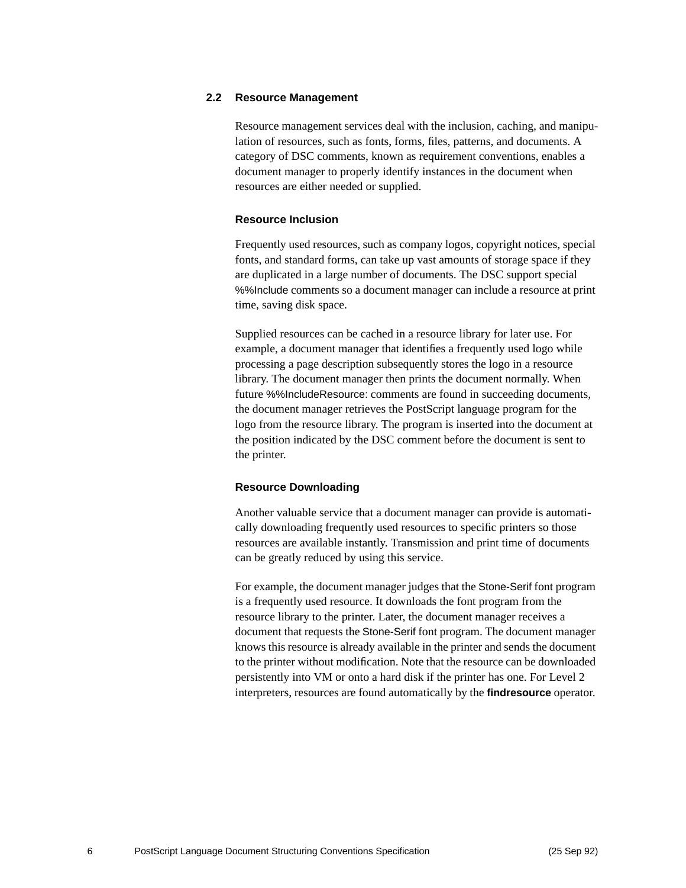## 2.2 Resource Management

Resource management services deal with the inclusion, caching, and manipulation of resources, such as fonts, forms, files, patterns, and documents. A category of DSC comments, known as requirement conventions, enables a document manager to properly identify instances in the document when resources are either needed or supplied.

### Resource Inclusion

Frequently used resources, such as company logos, copyright notices, special fonts, and standard forms, can take up vast amounts of storage space if they are duplicated in a large number of documents. The DSC support special %%Include comments so a document manager can include a resource at print time, saving disk space.

Supplied resources can be cached in a resource library for later use. For example, a document manager that identifies a frequently used logo while processing a page description subsequently stores the logo in a resource library. The document manager then prints the document normally. When future %%IncludeResource: comments are found in succeeding documents, the document manager retrieves the PostScript language program for the logo from the resource library. The program is inserted into the document at the position indicated by the DSC comment before the document is sent to the printer.

### Resource Downloading

Another valuable service that a document manager can provide is automatically downloading frequently used resources to specific printers so those resources are available instantly. Transmission and print time of documents can be greatly reduced by using this service.

For example, the document manager judges that the Stone-Serif font program is a frequently used resource. It downloads the font program from the resource library to the printer. Later, the document manager receives a document that requests the Stone-Serif font program. The document manager knows this resource is already available in the printer and sends the document to the printer without modification. Note that the resource can be downloaded persistently into VM or onto a hard disk if the printer has one. For Level 2 interpreters, resources are found automatically by the **findresource** operator.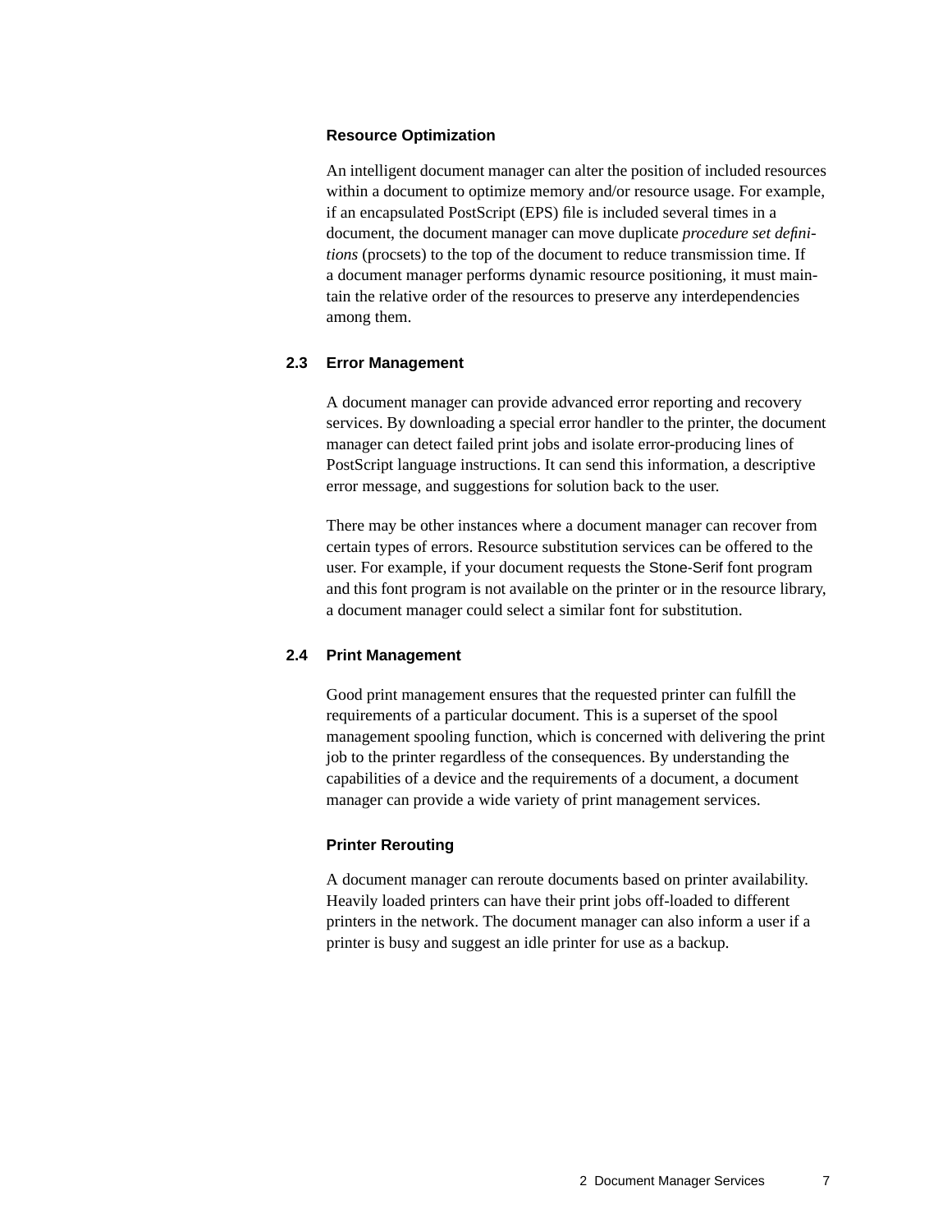### Resource Optimization

An intelligent document manager can alter the position of included resources within a document to optimize memory and/or resource usage. For example, if an encapsulated PostScript (EPS) file is included several times in a document, the document manager can move duplicate *procedure set definitions* (procsets) to the top of the document to reduce transmission time. If a document manager performs dynamic resource positioning, it must maintain the relative order of the resources to preserve any interdependencies among them.

## 2.3 Error Management

A document manager can provide advanced error reporting and recovery services. By downloading a special error handler to the printer, the document manager can detect failed print jobs and isolate error-producing lines of PostScript language instructions. It can send this information, a descriptive error message, and suggestions for solution back to the user.

There may be other instances where a document manager can recover from certain types of errors. Resource substitution services can be offered to the user. For example, if your document requests the Stone-Serif font program and this font program is not available on the printer or in the resource library, a document manager could select a similar font for substitution.

## 2.4 Print Management

Good print management ensures that the requested printer can fulfill the requirements of a particular document. This is a superset of the spool management spooling function, which is concerned with delivering the print job to the printer regardless of the consequences. By understanding the capabilities of a device and the requirements of a document, a document manager can provide a wide variety of print management services.

### Printer Rerouting

A document manager can reroute documents based on printer availability. Heavily loaded printers can have their print jobs off-loaded to different printers in the network. The document manager can also inform a user if a printer is busy and suggest an idle printer for use as a backup.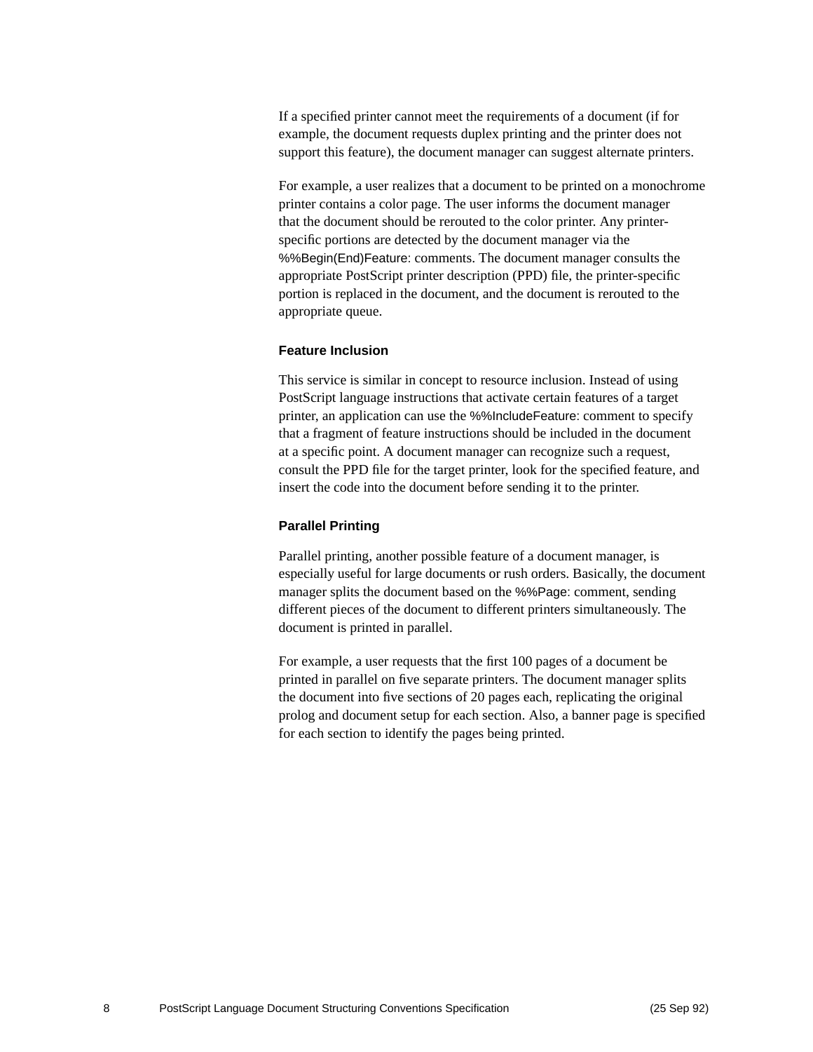If a specified printer cannot meet the requirements of a document (if for example, the document requests duplex printing and the printer does not support this feature), the document manager can suggest alternate printers.

For example, a user realizes that a document to be printed on a monochrome printer contains a color page. The user informs the document manager that the document should be rerouted to the color printer. Any printer-specific portions are detected by the document manager via the %%Begin(End)Feature: comments. The document manager consults the appropriate PostScript printer description (PPD) file, the printer-specific portion is replaced in the document, and the document is rerouted to the appropriate queue.

### Feature Inclusion

This service is similar in concept to resource inclusion. Instead of using PostScript language instructions that activate certain features of a target printer, an application can use the %%IncludeFeature: comment to specify that a fragment of feature instructions should be included in the document at a specific point. A document manager can recognize such a request, consult the PPD file for the target printer, look for the specified feature, and insert the code into the document before sending it to the printer.

### Parallel Printing

Parallel printing, another possible feature of a document manager, is especially useful for large documents or rush orders. Basically, the document manager splits the document based on the %%Page: comment, sending different pieces of the document to different printers simultaneously. The document is printed in parallel.

For example, a user requests that the first 100 pages of a document be printed in parallel on five separate printers. The document manager splits the document into five sections of 20 pages each, replicating the original prolog and document setup for each section. Also, a banner page is specified for each section to identify the pages being printed.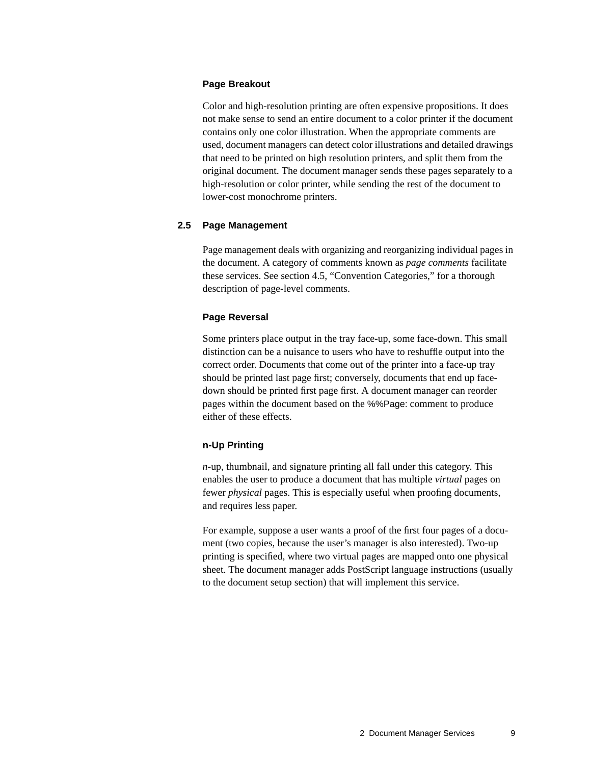### Page Breakout

Color and high-resolution printing are often expensive propositions. It does not make sense to send an entire document to a color printer if the document contains only one color illustration. When the appropriate comments are used, document managers can detect color illustrations and detailed drawings that need to be printed on high resolution printers, and split them from the original document. The document manager sends these pages separately to a high-resolution or color printer, while sending the rest of the document to lower-cost monochrome printers.

## 2.5 Page Management

Page management deals with organizing and reorganizing individual pages in the document. A category of comments known as *page comments* facilitate these services. See section 4.5, “Convention Categories,” for a thorough description of page-level comments.

### Page Reversal

Some printers place output in the tray face-up, some face-down. This small distinction can be a nuisance to users who have to reshuffle output into the correct order. Documents that come out of the printer into a face-up tray should be printed last page first; conversely, documents that end up face-down should be printed first page first. A document manager can reorder pages within the document based on the %%Page: comment to produce either of these effects.

### n-Up Printing

*n*-up, thumbnail, and signature printing all fall under this category. This enables the user to produce a document that has multiple *virtual* pages on fewer *physical* pages. This is especially useful when proofing documents, and requires less paper.

For example, suppose a user wants a proof of the first four pages of a document (two copies, because the user’s manager is also interested). Two-up printing is specified, where two virtual pages are mapped onto one physical sheet. The document manager adds PostScript language instructions (usually to the document setup section) that will implement this service.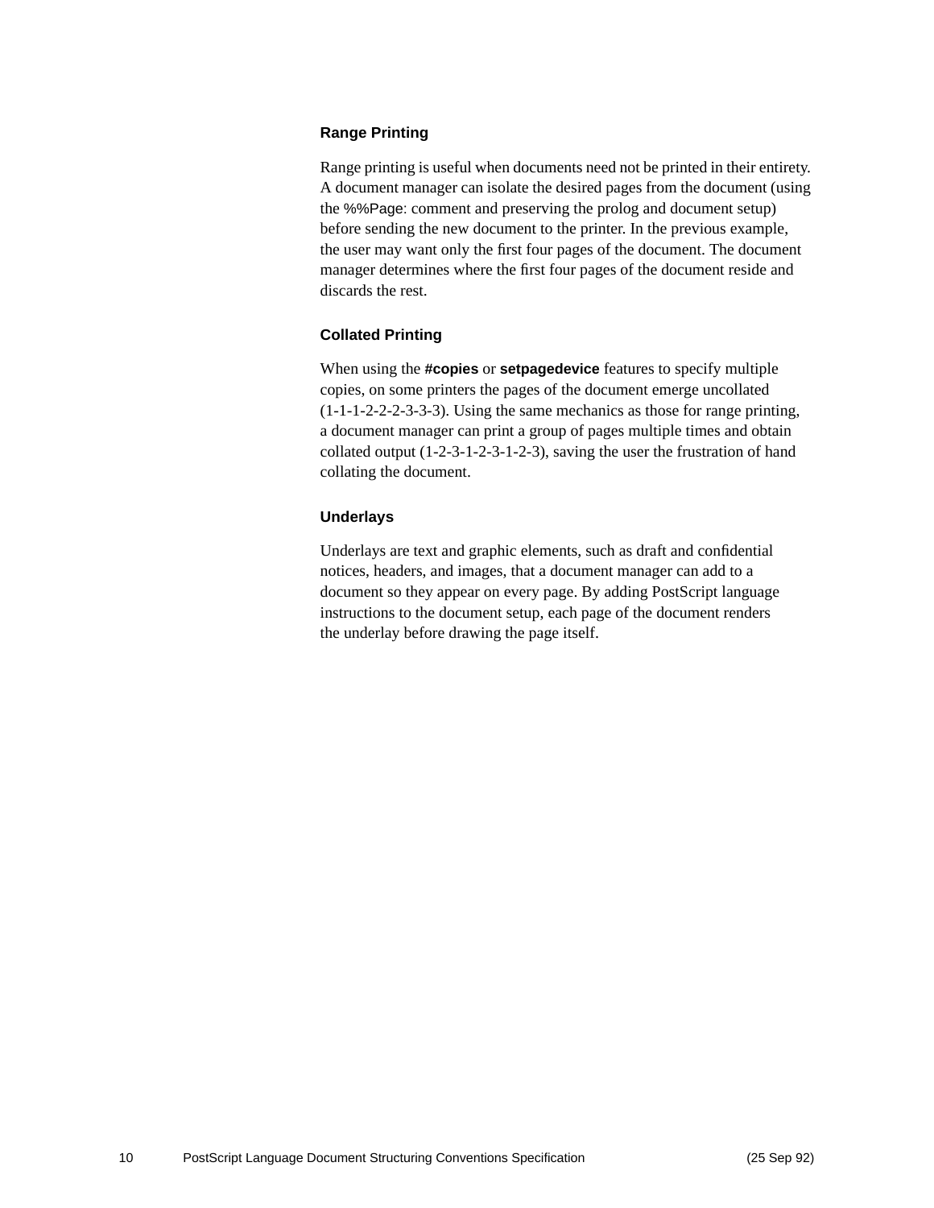### Range Printing

Range printing is useful when documents need not be printed in their entirety. A document manager can isolate the desired pages from the document (using the %%Page: comment and preserving the prolog and document setup) before sending the new document to the printer. In the previous example, the user may want only the first four pages of the document. The document manager determines where the first four pages of the document reside and discards the rest.

### Collated Printing

When using the **#copies** or **setpagedevice** features to specify multiple copies, on some printers the pages of the document emerge uncollated (1-1-1-2-2-2-3-3-3). Using the same mechanics as those for range printing, a document manager can print a group of pages multiple times and obtain collated output (1-2-3-1-2-3-1-2-3), saving the user the frustration of hand collating the document.

### Underlays

Underlays are text and graphic elements, such as draft and confidential notices, headers, and images, that a document manager can add to a document so they appear on every page. By adding PostScript language instructions to the document setup, each page of the document renders the underlay before drawing the page itself.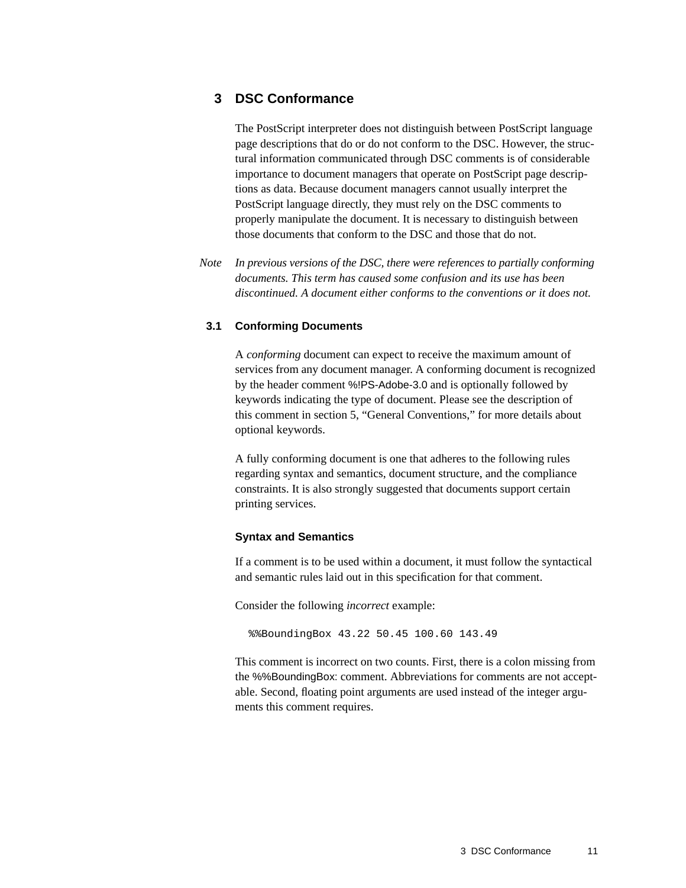# 3 DSC Conformance

The PostScript interpreter does not distinguish between PostScript language page descriptions that do or do not conform to the DSC. However, the structural information communicated through DSC comments is of considerable importance to document managers that operate on PostScript page descriptions as data. Because document managers cannot usually interpret the PostScript language directly, they must rely on the DSC comments to properly manipulate the document. It is necessary to distinguish between those documents that conform to the DSC and those that do not.

*Note* *In previous versions of the DSC, there were references to partially conforming documents. This term has caused some confusion and its use has been discontinued. A document either conforms to the conventions or it does not.*

## 3.1 Conforming Documents

A *conforming* document can expect to receive the maximum amount of services from any document manager. A conforming document is recognized by the header comment %!PS-Adobe-3.0 and is optionally followed by keywords indicating the type of document. Please see the description of this comment in section 5, "General Conventions," for more details about optional keywords.

A fully conforming document is one that adheres to the following rules regarding syntax and semantics, document structure, and the compliance constraints. It is also strongly suggested that documents support certain printing services.

### Syntax and Semantics

If a comment is to be used within a document, it must follow the syntactical and semantic rules laid out in this specification for that comment.

Consider the following *incorrect* example:

```
%%BoundingBox 43.22 50.45 100.60 143.49
```

This comment is incorrect on two counts. First, there is a colon missing from the %%BoundingBox: comment. Abbreviations for comments are not acceptable. Second, floating point arguments are used instead of the integer arguments this comment requires.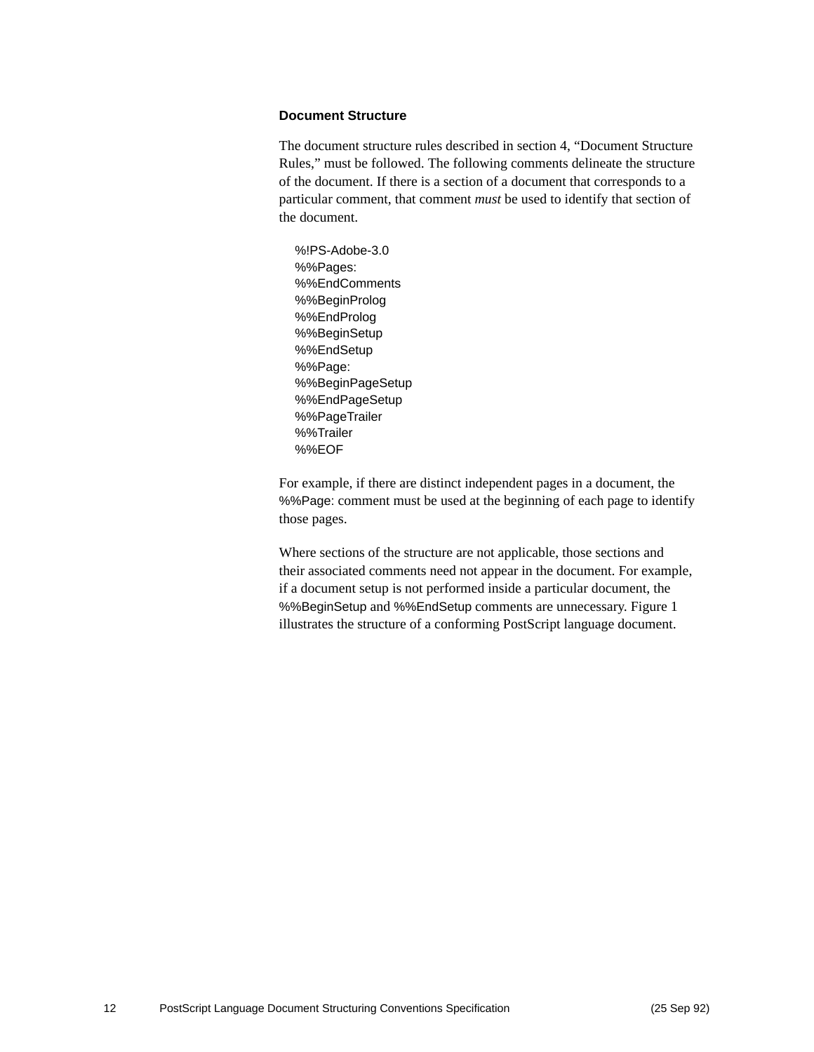### Document Structure

The document structure rules described in section 4, “Document Structure Rules,” must be followed. The following comments delineate the structure of the document. If there is a section of a document that corresponds to a particular comment, that comment *must* be used to identify that section of the document.

```
%!PS-Adobe-3.0
%%Pages:
%%EndComments
%%BeginProlog
%%EndProlog
%%BeginSetup
%%EndSetup
%%Page:
%%BeginPageSetup
%%EndPageSetup
%%PageTrailer
%%Trailer
%%EOF
```

For example, if there are distinct independent pages in a document, the %%Page: comment must be used at the beginning of each page to identify those pages.

Where sections of the structure are not applicable, those sections and their associated comments need not appear in the document. For example, if a document setup is not performed inside a particular document, the %%BeginSetup and %%EndSetup comments are unnecessary. Figure 1 illustrates the structure of a conforming PostScript language document.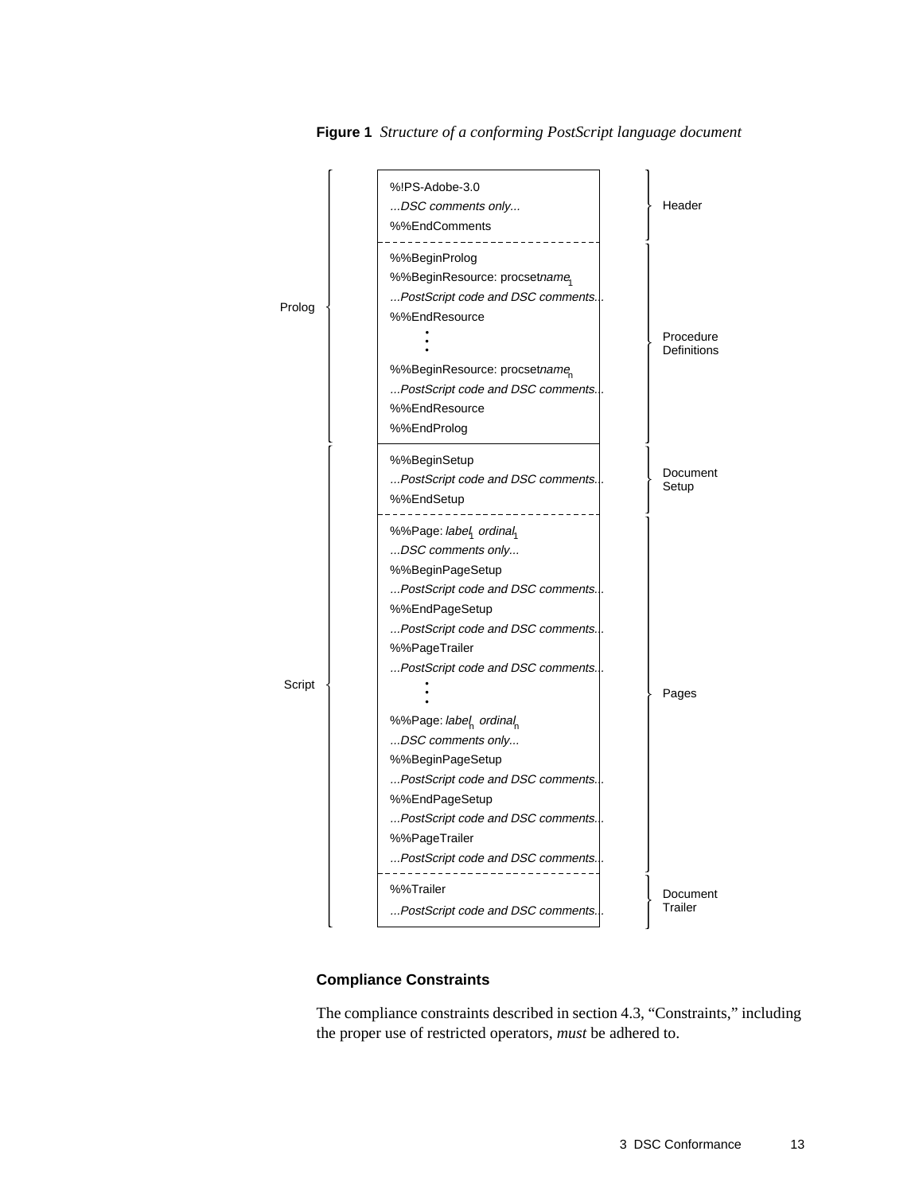**Figure 1** *Structure of a conforming PostScript language document*

```
Prolog {
    Header {
        %!PS-Adobe-3.0
        ...DSC comments only...
        %%EndComments
    }
    Procedure Definitions {
        %%BeginProlog
        %%BeginResource: procset name_1
        ...PostScript code and DSC comments...
        %%EndResource
            :
        %%BeginResource: procset name_n
        ...PostScript code and DSC comments...
        %%EndResource
        %%EndProlog
    }
}
Script {
    Document Setup {
        %%BeginSetup
        ...PostScript code and DSC comments...
        %%EndSetup
    }
    Pages {
        %%Page: label_1 ordinal_1
        ...DSC comments only...
        %%BeginPageSetup
        ...PostScript code and DSC comments...
        %%EndPageSetup
        ...PostScript code and DSC comments...
        %%PageTrailer
        ...PostScript code and DSC comments...
            :
        %%Page: label_n ordinal_n
        ...DSC comments only...
        %%BeginPageSetup
        ...PostScript code and DSC comments...
        %%EndPageSetup
        ...PostScript code and DSC comments...
        %%PageTrailer
        ...PostScript code and DSC comments...
    }
    Document Trailer {
        %%Trailer
        ...PostScript code and DSC comments...
    }
}
```

### Compliance Constraints

The compliance constraints described in section 4.3, "Constraints," including the proper use of restricted operators, *must* be adhered to.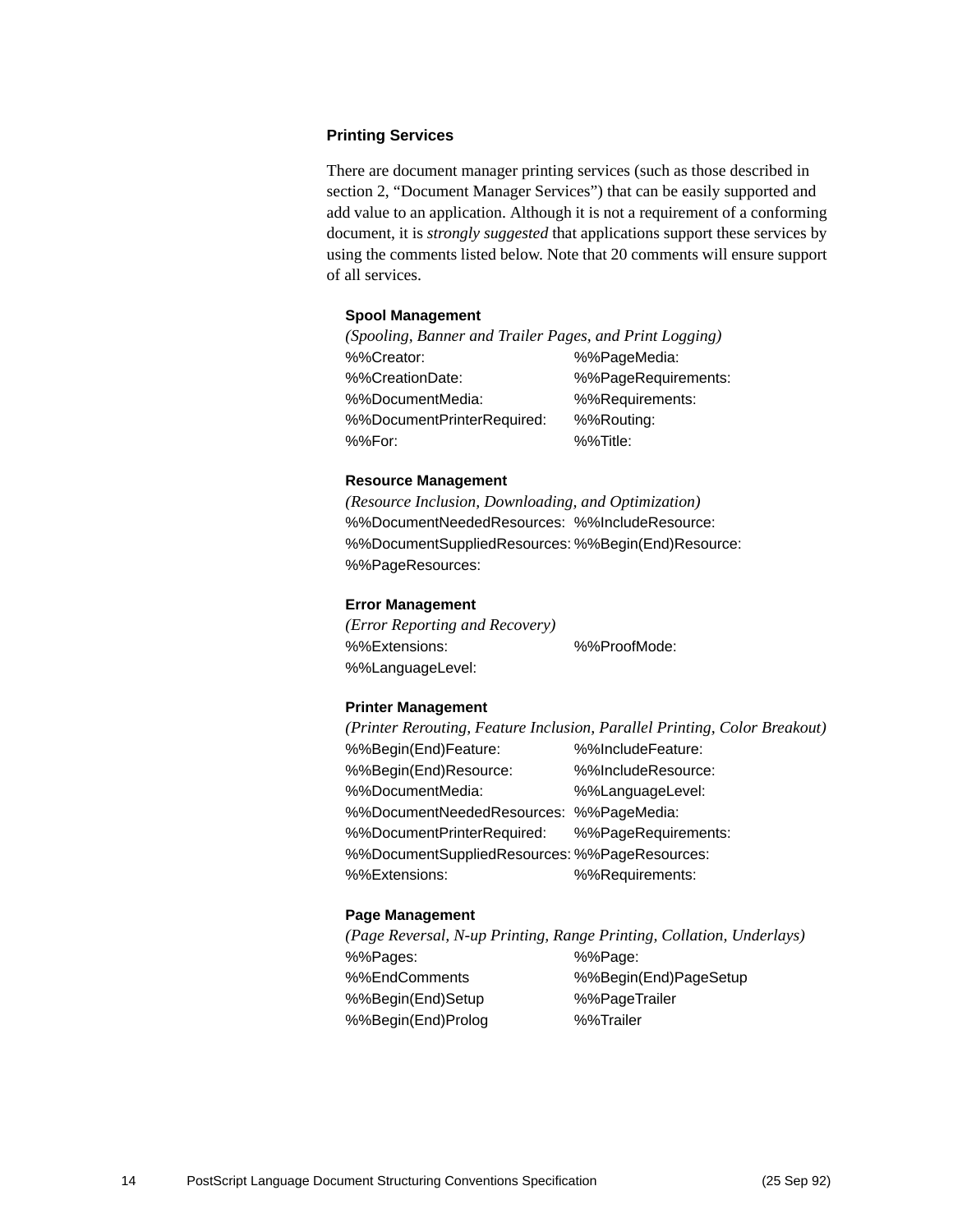### Printing Services

There are document manager printing services (such as those described in section 2, “Document Manager Services”) that can be easily supported and add value to an application. Although it is not a requirement of a conforming document, it is *strongly suggested* that applications support these services by using the comments listed below. Note that 20 comments will ensure support of all services.

**Spool Management**

*(Spooling, Banner and Trailer Pages, and Print Logging)*

| | |
|---|---|
| %%Creator: | %%PageMedia: |
| %%CreationDate: | %%PageRequirements: |
| %%DocumentMedia: | %%Requirements: |
| %%DocumentPrinterRequired: | %%Routing: |
| %%For: | %%Title: |

**Resource Management**

*(Resource Inclusion, Downloading, and Optimization)*

| | |
|---|---|
| %%DocumentNeededResources: | %%IncludeResource: |
| %%DocumentSuppliedResources: | %%Begin(End)Resource: |
| %%PageResources: | |

**Error Management**

*(Error Reporting and Recovery)*

| | |
|---|---|
| %%Extensions: | %%ProofMode: |
| %%LanguageLevel: | |

**Printer Management**

*(Printer Rerouting, Feature Inclusion, Parallel Printing, Color Breakout)*

| | |
|---|---|
| %%Begin(End)Feature: | %%IncludeFeature: |
| %%Begin(End)Resource: | %%IncludeResource: |
| %%DocumentMedia: | %%LanguageLevel: |
| %%DocumentNeededResources: | %%PageMedia: |
| %%DocumentPrinterRequired: | %%PageRequirements: |
| %%DocumentSuppliedResources: | %%PageResources: |
| %%Extensions: | %%Requirements: |

**Page Management**

*(Page Reversal, N-up Printing, Range Printing, Collation, Underlays)*

| | |
|---|---|
| %%Pages: | %%Page: |
| %%EndComments | %%Begin(End)PageSetup |
| %%Begin(End)Setup | %%PageTrailer |
| %%Begin(End)Prolog | %%Trailer |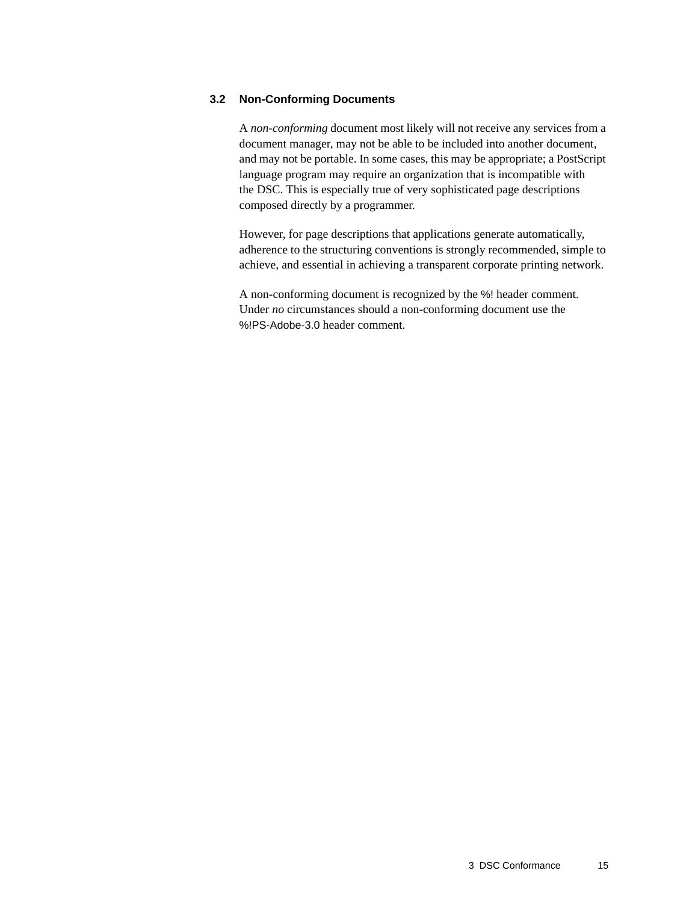## 3.2 Non-Conforming Documents

A *non-conforming* document most likely will not receive any services from a document manager, may not be able to be included into another document, and may not be portable. In some cases, this may be appropriate; a PostScript language program may require an organization that is incompatible with the DSC. This is especially true of very sophisticated page descriptions composed directly by a programmer.

However, for page descriptions that applications generate automatically, adherence to the structuring conventions is strongly recommended, simple to achieve, and essential in achieving a transparent corporate printing network.

A non-conforming document is recognized by the %! header comment. Under *no* circumstances should a non-conforming document use the %!PS-Adobe-3.0 header comment.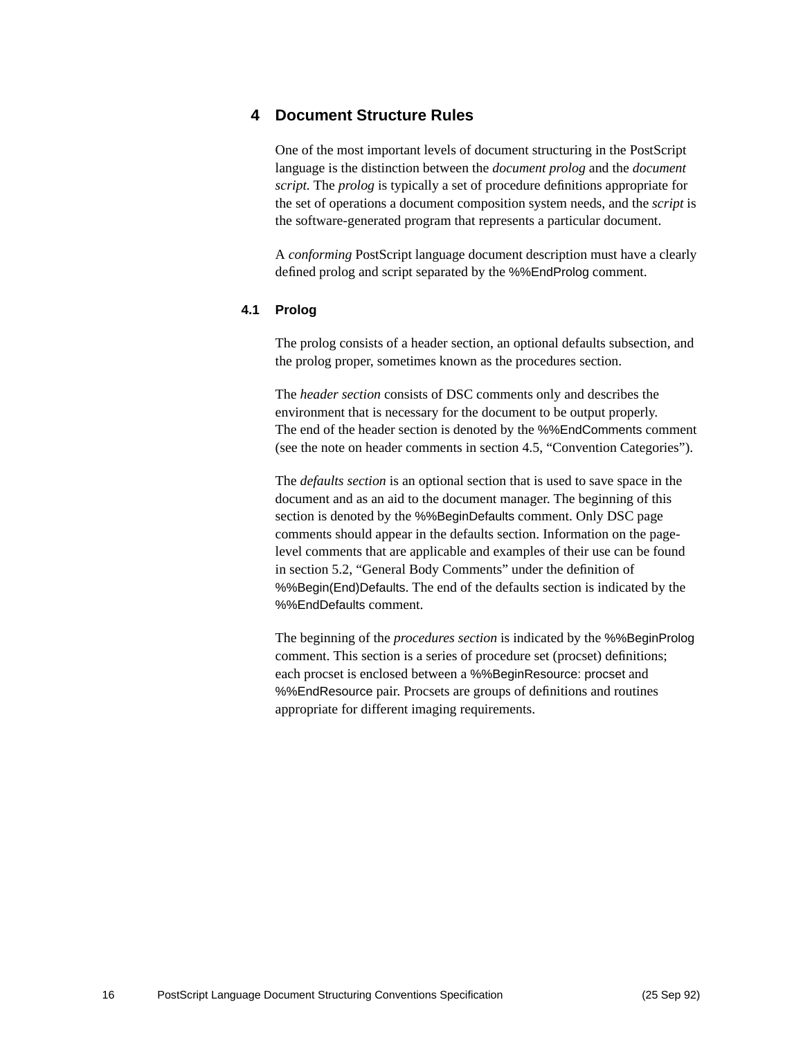# 4 Document Structure Rules

One of the most important levels of document structuring in the PostScript language is the distinction between the *document prolog* and the *document script*. The *prolog* is typically a set of procedure definitions appropriate for the set of operations a document composition system needs, and the *script* is the software-generated program that represents a particular document.

A *conforming* PostScript language document description must have a clearly defined prolog and script separated by the %%EndProlog comment.

## 4.1 Prolog

The prolog consists of a header section, an optional defaults subsection, and the prolog proper, sometimes known as the procedures section.

The *header section* consists of DSC comments only and describes the environment that is necessary for the document to be output properly. The end of the header section is denoted by the %%EndComments comment (see the note on header comments in section 4.5, "Convention Categories").

The *defaults section* is an optional section that is used to save space in the document and as an aid to the document manager. The beginning of this section is denoted by the %%BeginDefaults comment. Only DSC page comments should appear in the defaults section. Information on the page-level comments that are applicable and examples of their use can be found in section 5.2, "General Body Comments" under the definition of %%Begin(End)Defaults. The end of the defaults section is indicated by the %%EndDefaults comment.

The beginning of the *procedures section* is indicated by the %%BeginProlog comment. This section is a series of procedure set (procset) definitions; each procset is enclosed between a %%BeginResource: procset and %%EndResource pair. Procsets are groups of definitions and routines appropriate for different imaging requirements.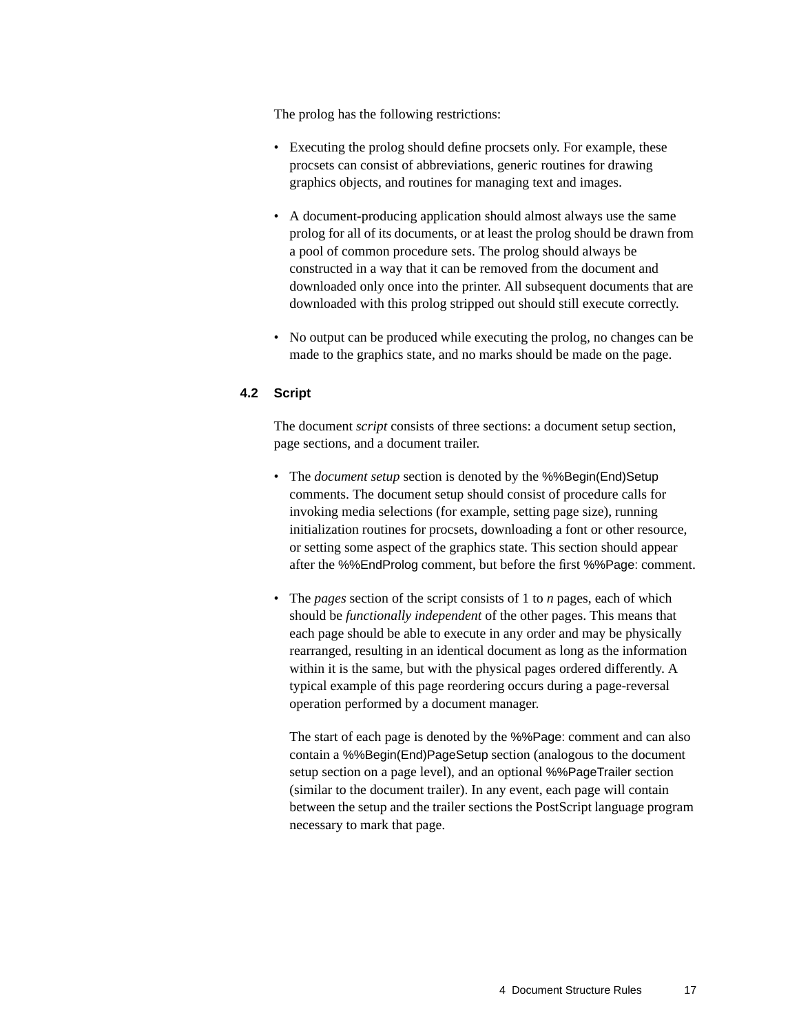The prolog has the following restrictions:

- Executing the prolog should define procsets only. For example, these procsets can consist of abbreviations, generic routines for drawing graphics objects, and routines for managing text and images.
- A document-producing application should almost always use the same prolog for all of its documents, or at least the prolog should be drawn from a pool of common procedure sets. The prolog should always be constructed in a way that it can be removed from the document and downloaded only once into the printer. All subsequent documents that are downloaded with this prolog stripped out should still execute correctly.
- No output can be produced while executing the prolog, no changes can be made to the graphics state, and no marks should be made on the page.

## 4.2 Script

The document *script* consists of three sections: a document setup section, page sections, and a document trailer.

- The *document setup* section is denoted by the %%Begin(End)Setup comments. The document setup should consist of procedure calls for invoking media selections (for example, setting page size), running initialization routines for procsets, downloading a font or other resource, or setting some aspect of the graphics state. This section should appear after the %%EndProlog comment, but before the first %%Page: comment.
- The *pages* section of the script consists of 1 to *n* pages, each of which should be *functionally independent* of the other pages. This means that each page should be able to execute in any order and may be physically rearranged, resulting in an identical document as long as the information within it is the same, but with the physical pages ordered differently. A typical example of this page reordering occurs during a page-reversal operation performed by a document manager.

  The start of each page is denoted by the %%Page: comment and can also contain a %%Begin(End)PageSetup section (analogous to the document setup section on a page level), and an optional %%PageTrailer section (similar to the document trailer). In any event, each page will contain between the setup and the trailer sections the PostScript language program necessary to mark that page.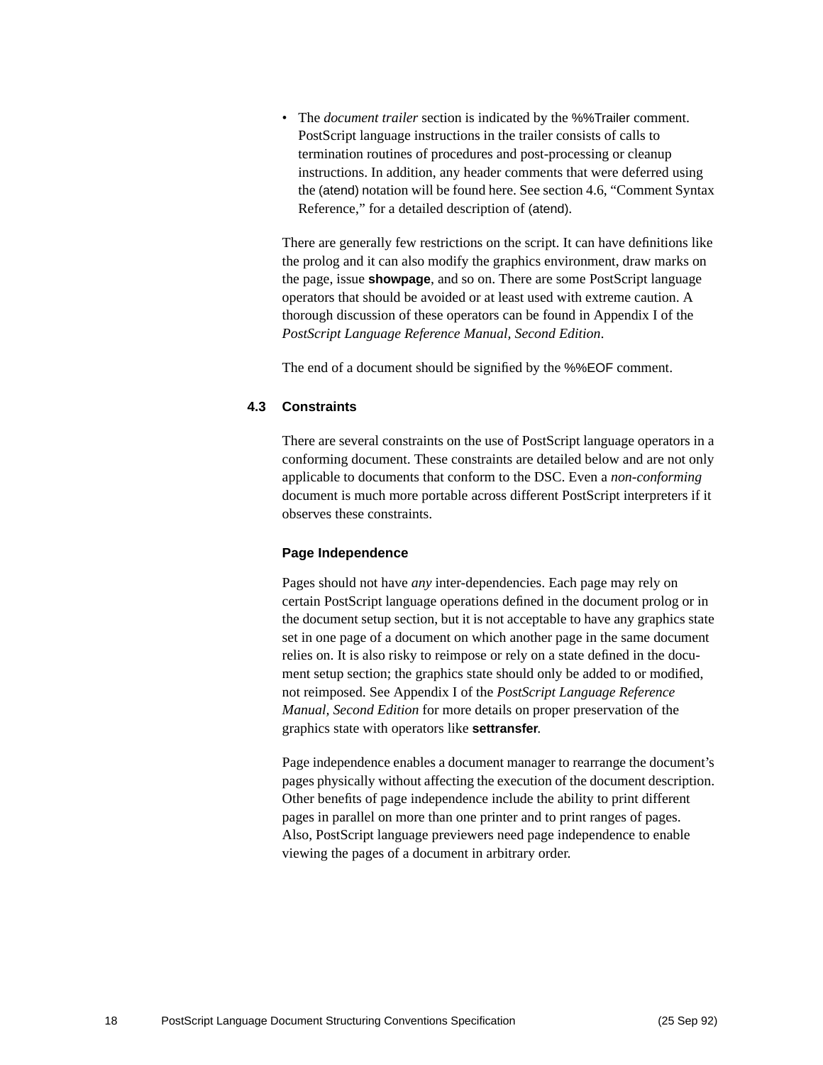- The *document trailer* section is indicated by the %%Trailer comment. PostScript language instructions in the trailer consists of calls to termination routines of procedures and post-processing or cleanup instructions. In addition, any header comments that were deferred using the (atend) notation will be found here. See section 4.6, "Comment Syntax Reference," for a detailed description of (atend).

There are generally few restrictions on the script. It can have definitions like the prolog and it can also modify the graphics environment, draw marks on the page, issue **showpage**, and so on. There are some PostScript language operators that should be avoided or at least used with extreme caution. A thorough discussion of these operators can be found in Appendix I of the *PostScript Language Reference Manual, Second Edition*.

The end of a document should be signified by the %%EOF comment.

## 4.3 Constraints

There are several constraints on the use of PostScript language operators in a conforming document. These constraints are detailed below and are not only applicable to documents that conform to the DSC. Even a *non-conforming* document is much more portable across different PostScript interpreters if it observes these constraints.

### Page Independence

Pages should not have *any* inter-dependencies. Each page may rely on certain PostScript language operations defined in the document prolog or in the document setup section, but it is not acceptable to have any graphics state set in one page of a document on which another page in the same document relies on. It is also risky to reimpose or rely on a state defined in the document setup section; the graphics state should only be added to or modified, not reimposed. See Appendix I of the *PostScript Language Reference Manual, Second Edition* for more details on proper preservation of the graphics state with operators like **settransfer**.

Page independence enables a document manager to rearrange the document's pages physically without affecting the execution of the document description. Other benefits of page independence include the ability to print different pages in parallel on more than one printer and to print ranges of pages. Also, PostScript language previewers need page independence to enable viewing the pages of a document in arbitrary order.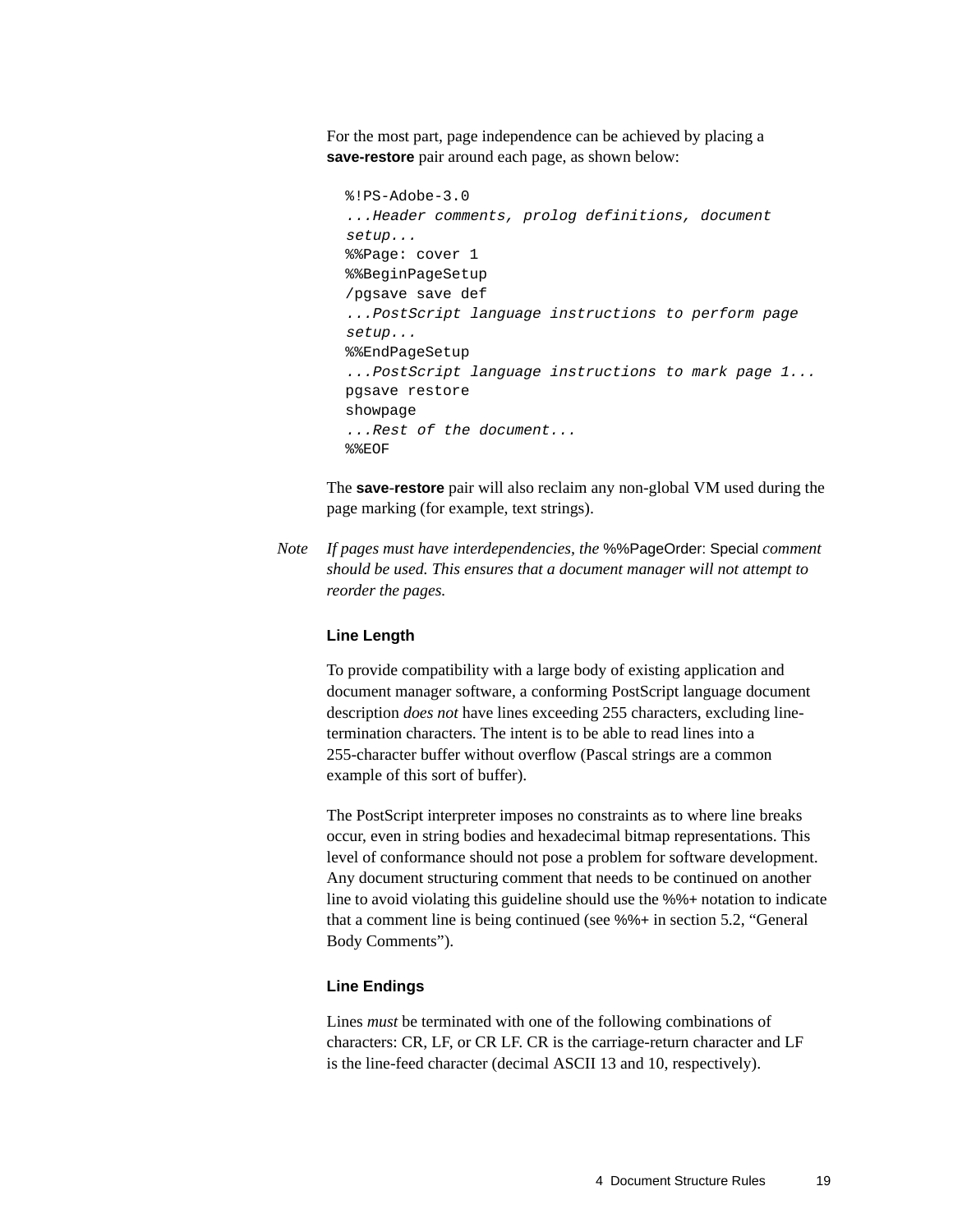For the most part, page independence can be achieved by placing a **save-restore** pair around each page, as shown below:

```
%!PS-Adobe-3.0
...Header comments, prolog definitions, document
setup...
%%Page: cover 1
%%BeginPageSetup
/pgsave save def
...PostScript language instructions to perform page
setup...
%%EndPageSetup
...PostScript language instructions to mark page 1...
pgsave restore
showpage
...Rest of the document...
%%EOF
```

The **save-restore** pair will also reclaim any non-global VM used during the page marking (for example, text strings).

*Note* *If pages must have interdependencies, the* %%PageOrder: Special *comment should be used. This ensures that a document manager will not attempt to reorder the pages.*

### Line Length

To provide compatibility with a large body of existing application and document manager software, a conforming PostScript language document description *does not* have lines exceeding 255 characters, excluding line-termination characters. The intent is to be able to read lines into a 255-character buffer without overflow (Pascal strings are a common example of this sort of buffer).

The PostScript interpreter imposes no constraints as to where line breaks occur, even in string bodies and hexadecimal bitmap representations. This level of conformance should not pose a problem for software development. Any document structuring comment that needs to be continued on another line to avoid violating this guideline should use the %%+ notation to indicate that a comment line is being continued (see %%+ in section 5.2, “General Body Comments”).

### Line Endings

Lines *must* be terminated with one of the following combinations of characters: CR, LF, or CR LF. CR is the carriage-return character and LF is the line-feed character (decimal ASCII 13 and 10, respectively).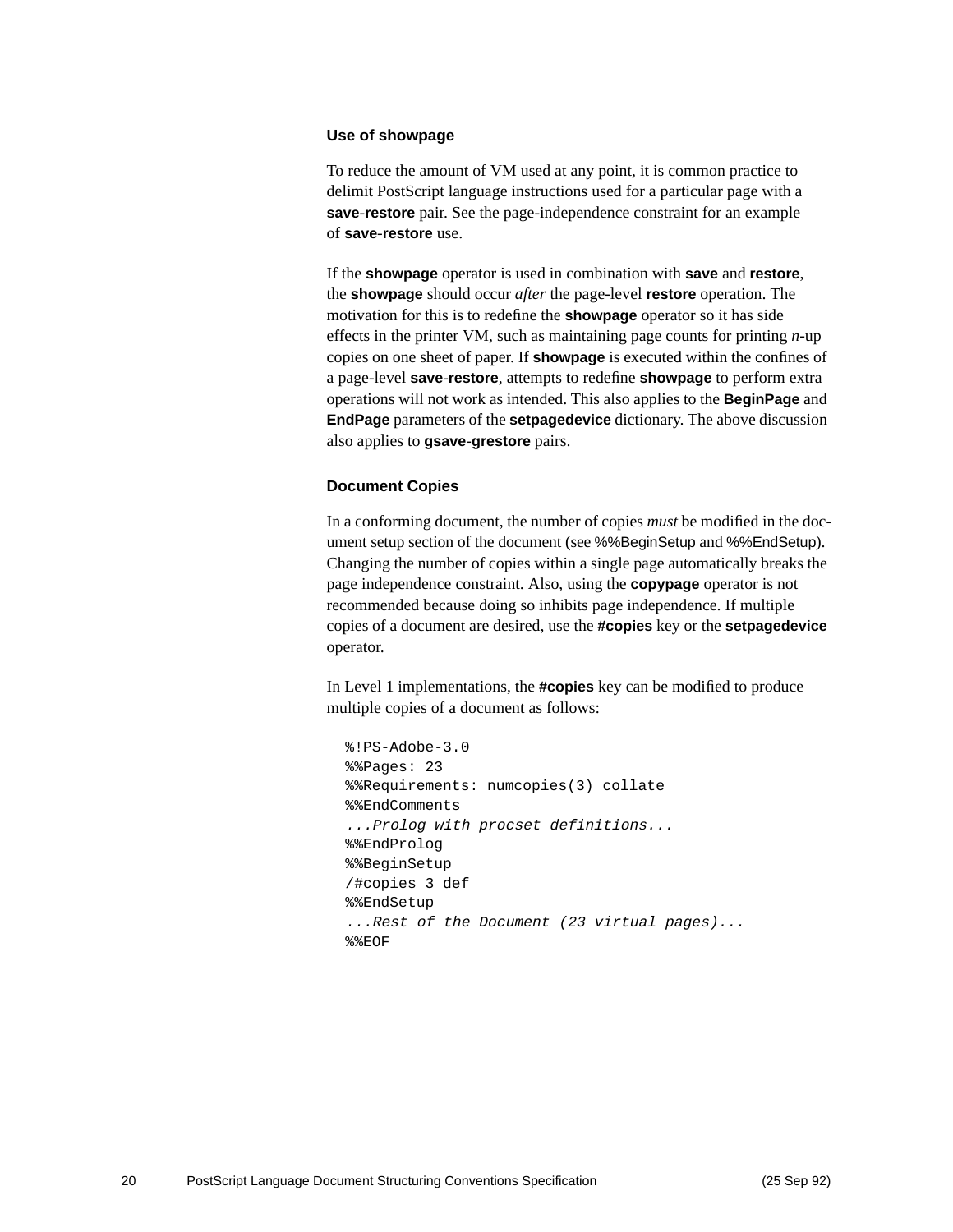### Use of showpage

To reduce the amount of VM used at any point, it is common practice to delimit PostScript language instructions used for a particular page with a **save**-**restore** pair. See the page-independence constraint for an example of **save**-**restore** use.

If the **showpage** operator is used in combination with **save** and **restore**, the **showpage** should occur *after* the page-level **restore** operation. The motivation for this is to redefine the **showpage** operator so it has side effects in the printer VM, such as maintaining page counts for printing *n*-up copies on one sheet of paper. If **showpage** is executed within the confines of a page-level **save**-**restore**, attempts to redefine **showpage** to perform extra operations will not work as intended. This also applies to the **BeginPage** and **EndPage** parameters of the **setpagedevice** dictionary. The above discussion also applies to **gsave**-**grestore** pairs.

### Document Copies

In a conforming document, the number of copies *must* be modified in the document setup section of the document (see %%BeginSetup and %%EndSetup). Changing the number of copies within a single page automatically breaks the page independence constraint. Also, using the **copypage** operator is not recommended because doing so inhibits page independence. If multiple copies of a document are desired, use the **#copies** key or the **setpagedevice** operator.

In Level 1 implementations, the **#copies** key can be modified to produce multiple copies of a document as follows:

```
%!PS-Adobe-3.0
%%Pages: 23
%%Requirements: numcopies(3) collate
%%EndComments
...Prolog with procset definitions...
%%EndProlog
%%BeginSetup
/#copies 3 def
%%EndSetup
...Rest of the Document (23 virtual pages)...
%%EOF
```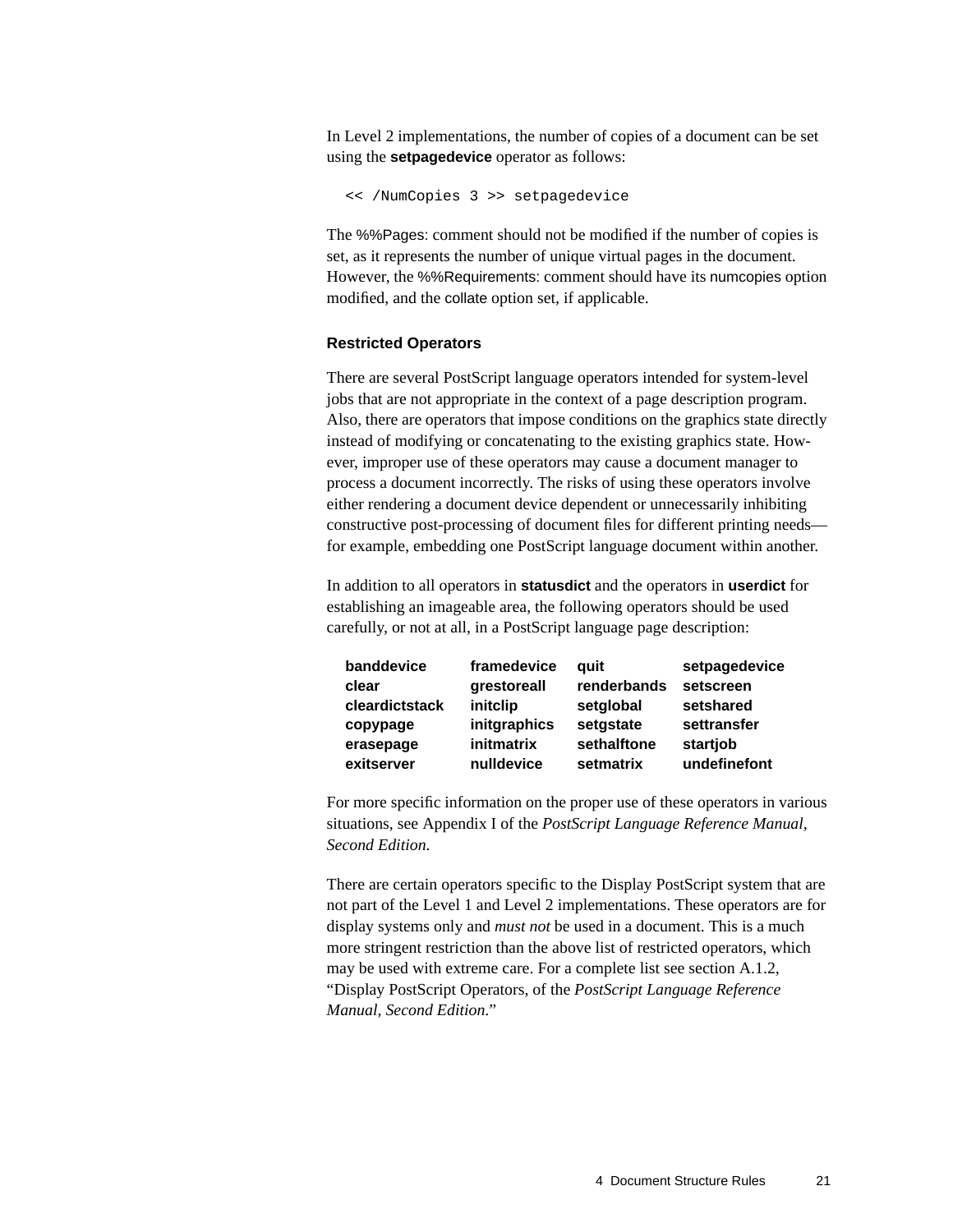In Level 2 implementations, the number of copies of a document can be set using the **setpagedevice** operator as follows:

```
<< /NumCopies 3 >> setpagedevice
```

The %%Pages: comment should not be modified if the number of copies is set, as it represents the number of unique virtual pages in the document. However, the %%Requirements: comment should have its numcopies option modified, and the collate option set, if applicable.

### Restricted Operators

There are several PostScript language operators intended for system-level jobs that are not appropriate in the context of a page description program. Also, there are operators that impose conditions on the graphics state directly instead of modifying or concatenating to the existing graphics state. However, improper use of these operators may cause a document manager to process a document incorrectly. The risks of using these operators involve either rendering a document device dependent or unnecessarily inhibiting constructive post-processing of document files for different printing needs—for example, embedding one PostScript language document within another.

In addition to all operators in **statusdict** and the operators in **userdict** for establishing an imageable area, the following operators should be used carefully, or not at all, in a PostScript language page description:

| | | | |
|---|---|---|---|
| **banddevice** | **framedevice** | **quit** | **setpagedevice** |
| **clear** | **grestoreall** | **renderbands** | **setscreen** |
| **cleardictstack** | **initclip** | **setglobal** | **setshared** |
| **copypage** | **initgraphics** | **setgstate** | **settransfer** |
| **erasepage** | **initmatrix** | **sethalftone** | **startjob** |
| **exitserver** | **nulldevice** | **setmatrix** | **undefinefont** |

For more specific information on the proper use of these operators in various situations, see Appendix I of the *PostScript Language Reference Manual, Second Edition*.

There are certain operators specific to the Display PostScript system that are not part of the Level 1 and Level 2 implementations. These operators are for display systems only and *must not* be used in a document. This is a much more stringent restriction than the above list of restricted operators, which may be used with extreme care. For a complete list see section A.1.2, "Display PostScript Operators, of the *PostScript Language Reference Manual, Second Edition*."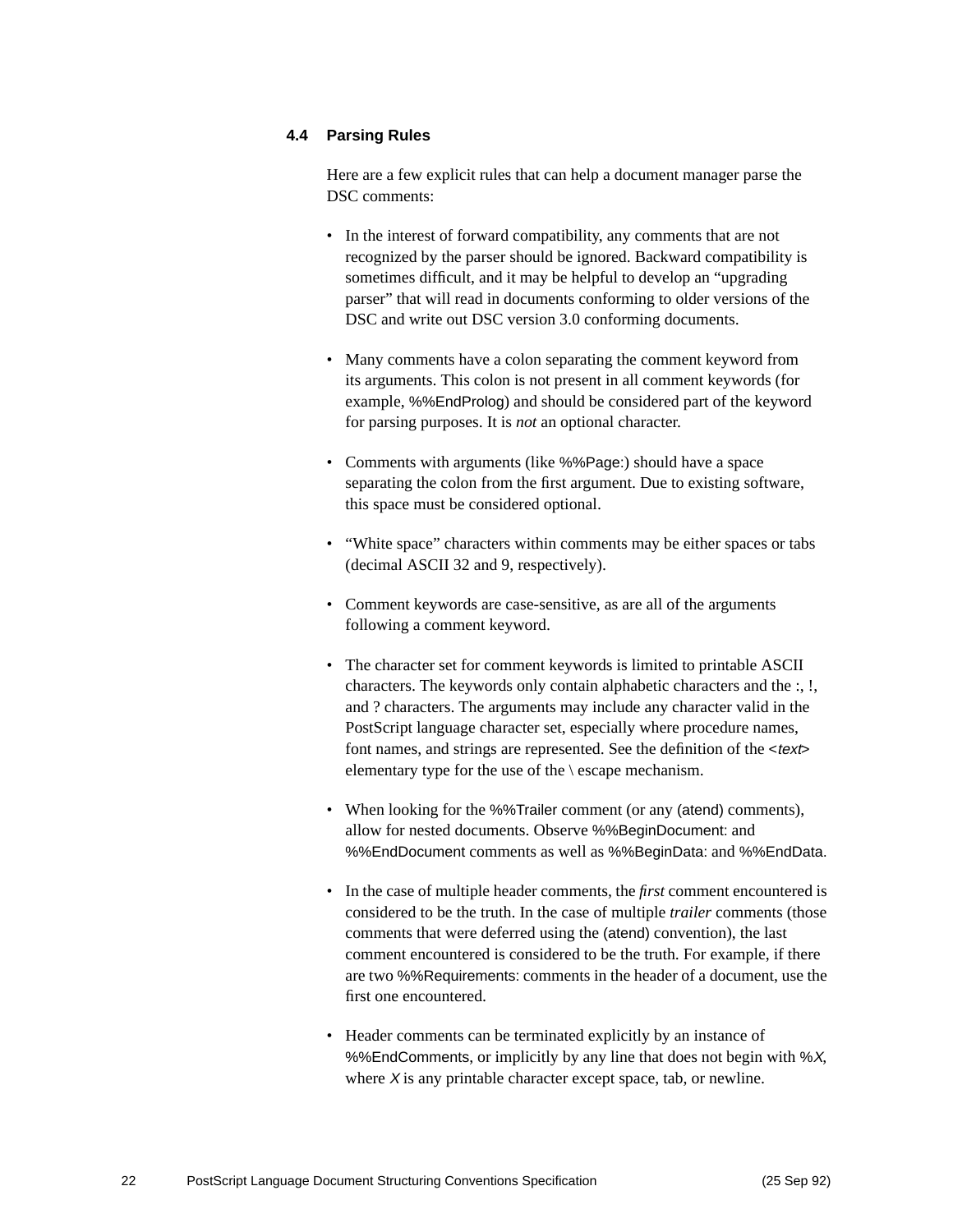## 4.4 Parsing Rules

Here are a few explicit rules that can help a document manager parse the DSC comments:

- In the interest of forward compatibility, any comments that are not recognized by the parser should be ignored. Backward compatibility is sometimes difficult, and it may be helpful to develop an "upgrading parser" that will read in documents conforming to older versions of the DSC and write out DSC version 3.0 conforming documents.

- Many comments have a colon separating the comment keyword from its arguments. This colon is not present in all comment keywords (for example, %%EndProlog) and should be considered part of the keyword for parsing purposes. It is *not* an optional character.

- Comments with arguments (like %%Page:) should have a space separating the colon from the first argument. Due to existing software, this space must be considered optional.

- "White space" characters within comments may be either spaces or tabs (decimal ASCII 32 and 9, respectively).

- Comment keywords are case-sensitive, as are all of the arguments following a comment keyword.

- The character set for comment keywords is limited to printable ASCII characters. The keywords only contain alphabetic characters and the :, !, and ? characters. The arguments may include any character valid in the PostScript language character set, especially where procedure names, font names, and strings are represented. See the definition of the <*text*> elementary type for the use of the \ escape mechanism.

- When looking for the %%Trailer comment (or any (atend) comments), allow for nested documents. Observe %%BeginDocument: and %%EndDocument comments as well as %%BeginData: and %%EndData.

- In the case of multiple header comments, the *first* comment encountered is considered to be the truth. In the case of multiple *trailer* comments (those comments that were deferred using the (atend) convention), the last comment encountered is considered to be the truth. For example, if there are two %%Requirements: comments in the header of a document, use the first one encountered.

- Header comments can be terminated explicitly by an instance of %%EndComments, or implicitly by any line that does not begin with %*X*, where *X* is any printable character except space, tab, or newline.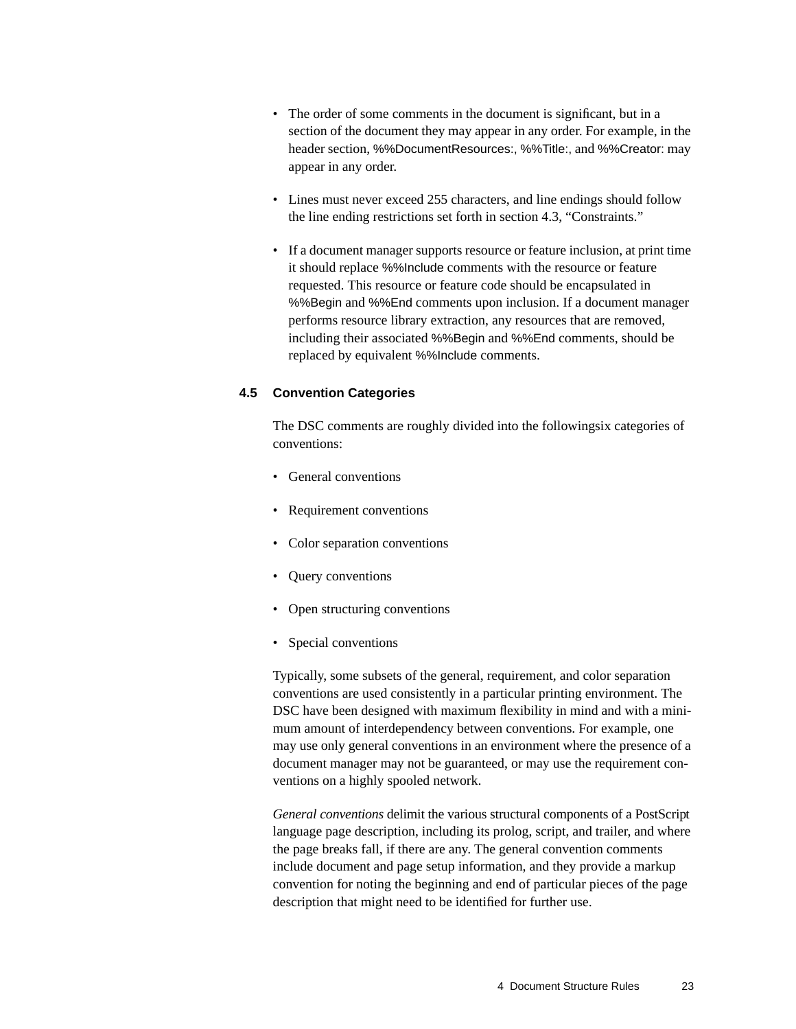- The order of some comments in the document is significant, but in a section of the document they may appear in any order. For example, in the header section, %%DocumentResources:, %%Title:, and %%Creator: may appear in any order.

- Lines must never exceed 255 characters, and line endings should follow the line ending restrictions set forth in section 4.3, "Constraints."

- If a document manager supports resource or feature inclusion, at print time it should replace %%Include comments with the resource or feature requested. This resource or feature code should be encapsulated in %%Begin and %%End comments upon inclusion. If a document manager performs resource library extraction, any resources that are removed, including their associated %%Begin and %%End comments, should be replaced by equivalent %%Include comments.

## 4.5 Convention Categories

The DSC comments are roughly divided into the followingsix categories of conventions:

- General conventions
- Requirement conventions
- Color separation conventions
- Query conventions
- Open structuring conventions
- Special conventions

Typically, some subsets of the general, requirement, and color separation conventions are used consistently in a particular printing environment. The DSC have been designed with maximum flexibility in mind and with a minimum amount of interdependency between conventions. For example, one may use only general conventions in an environment where the presence of a document manager may not be guaranteed, or may use the requirement conventions on a highly spooled network.

*General conventions* delimit the various structural components of a PostScript language page description, including its prolog, script, and trailer, and where the page breaks fall, if there are any. The general convention comments include document and page setup information, and they provide a markup convention for noting the beginning and end of particular pieces of the page description that might need to be identified for further use.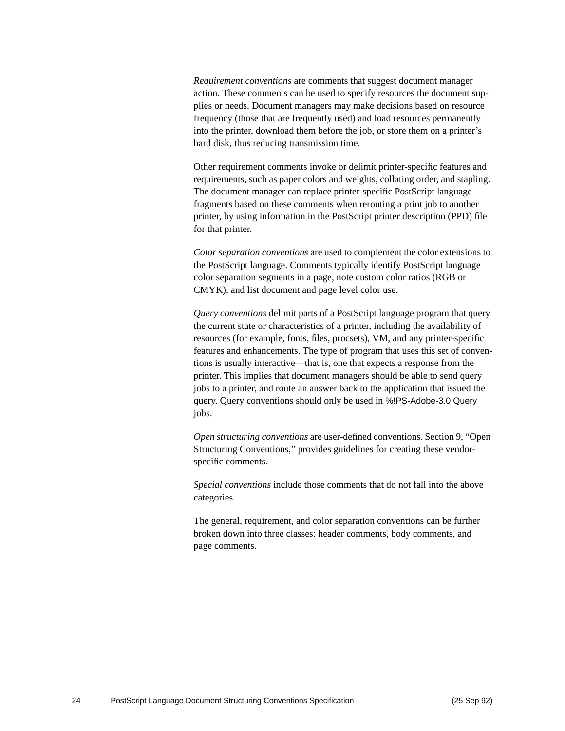*Requirement conventions* are comments that suggest document manager action. These comments can be used to specify resources the document supplies or needs. Document managers may make decisions based on resource frequency (those that are frequently used) and load resources permanently into the printer, download them before the job, or store them on a printer's hard disk, thus reducing transmission time.

Other requirement comments invoke or delimit printer-specific features and requirements, such as paper colors and weights, collating order, and stapling. The document manager can replace printer-specific PostScript language fragments based on these comments when rerouting a print job to another printer, by using information in the PostScript printer description (PPD) file for that printer.

*Color separation conventions* are used to complement the color extensions to the PostScript language. Comments typically identify PostScript language color separation segments in a page, note custom color ratios (RGB or CMYK), and list document and page level color use.

*Query conventions* delimit parts of a PostScript language program that query the current state or characteristics of a printer, including the availability of resources (for example, fonts, files, procsets), VM, and any printer-specific features and enhancements. The type of program that uses this set of conventions is usually interactive—that is, one that expects a response from the printer. This implies that document managers should be able to send query jobs to a printer, and route an answer back to the application that issued the query. Query conventions should only be used in `%!PS-Adobe-3.0 Query` jobs.

*Open structuring conventions* are user-defined conventions. Section 9, "Open Structuring Conventions," provides guidelines for creating these vendor-specific comments.

*Special conventions* include those comments that do not fall into the above categories.

The general, requirement, and color separation conventions can be further broken down into three classes: header comments, body comments, and page comments.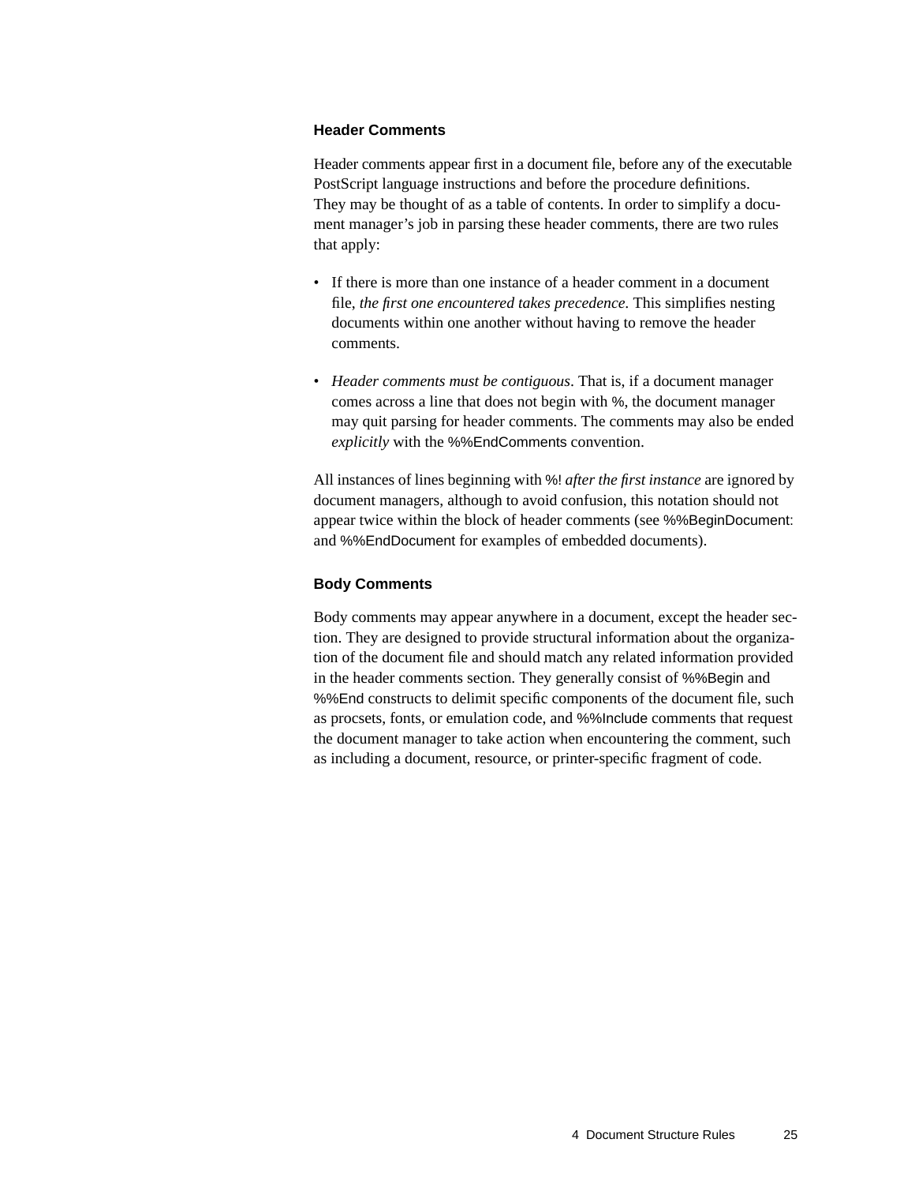### Header Comments

Header comments appear first in a document file, before any of the executable PostScript language instructions and before the procedure definitions. They may be thought of as a table of contents. In order to simplify a document manager's job in parsing these header comments, there are two rules that apply:

- If there is more than one instance of a header comment in a document file, *the first one encountered takes precedence*. This simplifies nesting documents within one another without having to remove the header comments.
- *Header comments must be contiguous*. That is, if a document manager comes across a line that does not begin with %, the document manager may quit parsing for header comments. The comments may also be ended *explicitly* with the %%EndComments convention.

All instances of lines beginning with %! *after the first instance* are ignored by document managers, although to avoid confusion, this notation should not appear twice within the block of header comments (see %%BeginDocument: and %%EndDocument for examples of embedded documents).

### Body Comments

Body comments may appear anywhere in a document, except the header section. They are designed to provide structural information about the organization of the document file and should match any related information provided in the header comments section. They generally consist of %%Begin and %%End constructs to delimit specific components of the document file, such as procsets, fonts, or emulation code, and %%Include comments that request the document manager to take action when encountering the comment, such as including a document, resource, or printer-specific fragment of code.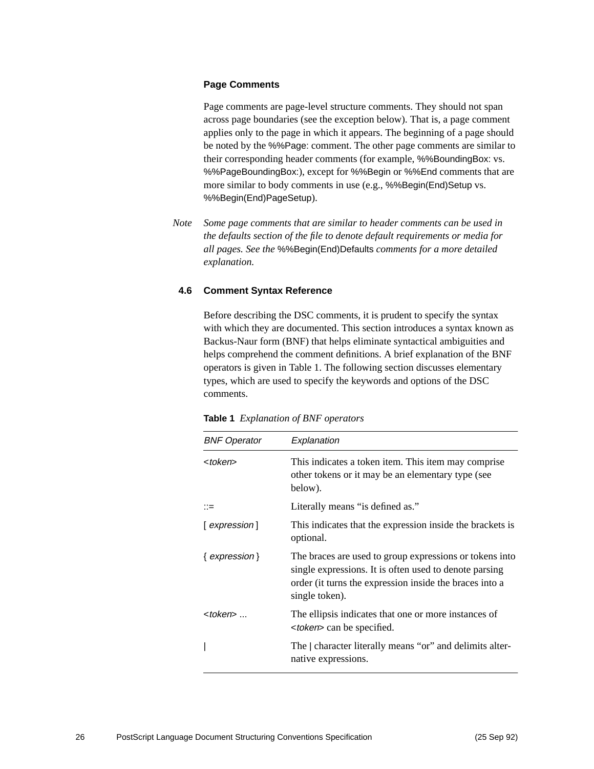### Page Comments

Page comments are page-level structure comments. They should not span across page boundaries (see the exception below). That is, a page comment applies only to the page in which it appears. The beginning of a page should be noted by the %%Page: comment. The other page comments are similar to their corresponding header comments (for example, %%BoundingBox: vs. %%PageBoundingBox:), except for %%Begin or %%End comments that are more similar to body comments in use (e.g., %%Begin(End)Setup vs. %%Begin(End)PageSetup).

*Note* *Some page comments that are similar to header comments can be used in the defaults section of the file to denote default requirements or media for all pages. See the* %%Begin(End)Defaults *comments for a more detailed explanation.*

## 4.6 Comment Syntax Reference

Before describing the DSC comments, it is prudent to specify the syntax with which they are documented. This section introduces a syntax known as Backus-Naur form (BNF) that helps eliminate syntactical ambiguities and helps comprehend the comment definitions. A brief explanation of the BNF operators is given in Table 1. The following section discusses elementary types, which are used to specify the keywords and options of the DSC comments.

**Table 1** *Explanation of BNF operators*

| *BNF Operator* | *Explanation* |
|---|---|
| <*token*> | This indicates a token item. This item may comprise other tokens or it may be an elementary type (see below). |
| ::= | Literally means "is defined as." |
| [ *expression* ] | This indicates that the expression inside the brackets is optional. |
| { *expression* } | The braces are used to group expressions or tokens into single expressions. It is often used to denote parsing order (it turns the expression inside the braces into a single token). |
| <*token*> ... | The ellipsis indicates that one or more instances of <*token*> can be specified. |
| \| | The \| character literally means "or" and delimits alternative expressions. |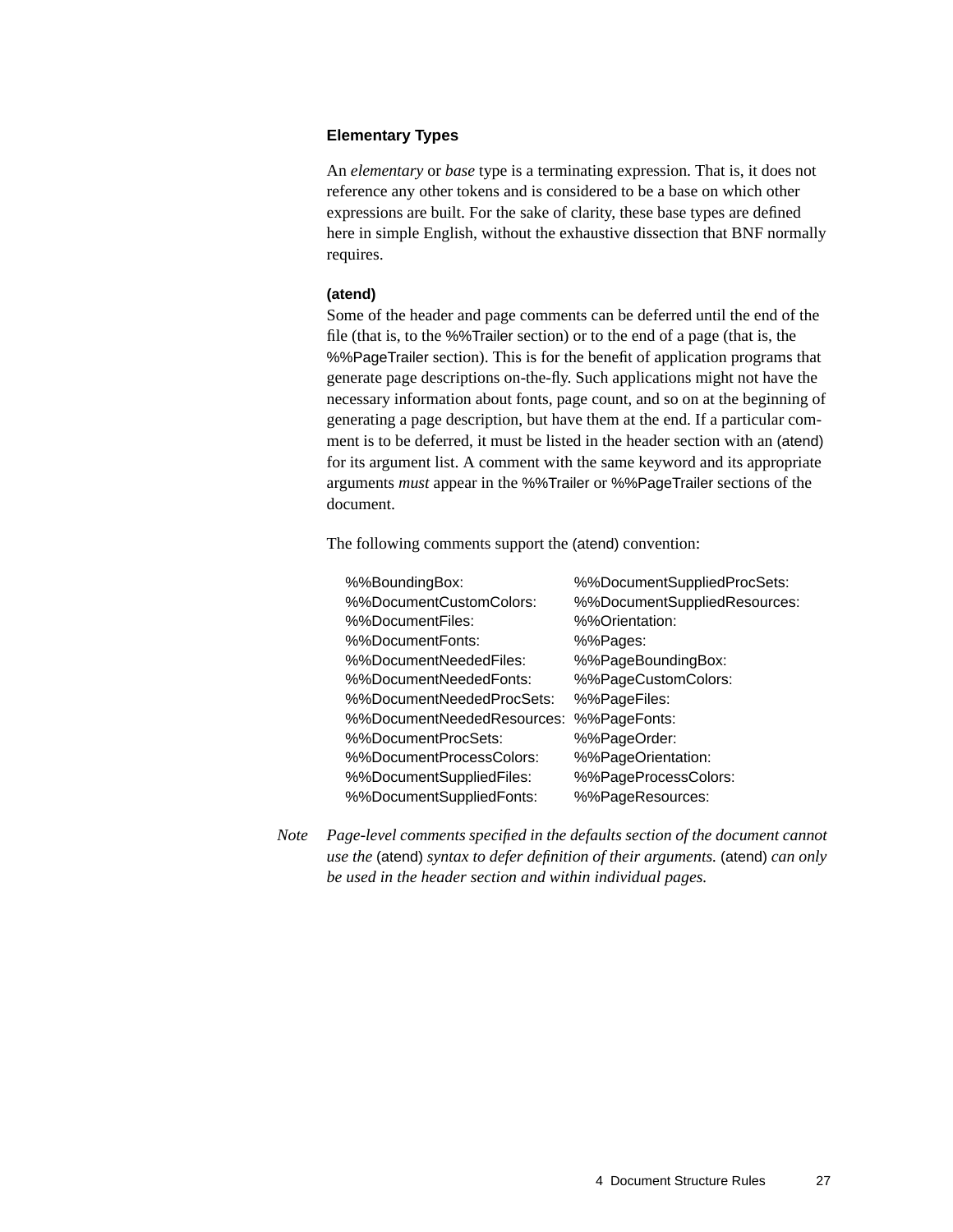### Elementary Types

An *elementary* or *base* type is a terminating expression. That is, it does not reference any other tokens and is considered to be a base on which other expressions are built. For the sake of clarity, these base types are defined here in simple English, without the exhaustive dissection that BNF normally requires.

**(atend)**

Some of the header and page comments can be deferred until the end of the file (that is, to the %%Trailer section) or to the end of a page (that is, the %%PageTrailer section). This is for the benefit of application programs that generate page descriptions on-the-fly. Such applications might not have the necessary information about fonts, page count, and so on at the beginning of generating a page description, but have them at the end. If a particular comment is to be deferred, it must be listed in the header section with an (atend) for its argument list. A comment with the same keyword and its appropriate arguments *must* appear in the %%Trailer or %%PageTrailer sections of the document.

The following comments support the (atend) convention:

```
%%BoundingBox:                 %%DocumentSuppliedProcSets:
%%DocumentCustomColors:        %%DocumentSuppliedResources:
%%DocumentFiles:               %%Orientation:
%%DocumentFonts:               %%Pages:
%%DocumentNeededFiles:         %%PageBoundingBox:
%%DocumentNeededFonts:         %%PageCustomColors:
%%DocumentNeededProcSets:      %%PageFiles:
%%DocumentNeededResources:     %%PageFonts:
%%DocumentProcSets:            %%PageOrder:
%%DocumentProcessColors:       %%PageOrientation:
%%DocumentSuppliedFiles:       %%PageProcessColors:
%%DocumentSuppliedFonts:       %%PageResources:
```

*Note* *Page-level comments specified in the defaults section of the document cannot use the* (atend) *syntax to defer definition of their arguments.* (atend) *can only be used in the header section and within individual pages.*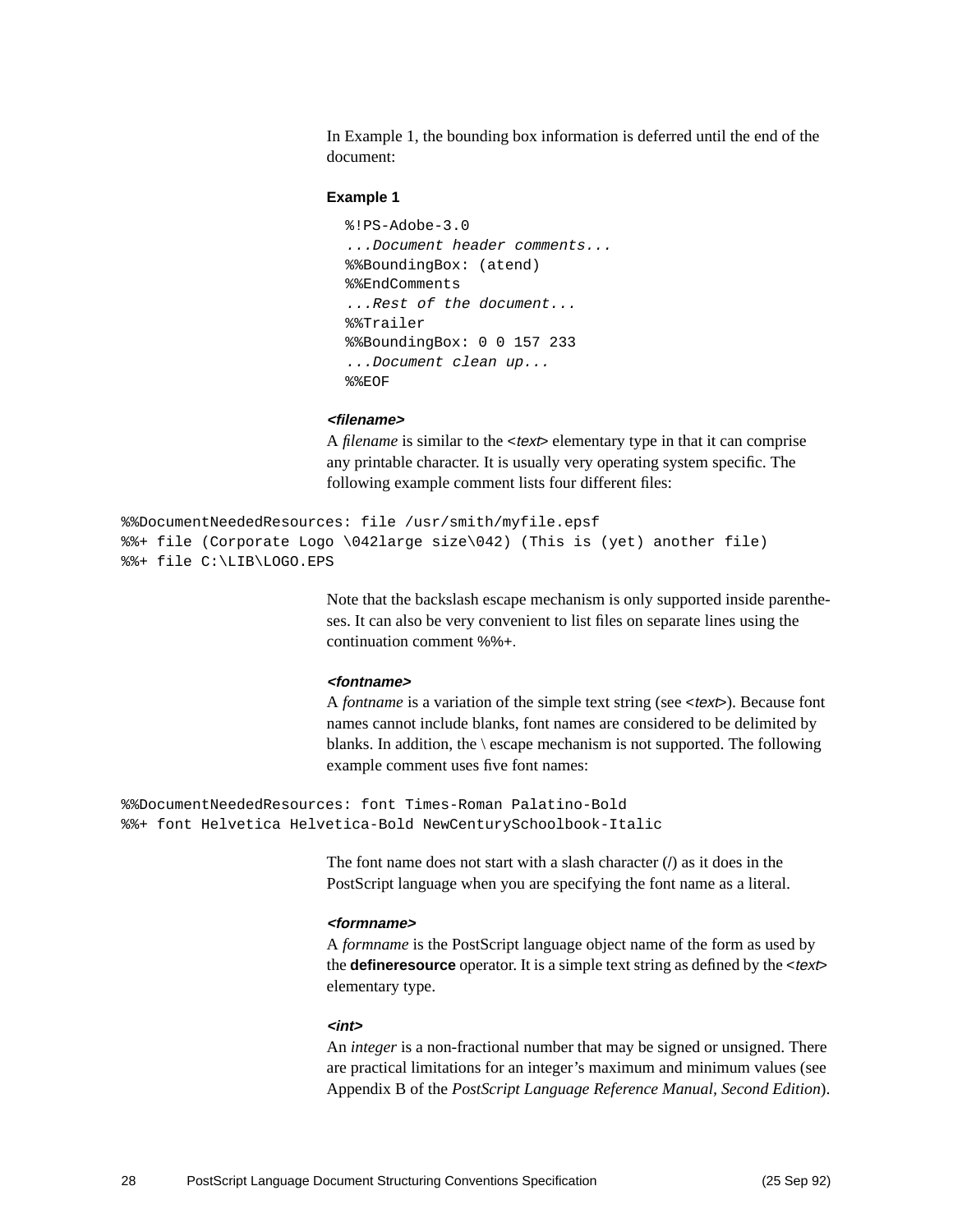In Example 1, the bounding box information is deferred until the end of the document:

**Example 1**

```
%!PS-Adobe-3.0
...Document header comments...
%%BoundingBox: (atend)
%%EndComments
...Rest of the document...
%%Trailer
%%BoundingBox: 0 0 157 233
...Document clean up...
%%EOF
```

***<filename>***

A *filename* is similar to the <*text*> elementary type in that it can comprise any printable character. It is usually very operating system specific. The following example comment lists four different files:

```
%%DocumentNeededResources: file /usr/smith/myfile.epsf
%%+ file (Corporate Logo \042large size\042) (This is (yet) another file)
%%+ file C:\LIB\LOGO.EPS
```

Note that the backslash escape mechanism is only supported inside parentheses. It can also be very convenient to list files on separate lines using the continuation comment %%+.

***<fontname>***

A *fontname* is a variation of the simple text string (see <*text*>). Because font names cannot include blanks, font names are considered to be delimited by blanks. In addition, the \ escape mechanism is not supported. The following example comment uses five font names:

```
%%DocumentNeededResources: font Times-Roman Palatino-Bold
%%+ font Helvetica Helvetica-Bold NewCenturySchoolbook-Italic
```

The font name does not start with a slash character (/) as it does in the PostScript language when you are specifying the font name as a literal.

***<formname>***

A *formname* is the PostScript language object name of the form as used by the **defineresource** operator. It is a simple text string as defined by the <*text*> elementary type.

***<int>***

An *integer* is a non-fractional number that may be signed or unsigned. There are practical limitations for an integer's maximum and minimum values (see Appendix B of the *PostScript Language Reference Manual, Second Edition*).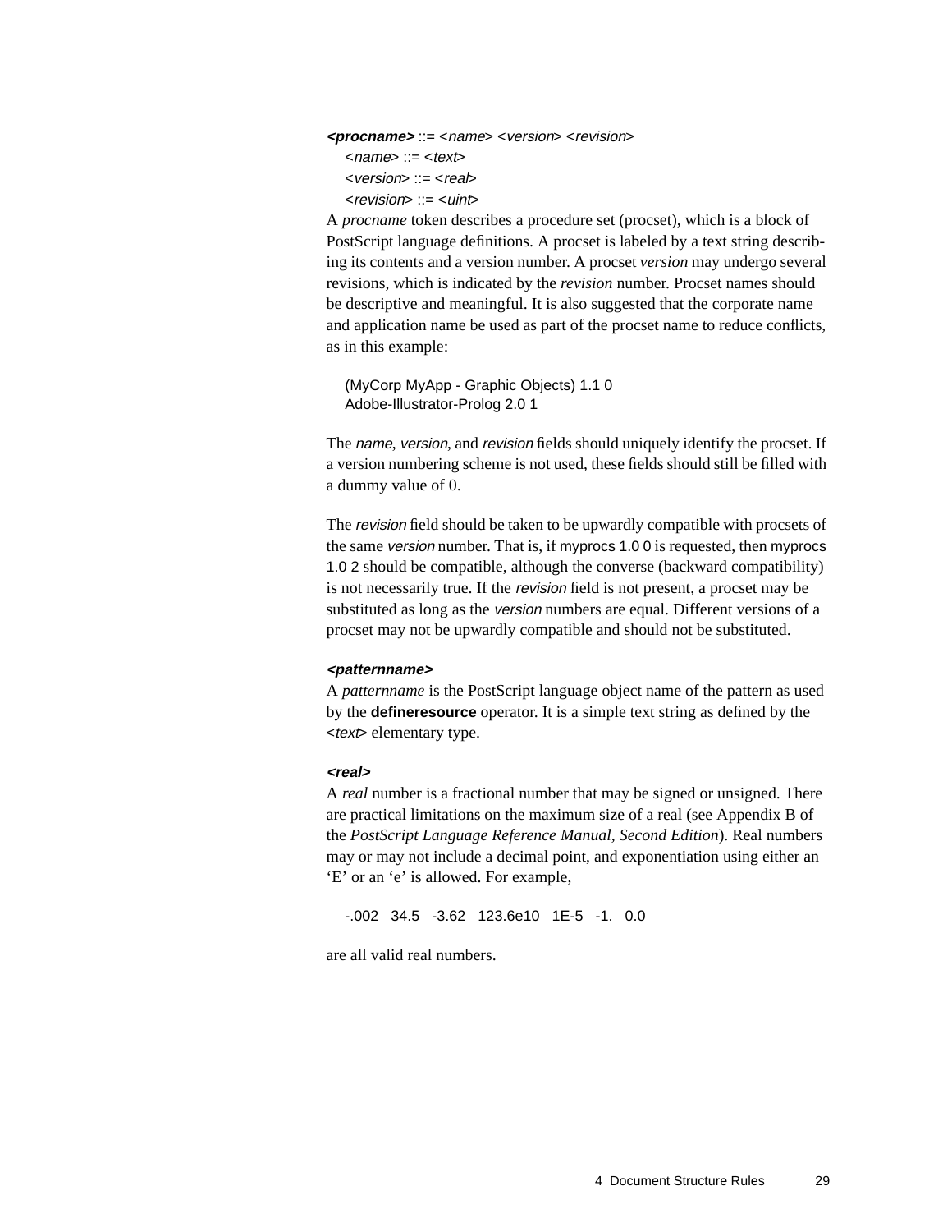***<procname>*** ::= <*name*> <*version*> <*revision*>
<*name*> ::= <*text*>
<*version*> ::= <*real*>
<*revision*> ::= <*uint*>

A *procname* token describes a procedure set (procset), which is a block of PostScript language definitions. A procset is labeled by a text string describing its contents and a version number. A procset *version* may undergo several revisions, which is indicated by the *revision* number. Procset names should be descriptive and meaningful. It is also suggested that the corporate name and application name be used as part of the procset name to reduce conflicts, as in this example:

```
(MyCorp MyApp - Graphic Objects) 1.1 0
Adobe-Illustrator-Prolog 2.0 1
```

The *name*, *version*, and *revision* fields should uniquely identify the procset. If a version numbering scheme is not used, these fields should still be filled with a dummy value of 0.

The *revision* field should be taken to be upwardly compatible with procsets of the same *version* number. That is, if myprocs 1.0 0 is requested, then myprocs 1.0 2 should be compatible, although the converse (backward compatibility) is not necessarily true. If the *revision* field is not present, a procset may be substituted as long as the *version* numbers are equal. Different versions of a procset may not be upwardly compatible and should not be substituted.

***<patternname>***

A *patternname* is the PostScript language object name of the pattern as used by the **defineresource** operator. It is a simple text string as defined by the <*text*> elementary type.

***<real>***

A *real* number is a fractional number that may be signed or unsigned. There are practical limitations on the maximum size of a real (see Appendix B of the *PostScript Language Reference Manual, Second Edition*). Real numbers may or may not include a decimal point, and exponentiation using either an 'E' or an 'e' is allowed. For example,

```
-.002   34.5   -3.62   123.6e10   1E-5   -1.   0.0
```

are all valid real numbers.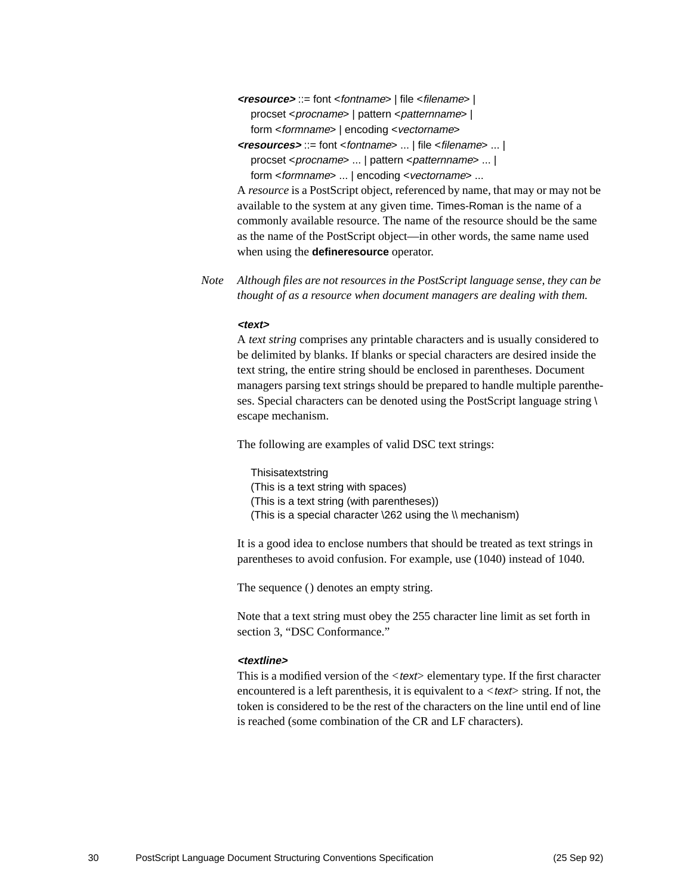***<resource>*** ::= font <*fontname*> | file <*filename*> |
procset <*procname*> | pattern <*patternname*> |
form <*formname*> | encoding <*vectorname*>

***<resources>*** ::= font <*fontname*> ... | file <*filename*> ... |
procset <*procname*> ... | pattern <*patternname*> ... |
form <*formname*> ... | encoding <*vectorname*> ...

A *resource* is a PostScript object, referenced by name, that may or may not be available to the system at any given time. Times-Roman is the name of a commonly available resource. The name of the resource should be the same as the name of the PostScript object—in other words, the same name used when using the **defineresource** operator.

*Note Although files are not resources in the PostScript language sense, they can be thought of as a resource when document managers are dealing with them.*

***<text>***

A *text string* comprises any printable characters and is usually considered to be delimited by blanks. If blanks or special characters are desired inside the text string, the entire string should be enclosed in parentheses. Document managers parsing text strings should be prepared to handle multiple parentheses. Special characters can be denoted using the PostScript language string \ escape mechanism.

The following are examples of valid DSC text strings:

```
Thisisatextstring
(This is a text string with spaces)
(This is a text string (with parentheses))
(This is a special character \262 using the \\ mechanism)
```

It is a good idea to enclose numbers that should be treated as text strings in parentheses to avoid confusion. For example, use (1040) instead of 1040.

The sequence () denotes an empty string.

Note that a text string must obey the 255 character line limit as set forth in section 3, "DSC Conformance."

***<textline>***

This is a modified version of the <*text*> elementary type. If the first character encountered is a left parenthesis, it is equivalent to a <*text*> string. If not, the token is considered to be the rest of the characters on the line until end of line is reached (some combination of the CR and LF characters).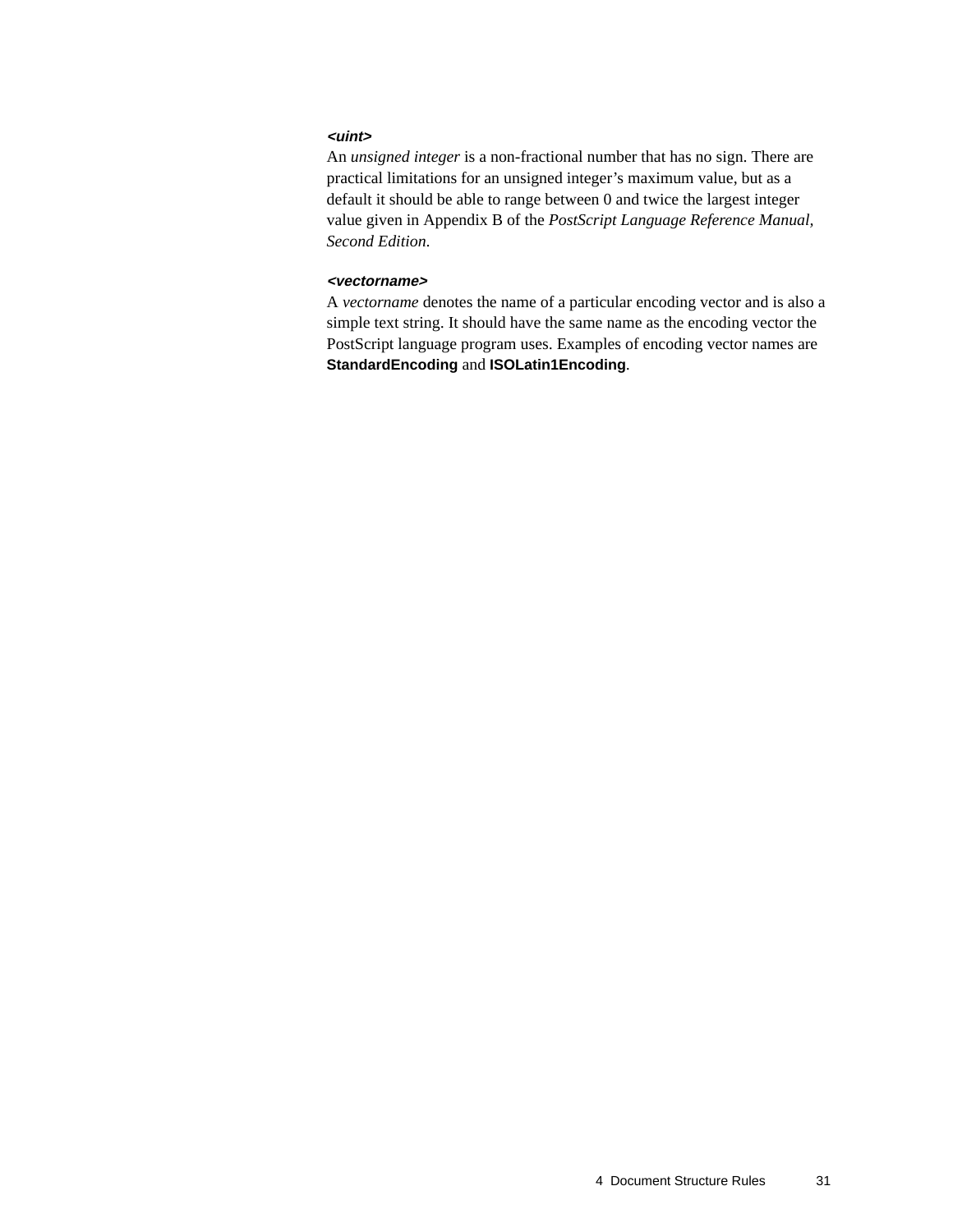***<uint>***

An *unsigned integer* is a non-fractional number that has no sign. There are practical limitations for an unsigned integer's maximum value, but as a default it should be able to range between 0 and twice the largest integer value given in Appendix B of the *PostScript Language Reference Manual, Second Edition*.

***<vectorname>***

A *vectorname* denotes the name of a particular encoding vector and is also a simple text string. It should have the same name as the encoding vector the PostScript language program uses. Examples of encoding vector names are **StandardEncoding** and **ISOLatin1Encoding**.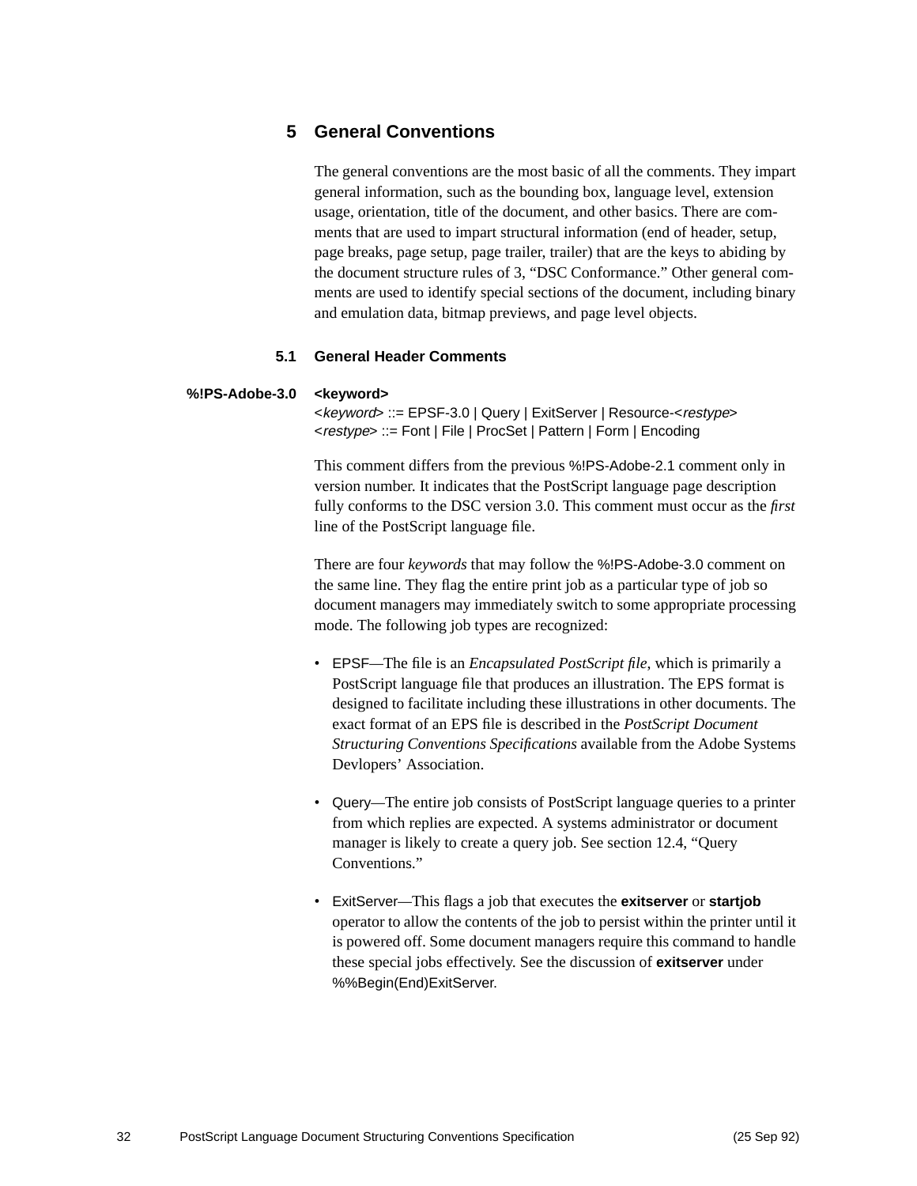# 5 General Conventions

The general conventions are the most basic of all the comments. They impart general information, such as the bounding box, language level, extension usage, orientation, title of the document, and other basics. There are comments that are used to impart structural information (end of header, setup, page breaks, page setup, page trailer, trailer) that are the keys to abiding by the document structure rules of 3, "DSC Conformance." Other general comments are used to identify special sections of the document, including binary and emulation data, bitmap previews, and page level objects.

## 5.1 General Header Comments

**%!PS-Adobe-3.0** **<keyword>**

<*keyword*> ::= EPSF-3.0 | Query | ExitServer | Resource-<*restype*>
<*restype*> ::= Font | File | ProcSet | Pattern | Form | Encoding

This comment differs from the previous %!PS-Adobe-2.1 comment only in version number. It indicates that the PostScript language page description fully conforms to the DSC version 3.0. This comment must occur as the *first* line of the PostScript language file.

There are four *keywords* that may follow the %!PS-Adobe-3.0 comment on the same line. They flag the entire print job as a particular type of job so document managers may immediately switch to some appropriate processing mode. The following job types are recognized:

- EPSF—The file is an *Encapsulated PostScript file*, which is primarily a PostScript language file that produces an illustration. The EPS format is designed to facilitate including these illustrations in other documents. The exact format of an EPS file is described in the *PostScript Document Structuring Conventions Specifications* available from the Adobe Systems Devlopers' Association.

- Query—The entire job consists of PostScript language queries to a printer from which replies are expected. A systems administrator or document manager is likely to create a query job. See section 12.4, "Query Conventions."

- ExitServer—This flags a job that executes the **exitserver** or **startjob** operator to allow the contents of the job to persist within the printer until it is powered off. Some document managers require this command to handle these special jobs effectively. See the discussion of **exitserver** under %%Begin(End)ExitServer.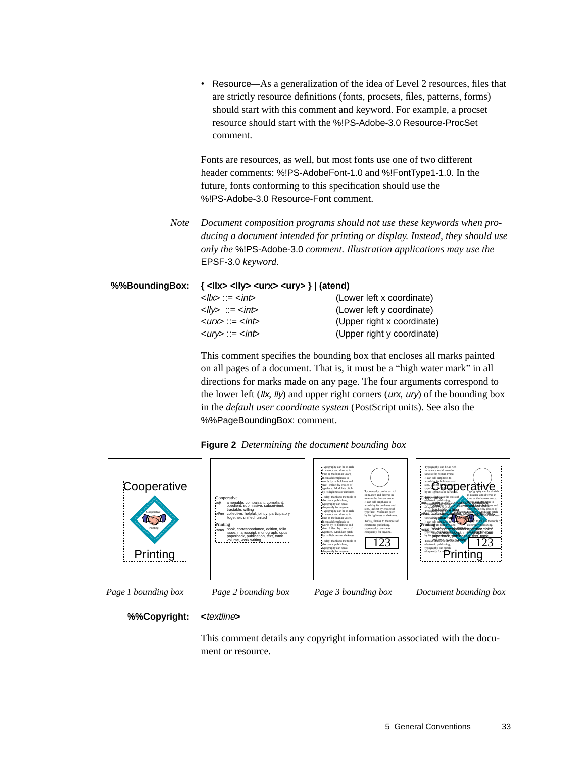- Resource—As a generalization of the idea of Level 2 resources, files that are strictly resource definitions (fonts, procsets, files, patterns, forms) should start with this comment and keyword. For example, a procset resource should start with the %!PS-Adobe-3.0 Resource-ProcSet comment.

Fonts are resources, as well, but most fonts use one of two different header comments: %!PS-AdobeFont-1.0 and %!FontType1-1.0. In the future, fonts conforming to this specification should use the %!PS-Adobe-3.0 Resource-Font comment.

*Note* *Document composition programs should not use these keywords when producing a document intended for printing or display. Instead, they should use only the* %!PS-Adobe-3.0 *comment. Illustration applications may use the* EPSF-3.0 *keyword.*

**%%BoundingBox:** **{ <llx> <lly> <urx> <ury> } | (atend)**

| | |
|---|---|
| <*llx*> ::= <*int*> | (Lower left x coordinate) |
| <*lly*> ::= <*int*> | (Lower left y coordinate) |
| <*urx*> ::= <*int*> | (Upper right x coordinate) |
| <*ury*> ::= <*int*> | (Upper right y coordinate) |

This comment specifies the bounding box that encloses all marks painted on all pages of a document. That is, it must be a “high water mark” in all directions for marks made on any page. The four arguments correspond to the lower left (*llx*, *lly*) and upper right corners (*urx*, *ury*) of the bounding box in the *default user coordinate system* (PostScript units). See also the %%PageBoundingBox: comment.

**Figure 2** *Determining the document bounding box*

*Page 1 bounding box* *Page 2 bounding box* *Page 3 bounding box* *Document bounding box*

**%%Copyright:** **<*textline*>**

This comment details any copyright information associated with the document or resource.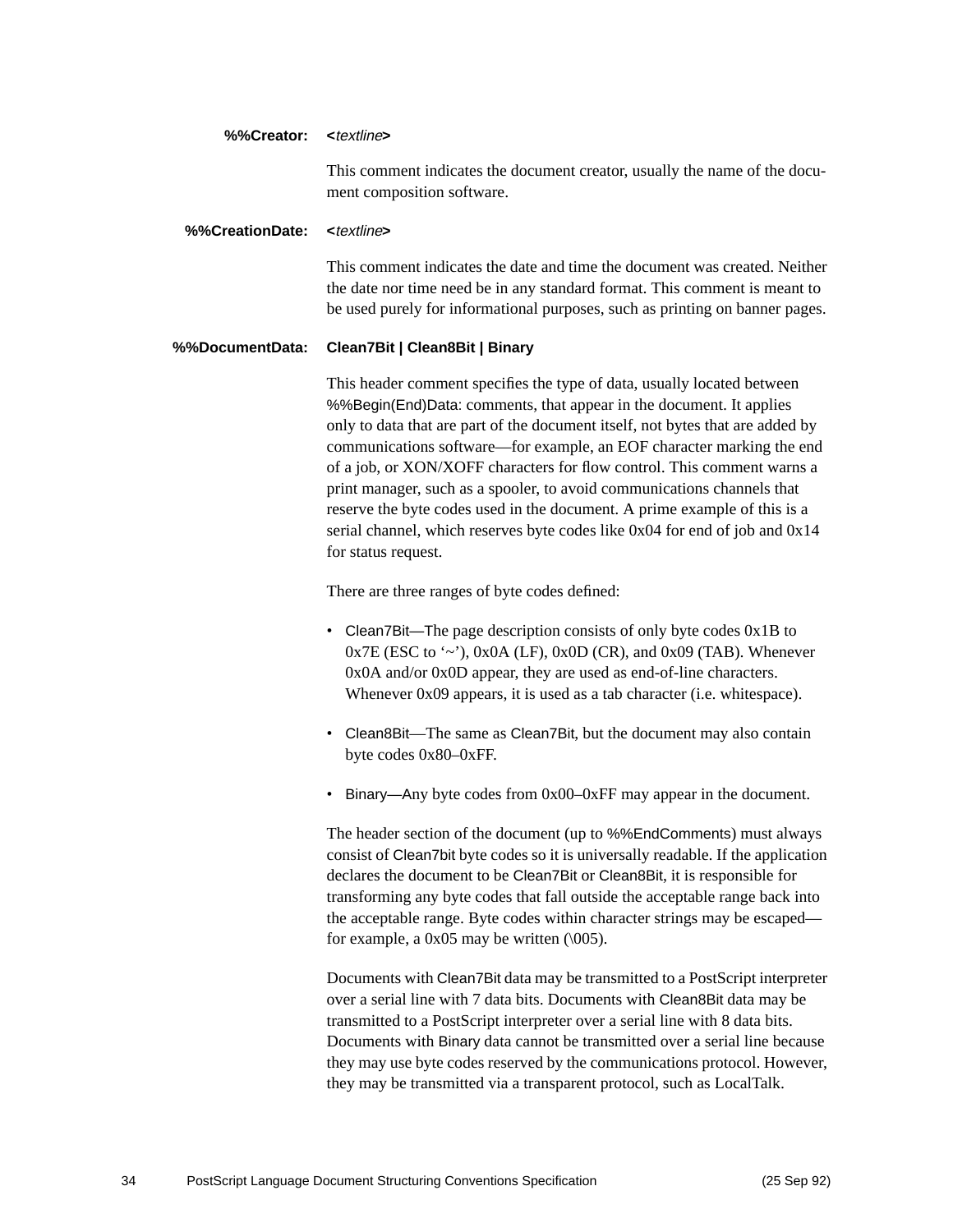**%%Creator:** **<***textline***>**

This comment indicates the document creator, usually the name of the document composition software.

**%%CreationDate:** **<***textline***>**

This comment indicates the date and time the document was created. Neither the date nor time need be in any standard format. This comment is meant to be used purely for informational purposes, such as printing on banner pages.

**%%DocumentData:** **Clean7Bit | Clean8Bit | Binary**

This header comment specifies the type of data, usually located between %%Begin(End)Data: comments, that appear in the document. It applies only to data that are part of the document itself, not bytes that are added by communications software—for example, an EOF character marking the end of a job, or XON/XOFF characters for flow control. This comment warns a print manager, such as a spooler, to avoid communications channels that reserve the byte codes used in the document. A prime example of this is a serial channel, which reserves byte codes like 0x04 for end of job and 0x14 for status request.

There are three ranges of byte codes defined:

- Clean7Bit—The page description consists of only byte codes 0x1B to 0x7E (ESC to '~'), 0x0A (LF), 0x0D (CR), and 0x09 (TAB). Whenever 0x0A and/or 0x0D appear, they are used as end-of-line characters. Whenever 0x09 appears, it is used as a tab character (i.e. whitespace).

- Clean8Bit—The same as Clean7Bit, but the document may also contain byte codes 0x80–0xFF.

- Binary—Any byte codes from 0x00–0xFF may appear in the document.

The header section of the document (up to %%EndComments) must always consist of Clean7bit byte codes so it is universally readable. If the application declares the document to be Clean7Bit or Clean8Bit, it is responsible for transforming any byte codes that fall outside the acceptable range back into the acceptable range. Byte codes within character strings may be escaped—for example, a 0x05 may be written (\005).

Documents with Clean7Bit data may be transmitted to a PostScript interpreter over a serial line with 7 data bits. Documents with Clean8Bit data may be transmitted to a PostScript interpreter over a serial line with 8 data bits. Documents with Binary data cannot be transmitted over a serial line because they may use byte codes reserved by the communications protocol. However, they may be transmitted via a transparent protocol, such as LocalTalk.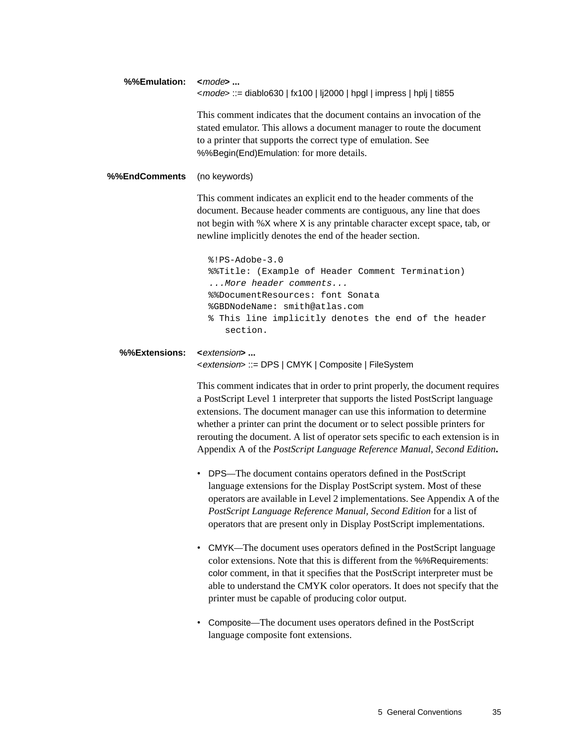**%%Emulation:** **<*mode*> ...**
<*mode*> ::= diablo630 | fx100 | lj2000 | hpgl | impress | hplj | ti855

This comment indicates that the document contains an invocation of the stated emulator. This allows a document manager to route the document to a printer that supports the correct type of emulation. See %%Begin(End)Emulation: for more details.

**%%EndComments** (no keywords)

This comment indicates an explicit end to the header comments of the document. Because header comments are contiguous, any line that does not begin with %X where X is any printable character except space, tab, or newline implicitly denotes the end of the header section.

```
%!PS-Adobe-3.0
%%Title: (Example of Header Comment Termination)
...More header comments...
%%DocumentResources: font Sonata
%GBDNodeName: smith@atlas.com
% This line implicitly denotes the end of the header
    section.
```

**%%Extensions:** **<*extension*> ...**
<*extension*> ::= DPS | CMYK | Composite | FileSystem

This comment indicates that in order to print properly, the document requires a PostScript Level 1 interpreter that supports the listed PostScript language extensions. The document manager can use this information to determine whether a printer can print the document or to select possible printers for rerouting the document. A list of operator sets specific to each extension is in Appendix A of the *PostScript Language Reference Manual, Second Edition***.**

- DPS—The document contains operators defined in the PostScript language extensions for the Display PostScript system. Most of these operators are available in Level 2 implementations. See Appendix A of the *PostScript Language Reference Manual, Second Edition* for a list of operators that are present only in Display PostScript implementations.

- CMYK—The document uses operators defined in the PostScript language color extensions. Note that this is different from the %%Requirements: color comment, in that it specifies that the PostScript interpreter must be able to understand the CMYK color operators. It does not specify that the printer must be capable of producing color output.

- Composite—The document uses operators defined in the PostScript language composite font extensions.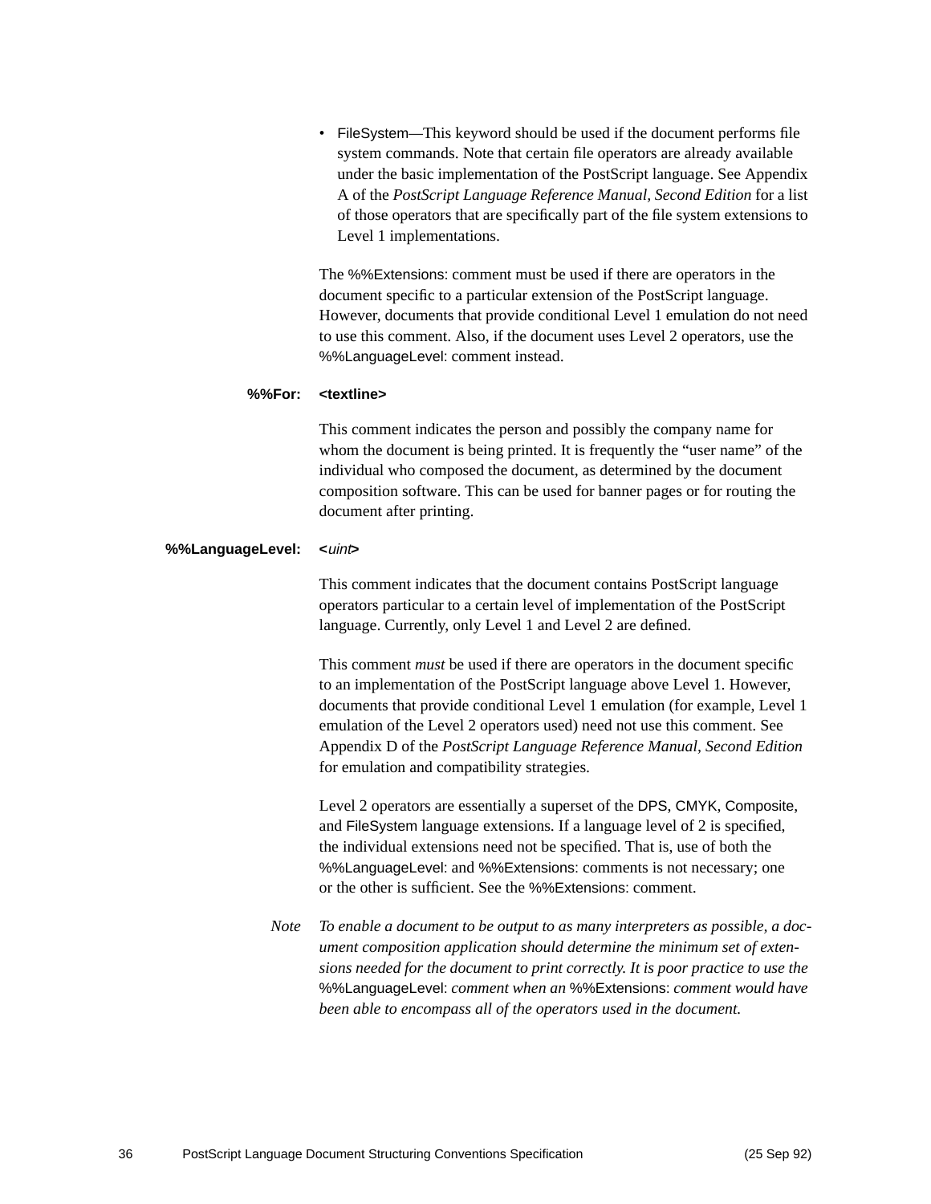- FileSystem—This keyword should be used if the document performs file system commands. Note that certain file operators are already available under the basic implementation of the PostScript language. See Appendix A of the *PostScript Language Reference Manual, Second Edition* for a list of those operators that are specifically part of the file system extensions to Level 1 implementations.

The %%Extensions: comment must be used if there are operators in the document specific to a particular extension of the PostScript language. However, documents that provide conditional Level 1 emulation do not need to use this comment. Also, if the document uses Level 2 operators, use the %%LanguageLevel: comment instead.

**%%For: <textline>**

This comment indicates the person and possibly the company name for whom the document is being printed. It is frequently the "user name" of the individual who composed the document, as determined by the document composition software. This can be used for banner pages or for routing the document after printing.

**%%LanguageLevel: <*uint*>**

This comment indicates that the document contains PostScript language operators particular to a certain level of implementation of the PostScript language. Currently, only Level 1 and Level 2 are defined.

This comment *must* be used if there are operators in the document specific to an implementation of the PostScript language above Level 1. However, documents that provide conditional Level 1 emulation (for example, Level 1 emulation of the Level 2 operators used) need not use this comment. See Appendix D of the *PostScript Language Reference Manual, Second Edition* for emulation and compatibility strategies.

Level 2 operators are essentially a superset of the DPS, CMYK, Composite, and FileSystem language extensions. If a language level of 2 is specified, the individual extensions need not be specified. That is, use of both the %%LanguageLevel: and %%Extensions: comments is not necessary; one or the other is sufficient. See the %%Extensions: comment.

*Note* *To enable a document to be output to as many interpreters as possible, a document composition application should determine the minimum set of extensions needed for the document to print correctly. It is poor practice to use the* %%LanguageLevel: *comment when an* %%Extensions: *comment would have been able to encompass all of the operators used in the document.*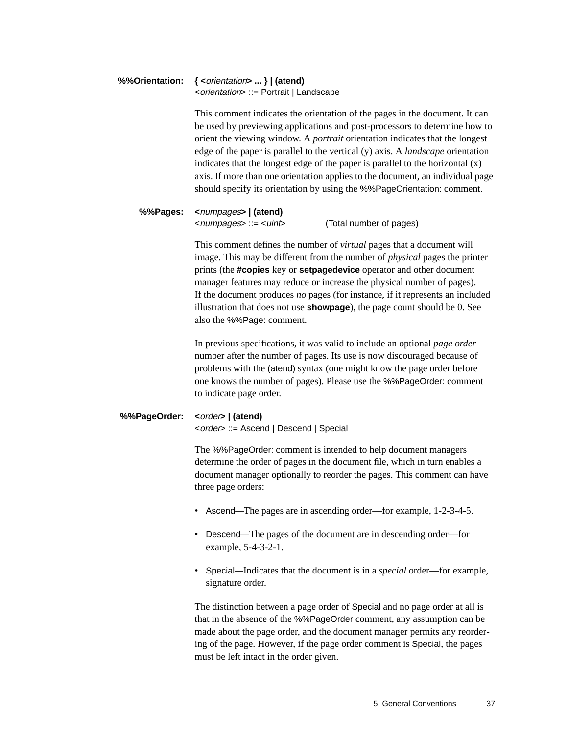**%%Orientation:** **{ <*orientation*> ... } | (atend)**
<*orientation*> ::= Portrait | Landscape

This comment indicates the orientation of the pages in the document. It can be used by previewing applications and post-processors to determine how to orient the viewing window. A *portrait* orientation indicates that the longest edge of the paper is parallel to the vertical (y) axis. A *landscape* orientation indicates that the longest edge of the paper is parallel to the horizontal (x) axis. If more than one orientation applies to the document, an individual page should specify its orientation by using the %%PageOrientation: comment.

**%%Pages:** **<*numpages*> | (atend)**
<*numpages*> ::= <*uint*> (Total number of pages)

This comment defines the number of *virtual* pages that a document will image. This may be different from the number of *physical* pages the printer prints (the **#copies** key or **setpagedevice** operator and other document manager features may reduce or increase the physical number of pages). If the document produces *no* pages (for instance, if it represents an included illustration that does not use **showpage**), the page count should be 0. See also the %%Page: comment.

In previous specifications, it was valid to include an optional *page order* number after the number of pages. Its use is now discouraged because of problems with the (atend) syntax (one might know the page order before one knows the number of pages). Please use the %%PageOrder: comment to indicate page order.

**%%PageOrder:** **<*order*> | (atend)**
<*order*> ::= Ascend | Descend | Special

The %%PageOrder: comment is intended to help document managers determine the order of pages in the document file, which in turn enables a document manager optionally to reorder the pages. This comment can have three page orders:

- Ascend—The pages are in ascending order—for example, 1-2-3-4-5.
- Descend—The pages of the document are in descending order—for example, 5-4-3-2-1.
- Special—Indicates that the document is in a *special* order—for example, signature order.

The distinction between a page order of Special and no page order at all is that in the absence of the %%PageOrder comment, any assumption can be made about the page order, and the document manager permits any reordering of the page. However, if the page order comment is Special, the pages must be left intact in the order given.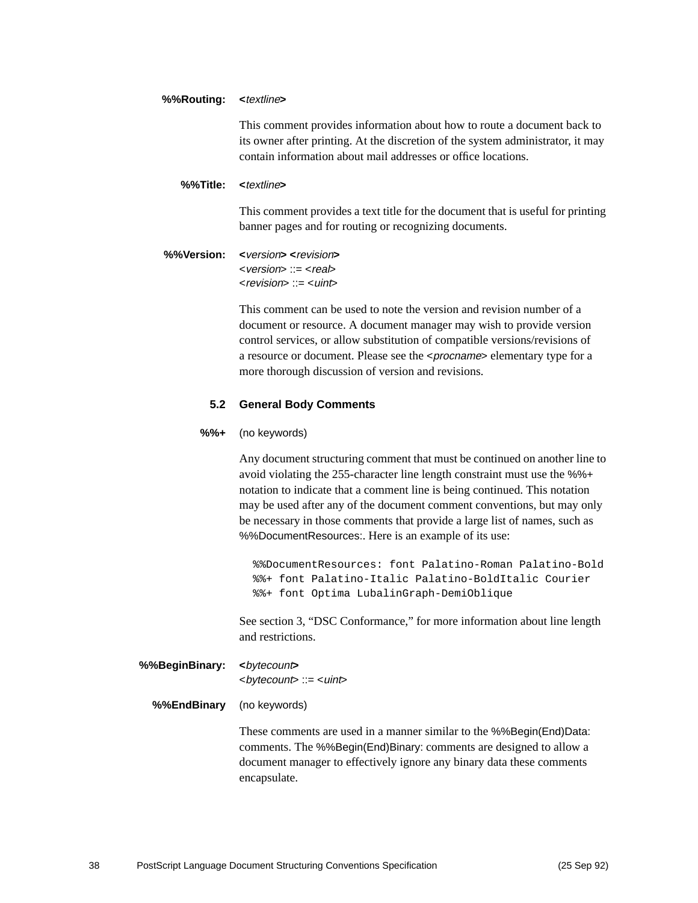**%%Routing:** **<*textline*>**

This comment provides information about how to route a document back to its owner after printing. At the discretion of the system administrator, it may contain information about mail addresses or office locations.

**%%Title:** **<*textline*>**

This comment provides a text title for the document that is useful for printing banner pages and for routing or recognizing documents.

**%%Version:** **<*version*> <*revision*>**
<*version*> ::= <*real*>
<*revision*> ::= <*uint*>

This comment can be used to note the version and revision number of a document or resource. A document manager may wish to provide version control services, or allow substitution of compatible versions/revisions of a resource or document. Please see the <*procname*> elementary type for a more thorough discussion of version and revisions.

## 5.2 General Body Comments

**%%+** (no keywords)

Any document structuring comment that must be continued on another line to avoid violating the 255-character line length constraint must use the %%+ notation to indicate that a comment line is being continued. This notation may be used after any of the document comment conventions, but may only be necessary in those comments that provide a large list of names, such as %%DocumentResources:. Here is an example of its use:

```
%%DocumentResources: font Palatino-Roman Palatino-Bold
%%+ font Palatino-Italic Palatino-BoldItalic Courier
%%+ font Optima LubalinGraph-DemiOblique
```

See section 3, “DSC Conformance,” for more information about line length and restrictions.

**%%BeginBinary:** **<*bytecount*>**
<*bytecount*> ::= <*uint*>

**%%EndBinary** (no keywords)

These comments are used in a manner similar to the %%Begin(End)Data: comments. The %%Begin(End)Binary: comments are designed to allow a document manager to effectively ignore any binary data these comments encapsulate.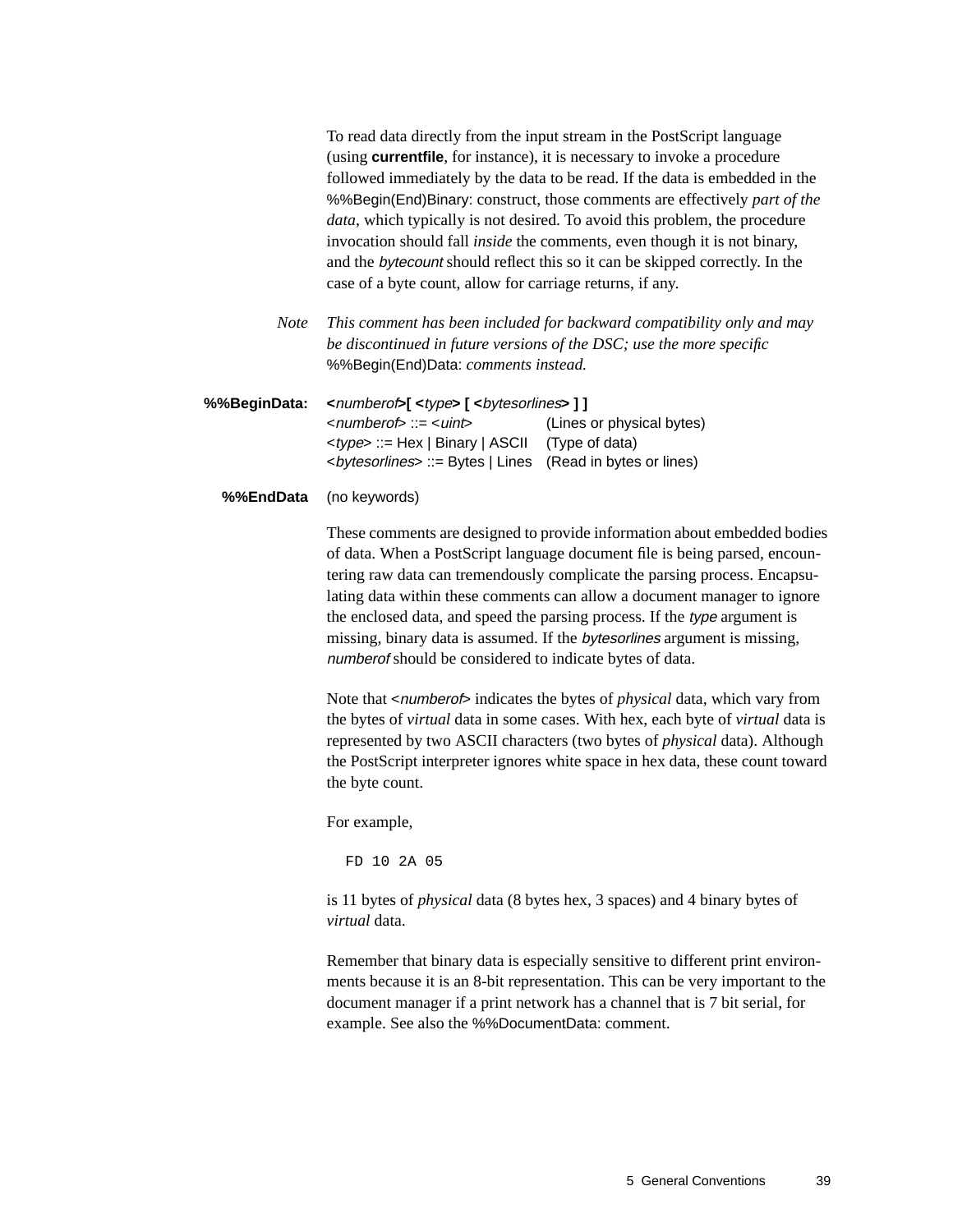To read data directly from the input stream in the PostScript language (using **currentfile**, for instance), it is necessary to invoke a procedure followed immediately by the data to be read. If the data is embedded in the %%Begin(End)Binary: construct, those comments are effectively *part of the data*, which typically is not desired. To avoid this problem, the procedure invocation should fall *inside* the comments, even though it is not binary, and the *bytecount* should reflect this so it can be skipped correctly. In the case of a byte count, allow for carriage returns, if any.

*Note* *This comment has been included for backward compatibility only and may be discontinued in future versions of the DSC; use the more specific* %%Begin(End)Data: *comments instead.*

**%%BeginData:** **<***numberof***>[ <***type***> [ <***bytesorlines***> ] ]**

| | |
|---|---|
| <*numberof*> ::= <*uint*> | (Lines or physical bytes) |
| <*type*> ::= Hex \| Binary \| ASCII | (Type of data) |
| <*bytesorlines*> ::= Bytes \| Lines | (Read in bytes or lines) |

**%%EndData** (no keywords)

These comments are designed to provide information about embedded bodies of data. When a PostScript language document file is being parsed, encountering raw data can tremendously complicate the parsing process. Encapsulating data within these comments can allow a document manager to ignore the enclosed data, and speed the parsing process. If the *type* argument is missing, binary data is assumed. If the *bytesorlines* argument is missing, *numberof* should be considered to indicate bytes of data.

Note that <*numberof*> indicates the bytes of *physical* data, which vary from the bytes of *virtual* data in some cases. With hex, each byte of *virtual* data is represented by two ASCII characters (two bytes of *physical* data). Although the PostScript interpreter ignores white space in hex data, these count toward the byte count.

For example,

```
FD 10 2A 05
```

is 11 bytes of *physical* data (8 bytes hex, 3 spaces) and 4 binary bytes of *virtual* data.

Remember that binary data is especially sensitive to different print environments because it is an 8-bit representation. This can be very important to the document manager if a print network has a channel that is 7 bit serial, for example. See also the %%DocumentData: comment.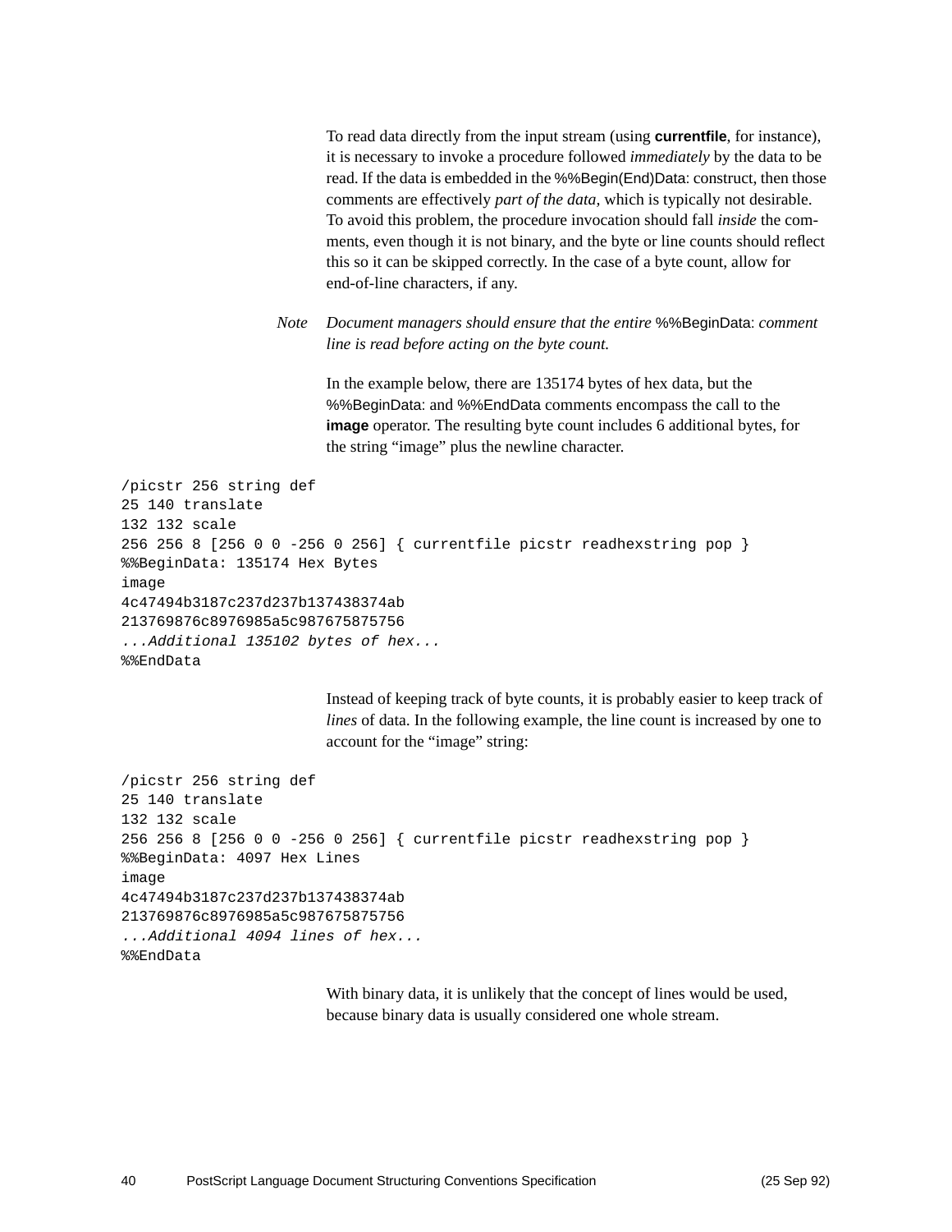To read data directly from the input stream (using **currentfile**, for instance), it is necessary to invoke a procedure followed *immediately* by the data to be read. If the data is embedded in the %%Begin(End)Data: construct, then those comments are effectively *part of the data*, which is typically not desirable. To avoid this problem, the procedure invocation should fall *inside* the comments, even though it is not binary, and the byte or line counts should reflect this so it can be skipped correctly. In the case of a byte count, allow for end-of-line characters, if any.

*Note* *Document managers should ensure that the entire* %%BeginData: *comment line is read before acting on the byte count.*

In the example below, there are 135174 bytes of hex data, but the %%BeginData: and %%EndData comments encompass the call to the **image** operator. The resulting byte count includes 6 additional bytes, for the string “image” plus the newline character.

```
/picstr 256 string def
25 140 translate
132 132 scale
256 256 8 [256 0 0 -256 0 256] { currentfile picstr readhexstring pop }
%%BeginData: 135174 Hex Bytes
image
4c47494b3187c237d237b137438374ab
213769876c8976985a5c987675875756
...Additional 135102 bytes of hex...
%%EndData
```

Instead of keeping track of byte counts, it is probably easier to keep track of *lines* of data. In the following example, the line count is increased by one to account for the “image” string:

```
/picstr 256 string def
25 140 translate
132 132 scale
256 256 8 [256 0 0 -256 0 256] { currentfile picstr readhexstring pop }
%%BeginData: 4097 Hex Lines
image
4c47494b3187c237d237b137438374ab
213769876c8976985a5c987675875756
...Additional 4094 lines of hex...
%%EndData
```

With binary data, it is unlikely that the concept of lines would be used, because binary data is usually considered one whole stream.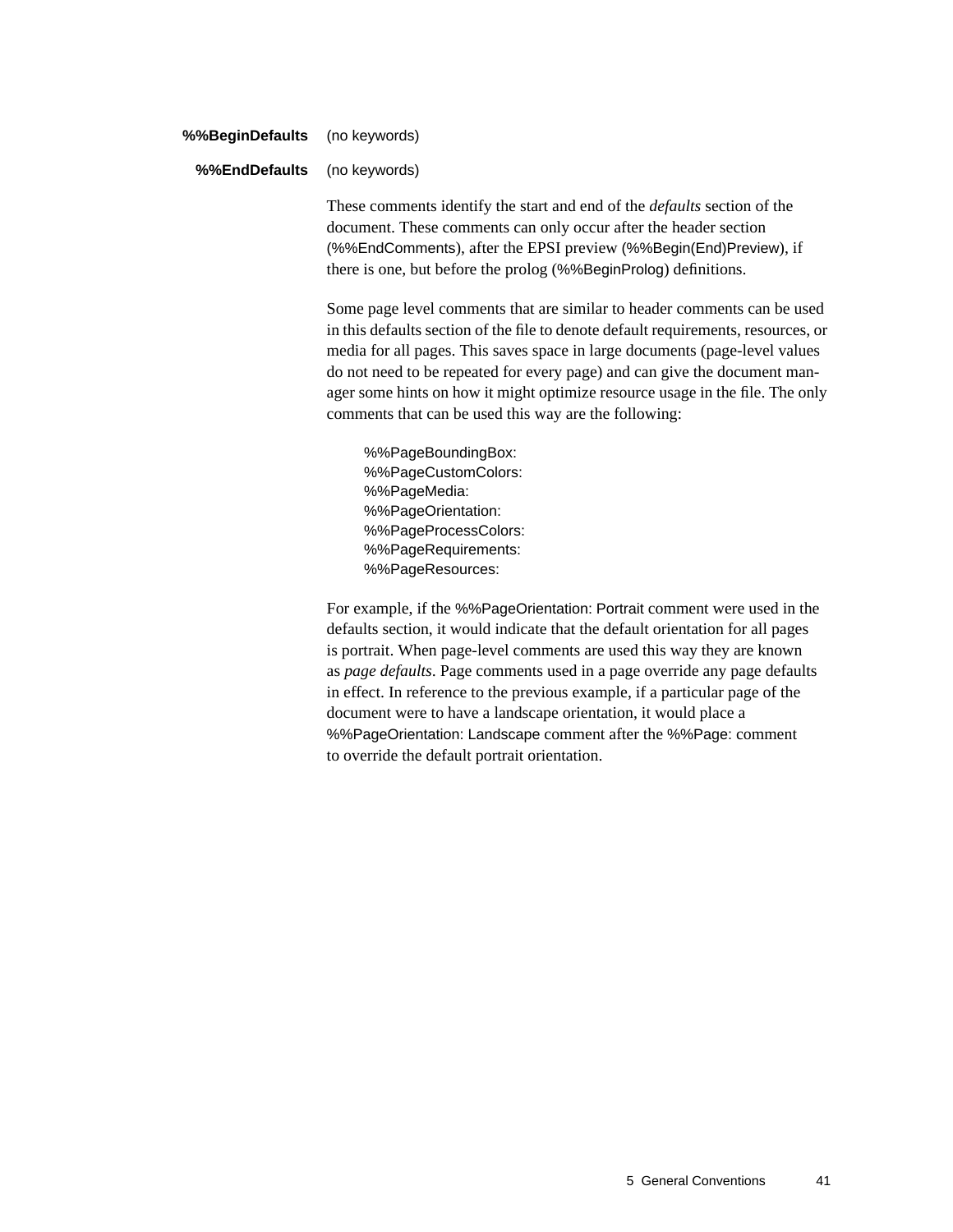**%%BeginDefaults** (no keywords)

**%%EndDefaults** (no keywords)

These comments identify the start and end of the *defaults* section of the document. These comments can only occur after the header section (%%EndComments), after the EPSI preview (%%Begin(End)Preview), if there is one, but before the prolog (%%BeginProlog) definitions.

Some page level comments that are similar to header comments can be used in this defaults section of the file to denote default requirements, resources, or media for all pages. This saves space in large documents (page-level values do not need to be repeated for every page) and can give the document manager some hints on how it might optimize resource usage in the file. The only comments that can be used this way are the following:

```
%%PageBoundingBox:
%%PageCustomColors:
%%PageMedia:
%%PageOrientation:
%%PageProcessColors:
%%PageRequirements:
%%PageResources:
```

For example, if the %%PageOrientation: Portrait comment were used in the defaults section, it would indicate that the default orientation for all pages is portrait. When page-level comments are used this way they are known as *page defaults*. Page comments used in a page override any page defaults in effect. In reference to the previous example, if a particular page of the document were to have a landscape orientation, it would place a %%PageOrientation: Landscape comment after the %%Page: comment to override the default portrait orientation.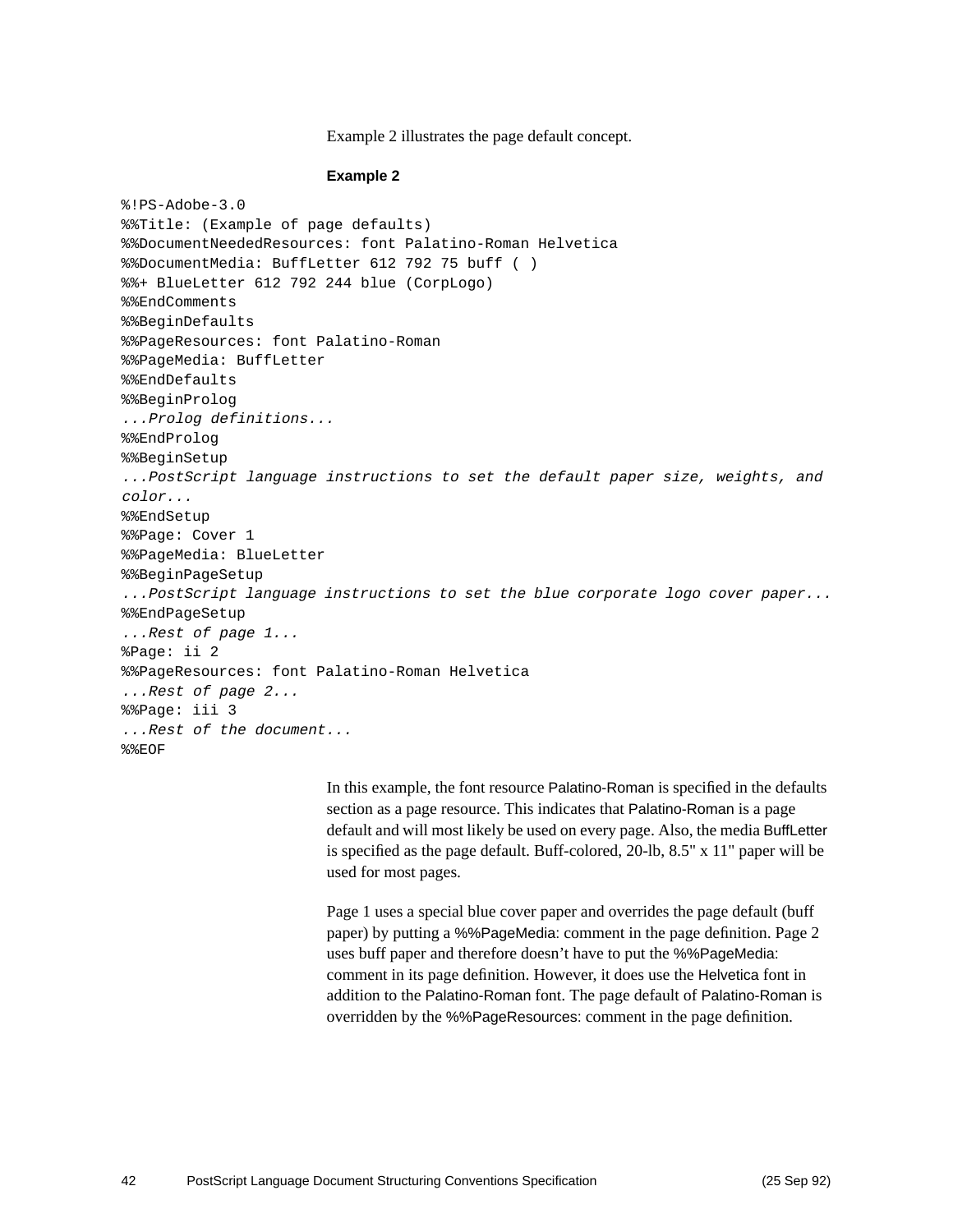Example 2 illustrates the page default concept.

**Example 2**

```
%!PS-Adobe-3.0
%%Title: (Example of page defaults)
%%DocumentNeededResources: font Palatino-Roman Helvetica
%%DocumentMedia: BuffLetter 612 792 75 buff ( )
%%+ BlueLetter 612 792 244 blue (CorpLogo)
%%EndComments
%%BeginDefaults
%%PageResources: font Palatino-Roman
%%PageMedia: BuffLetter
%%EndDefaults
%%BeginProlog
...Prolog definitions...
%%EndProlog
%%BeginSetup
...PostScript language instructions to set the default paper size, weights, and
color...
%%EndSetup
%%Page: Cover 1
%%PageMedia: BlueLetter
%%BeginPageSetup
...PostScript language instructions to set the blue corporate logo cover paper...
%%EndPageSetup
...Rest of page 1...
%Page: ii 2
%%PageResources: font Palatino-Roman Helvetica
...Rest of page 2...
%%Page: iii 3
...Rest of the document...
%%EOF
```

In this example, the font resource Palatino-Roman is specified in the defaults section as a page resource. This indicates that Palatino-Roman is a page default and will most likely be used on every page. Also, the media BuffLetter is specified as the page default. Buff-colored, 20-lb, 8.5" x 11" paper will be used for most pages.

Page 1 uses a special blue cover paper and overrides the page default (buff paper) by putting a %%PageMedia: comment in the page definition. Page 2 uses buff paper and therefore doesn't have to put the %%PageMedia: comment in its page definition. However, it does use the Helvetica font in addition to the Palatino-Roman font. The page default of Palatino-Roman is overridden by the %%PageResources: comment in the page definition.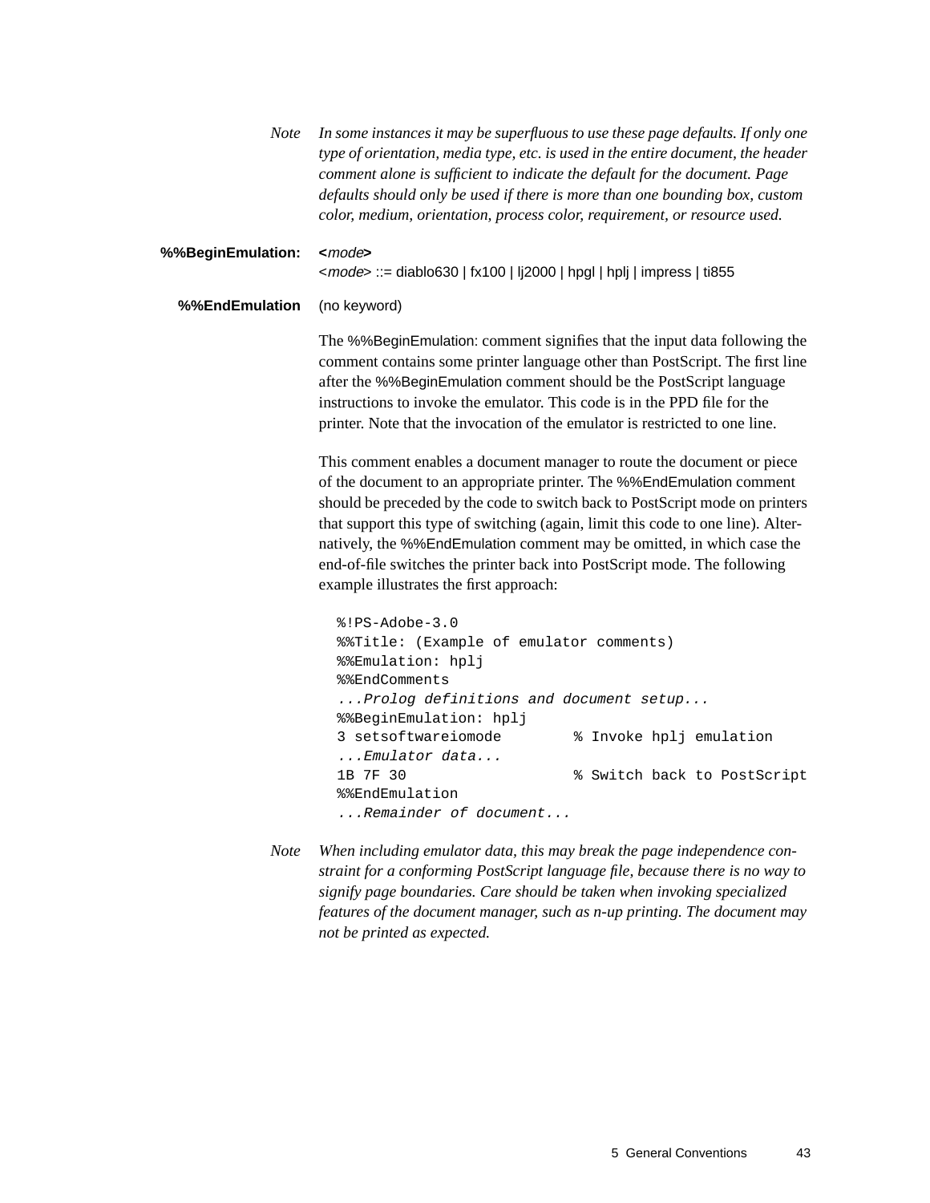*Note* *In some instances it may be superfluous to use these page defaults. If only one type of orientation, media type, etc. is used in the entire document, the header comment alone is sufficient to indicate the default for the document. Page defaults should only be used if there is more than one bounding box, custom color, medium, orientation, process color, requirement, or resource used.*

**%%BeginEmulation:** **<***mode***>**

<*mode*> ::= diablo630 | fx100 | lj2000 | hpgl | hplj | impress | ti855

**%%EndEmulation** (no keyword)

The %%BeginEmulation: comment signifies that the input data following the comment contains some printer language other than PostScript. The first line after the %%BeginEmulation comment should be the PostScript language instructions to invoke the emulator. This code is in the PPD file for the printer. Note that the invocation of the emulator is restricted to one line.

This comment enables a document manager to route the document or piece of the document to an appropriate printer. The %%EndEmulation comment should be preceded by the code to switch back to PostScript mode on printers that support this type of switching (again, limit this code to one line). Alternatively, the %%EndEmulation comment may be omitted, in which case the end-of-file switches the printer back into PostScript mode. The following example illustrates the first approach:

```
%!PS-Adobe-3.0
%%Title: (Example of emulator comments)
%%Emulation: hplj
%%EndComments
...Prolog definitions and document setup...
%%BeginEmulation: hplj
3 setsoftwareiomode         % Invoke hplj emulation
...Emulator data...
1B 7F 30                    % Switch back to PostScript
%%EndEmulation
...Remainder of document...
```

*Note* *When including emulator data, this may break the page independence constraint for a conforming PostScript language file, because there is no way to signify page boundaries. Care should be taken when invoking specialized features of the document manager, such as n-up printing. The document may not be printed as expected.*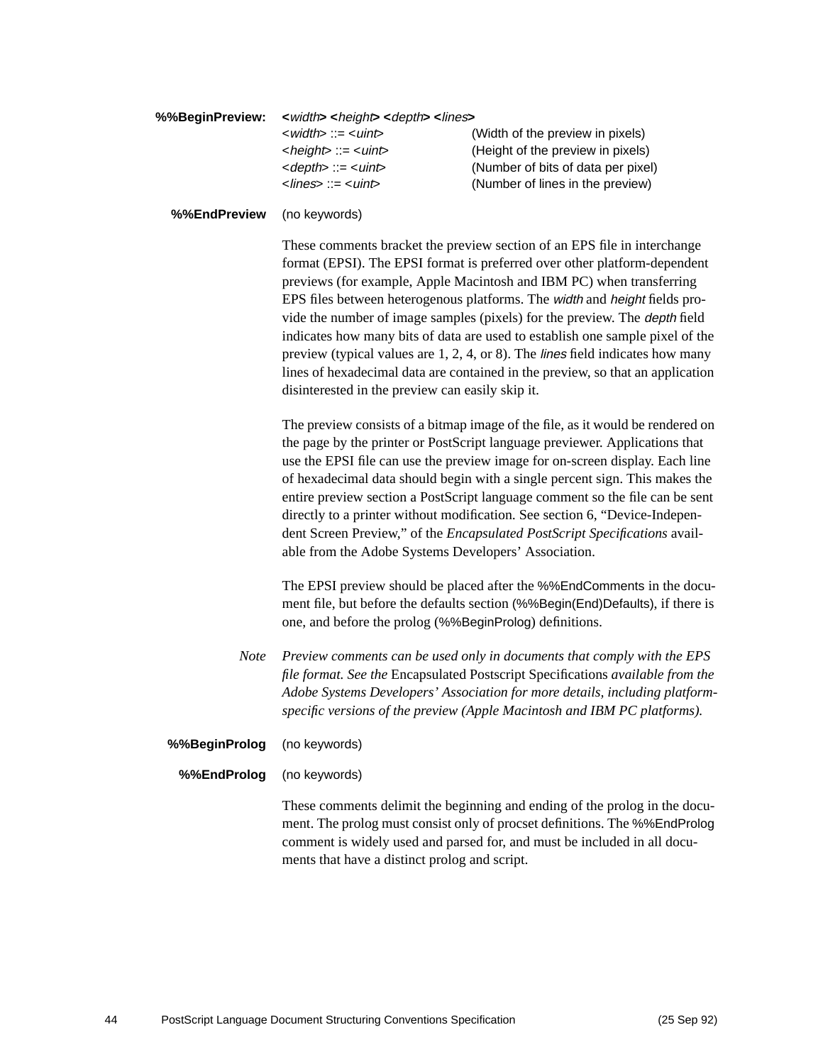**%%BeginPreview:** **<***width***> <***height***> <***depth***> <***lines***>**

| | |
|---|---|
| <*width*> ::= <*uint*> | (Width of the preview in pixels) |
| <*height*> ::= <*uint*> | (Height of the preview in pixels) |
| <*depth*> ::= <*uint*> | (Number of bits of data per pixel) |
| <*lines*> ::= <*uint*> | (Number of lines in the preview) |

**%%EndPreview** (no keywords)

These comments bracket the preview section of an EPS file in interchange format (EPSI). The EPSI format is preferred over other platform-dependent previews (for example, Apple Macintosh and IBM PC) when transferring EPS files between heterogenous platforms. The *width* and *height* fields provide the number of image samples (pixels) for the preview. The *depth* field indicates how many bits of data are used to establish one sample pixel of the preview (typical values are 1, 2, 4, or 8). The *lines* field indicates how many lines of hexadecimal data are contained in the preview, so that an application disinterested in the preview can easily skip it.

The preview consists of a bitmap image of the file, as it would be rendered on the page by the printer or PostScript language previewer. Applications that use the EPSI file can use the preview image for on-screen display. Each line of hexadecimal data should begin with a single percent sign. This makes the entire preview section a PostScript language comment so the file can be sent directly to a printer without modification. See section 6, "Device-Independent Screen Preview," of the *Encapsulated PostScript Specifications* available from the Adobe Systems Developers' Association.

The EPSI preview should be placed after the %%EndComments in the document file, but before the defaults section (%%Begin(End)Defaults), if there is one, and before the prolog (%%BeginProlog) definitions.

*Note Preview comments can be used only in documents that comply with the EPS file format. See the* Encapsulated Postscript Specifications *available from the Adobe Systems Developers' Association for more details, including platform-specific versions of the preview (Apple Macintosh and IBM PC platforms).*

**%%BeginProlog** (no keywords)

**%%EndProlog** (no keywords)

These comments delimit the beginning and ending of the prolog in the document. The prolog must consist only of procset definitions. The %%EndProlog comment is widely used and parsed for, and must be included in all documents that have a distinct prolog and script.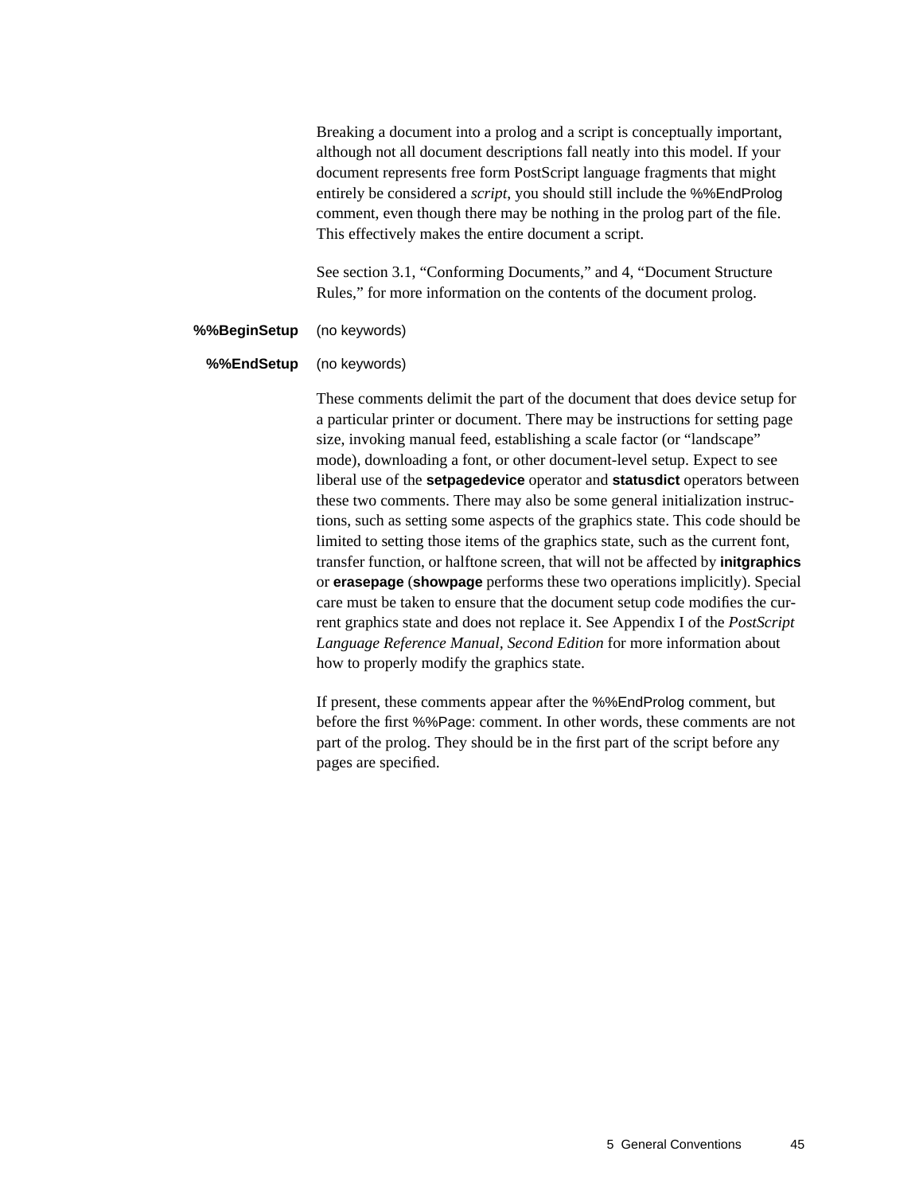Breaking a document into a prolog and a script is conceptually important, although not all document descriptions fall neatly into this model. If your document represents free form PostScript language fragments that might entirely be considered a *script*, you should still include the %%EndProlog comment, even though there may be nothing in the prolog part of the file. This effectively makes the entire document a script.

See section 3.1, “Conforming Documents,” and 4, “Document Structure Rules,” for more information on the contents of the document prolog.

**%%BeginSetup** (no keywords)

**%%EndSetup** (no keywords)

These comments delimit the part of the document that does device setup for a particular printer or document. There may be instructions for setting page size, invoking manual feed, establishing a scale factor (or “landscape” mode), downloading a font, or other document-level setup. Expect to see liberal use of the **setpagedevice** operator and **statusdict** operators between these two comments. There may also be some general initialization instructions, such as setting some aspects of the graphics state. This code should be limited to setting those items of the graphics state, such as the current font, transfer function, or halftone screen, that will not be affected by **initgraphics** or **erasepage** (**showpage** performs these two operations implicitly). Special care must be taken to ensure that the document setup code modifies the current graphics state and does not replace it. See Appendix I of the *PostScript Language Reference Manual, Second Edition* for more information about how to properly modify the graphics state.

If present, these comments appear after the %%EndProlog comment, but before the first %%Page: comment. In other words, these comments are not part of the prolog. They should be in the first part of the script before any pages are specified.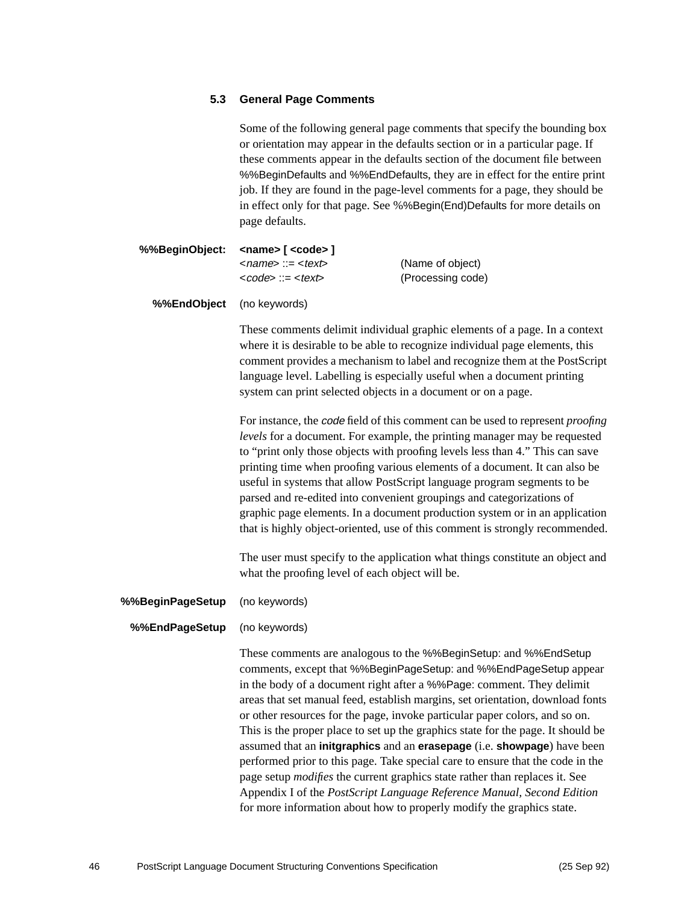## 5.3 General Page Comments

Some of the following general page comments that specify the bounding box or orientation may appear in the defaults section or in a particular page. If these comments appear in the defaults section of the document file between %%BeginDefaults and %%EndDefaults, they are in effect for the entire print job. If they are found in the page-level comments for a page, they should be in effect only for that page. See %%Begin(End)Defaults for more details on page defaults.

**%%BeginObject:** **<name> [ <code> ]**

| | |
|---|---|
| <*name*> ::= <*text*> | (Name of object) |
| <*code*> ::= <*text*> | (Processing code) |

**%%EndObject** (no keywords)

These comments delimit individual graphic elements of a page. In a context where it is desirable to be able to recognize individual page elements, this comment provides a mechanism to label and recognize them at the PostScript language level. Labelling is especially useful when a document printing system can print selected objects in a document or on a page.

For instance, the *code* field of this comment can be used to represent *proofing levels* for a document. For example, the printing manager may be requested to "print only those objects with proofing levels less than 4." This can save printing time when proofing various elements of a document. It can also be useful in systems that allow PostScript language program segments to be parsed and re-edited into convenient groupings and categorizations of graphic page elements. In a document production system or in an application that is highly object-oriented, use of this comment is strongly recommended.

The user must specify to the application what things constitute an object and what the proofing level of each object will be.

**%%BeginPageSetup** (no keywords)

**%%EndPageSetup** (no keywords)

These comments are analogous to the %%BeginSetup: and %%EndSetup comments, except that %%BeginPageSetup: and %%EndPageSetup appear in the body of a document right after a %%Page: comment. They delimit areas that set manual feed, establish margins, set orientation, download fonts or other resources for the page, invoke particular paper colors, and so on. This is the proper place to set up the graphics state for the page. It should be assumed that an **initgraphics** and an **erasepage** (i.e. **showpage**) have been performed prior to this page. Take special care to ensure that the code in the page setup *modifies* the current graphics state rather than replaces it. See Appendix I of the *PostScript Language Reference Manual, Second Edition* for more information about how to properly modify the graphics state.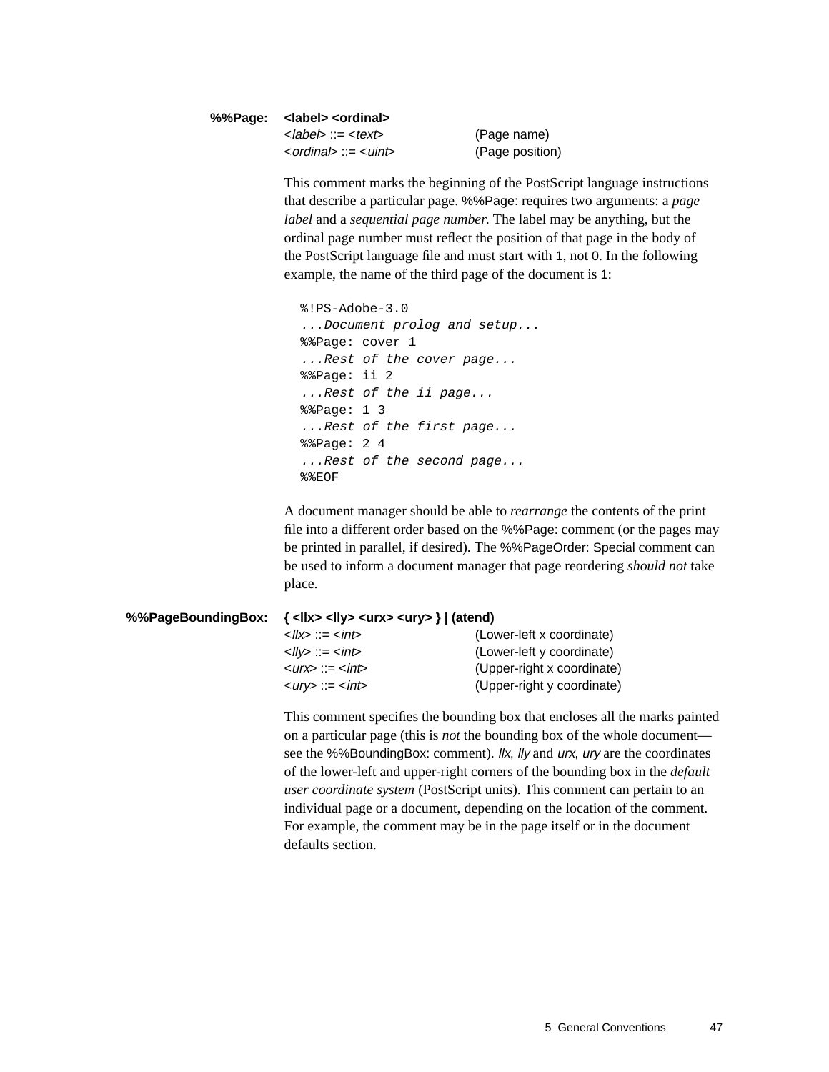**%%Page:** **<label> <ordinal>**

| | |
|---|---|
| <*label*> ::= <*text*> | (Page name) |
| <*ordinal*> ::= <*uint*> | (Page position) |

This comment marks the beginning of the PostScript language instructions that describe a particular page. %%Page: requires two arguments: a *page label* and a *sequential page number.* The label may be anything, but the ordinal page number must reflect the position of that page in the body of the PostScript language file and must start with 1, not 0. In the following example, the name of the third page of the document is 1:

```
%!PS-Adobe-3.0
...Document prolog and setup...
%%Page: cover 1
...Rest of the cover page...
%%Page: ii 2
...Rest of the ii page...
%%Page: 1 3
...Rest of the first page...
%%Page: 2 4
...Rest of the second page...
%%EOF
```

A document manager should be able to *rearrange* the contents of the print file into a different order based on the %%Page: comment (or the pages may be printed in parallel, if desired). The %%PageOrder: Special comment can be used to inform a document manager that page reordering *should not* take place.

**%%PageBoundingBox:** **{ <llx> <lly> <urx> <ury> } | (atend)**

| | |
|---|---|
| <*llx*> ::= <*int*> | (Lower-left x coordinate) |
| <*lly*> ::= <*int*> | (Lower-left y coordinate) |
| <*urx*> ::= <*int*> | (Upper-right x coordinate) |
| <*ury*> ::= <*int*> | (Upper-right y coordinate) |

This comment specifies the bounding box that encloses all the marks painted on a particular page (this is *not* the bounding box of the whole document—see the %%BoundingBox: comment). *llx*, *lly* and *urx*, *ury* are the coordinates of the lower-left and upper-right corners of the bounding box in the *default user coordinate system* (PostScript units). This comment can pertain to an individual page or a document, depending on the location of the comment. For example, the comment may be in the page itself or in the document defaults section.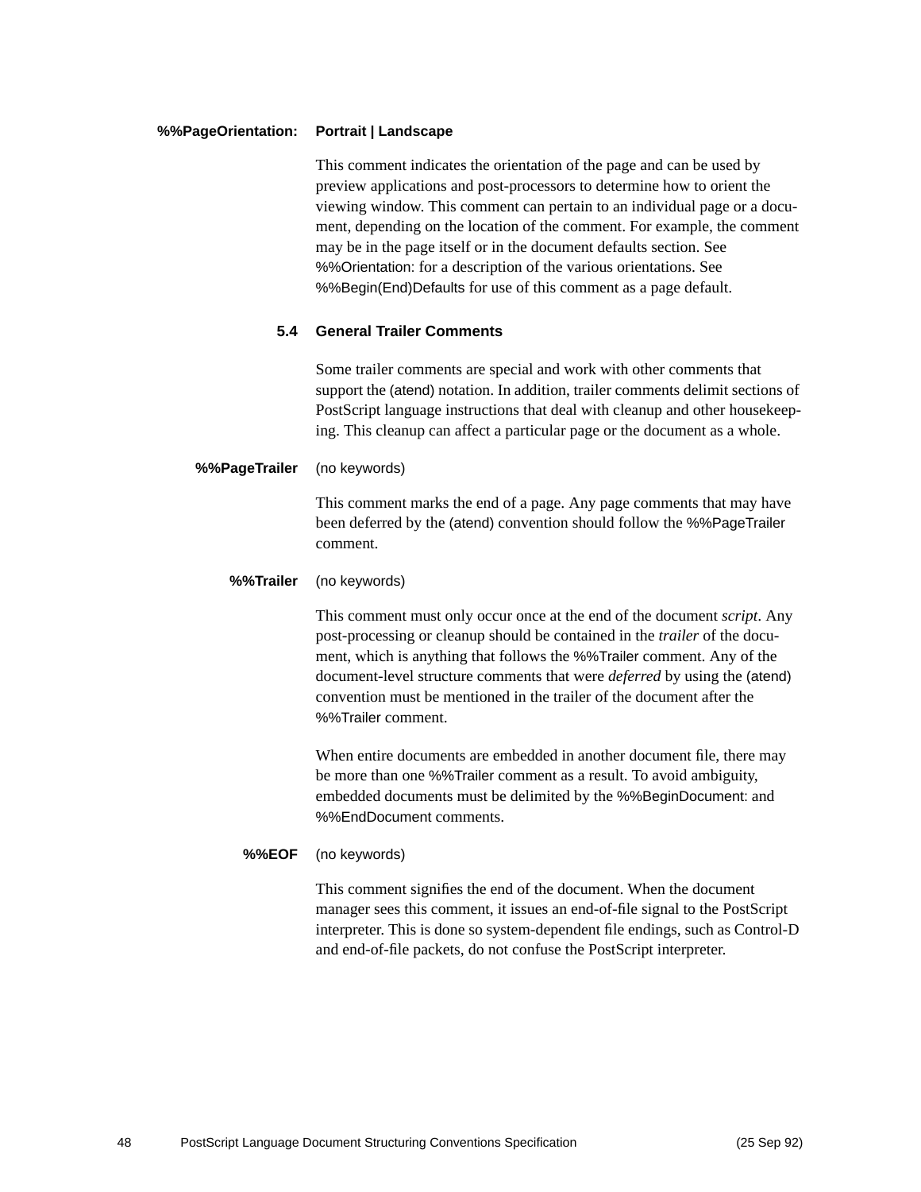**%%PageOrientation: Portrait | Landscape**

This comment indicates the orientation of the page and can be used by preview applications and post-processors to determine how to orient the viewing window. This comment can pertain to an individual page or a document, depending on the location of the comment. For example, the comment may be in the page itself or in the document defaults section. See %%Orientation: for a description of the various orientations. See %%Begin(End)Defaults for use of this comment as a page default.

## 5.4 General Trailer Comments

Some trailer comments are special and work with other comments that support the (atend) notation. In addition, trailer comments delimit sections of PostScript language instructions that deal with cleanup and other housekeeping. This cleanup can affect a particular page or the document as a whole.

**%%PageTrailer** (no keywords)

This comment marks the end of a page. Any page comments that may have been deferred by the (atend) convention should follow the %%PageTrailer comment.

**%%Trailer** (no keywords)

This comment must only occur once at the end of the document *script*. Any post-processing or cleanup should be contained in the *trailer* of the document, which is anything that follows the %%Trailer comment. Any of the document-level structure comments that were *deferred* by using the (atend) convention must be mentioned in the trailer of the document after the %%Trailer comment.

When entire documents are embedded in another document file, there may be more than one %%Trailer comment as a result. To avoid ambiguity, embedded documents must be delimited by the %%BeginDocument: and %%EndDocument comments.

**%%EOF** (no keywords)

This comment signifies the end of the document. When the document manager sees this comment, it issues an end-of-file signal to the PostScript interpreter. This is done so system-dependent file endings, such as Control-D and end-of-file packets, do not confuse the PostScript interpreter.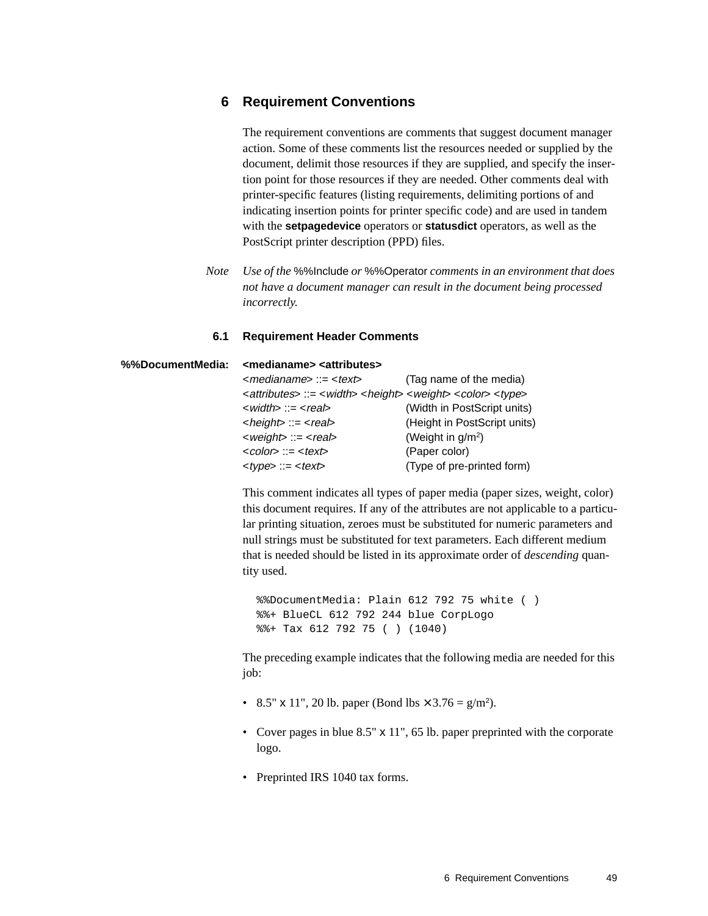# 6 Requirement Conventions

The requirement conventions are comments that suggest document manager action. Some of these comments list the resources needed or supplied by the document, delimit those resources if they are supplied, and specify the insertion point for those resources if they are needed. Other comments deal with printer-specific features (listing requirements, delimiting portions of and indicating insertion points for printer specific code) and are used in tandem with the **setpagedevice** operators or **statusdict** operators, as well as the PostScript printer description (PPD) files.

*Note* *Use of the* %%Include *or* %%Operator *comments in an environment that does not have a document manager can result in the document being processed incorrectly.*

## 6.1 Requirement Header Comments

**%%DocumentMedia: <medianame> <attributes>**

| | |
|---|---|
| <*medianame*> ::= <*text*> | (Tag name of the media) |
| <*attributes*> ::= <*width*> <*height*> <*weight*> <*color*> <*type*> | |
| <*width*> ::= <*real*> | (Width in PostScript units) |
| <*height*> ::= <*real*> | (Height in PostScript units) |
| <*weight*> ::= <*real*> | (Weight in $g/m^2$) |
| <*color*> ::= <*text*> | (Paper color) |
| <*type*> ::= <*text*> | (Type of pre-printed form) |

This comment indicates all types of paper media (paper sizes, weight, color) this document requires. If any of the attributes are not applicable to a particular printing situation, zeroes must be substituted for numeric parameters and null strings must be substituted for text parameters. Each different medium that is needed should be listed in its approximate order of *descending* quantity used.

```
%%DocumentMedia: Plain 612 792 75 white ( )
%%+ BlueCL 612 792 244 blue CorpLogo
%%+ Tax 612 792 75 ( ) (1040)
```

The preceding example indicates that the following media are needed for this job:

- 8.5" x 11", 20 lb. paper (Bond lbs × 3.76 = $g/m^2$).
- Cover pages in blue 8.5" x 11", 65 lb. paper preprinted with the corporate logo.
- Preprinted IRS 1040 tax forms.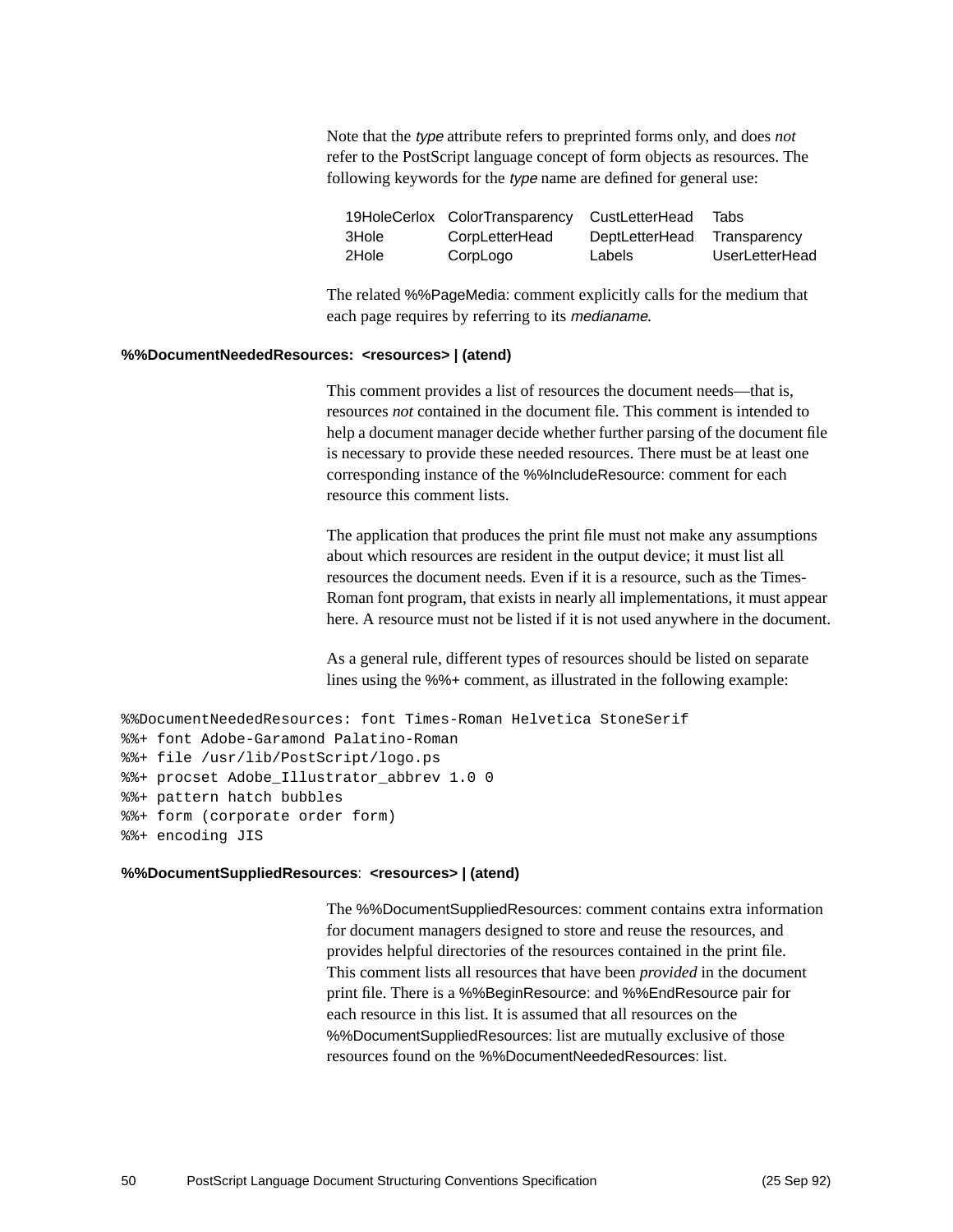Note that the *type* attribute refers to preprinted forms only, and does *not* refer to the PostScript language concept of form objects as resources. The following keywords for the *type* name are defined for general use:

| | | | |
|---|---|---|---|
| 19HoleCerlox | ColorTransparency | CustLetterHead | Tabs |
| 3Hole | CorpLetterHead | DeptLetterHead | Transparency |
| 2Hole | CorpLogo | Labels | UserLetterHead |

The related %%PageMedia: comment explicitly calls for the medium that each page requires by referring to its *medianame*.

**%%DocumentNeededResources: <resources> | (atend)**

This comment provides a list of resources the document needs—that is, resources *not* contained in the document file. This comment is intended to help a document manager decide whether further parsing of the document file is necessary to provide these needed resources. There must be at least one corresponding instance of the %%IncludeResource: comment for each resource this comment lists.

The application that produces the print file must not make any assumptions about which resources are resident in the output device; it must list all resources the document needs. Even if it is a resource, such as the Times-Roman font program, that exists in nearly all implementations, it must appear here. A resource must not be listed if it is not used anywhere in the document.

As a general rule, different types of resources should be listed on separate lines using the %%+ comment, as illustrated in the following example:

```
%%DocumentNeededResources: font Times-Roman Helvetica StoneSerif
%%+ font Adobe-Garamond Palatino-Roman
%%+ file /usr/lib/PostScript/logo.ps
%%+ procset Adobe_Illustrator_abbrev 1.0 0
%%+ pattern hatch bubbles
%%+ form (corporate order form)
%%+ encoding JIS
```

**%%DocumentSuppliedResources: <resources> | (atend)**

The %%DocumentSuppliedResources: comment contains extra information for document managers designed to store and reuse the resources, and provides helpful directories of the resources contained in the print file. This comment lists all resources that have been *provided* in the document print file. There is a %%BeginResource: and %%EndResource pair for each resource in this list. It is assumed that all resources on the %%DocumentSuppliedResources: list are mutually exclusive of those resources found on the %%DocumentNeededResources: list.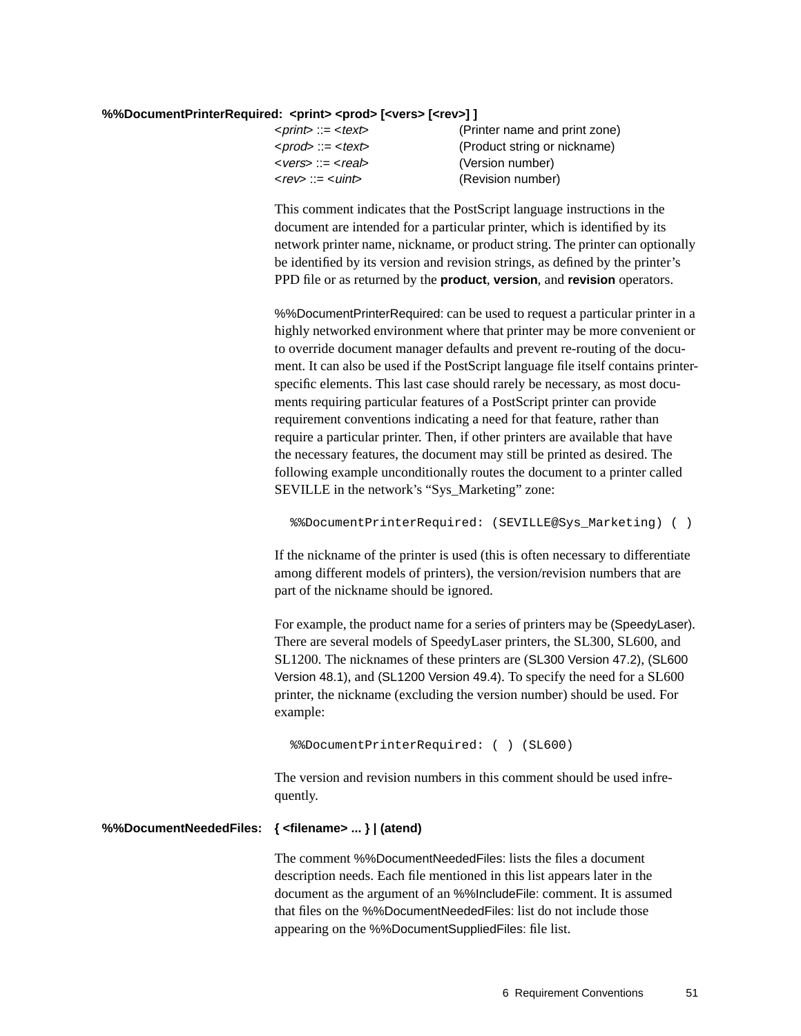**%%DocumentPrinterRequired: <print> <prod> [<vers> [<rev>] ]**

| | |
|---|---|
| <*print*> ::= <*text*> | (Printer name and print zone) |
| <*prod*> ::= <*text*> | (Product string or nickname) |
| <*vers*> ::= <*real*> | (Version number) |
| <*rev*> ::= <*uint*> | (Revision number) |

This comment indicates that the PostScript language instructions in the document are intended for a particular printer, which is identified by its network printer name, nickname, or product string. The printer can optionally be identified by its version and revision strings, as defined by the printer's PPD file or as returned by the **product**, **version**, and **revision** operators.

%%DocumentPrinterRequired: can be used to request a particular printer in a highly networked environment where that printer may be more convenient or to override document manager defaults and prevent re-routing of the document. It can also be used if the PostScript language file itself contains printer-specific elements. This last case should rarely be necessary, as most documents requiring particular features of a PostScript printer can provide requirement conventions indicating a need for that feature, rather than require a particular printer. Then, if other printers are available that have the necessary features, the document may still be printed as desired. The following example unconditionally routes the document to a printer called SEVILLE in the network's "Sys_Marketing" zone:

```
%%DocumentPrinterRequired: (SEVILLE@Sys_Marketing) ( )
```

If the nickname of the printer is used (this is often necessary to differentiate among different models of printers), the version/revision numbers that are part of the nickname should be ignored.

For example, the product name for a series of printers may be (SpeedyLaser). There are several models of SpeedyLaser printers, the SL300, SL600, and SL1200. The nicknames of these printers are (SL300 Version 47.2), (SL600 Version 48.1), and (SL1200 Version 49.4). To specify the need for a SL600 printer, the nickname (excluding the version number) should be used. For example:

```
%%DocumentPrinterRequired: ( ) (SL600)
```

The version and revision numbers in this comment should be used infrequently.

**%%DocumentNeededFiles: { <filename> ... } | (atend)**

The comment %%DocumentNeededFiles: lists the files a document description needs. Each file mentioned in this list appears later in the document as the argument of an %%IncludeFile: comment. It is assumed that files on the %%DocumentNeededFiles: list do not include those appearing on the %%DocumentSuppliedFiles: file list.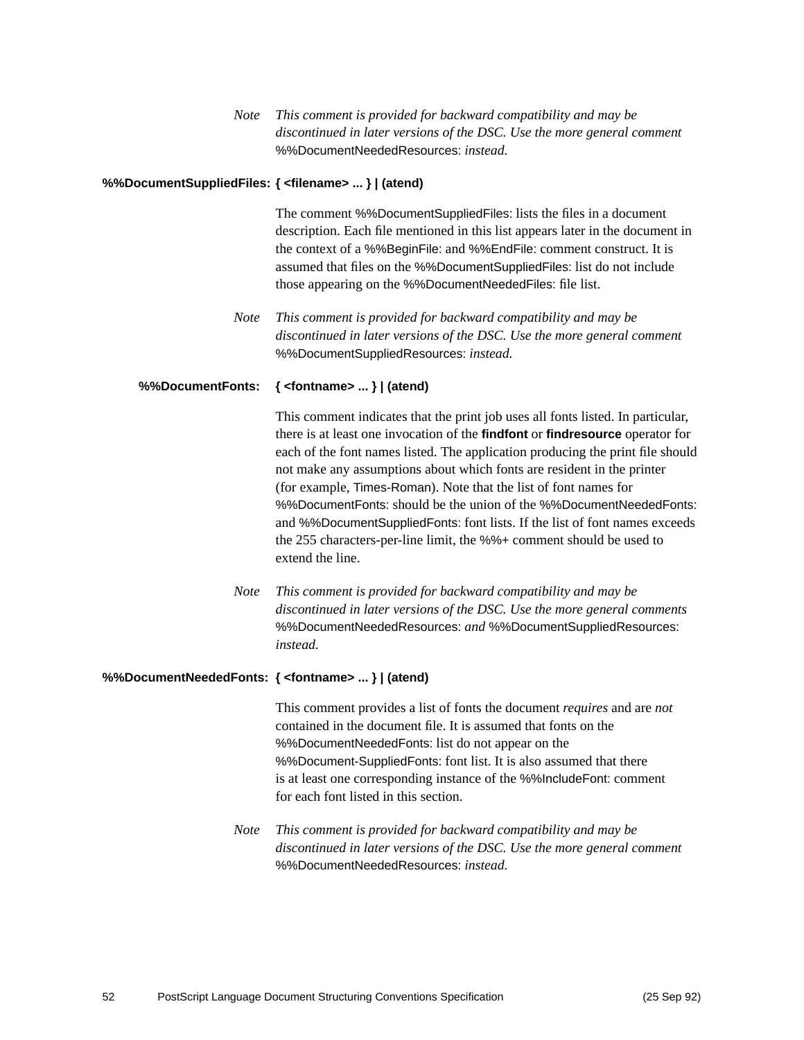*Note* *This comment is provided for backward compatibility and may be discontinued in later versions of the DSC. Use the more general comment* %%DocumentNeededResources: *instead.*

**%%DocumentSuppliedFiles: { <filename> ... } | (atend)**

The comment %%DocumentSuppliedFiles: lists the files in a document description. Each file mentioned in this list appears later in the document in the context of a %%BeginFile: and %%EndFile: comment construct. It is assumed that files on the %%DocumentSuppliedFiles: list do not include those appearing on the %%DocumentNeededFiles: file list.

*Note* *This comment is provided for backward compatibility and may be discontinued in later versions of the DSC. Use the more general comment* %%DocumentSuppliedResources: *instead.*

**%%DocumentFonts: { <fontname> ... } | (atend)**

This comment indicates that the print job uses all fonts listed. In particular, there is at least one invocation of the **findfont** or **findresource** operator for each of the font names listed. The application producing the print file should not make any assumptions about which fonts are resident in the printer (for example, Times-Roman). Note that the list of font names for %%DocumentFonts: should be the union of the %%DocumentNeededFonts: and %%DocumentSuppliedFonts: font lists. If the list of font names exceeds the 255 characters-per-line limit, the %%+ comment should be used to extend the line.

*Note* *This comment is provided for backward compatibility and may be discontinued in later versions of the DSC. Use the more general comments* %%DocumentNeededResources: *and* %%DocumentSuppliedResources: *instead.*

**%%DocumentNeededFonts: { <fontname> ... } | (atend)**

This comment provides a list of fonts the document *requires* and are *not* contained in the document file. It is assumed that fonts on the %%DocumentNeededFonts: list do not appear on the %%Document-SuppliedFonts: font list. It is also assumed that there is at least one corresponding instance of the %%IncludeFont: comment for each font listed in this section.

*Note* *This comment is provided for backward compatibility and may be discontinued in later versions of the DSC. Use the more general comment* %%DocumentNeededResources: *instead.*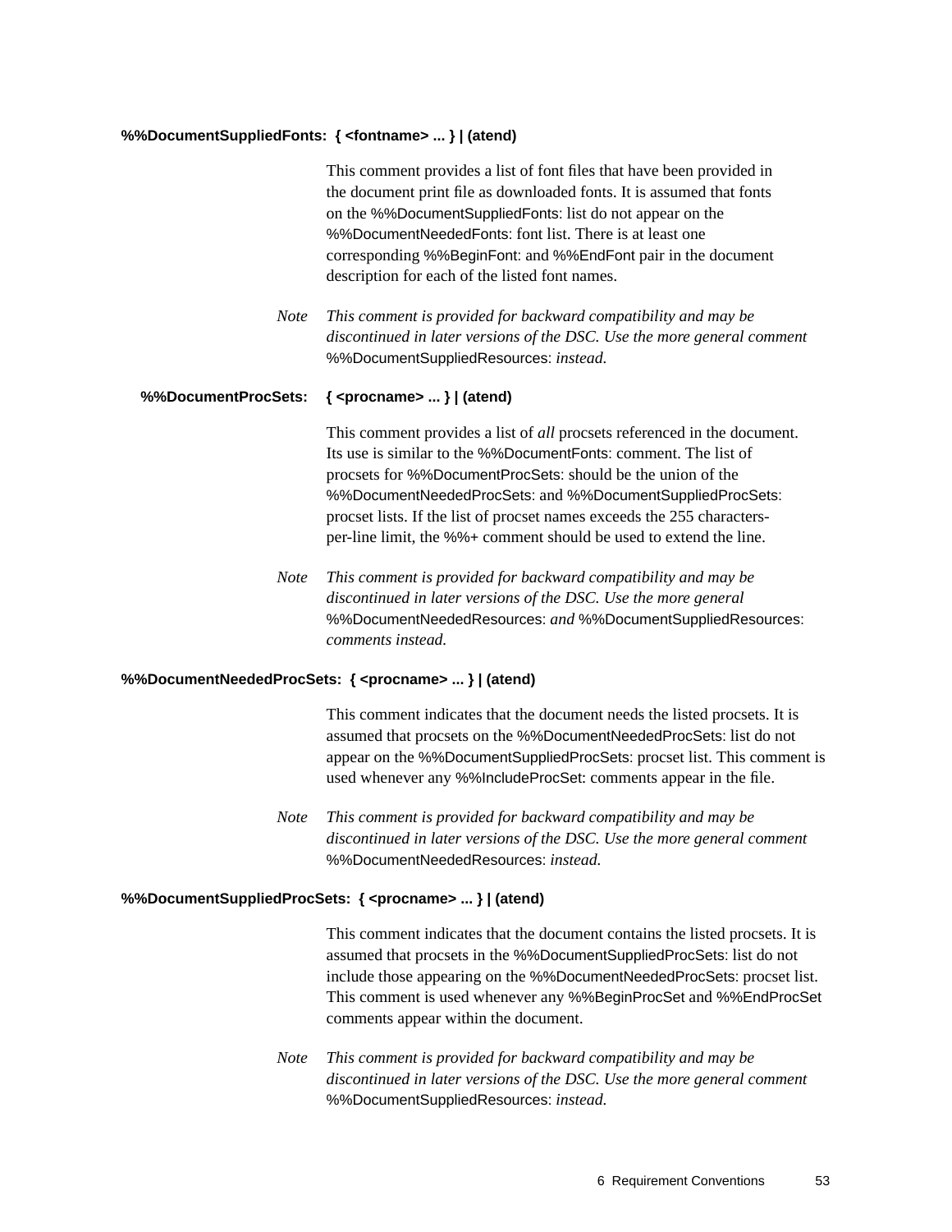**%%DocumentSuppliedFonts: { <fontname> ... } | (atend)**

This comment provides a list of font files that have been provided in the document print file as downloaded fonts. It is assumed that fonts on the %%DocumentSuppliedFonts: list do not appear on the %%DocumentNeededFonts: font list. There is at least one corresponding %%BeginFont: and %%EndFont pair in the document description for each of the listed font names.

*Note* *This comment is provided for backward compatibility and may be discontinued in later versions of the DSC. Use the more general comment* %%DocumentSuppliedResources: *instead.*

**%%DocumentProcSets: { <procname> ... } | (atend)**

This comment provides a list of *all* procsets referenced in the document. Its use is similar to the %%DocumentFonts: comment. The list of procsets for %%DocumentProcSets: should be the union of the %%DocumentNeededProcSets: and %%DocumentSuppliedProcSets: procset lists. If the list of procset names exceeds the 255 characters-per-line limit, the %%+ comment should be used to extend the line.

*Note* *This comment is provided for backward compatibility and may be discontinued in later versions of the DSC. Use the more general* %%DocumentNeededResources: *and* %%DocumentSuppliedResources: *comments instead.*

**%%DocumentNeededProcSets: { <procname> ... } | (atend)**

This comment indicates that the document needs the listed procsets. It is assumed that procsets on the %%DocumentNeededProcSets: list do not appear on the %%DocumentSuppliedProcSets: procset list. This comment is used whenever any %%IncludeProcSet: comments appear in the file.

*Note* *This comment is provided for backward compatibility and may be discontinued in later versions of the DSC. Use the more general comment* %%DocumentNeededResources: *instead.*

**%%DocumentSuppliedProcSets: { <procname> ... } | (atend)**

This comment indicates that the document contains the listed procsets. It is assumed that procsets in the %%DocumentSuppliedProcSets: list do not include those appearing on the %%DocumentNeededProcSets: procset list. This comment is used whenever any %%BeginProcSet and %%EndProcSet comments appear within the document.

*Note* *This comment is provided for backward compatibility and may be discontinued in later versions of the DSC. Use the more general comment* %%DocumentSuppliedResources: *instead.*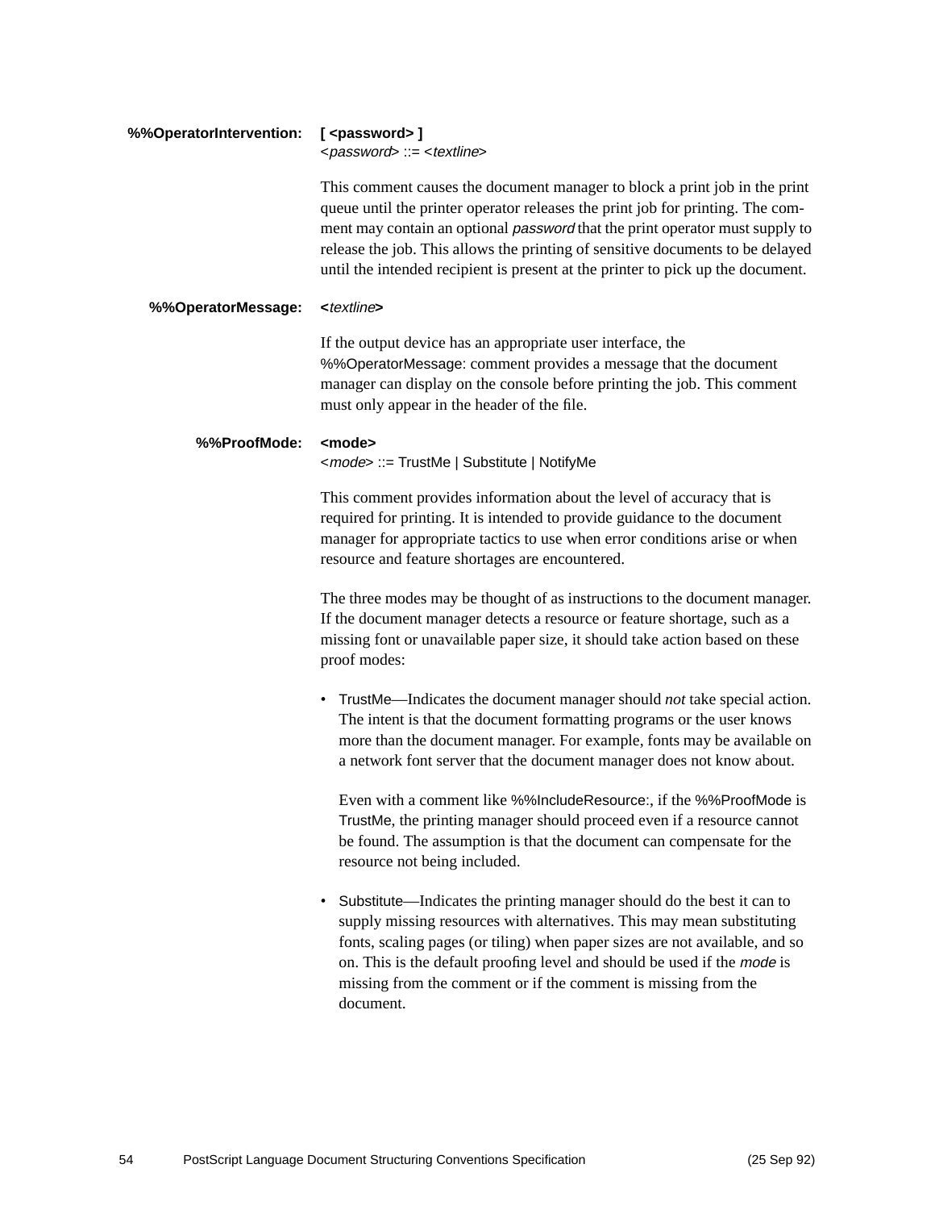**%%OperatorIntervention:** **[ <password> ]**
<*password*> ::= <*textline*>

This comment causes the document manager to block a print job in the print queue until the printer operator releases the print job for printing. The comment may contain an optional *password* that the print operator must supply to release the job. This allows the printing of sensitive documents to be delayed until the intended recipient is present at the printer to pick up the document.

**%%OperatorMessage:** **<***textline***>**

If the output device has an appropriate user interface, the %%OperatorMessage: comment provides a message that the document manager can display on the console before printing the job. This comment must only appear in the header of the file.

**%%ProofMode:** **<mode>**
<*mode*> ::= TrustMe | Substitute | NotifyMe

This comment provides information about the level of accuracy that is required for printing. It is intended to provide guidance to the document manager for appropriate tactics to use when error conditions arise or when resource and feature shortages are encountered.

The three modes may be thought of as instructions to the document manager. If the document manager detects a resource or feature shortage, such as a missing font or unavailable paper size, it should take action based on these proof modes:

- TrustMe—Indicates the document manager should *not* take special action. The intent is that the document formatting programs or the user knows more than the document manager. For example, fonts may be available on a network font server that the document manager does not know about.

  Even with a comment like %%IncludeResource:, if the %%ProofMode is TrustMe, the printing manager should proceed even if a resource cannot be found. The assumption is that the document can compensate for the resource not being included.

- Substitute—Indicates the printing manager should do the best it can to supply missing resources with alternatives. This may mean substituting fonts, scaling pages (or tiling) when paper sizes are not available, and so on. This is the default proofing level and should be used if the *mode* is missing from the comment or if the comment is missing from the document.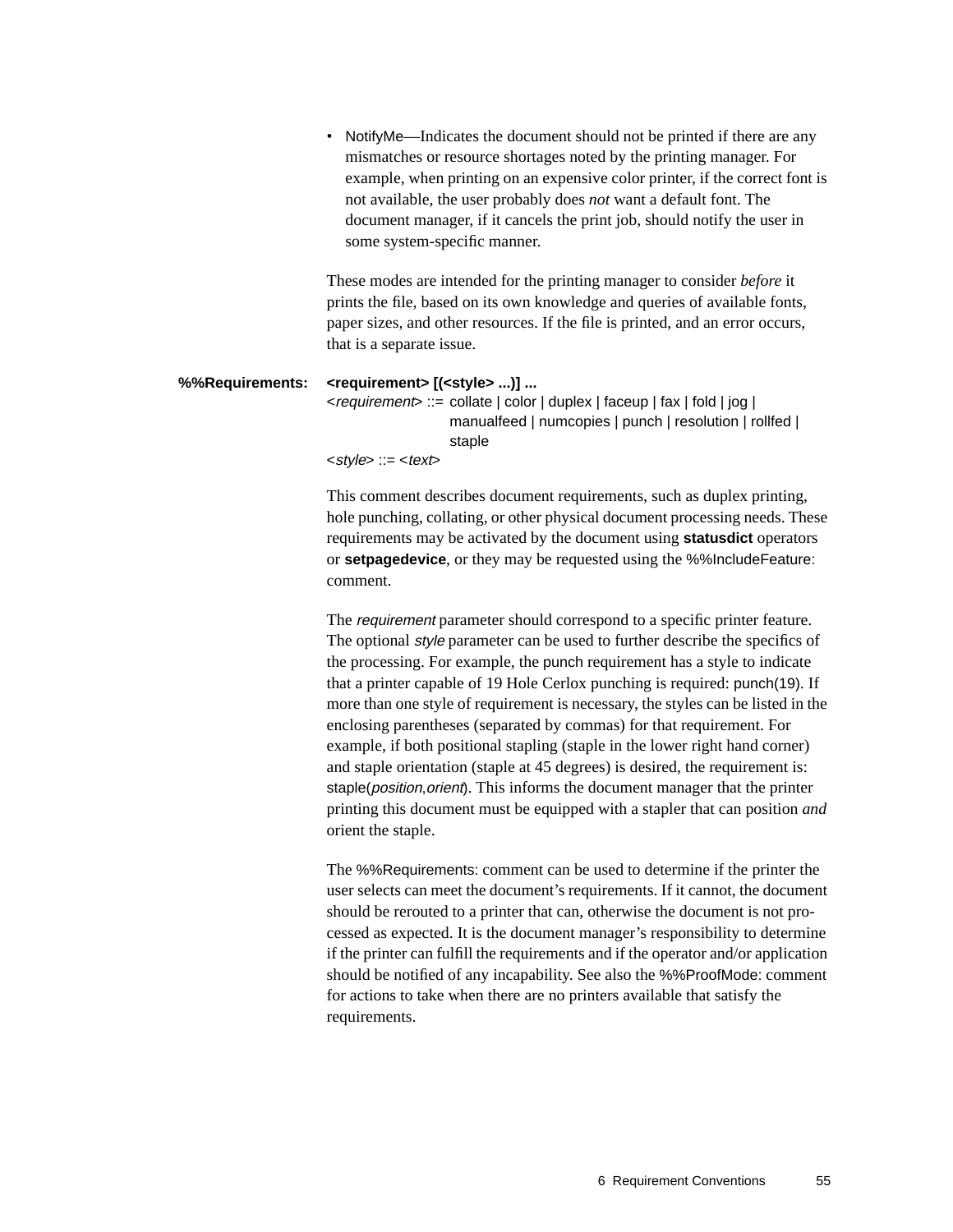- NotifyMe—Indicates the document should not be printed if there are any mismatches or resource shortages noted by the printing manager. For example, when printing on an expensive color printer, if the correct font is not available, the user probably does *not* want a default font. The document manager, if it cancels the print job, should notify the user in some system-specific manner.

These modes are intended for the printing manager to consider *before* it prints the file, based on its own knowledge and queries of available fonts, paper sizes, and other resources. If the file is printed, and an error occurs, that is a separate issue.

**%%Requirements:** **<requirement> [(<style> ...)] ...**

<*requirement*> ::= collate | color | duplex | faceup | fax | fold | jog | manualfeed | numcopies | punch | resolution | rollfed | staple

<*style*> ::= <*text*>

This comment describes document requirements, such as duplex printing, hole punching, collating, or other physical document processing needs. These requirements may be activated by the document using **statusdict** operators or **setpagedevice**, or they may be requested using the %%IncludeFeature: comment.

The *requirement* parameter should correspond to a specific printer feature. The optional *style* parameter can be used to further describe the specifics of the processing. For example, the punch requirement has a style to indicate that a printer capable of 19 Hole Cerlox punching is required: punch(19). If more than one style of requirement is necessary, the styles can be listed in the enclosing parentheses (separated by commas) for that requirement. For example, if both positional stapling (staple in the lower right hand corner) and staple orientation (staple at 45 degrees) is desired, the requirement is: staple(*position*,*orient*). This informs the document manager that the printer printing this document must be equipped with a stapler that can position *and* orient the staple.

The %%Requirements: comment can be used to determine if the printer the user selects can meet the document's requirements. If it cannot, the document should be rerouted to a printer that can, otherwise the document is not processed as expected. It is the document manager's responsibility to determine if the printer can fulfill the requirements and if the operator and/or application should be notified of any incapability. See also the %%ProofMode: comment for actions to take when there are no printers available that satisfy the requirements.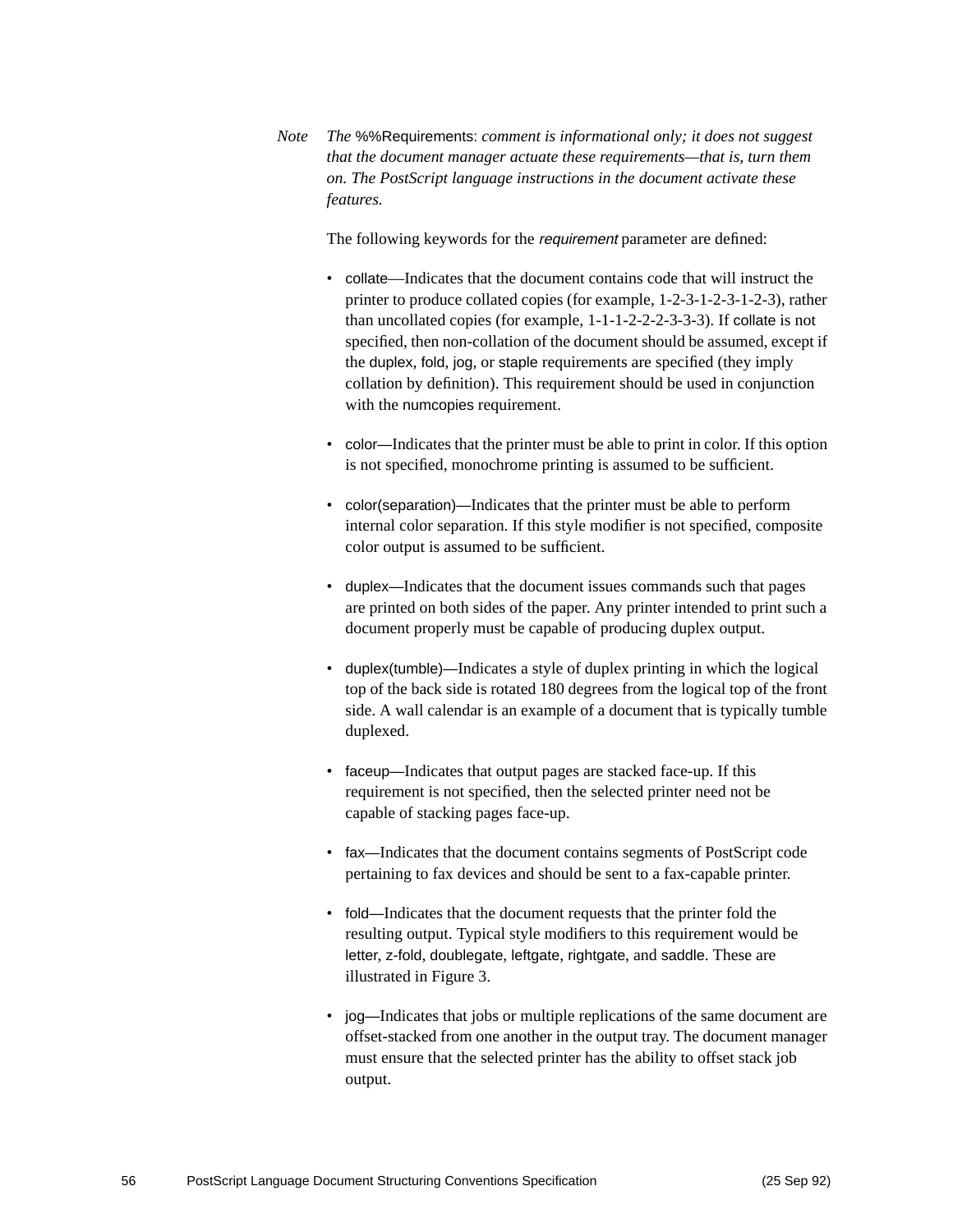*Note* *The* %%Requirements: *comment is informational only; it does not suggest that the document manager actuate these requirements—that is, turn them on. The PostScript language instructions in the document activate these features.*

The following keywords for the *requirement* parameter are defined:

- collate—Indicates that the document contains code that will instruct the printer to produce collated copies (for example, 1-2-3-1-2-3-1-2-3), rather than uncollated copies (for example, 1-1-1-2-2-2-3-3-3). If collate is not specified, then non-collation of the document should be assumed, except if the duplex, fold, jog, or staple requirements are specified (they imply collation by definition). This requirement should be used in conjunction with the numcopies requirement.

- color—Indicates that the printer must be able to print in color. If this option is not specified, monochrome printing is assumed to be sufficient.

- color(separation)—Indicates that the printer must be able to perform internal color separation. If this style modifier is not specified, composite color output is assumed to be sufficient.

- duplex—Indicates that the document issues commands such that pages are printed on both sides of the paper. Any printer intended to print such a document properly must be capable of producing duplex output.

- duplex(tumble)—Indicates a style of duplex printing in which the logical top of the back side is rotated 180 degrees from the logical top of the front side. A wall calendar is an example of a document that is typically tumble duplexed.

- faceup—Indicates that output pages are stacked face-up. If this requirement is not specified, then the selected printer need not be capable of stacking pages face-up.

- fax—Indicates that the document contains segments of PostScript code pertaining to fax devices and should be sent to a fax-capable printer.

- fold—Indicates that the document requests that the printer fold the resulting output. Typical style modifiers to this requirement would be letter, z-fold, doublegate, leftgate, rightgate, and saddle. These are illustrated in Figure 3.

- jog—Indicates that jobs or multiple replications of the same document are offset-stacked from one another in the output tray. The document manager must ensure that the selected printer has the ability to offset stack job output.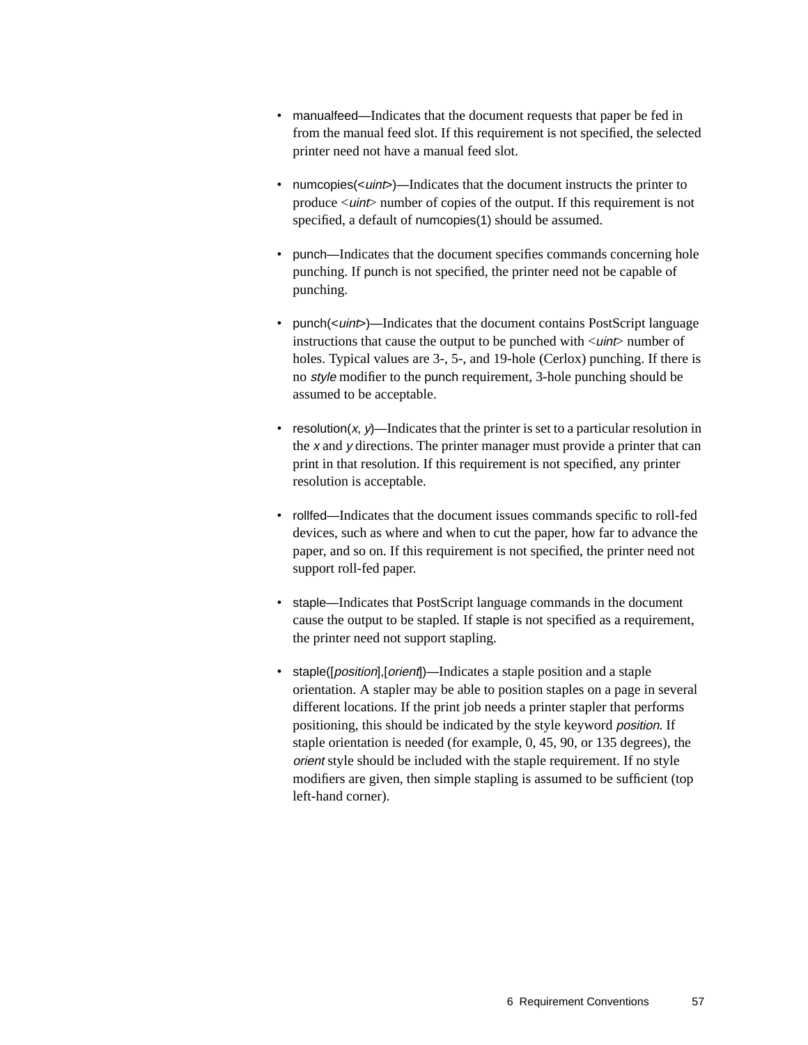- manualfeed—Indicates that the document requests that paper be fed in from the manual feed slot. If this requirement is not specified, the selected printer need not have a manual feed slot.

- numcopies(<*uint*>)—Indicates that the document instructs the printer to produce <*uint*> number of copies of the output. If this requirement is not specified, a default of numcopies(1) should be assumed.

- punch—Indicates that the document specifies commands concerning hole punching. If punch is not specified, the printer need not be capable of punching.

- punch(<*uint*>)—Indicates that the document contains PostScript language instructions that cause the output to be punched with <*uint*> number of holes. Typical values are 3-, 5-, and 19-hole (Cerlox) punching. If there is no *style* modifier to the punch requirement, 3-hole punching should be assumed to be acceptable.

- resolution(*x*, *y*)—Indicates that the printer is set to a particular resolution in the *x* and *y* directions. The printer manager must provide a printer that can print in that resolution. If this requirement is not specified, any printer resolution is acceptable.

- rollfed—Indicates that the document issues commands specific to roll-fed devices, such as where and when to cut the paper, how far to advance the paper, and so on. If this requirement is not specified, the printer need not support roll-fed paper.

- staple—Indicates that PostScript language commands in the document cause the output to be stapled. If staple is not specified as a requirement, the printer need not support stapling.

- staple([*position*],[*orient*])—Indicates a staple position and a staple orientation. A stapler may be able to position staples on a page in several different locations. If the print job needs a printer stapler that performs positioning, this should be indicated by the style keyword *position*. If staple orientation is needed (for example, 0, 45, 90, or 135 degrees), the *orient* style should be included with the staple requirement. If no style modifiers are given, then simple stapling is assumed to be sufficient (top left-hand corner).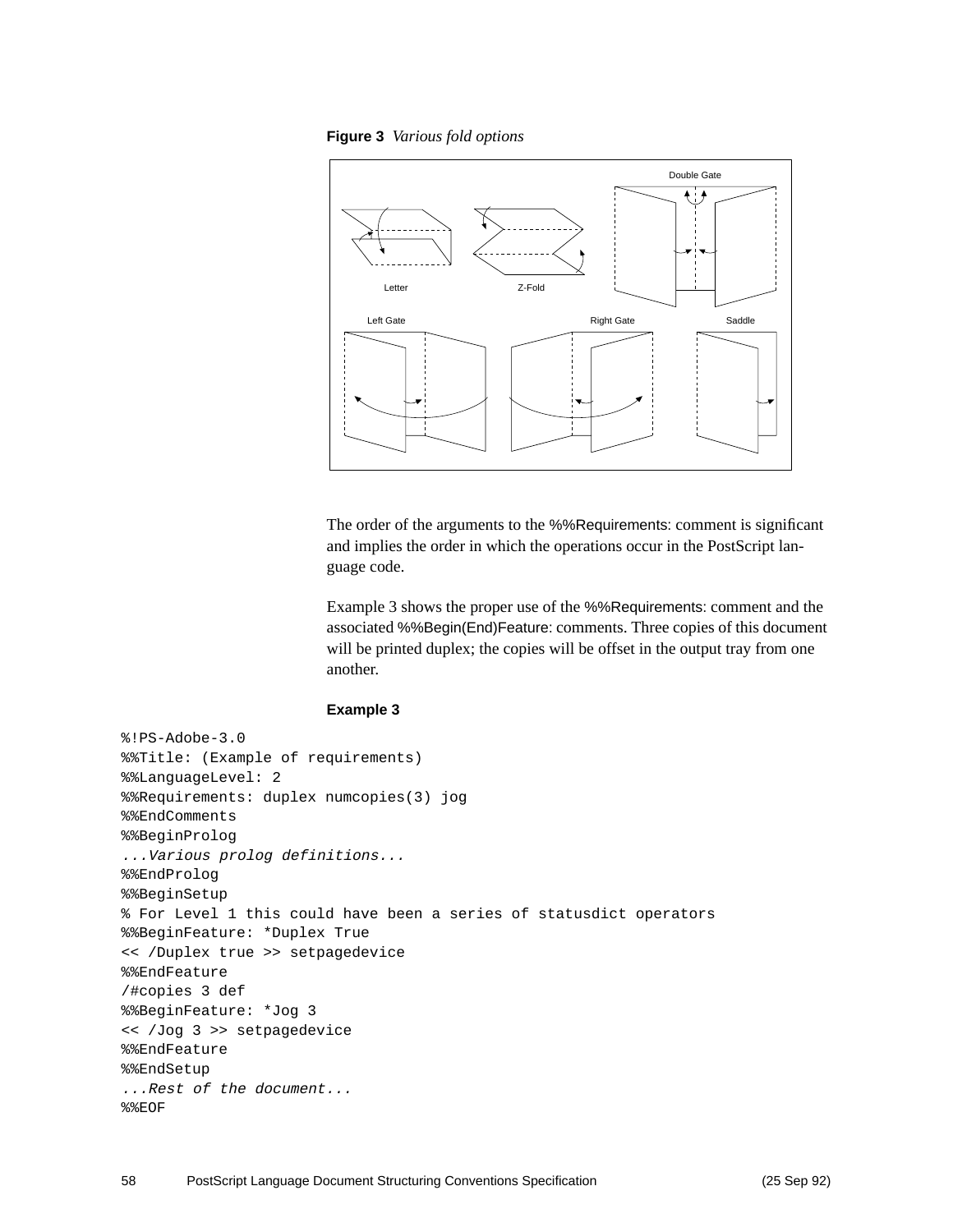**Figure 3** *Various fold options*

The order of the arguments to the %%Requirements: comment is significant and implies the order in which the operations occur in the PostScript language code.

Example 3 shows the proper use of the %%Requirements: comment and the associated %%Begin(End)Feature: comments. Three copies of this document will be printed duplex; the copies will be offset in the output tray from one another.

**Example 3**

```
%!PS-Adobe-3.0
%%Title: (Example of requirements)
%%LanguageLevel: 2
%%Requirements: duplex numcopies(3) jog
%%EndComments
%%BeginProlog
...Various prolog definitions...
%%EndProlog
%%BeginSetup
% For Level 1 this could have been a series of statusdict operators
%%BeginFeature: *Duplex True
<< /Duplex true >> setpagedevice
%%EndFeature
/#copies 3 def
%%BeginFeature: *Jog 3
<< /Jog 3 >> setpagedevice
%%EndFeature
%%EndSetup
...Rest of the document...
%%EOF
```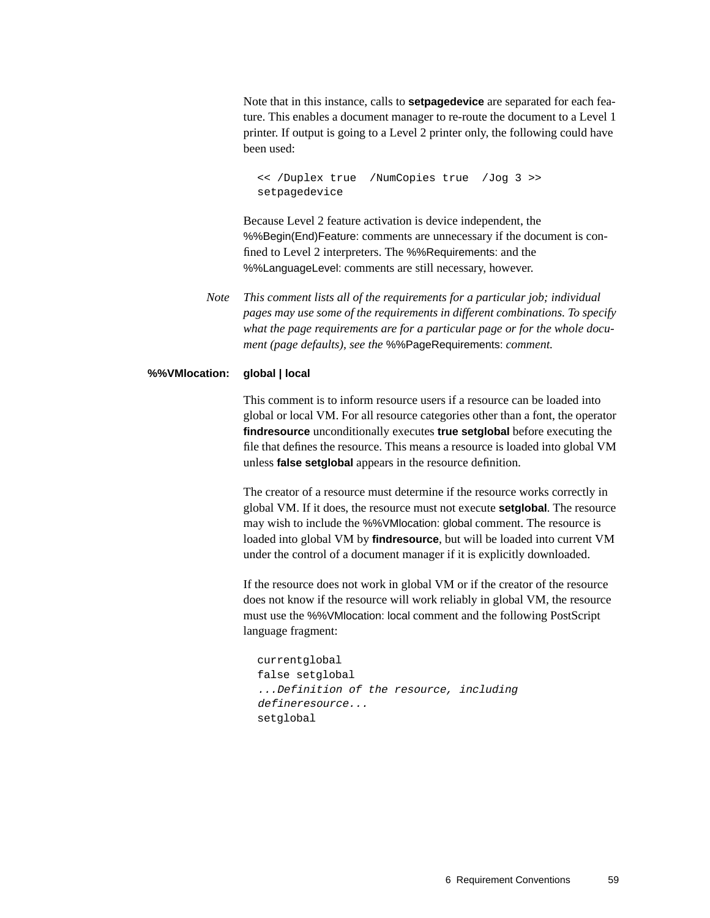Note that in this instance, calls to **setpagedevice** are separated for each feature. This enables a document manager to re-route the document to a Level 1 printer. If output is going to a Level 2 printer only, the following could have been used:

```
<< /Duplex true  /NumCopies true  /Jog 3 >>
setpagedevice
```

Because Level 2 feature activation is device independent, the %%Begin(End)Feature: comments are unnecessary if the document is confined to Level 2 interpreters. The %%Requirements: and the %%LanguageLevel: comments are still necessary, however.

*Note* *This comment lists all of the requirements for a particular job; individual pages may use some of the requirements in different combinations. To specify what the page requirements are for a particular page or for the whole document (page defaults), see the* %%PageRequirements: *comment.*

**%%VMlocation: global | local**

This comment is to inform resource users if a resource can be loaded into global or local VM. For all resource categories other than a font, the operator **findresource** unconditionally executes **true setglobal** before executing the file that defines the resource. This means a resource is loaded into global VM unless **false setglobal** appears in the resource definition.

The creator of a resource must determine if the resource works correctly in global VM. If it does, the resource must not execute **setglobal**. The resource may wish to include the %%VMlocation: global comment. The resource is loaded into global VM by **findresource**, but will be loaded into current VM under the control of a document manager if it is explicitly downloaded.

If the resource does not work in global VM or if the creator of the resource does not know if the resource will work reliably in global VM, the resource must use the %%VMlocation: local comment and the following PostScript language fragment:

```
currentglobal
false setglobal
...Definition of the resource, including
defineresource...
setglobal
```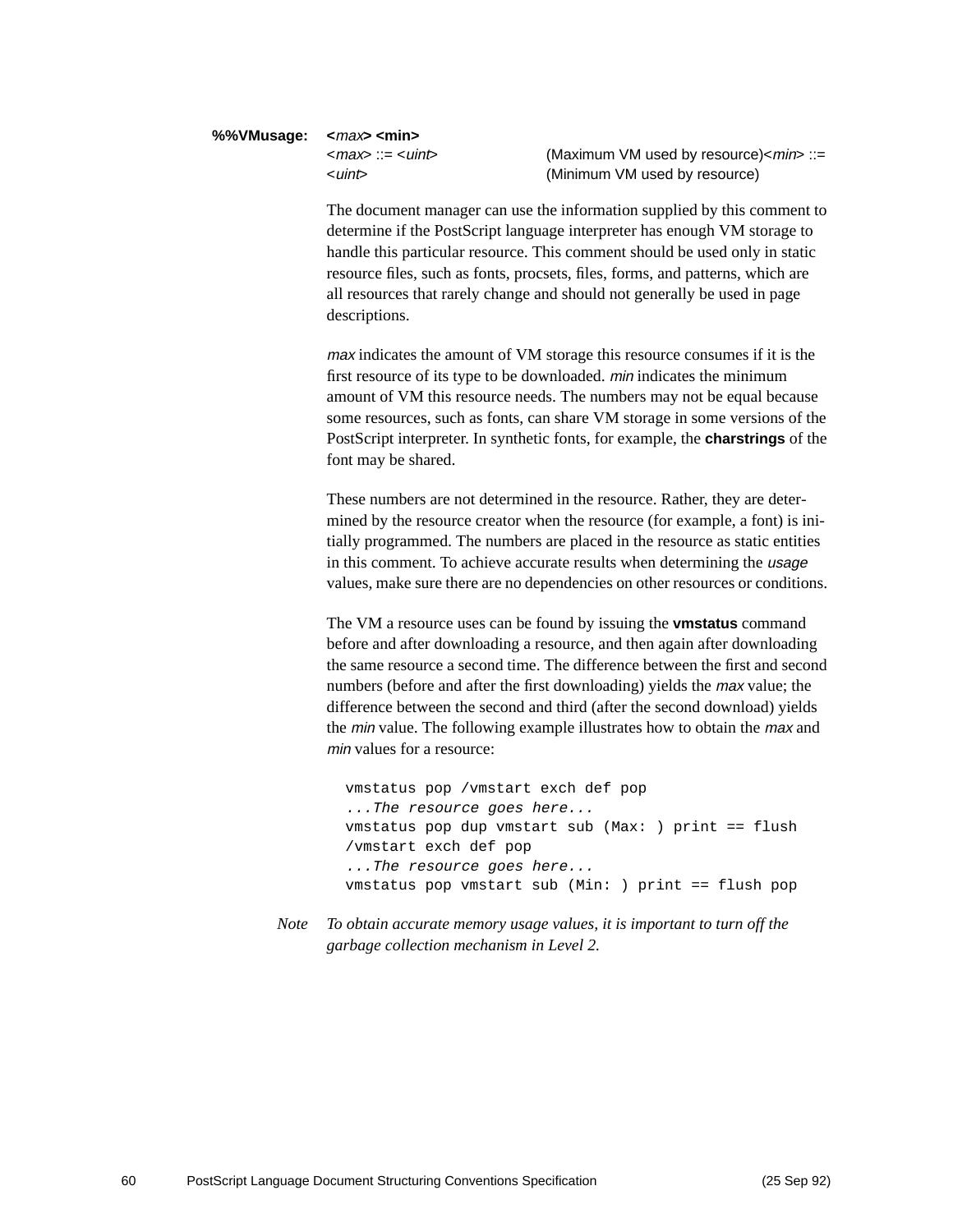**%%VMusage:** **<*max*> <min>**

<*max*> ::= <*uint*> (Maximum VM used by resource)<*min*> ::=
<*uint*> (Minimum VM used by resource)

The document manager can use the information supplied by this comment to determine if the PostScript language interpreter has enough VM storage to handle this particular resource. This comment should be used only in static resource files, such as fonts, procsets, files, forms, and patterns, which are all resources that rarely change and should not generally be used in page descriptions.

*max* indicates the amount of VM storage this resource consumes if it is the first resource of its type to be downloaded. *min* indicates the minimum amount of VM this resource needs. The numbers may not be equal because some resources, such as fonts, can share VM storage in some versions of the PostScript interpreter. In synthetic fonts, for example, the **charstrings** of the font may be shared.

These numbers are not determined in the resource. Rather, they are determined by the resource creator when the resource (for example, a font) is initially programmed. The numbers are placed in the resource as static entities in this comment. To achieve accurate results when determining the *usage* values, make sure there are no dependencies on other resources or conditions.

The VM a resource uses can be found by issuing the **vmstatus** command before and after downloading a resource, and then again after downloading the same resource a second time. The difference between the first and second numbers (before and after the first downloading) yields the *max* value; the difference between the second and third (after the second download) yields the *min* value. The following example illustrates how to obtain the *max* and *min* values for a resource:

```
vmstatus pop /vmstart exch def pop
...The resource goes here...
vmstatus pop dup vmstart sub (Max: ) print == flush
/vmstart exch def pop
...The resource goes here...
vmstatus pop vmstart sub (Min: ) print == flush pop
```

*Note* *To obtain accurate memory usage values, it is important to turn off the garbage collection mechanism in Level 2.*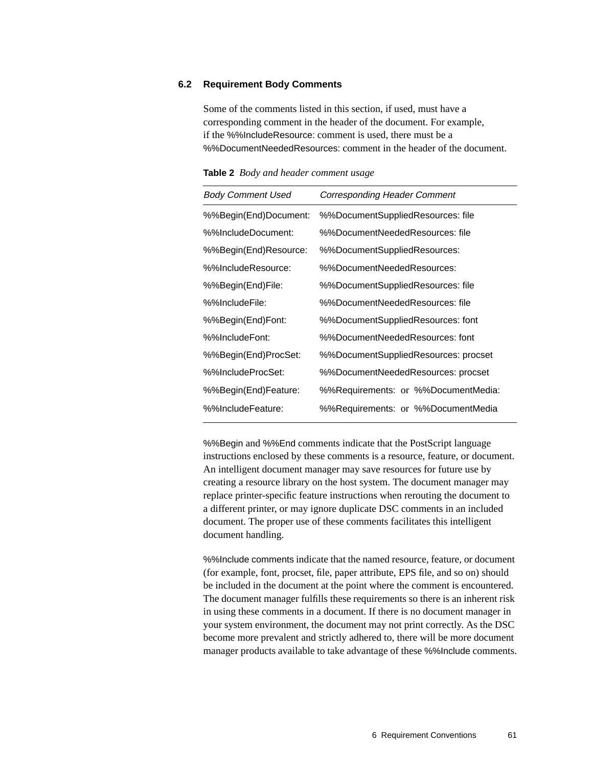## 6.2 Requirement Body Comments

Some of the comments listed in this section, if used, must have a corresponding comment in the header of the document. For example, if the %%IncludeResource: comment is used, there must be a %%DocumentNeededResources: comment in the header of the document.

**Table 2** *Body and header comment usage*

| *Body Comment Used* | *Corresponding Header Comment* |
|---|---|
| %%Begin(End)Document: | %%DocumentSuppliedResources: file |
| %%IncludeDocument: | %%DocumentNeededResources: file |
| %%Begin(End)Resource: | %%DocumentSuppliedResources: |
| %%IncludeResource: | %%DocumentNeededResources: |
| %%Begin(End)File: | %%DocumentSuppliedResources: file |
| %%IncludeFile: | %%DocumentNeededResources: file |
| %%Begin(End)Font: | %%DocumentSuppliedResources: font |
| %%IncludeFont: | %%DocumentNeededResources: font |
| %%Begin(End)ProcSet: | %%DocumentSuppliedResources: procset |
| %%IncludeProcSet: | %%DocumentNeededResources: procset |
| %%Begin(End)Feature: | %%Requirements: or %%DocumentMedia: |
| %%IncludeFeature: | %%Requirements: or %%DocumentMedia |

%%Begin and %%End comments indicate that the PostScript language instructions enclosed by these comments is a resource, feature, or document. An intelligent document manager may save resources for future use by creating a resource library on the host system. The document manager may replace printer-specific feature instructions when rerouting the document to a different printer, or may ignore duplicate DSC comments in an included document. The proper use of these comments facilitates this intelligent document handling.

%%Include comments indicate that the named resource, feature, or document (for example, font, procset, file, paper attribute, EPS file, and so on) should be included in the document at the point where the comment is encountered. The document manager fulfills these requirements so there is an inherent risk in using these comments in a document. If there is no document manager in your system environment, the document may not print correctly. As the DSC become more prevalent and strictly adhered to, there will be more document manager products available to take advantage of these %%Include comments.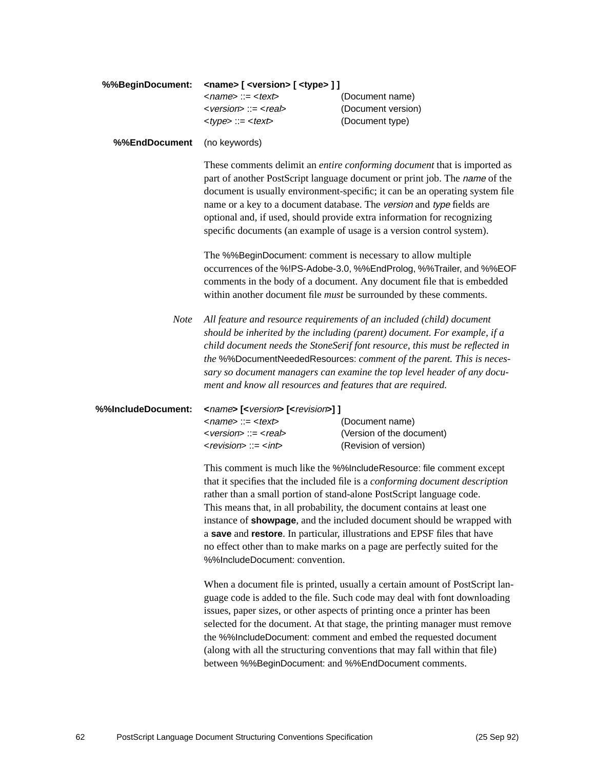**%%BeginDocument:** **<name> [ <version> [ <type> ] ]**

| | |
|---|---|
| <*name*> ::= <*text*> | (Document name) |
| <*version*> ::= <*real*> | (Document version) |
| <*type*> ::= <*text*> | (Document type) |

**%%EndDocument** (no keywords)

These comments delimit an *entire conforming document* that is imported as part of another PostScript language document or print job. The *name* of the document is usually environment-specific; it can be an operating system file name or a key to a document database. The *version* and *type* fields are optional and, if used, should provide extra information for recognizing specific documents (an example of usage is a version control system).

The %%BeginDocument: comment is necessary to allow multiple occurrences of the %!PS-Adobe-3.0, %%EndProlog, %%Trailer, and %%EOF comments in the body of a document. Any document file that is embedded within another document file *must* be surrounded by these comments.

*Note* *All feature and resource requirements of an included (child) document should be inherited by the including (parent) document. For example, if a child document needs the StoneSerif font resource, this must be reflected in the* %%DocumentNeededResources: *comment of the parent. This is necessary so document managers can examine the top level header of any document and know all resources and features that are required.*

**%%IncludeDocument:** **<*name*> [<*version*> [<*revision*>] ]**

| | |
|---|---|
| <*name*> ::= <*text*> | (Document name) |
| <*version*> ::= <*real*> | (Version of the document) |
| <*revision*> ::= <*int*> | (Revision of version) |

This comment is much like the %%IncludeResource: file comment except that it specifies that the included file is a *conforming document description* rather than a small portion of stand-alone PostScript language code. This means that, in all probability, the document contains at least one instance of **showpage**, and the included document should be wrapped with a **save** and **restore**. In particular, illustrations and EPSF files that have no effect other than to make marks on a page are perfectly suited for the %%IncludeDocument: convention.

When a document file is printed, usually a certain amount of PostScript language code is added to the file. Such code may deal with font downloading issues, paper sizes, or other aspects of printing once a printer has been selected for the document. At that stage, the printing manager must remove the %%IncludeDocument: comment and embed the requested document (along with all the structuring conventions that may fall within that file) between %%BeginDocument: and %%EndDocument comments.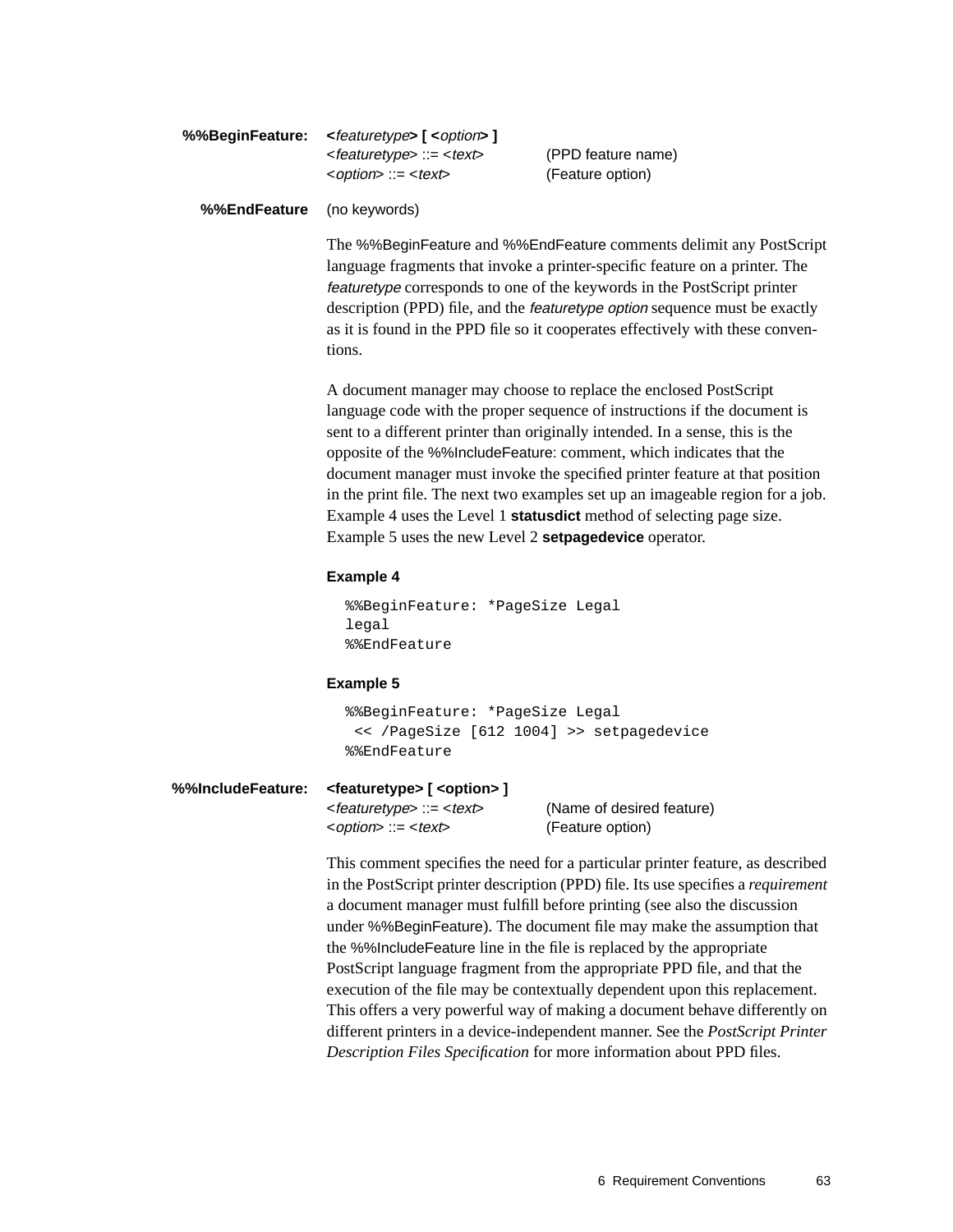**%%BeginFeature:** **<*featuretype*> [ <*option*> ]**

<*featuretype*> ::= <*text*> (PPD feature name)
<*option*> ::= <*text*> (Feature option)

**%%EndFeature** (no keywords)

The %%BeginFeature and %%EndFeature comments delimit any PostScript language fragments that invoke a printer-specific feature on a printer. The *featuretype* corresponds to one of the keywords in the PostScript printer description (PPD) file, and the *featuretype option* sequence must be exactly as it is found in the PPD file so it cooperates effectively with these conventions.

A document manager may choose to replace the enclosed PostScript language code with the proper sequence of instructions if the document is sent to a different printer than originally intended. In a sense, this is the opposite of the %%IncludeFeature: comment, which indicates that the document manager must invoke the specified printer feature at that position in the print file. The next two examples set up an imageable region for a job. Example 4 uses the Level 1 **statusdict** method of selecting page size. Example 5 uses the new Level 2 **setpagedevice** operator.

**Example 4**

```
%%BeginFeature: *PageSize Legal
legal
%%EndFeature
```

**Example 5**

```
%%BeginFeature: *PageSize Legal
 << /PageSize [612 1004] >> setpagedevice
%%EndFeature
```

**%%IncludeFeature:** **<featuretype> [ <option> ]**

<*featuretype*> ::= <*text*> (Name of desired feature)
<*option*> ::= <*text*> (Feature option)

This comment specifies the need for a particular printer feature, as described in the PostScript printer description (PPD) file. Its use specifies a *requirement* a document manager must fulfill before printing (see also the discussion under %%BeginFeature). The document file may make the assumption that the %%IncludeFeature line in the file is replaced by the appropriate PostScript language fragment from the appropriate PPD file, and that the execution of the file may be contextually dependent upon this replacement. This offers a very powerful way of making a document behave differently on different printers in a device-independent manner. See the *PostScript Printer Description Files Specification* for more information about PPD files.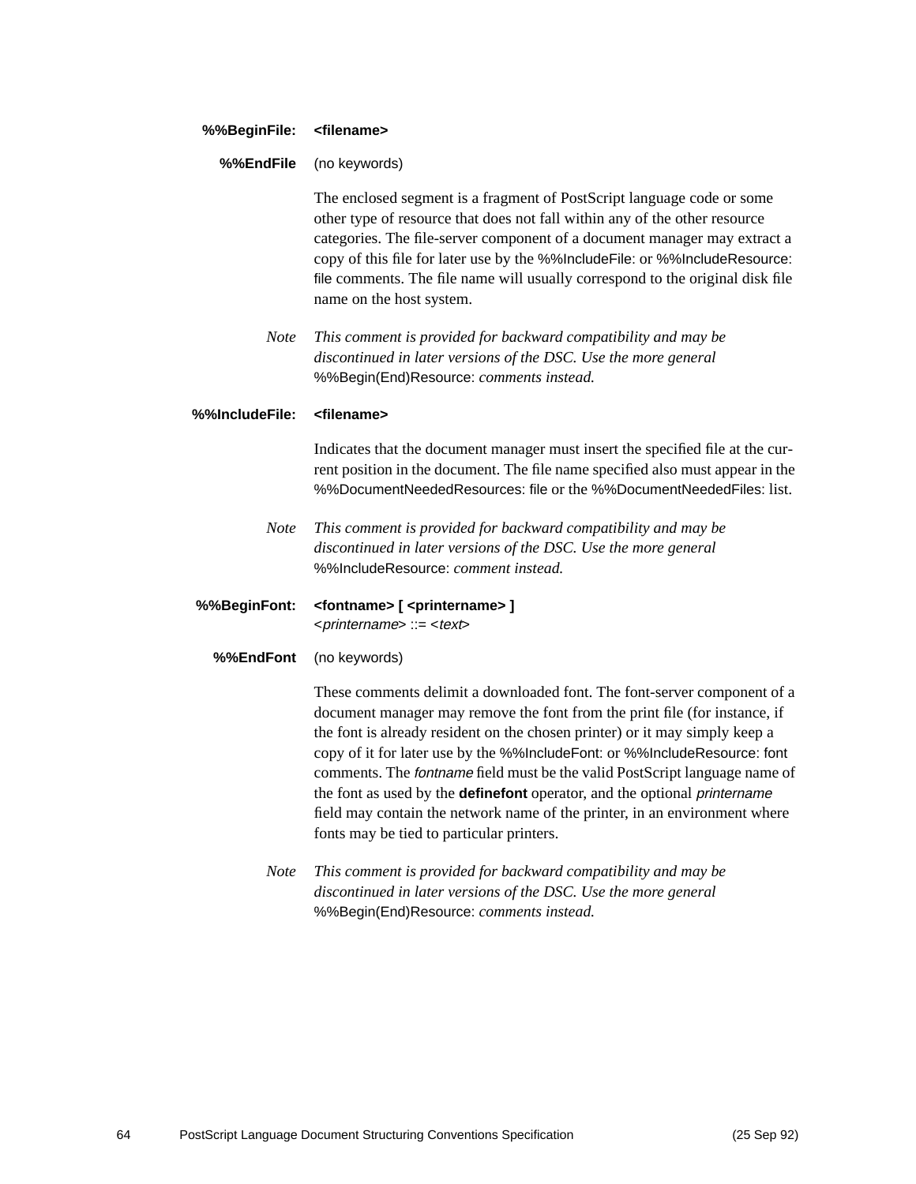**%%BeginFile: <filename>**

**%%EndFile** (no keywords)

The enclosed segment is a fragment of PostScript language code or some other type of resource that does not fall within any of the other resource categories. The file-server component of a document manager may extract a copy of this file for later use by the %%IncludeFile: or %%IncludeResource: file comments. The file name will usually correspond to the original disk file name on the host system.

*Note* *This comment is provided for backward compatibility and may be discontinued in later versions of the DSC. Use the more general* %%Begin(End)Resource: *comments instead.*

**%%IncludeFile: <filename>**

Indicates that the document manager must insert the specified file at the current position in the document. The file name specified also must appear in the %%DocumentNeededResources: file or the %%DocumentNeededFiles: list.

*Note* *This comment is provided for backward compatibility and may be discontinued in later versions of the DSC. Use the more general* %%IncludeResource: *comment instead.*

**%%BeginFont: <fontname> [ <printername> ]**
<*printername*> ::= <*text*>

**%%EndFont** (no keywords)

These comments delimit a downloaded font. The font-server component of a document manager may remove the font from the print file (for instance, if the font is already resident on the chosen printer) or it may simply keep a copy of it for later use by the %%IncludeFont: or %%IncludeResource: font comments. The *fontname* field must be the valid PostScript language name of the font as used by the **definefont** operator, and the optional *printername* field may contain the network name of the printer, in an environment where fonts may be tied to particular printers.

*Note* *This comment is provided for backward compatibility and may be discontinued in later versions of the DSC. Use the more general* %%Begin(End)Resource: *comments instead.*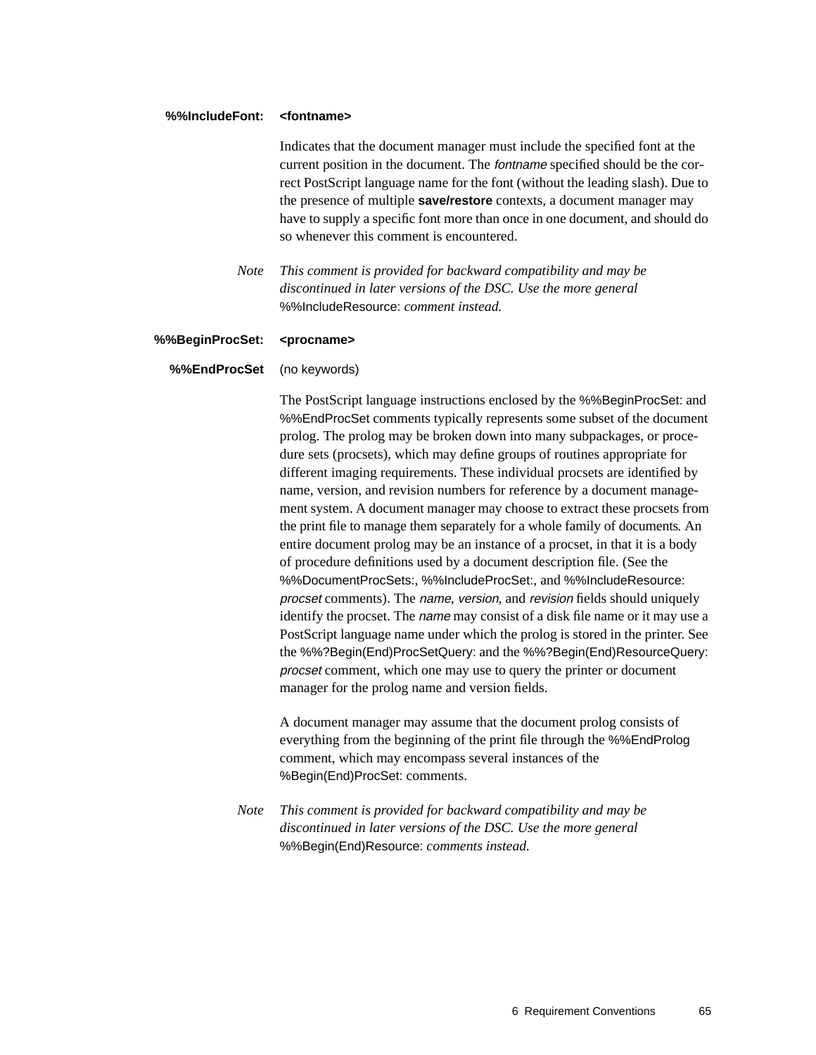**%%IncludeFont: <fontname>**

Indicates that the document manager must include the specified font at the current position in the document. The *fontname* specified should be the correct PostScript language name for the font (without the leading slash). Due to the presence of multiple **save/restore** contexts, a document manager may have to supply a specific font more than once in one document, and should do so whenever this comment is encountered.

*Note* *This comment is provided for backward compatibility and may be discontinued in later versions of the DSC. Use the more general* %%IncludeResource: *comment instead.*

**%%BeginProcSet: <procname>**

**%%EndProcSet** (no keywords)

The PostScript language instructions enclosed by the %%BeginProcSet: and %%EndProcSet comments typically represents some subset of the document prolog. The prolog may be broken down into many subpackages, or procedure sets (procsets), which may define groups of routines appropriate for different imaging requirements. These individual procsets are identified by name, version, and revision numbers for reference by a document management system. A document manager may choose to extract these procsets from the print file to manage them separately for a whole family of documents. An entire document prolog may be an instance of a procset, in that it is a body of procedure definitions used by a document description file. (See the %%DocumentProcSets:, %%IncludeProcSet:, and %%IncludeResource: *procset* comments). The *name*, *version*, and *revision* fields should uniquely identify the procset. The *name* may consist of a disk file name or it may use a PostScript language name under which the prolog is stored in the printer. See the %%?Begin(End)ProcSetQuery: and the %%?Begin(End)ResourceQuery: *procset* comment, which one may use to query the printer or document manager for the prolog name and version fields.

A document manager may assume that the document prolog consists of everything from the beginning of the print file through the %%EndProlog comment, which may encompass several instances of the %Begin(End)ProcSet: comments.

*Note* *This comment is provided for backward compatibility and may be discontinued in later versions of the DSC. Use the more general* %%Begin(End)Resource: *comments instead.*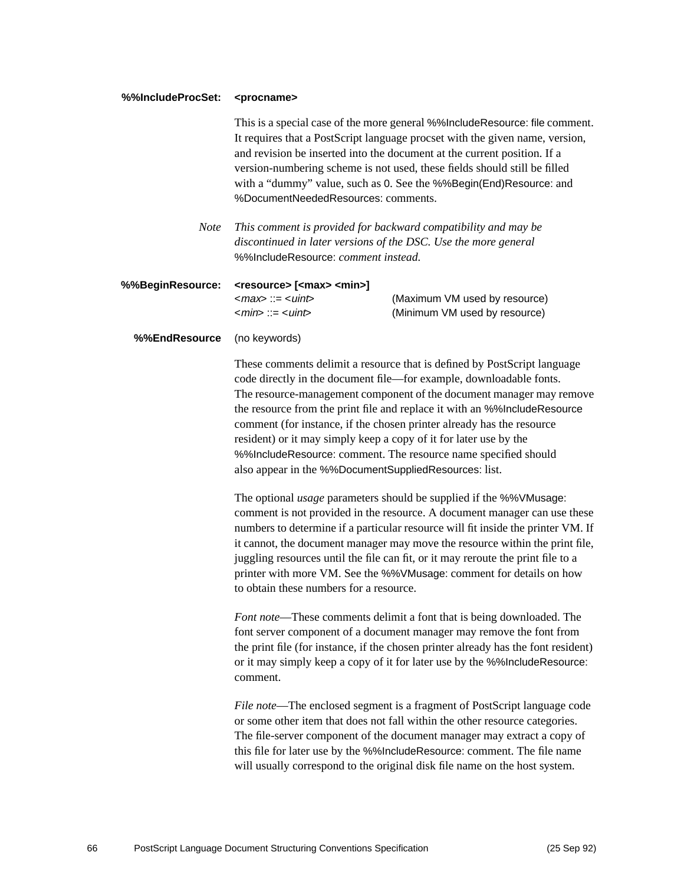**%%IncludeProcSet:** **<procname>**

This is a special case of the more general %%IncludeResource: file comment. It requires that a PostScript language procset with the given name, version, and revision be inserted into the document at the current position. If a version-numbering scheme is not used, these fields should still be filled with a “dummy” value, such as 0. See the %%Begin(End)Resource: and %DocumentNeededResources: comments.

*Note* *This comment is provided for backward compatibility and may be discontinued in later versions of the DSC. Use the more general* %%IncludeResource: *comment instead.*

**%%BeginResource:** **<resource> [<max> <min>]**

| | |
|---|---|
| <*max*> ::= <*uint*> | (Maximum VM used by resource) |
| <*min*> ::= <*uint*> | (Minimum VM used by resource) |

**%%EndResource** (no keywords)

These comments delimit a resource that is defined by PostScript language code directly in the document file—for example, downloadable fonts. The resource-management component of the document manager may remove the resource from the print file and replace it with an %%IncludeResource comment (for instance, if the chosen printer already has the resource resident) or it may simply keep a copy of it for later use by the %%IncludeResource: comment. The resource name specified should also appear in the %%DocumentSuppliedResources: list.

The optional *usage* parameters should be supplied if the %%VMusage: comment is not provided in the resource. A document manager can use these numbers to determine if a particular resource will fit inside the printer VM. If it cannot, the document manager may move the resource within the print file, juggling resources until the file can fit, or it may reroute the print file to a printer with more VM. See the %%VMusage: comment for details on how to obtain these numbers for a resource.

*Font note*—These comments delimit a font that is being downloaded. The font server component of a document manager may remove the font from the print file (for instance, if the chosen printer already has the font resident) or it may simply keep a copy of it for later use by the %%IncludeResource: comment.

*File note*—The enclosed segment is a fragment of PostScript language code or some other item that does not fall within the other resource categories. The file-server component of the document manager may extract a copy of this file for later use by the %%IncludeResource: comment. The file name will usually correspond to the original disk file name on the host system.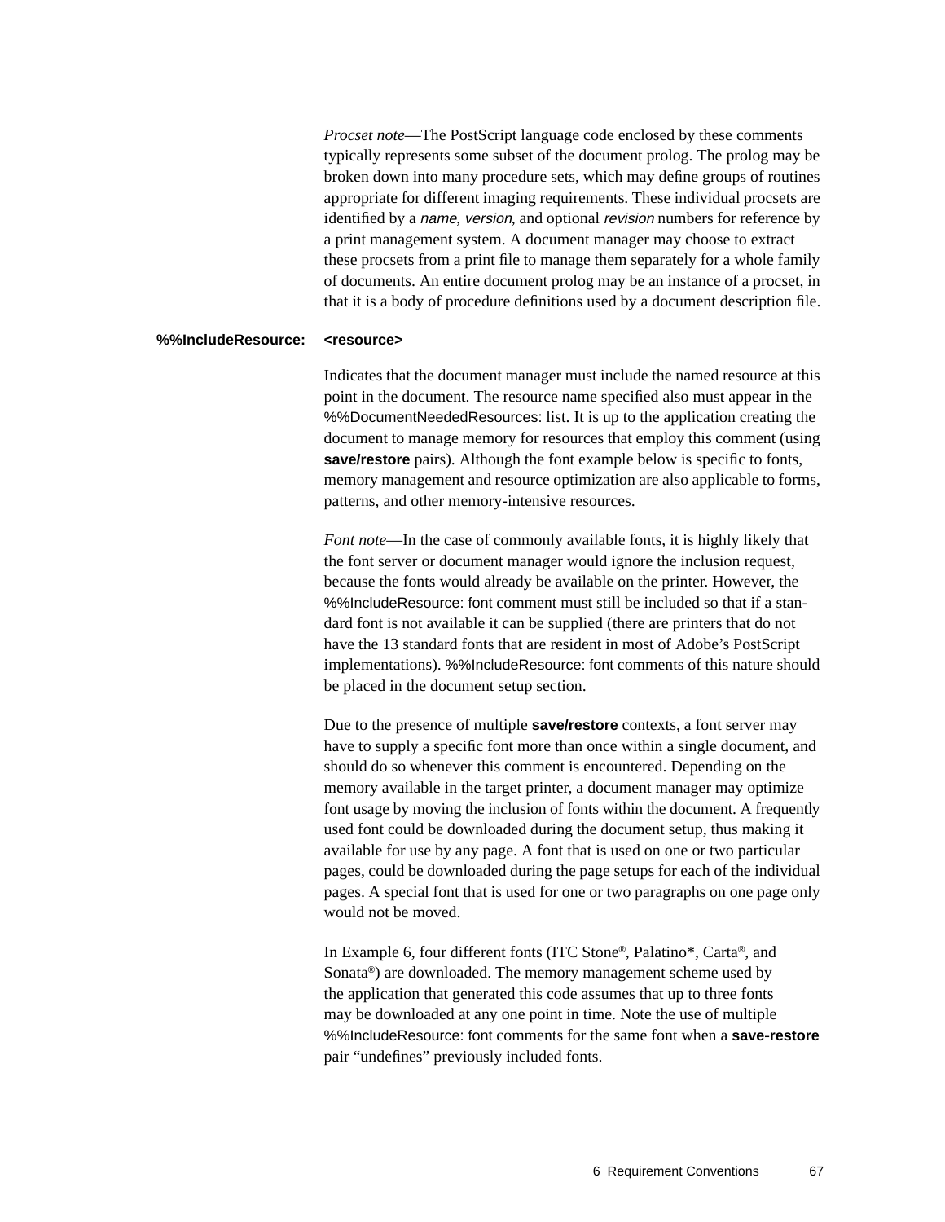*Procset note*—The PostScript language code enclosed by these comments typically represents some subset of the document prolog. The prolog may be broken down into many procedure sets, which may define groups of routines appropriate for different imaging requirements. These individual procsets are identified by a *name*, *version*, and optional *revision* numbers for reference by a print management system. A document manager may choose to extract these procsets from a print file to manage them separately for a whole family of documents. An entire document prolog may be an instance of a procset, in that it is a body of procedure definitions used by a document description file.

**%%IncludeResource: <resource>**

Indicates that the document manager must include the named resource at this point in the document. The resource name specified also must appear in the %%DocumentNeededResources: list. It is up to the application creating the document to manage memory for resources that employ this comment (using **save/restore** pairs). Although the font example below is specific to fonts, memory management and resource optimization are also applicable to forms, patterns, and other memory-intensive resources.

*Font note*—In the case of commonly available fonts, it is highly likely that the font server or document manager would ignore the inclusion request, because the fonts would already be available on the printer. However, the %%IncludeResource: font comment must still be included so that if a standard font is not available it can be supplied (there are printers that do not have the 13 standard fonts that are resident in most of Adobe's PostScript implementations). %%IncludeResource: font comments of this nature should be placed in the document setup section.

Due to the presence of multiple **save/restore** contexts, a font server may have to supply a specific font more than once within a single document, and should do so whenever this comment is encountered. Depending on the memory available in the target printer, a document manager may optimize font usage by moving the inclusion of fonts within the document. A frequently used font could be downloaded during the document setup, thus making it available for use by any page. A font that is used on one or two particular pages, could be downloaded during the page setups for each of the individual pages. A special font that is used for one or two paragraphs on one page only would not be moved.

In Example 6, four different fonts (ITC Stone®, Palatino*, Carta®, and Sonata®) are downloaded. The memory management scheme used by the application that generated this code assumes that up to three fonts may be downloaded at any one point in time. Note the use of multiple %%IncludeResource: font comments for the same font when a **save**-**restore** pair "undefines" previously included fonts.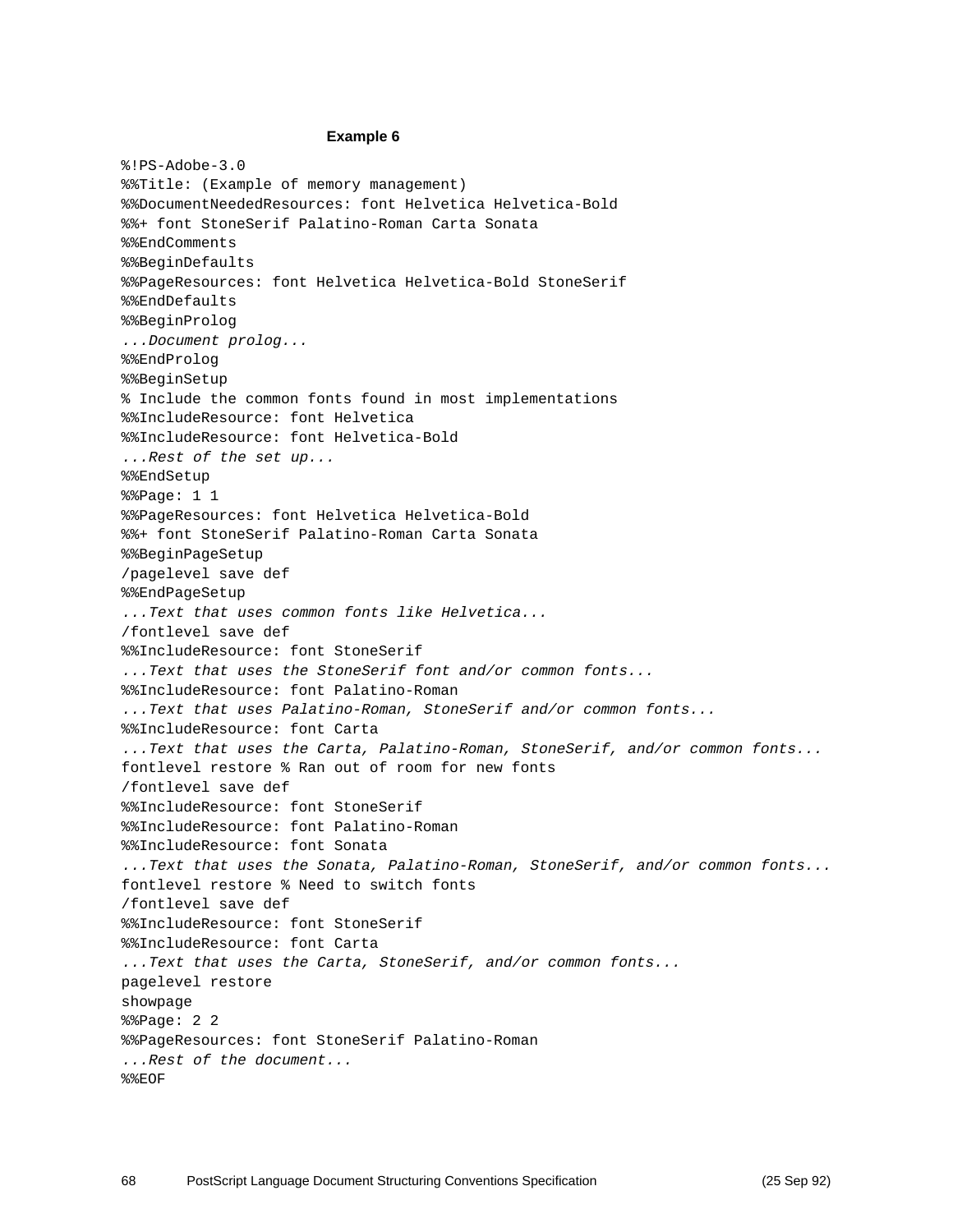**Example 6**

```
%!PS-Adobe-3.0
%%Title: (Example of memory management)
%%DocumentNeededResources: font Helvetica Helvetica-Bold
%%+ font StoneSerif Palatino-Roman Carta Sonata
%%EndComments
%%BeginDefaults
%%PageResources: font Helvetica Helvetica-Bold StoneSerif
%%EndDefaults
%%BeginProlog
...Document prolog...
%%EndProlog
%%BeginSetup
% Include the common fonts found in most implementations
%%IncludeResource: font Helvetica
%%IncludeResource: font Helvetica-Bold
...Rest of the set up...
%%EndSetup
%%Page: 1 1
%%PageResources: font Helvetica Helvetica-Bold
%%+ font StoneSerif Palatino-Roman Carta Sonata
%%BeginPageSetup
/pagelevel save def
%%EndPageSetup
...Text that uses common fonts like Helvetica...
/fontlevel save def
%%IncludeResource: font StoneSerif
...Text that uses the StoneSerif font and/or common fonts...
%%IncludeResource: font Palatino-Roman
...Text that uses Palatino-Roman, StoneSerif and/or common fonts...
%%IncludeResource: font Carta
...Text that uses the Carta, Palatino-Roman, StoneSerif, and/or common fonts...
fontlevel restore % Ran out of room for new fonts
/fontlevel save def
%%IncludeResource: font StoneSerif
%%IncludeResource: font Palatino-Roman
%%IncludeResource: font Sonata
...Text that uses the Sonata, Palatino-Roman, StoneSerif, and/or common fonts...
fontlevel restore % Need to switch fonts
/fontlevel save def
%%IncludeResource: font StoneSerif
%%IncludeResource: font Carta
...Text that uses the Carta, StoneSerif, and/or common fonts...
pagelevel restore
showpage
%%Page: 2 2
%%PageResources: font StoneSerif Palatino-Roman
...Rest of the document...
%%EOF
```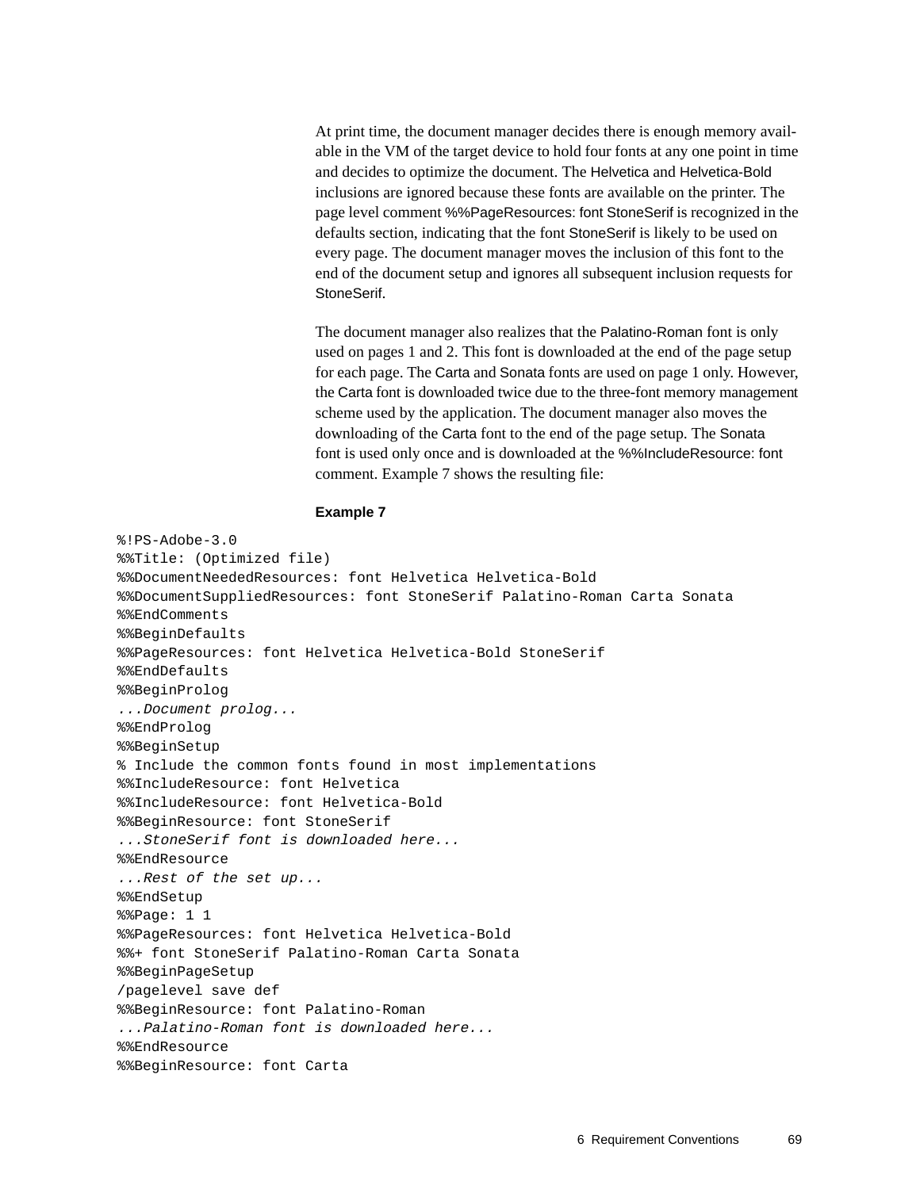At print time, the document manager decides there is enough memory available in the VM of the target device to hold four fonts at any one point in time and decides to optimize the document. The Helvetica and Helvetica-Bold inclusions are ignored because these fonts are available on the printer. The page level comment %%PageResources: font StoneSerif is recognized in the defaults section, indicating that the font StoneSerif is likely to be used on every page. The document manager moves the inclusion of this font to the end of the document setup and ignores all subsequent inclusion requests for StoneSerif.

The document manager also realizes that the Palatino-Roman font is only used on pages 1 and 2. This font is downloaded at the end of the page setup for each page. The Carta and Sonata fonts are used on page 1 only. However, the Carta font is downloaded twice due to the three-font memory management scheme used by the application. The document manager also moves the downloading of the Carta font to the end of the page setup. The Sonata font is used only once and is downloaded at the %%IncludeResource: font comment. Example 7 shows the resulting file:

**Example 7**

```
%!PS-Adobe-3.0
%%Title: (Optimized file)
%%DocumentNeededResources: font Helvetica Helvetica-Bold
%%DocumentSuppliedResources: font StoneSerif Palatino-Roman Carta Sonata
%%EndComments
%%BeginDefaults
%%PageResources: font Helvetica Helvetica-Bold StoneSerif
%%EndDefaults
%%BeginProlog
...Document prolog...
%%EndProlog
%%BeginSetup
% Include the common fonts found in most implementations
%%IncludeResource: font Helvetica
%%IncludeResource: font Helvetica-Bold
%%BeginResource: font StoneSerif
...StoneSerif font is downloaded here...
%%EndResource
...Rest of the set up...
%%EndSetup
%%Page: 1 1
%%PageResources: font Helvetica Helvetica-Bold
%%+ font StoneSerif Palatino-Roman Carta Sonata
%%BeginPageSetup
/pagelevel save def
%%BeginResource: font Palatino-Roman
...Palatino-Roman font is downloaded here...
%%EndResource
%%BeginResource: font Carta
```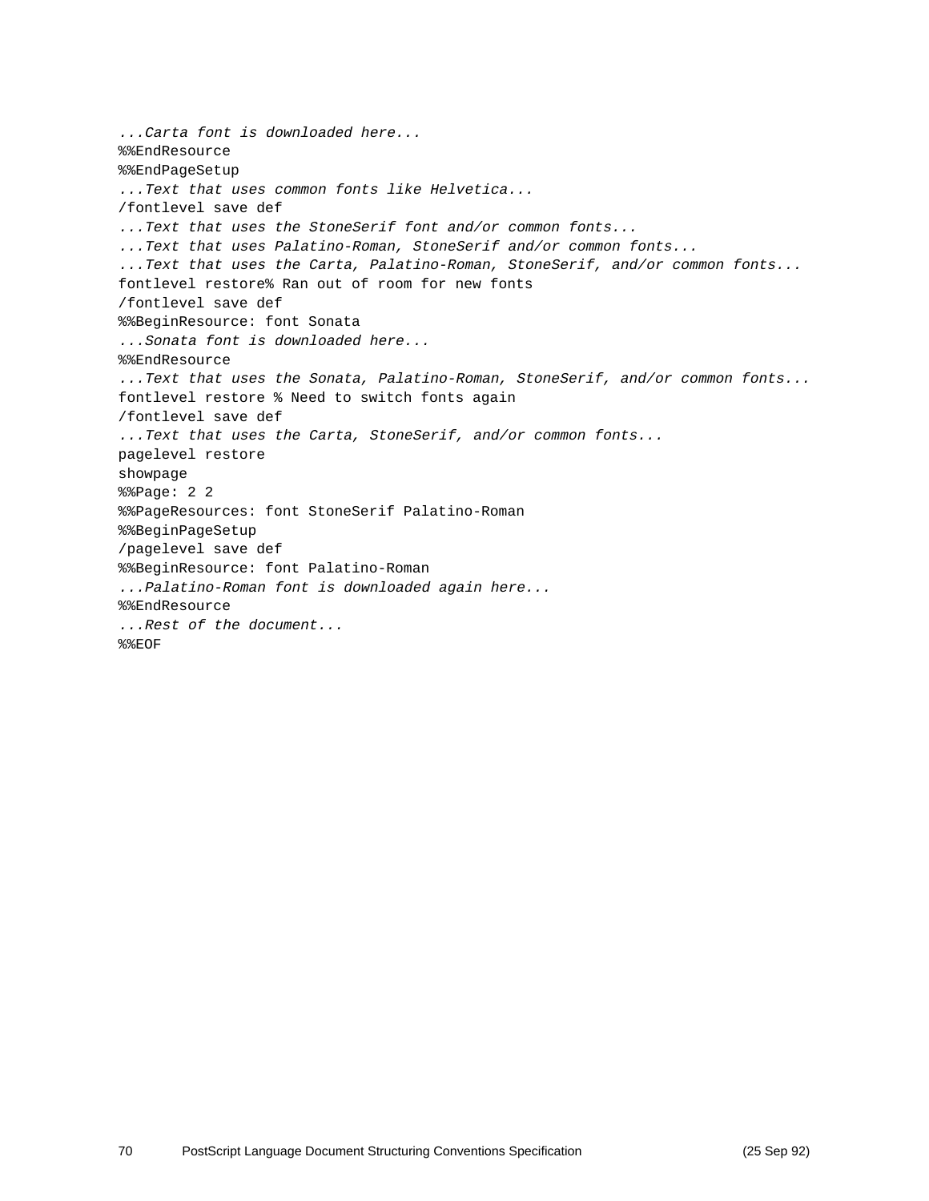```
...Carta font is downloaded here...
%%EndResource
%%EndPageSetup
...Text that uses common fonts like Helvetica...
/fontlevel save def
...Text that uses the StoneSerif font and/or common fonts...
...Text that uses Palatino-Roman, StoneSerif and/or common fonts...
...Text that uses the Carta, Palatino-Roman, StoneSerif, and/or common fonts...
fontlevel restore% Ran out of room for new fonts
/fontlevel save def
%%BeginResource: font Sonata
...Sonata font is downloaded here...
%%EndResource
...Text that uses the Sonata, Palatino-Roman, StoneSerif, and/or common fonts...
fontlevel restore % Need to switch fonts again
/fontlevel save def
...Text that uses the Carta, StoneSerif, and/or common fonts...
pagelevel restore
showpage
%%Page: 2 2
%%PageResources: font StoneSerif Palatino-Roman
%%BeginPageSetup
/pagelevel save def
%%BeginResource: font Palatino-Roman
...Palatino-Roman font is downloaded again here...
%%EndResource
...Rest of the document...
%%EOF
```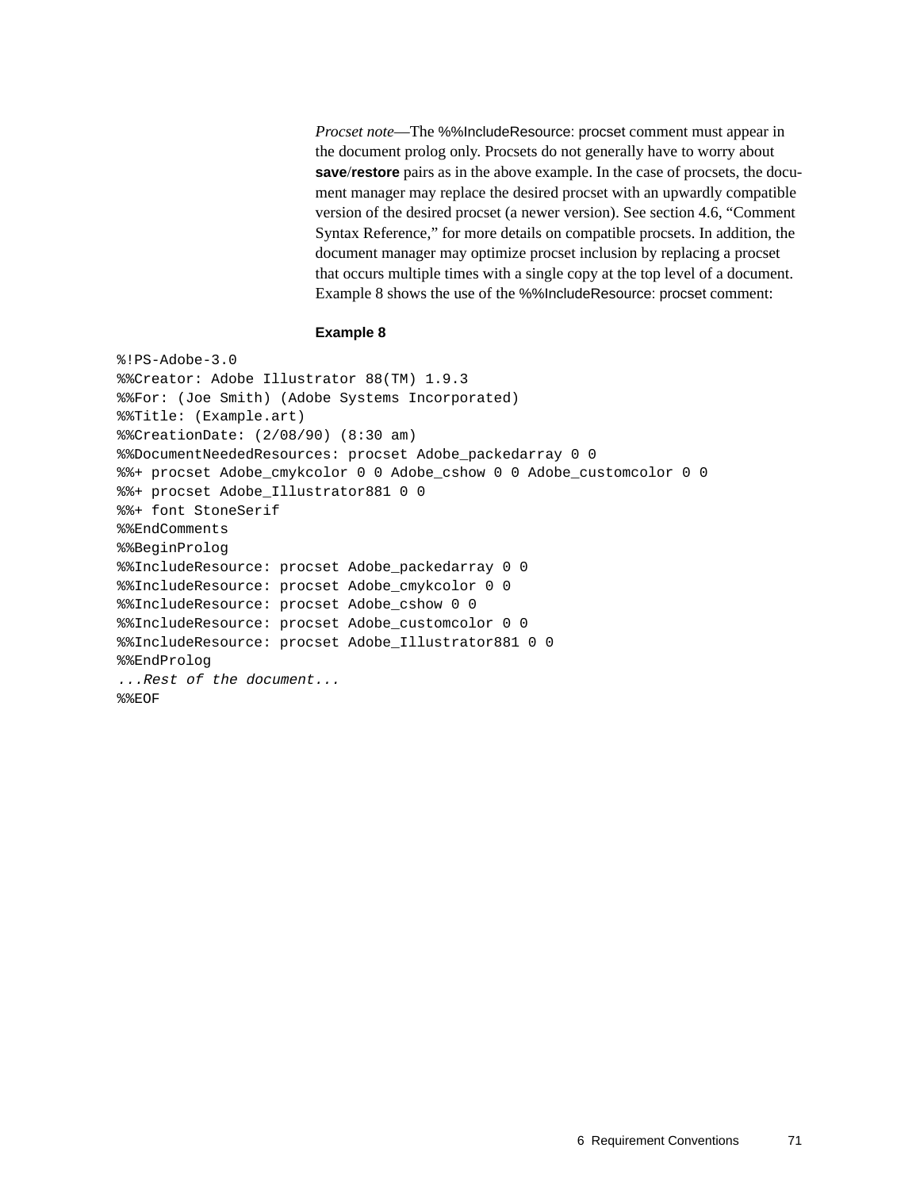*Procset note*—The %%IncludeResource: procset comment must appear in the document prolog only. Procsets do not generally have to worry about **save**/**restore** pairs as in the above example. In the case of procsets, the document manager may replace the desired procset with an upwardly compatible version of the desired procset (a newer version). See section 4.6, “Comment Syntax Reference,” for more details on compatible procsets. In addition, the document manager may optimize procset inclusion by replacing a procset that occurs multiple times with a single copy at the top level of a document. Example 8 shows the use of the %%IncludeResource: procset comment:

**Example 8**

```
%!PS-Adobe-3.0
%%Creator: Adobe Illustrator 88(TM) 1.9.3
%%For: (Joe Smith) (Adobe Systems Incorporated)
%%Title: (Example.art)
%%CreationDate: (2/08/90) (8:30 am)
%%DocumentNeededResources: procset Adobe_packedarray 0 0
%%+ procset Adobe_cmykcolor 0 0 Adobe_cshow 0 0 Adobe_customcolor 0 0
%%+ procset Adobe_Illustrator881 0 0
%%+ font StoneSerif
%%EndComments
%%BeginProlog
%%IncludeResource: procset Adobe_packedarray 0 0
%%IncludeResource: procset Adobe_cmykcolor 0 0
%%IncludeResource: procset Adobe_cshow 0 0
%%IncludeResource: procset Adobe_customcolor 0 0
%%IncludeResource: procset Adobe_Illustrator881 0 0
%%EndProlog
...Rest of the document...
%%EOF
```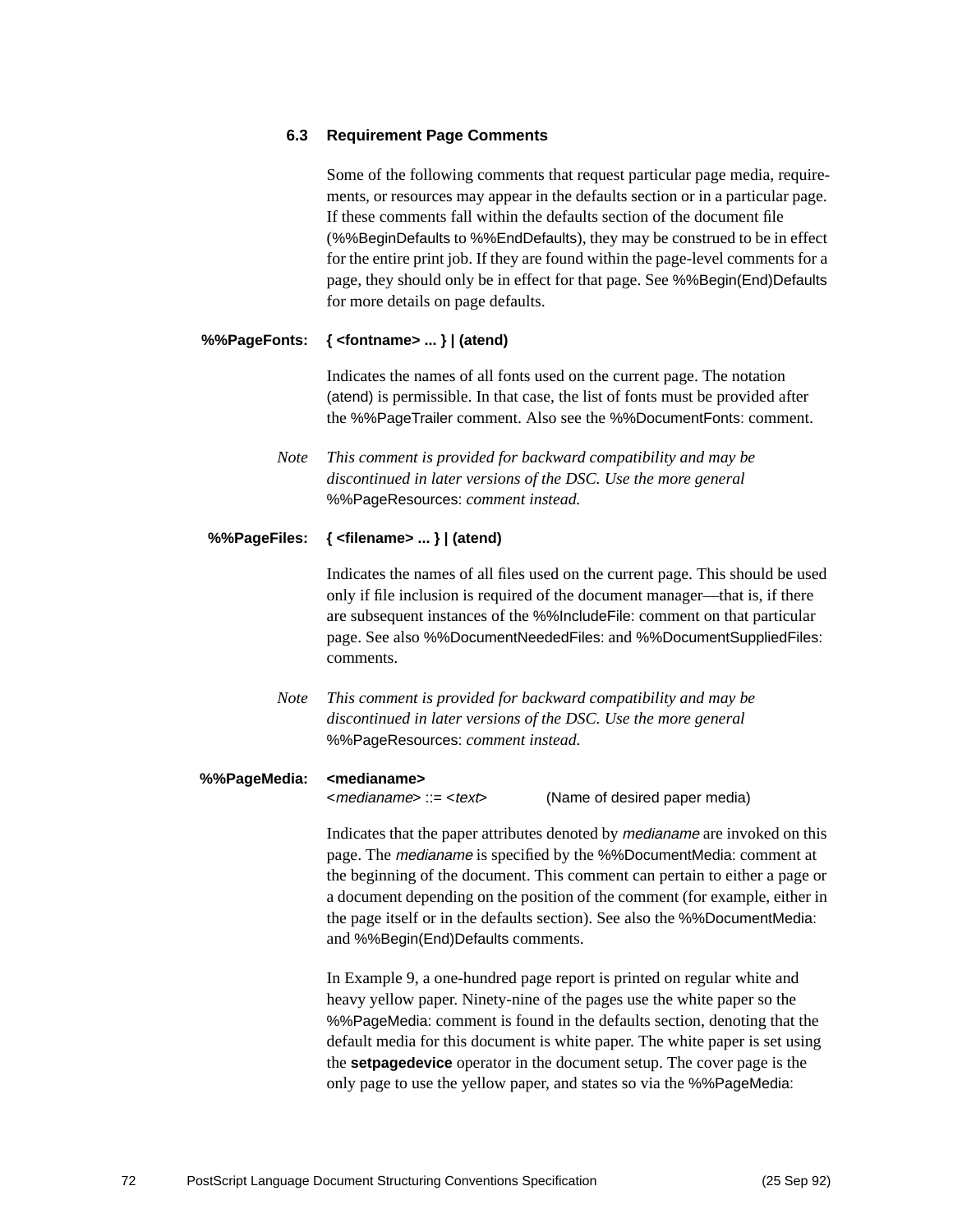### 6.3 Requirement Page Comments

Some of the following comments that request particular page media, requirements, or resources may appear in the defaults section or in a particular page. If these comments fall within the defaults section of the document file (%%BeginDefaults to %%EndDefaults), they may be construed to be in effect for the entire print job. If they are found within the page-level comments for a page, they should only be in effect for that page. See %%Begin(End)Defaults for more details on page defaults.

**%%PageFonts: { <fontname> ... } | (atend)**

Indicates the names of all fonts used on the current page. The notation (atend) is permissible. In that case, the list of fonts must be provided after the %%PageTrailer comment. Also see the %%DocumentFonts: comment.

*Note* *This comment is provided for backward compatibility and may be discontinued in later versions of the DSC. Use the more general* %%PageResources: *comment instead.*

**%%PageFiles: { <filename> ... } | (atend)**

Indicates the names of all files used on the current page. This should be used only if file inclusion is required of the document manager—that is, if there are subsequent instances of the %%IncludeFile: comment on that particular page. See also %%DocumentNeededFiles: and %%DocumentSuppliedFiles: comments.

*Note* *This comment is provided for backward compatibility and may be discontinued in later versions of the DSC. Use the more general* %%PageResources: *comment instead.*

**%%PageMedia: <medianame>**

<*medianame*> ::= <*text*> (Name of desired paper media)

Indicates that the paper attributes denoted by *medianame* are invoked on this page. The *medianame* is specified by the %%DocumentMedia: comment at the beginning of the document. This comment can pertain to either a page or a document depending on the position of the comment (for example, either in the page itself or in the defaults section). See also the %%DocumentMedia: and %%Begin(End)Defaults comments.

In Example 9, a one-hundred page report is printed on regular white and heavy yellow paper. Ninety-nine of the pages use the white paper so the %%PageMedia: comment is found in the defaults section, denoting that the default media for this document is white paper. The white paper is set using the **setpagedevice** operator in the document setup. The cover page is the only page to use the yellow paper, and states so via the %%PageMedia: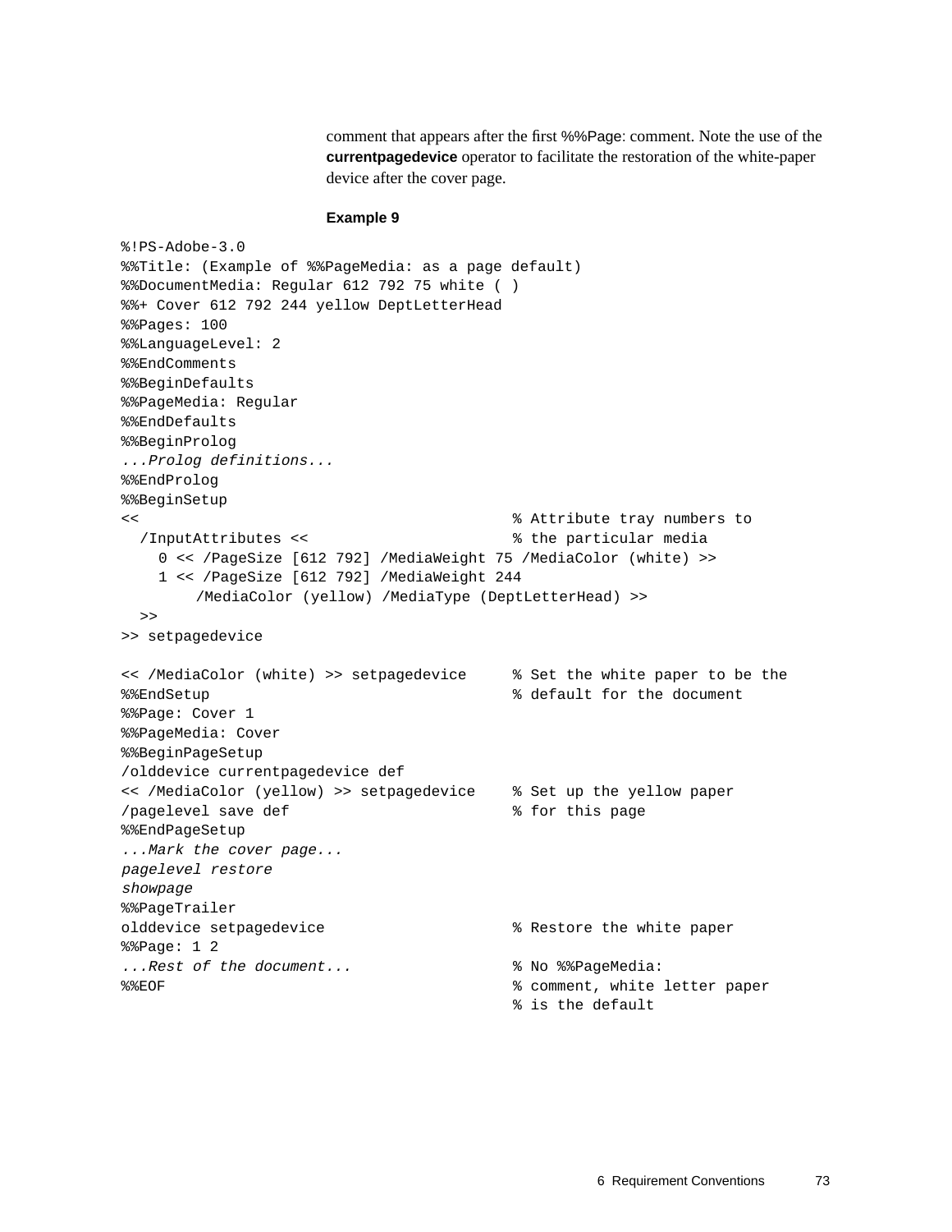comment that appears after the first %%Page: comment. Note the use of the **currentpagedevice** operator to facilitate the restoration of the white-paper device after the cover page.

**Example 9**

```
%!PS-Adobe-3.0
%%Title: (Example of %%PageMedia: as a page default)
%%DocumentMedia: Regular 612 792 75 white ( )
%%+ Cover 612 792 244 yellow DeptLetterHead
%%Pages: 100
%%LanguageLevel: 2
%%EndComments
%%BeginDefaults
%%PageMedia: Regular
%%EndDefaults
%%BeginProlog
...Prolog definitions...
%%EndProlog
%%BeginSetup
<<                                          % Attribute tray numbers to
  /InputAttributes <<                       % the particular media
    0 << /PageSize [612 792] /MediaWeight 75 /MediaColor (white) >>
    1 << /PageSize [612 792] /MediaWeight 244
        /MediaColor (yellow) /MediaType (DeptLetterHead) >>
  >>
>> setpagedevice

<< /MediaColor (white) >> setpagedevice     % Set the white paper to be the
%%EndSetup                                  % default for the document
%%Page: Cover 1
%%PageMedia: Cover
%%BeginPageSetup
/olddevice currentpagedevice def
<< /MediaColor (yellow) >> setpagedevice    % Set up the yellow paper
/pagelevel save def                         % for this page
%%EndPageSetup
...Mark the cover page...
pagelevel restore
showpage
%%PageTrailer
olddevice setpagedevice                     % Restore the white paper
%%Page: 1 2
...Rest of the document...                  % No %%PageMedia:
%%EOF                                       % comment, white letter paper
                                            % is the default
```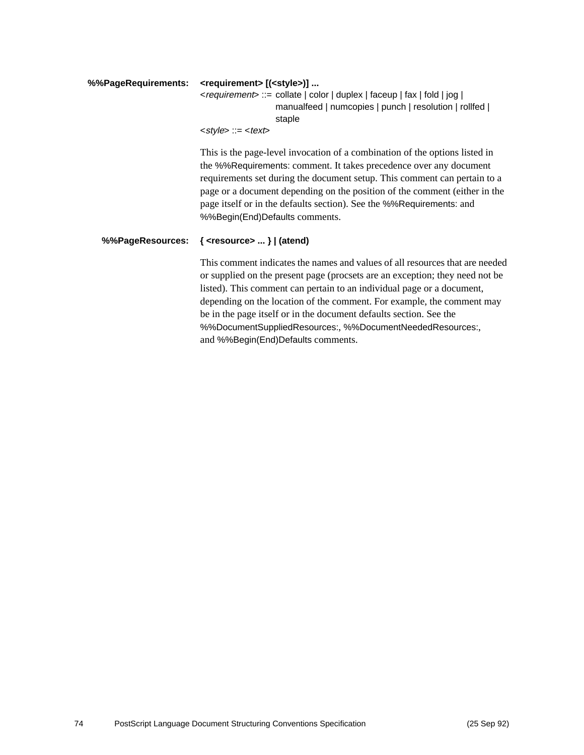**%%PageRequirements:** **<requirement> [(<style>)] ...**

<*requirement*> ::= collate | color | duplex | faceup | fax | fold | jog | manualfeed | numcopies | punch | resolution | rollfed | staple

<*style*> ::= <*text*>

This is the page-level invocation of a combination of the options listed in the %%Requirements: comment. It takes precedence over any document requirements set during the document setup. This comment can pertain to a page or a document depending on the position of the comment (either in the page itself or in the defaults section). See the %%Requirements: and %%Begin(End)Defaults comments.

**%%PageResources:** **{ <resource> ... } | (atend)**

This comment indicates the names and values of all resources that are needed or supplied on the present page (procsets are an exception; they need not be listed). This comment can pertain to an individual page or a document, depending on the location of the comment. For example, the comment may be in the page itself or in the document defaults section. See the %%DocumentSuppliedResources:, %%DocumentNeededResources:, and %%Begin(End)Defaults comments.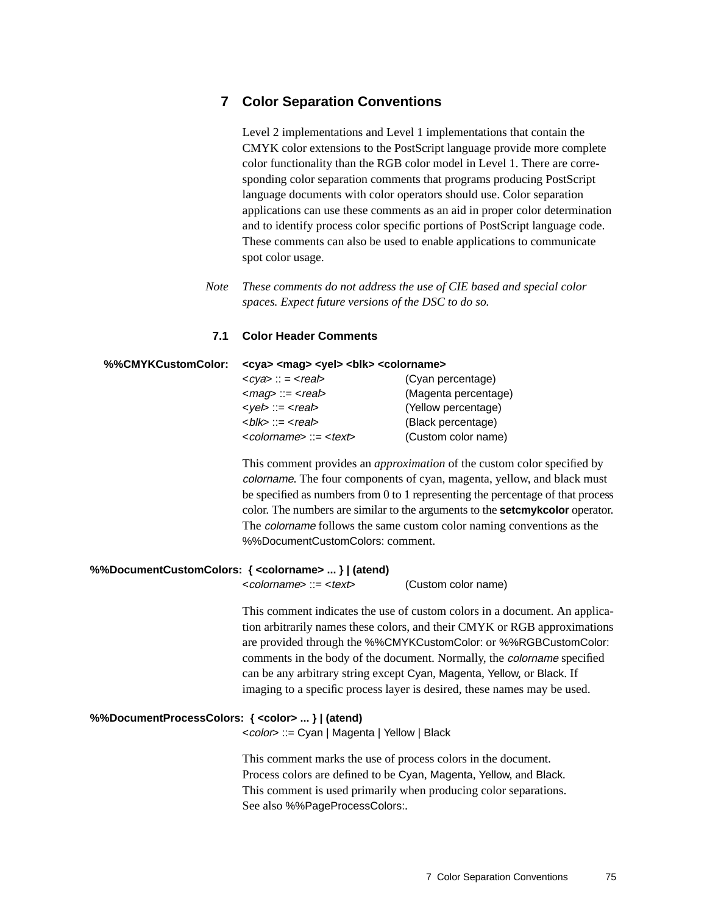# 7 Color Separation Conventions

Level 2 implementations and Level 1 implementations that contain the CMYK color extensions to the PostScript language provide more complete color functionality than the RGB color model in Level 1. There are corresponding color separation comments that programs producing PostScript language documents with color operators should use. Color separation applications can use these comments as an aid in proper color determination and to identify process color specific portions of PostScript language code. These comments can also be used to enable applications to communicate spot color usage.

*Note These comments do not address the use of CIE based and special color spaces. Expect future versions of the DSC to do so.*

## 7.1 Color Header Comments

**%%CMYKCustomColor: <cya> <mag> <yel> <blk> <colorname>**

| | |
|---|---|
| <*cya*> :: = <*real*> | (Cyan percentage) |
| <*mag*> ::= <*real*> | (Magenta percentage) |
| <*yel*> ::= <*real*> | (Yellow percentage) |
| <*blk*> ::= <*real*> | (Black percentage) |
| <*colorname*> ::= <*text*> | (Custom color name) |

This comment provides an *approximation* of the custom color specified by *colorname*. The four components of cyan, magenta, yellow, and black must be specified as numbers from 0 to 1 representing the percentage of that process color. The numbers are similar to the arguments to the **setcmykcolor** operator. The *colorname* follows the same custom color naming conventions as the %%DocumentCustomColors: comment.

**%%DocumentCustomColors: { <colorname> ... } | (atend)**

<*colorname*> ::= <*text*> (Custom color name)

This comment indicates the use of custom colors in a document. An application arbitrarily names these colors, and their CMYK or RGB approximations are provided through the %%CMYKCustomColor: or %%RGBCustomColor: comments in the body of the document. Normally, the *colorname* specified can be any arbitrary string except Cyan, Magenta, Yellow, or Black. If imaging to a specific process layer is desired, these names may be used.

**%%DocumentProcessColors: { <color> ... } | (atend)**

<*color*> ::= Cyan | Magenta | Yellow | Black

This comment marks the use of process colors in the document. Process colors are defined to be Cyan, Magenta, Yellow, and Black. This comment is used primarily when producing color separations. See also %%PageProcessColors:.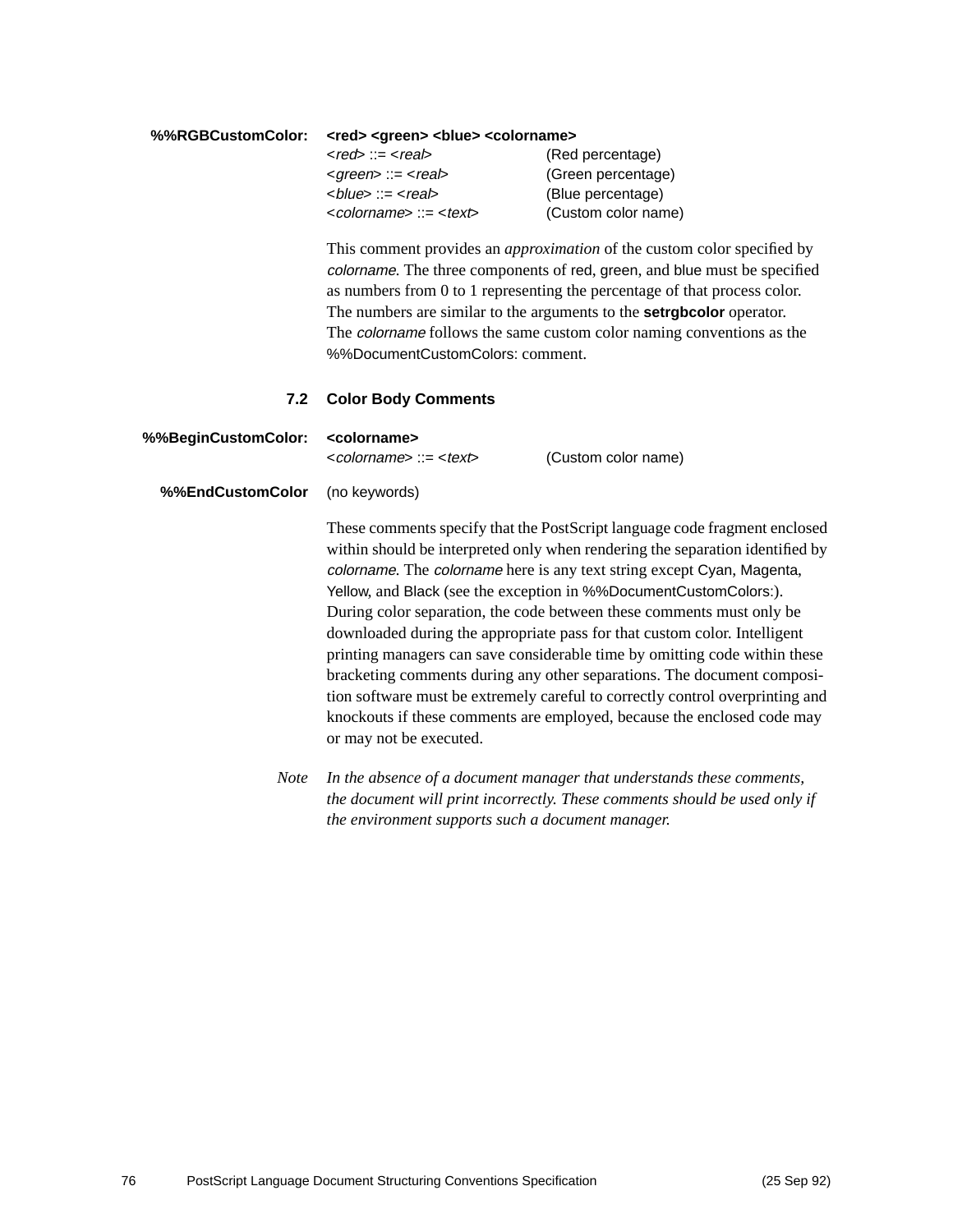**%%RGBCustomColor:** **<red> <green> <blue> <colorname>**

| | |
|---|---|
| <*red*> ::= <*real*> | (Red percentage) |
| <*green*> ::= <*real*> | (Green percentage) |
| <*blue*> ::= <*real*> | (Blue percentage) |
| <*colorname*> ::= <*text*> | (Custom color name) |

This comment provides an *approximation* of the custom color specified by *colorname*. The three components of red, green, and blue must be specified as numbers from 0 to 1 representing the percentage of that process color. The numbers are similar to the arguments to the **setrgbcolor** operator. The *colorname* follows the same custom color naming conventions as the %%DocumentCustomColors: comment.

## 7.2 Color Body Comments

**%%BeginCustomColor:** **<colorname>**

| | |
|---|---|
| <*colorname*> ::= <*text*> | (Custom color name) |

**%%EndCustomColor** (no keywords)

These comments specify that the PostScript language code fragment enclosed within should be interpreted only when rendering the separation identified by *colorname*. The *colorname* here is any text string except Cyan, Magenta, Yellow, and Black (see the exception in %%DocumentCustomColors:). During color separation, the code between these comments must only be downloaded during the appropriate pass for that custom color. Intelligent printing managers can save considerable time by omitting code within these bracketing comments during any other separations. The document composition software must be extremely careful to correctly control overprinting and knockouts if these comments are employed, because the enclosed code may or may not be executed.

*Note* *In the absence of a document manager that understands these comments, the document will print incorrectly. These comments should be used only if the environment supports such a document manager.*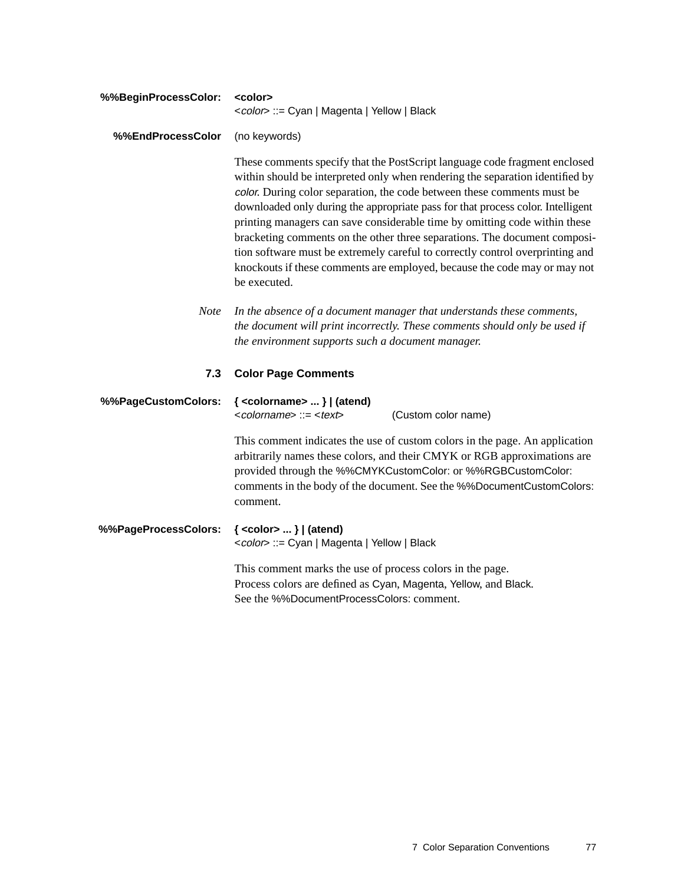**%%BeginProcessColor:** **<color>**
<*color*> ::= Cyan | Magenta | Yellow | Black

**%%EndProcessColor** (no keywords)

These comments specify that the PostScript language code fragment enclosed within should be interpreted only when rendering the separation identified by *color*. During color separation, the code between these comments must be downloaded only during the appropriate pass for that process color. Intelligent printing managers can save considerable time by omitting code within these bracketing comments on the other three separations. The document composition software must be extremely careful to correctly control overprinting and knockouts if these comments are employed, because the code may or may not be executed.

*Note* *In the absence of a document manager that understands these comments, the document will print incorrectly. These comments should only be used if the environment supports such a document manager.*

## 7.3 Color Page Comments

**%%PageCustomColors:** **{ <colorname> ... } | (atend)**
<*colorname*> ::= <*text*> (Custom color name)

This comment indicates the use of custom colors in the page. An application arbitrarily names these colors, and their CMYK or RGB approximations are provided through the %%CMYKCustomColor: or %%RGBCustomColor: comments in the body of the document. See the %%DocumentCustomColors: comment.

**%%PageProcessColors:** **{ <color> ... } | (atend)**
<*color*> ::= Cyan | Magenta | Yellow | Black

This comment marks the use of process colors in the page.
Process colors are defined as Cyan, Magenta, Yellow, and Black.
See the %%DocumentProcessColors: comment.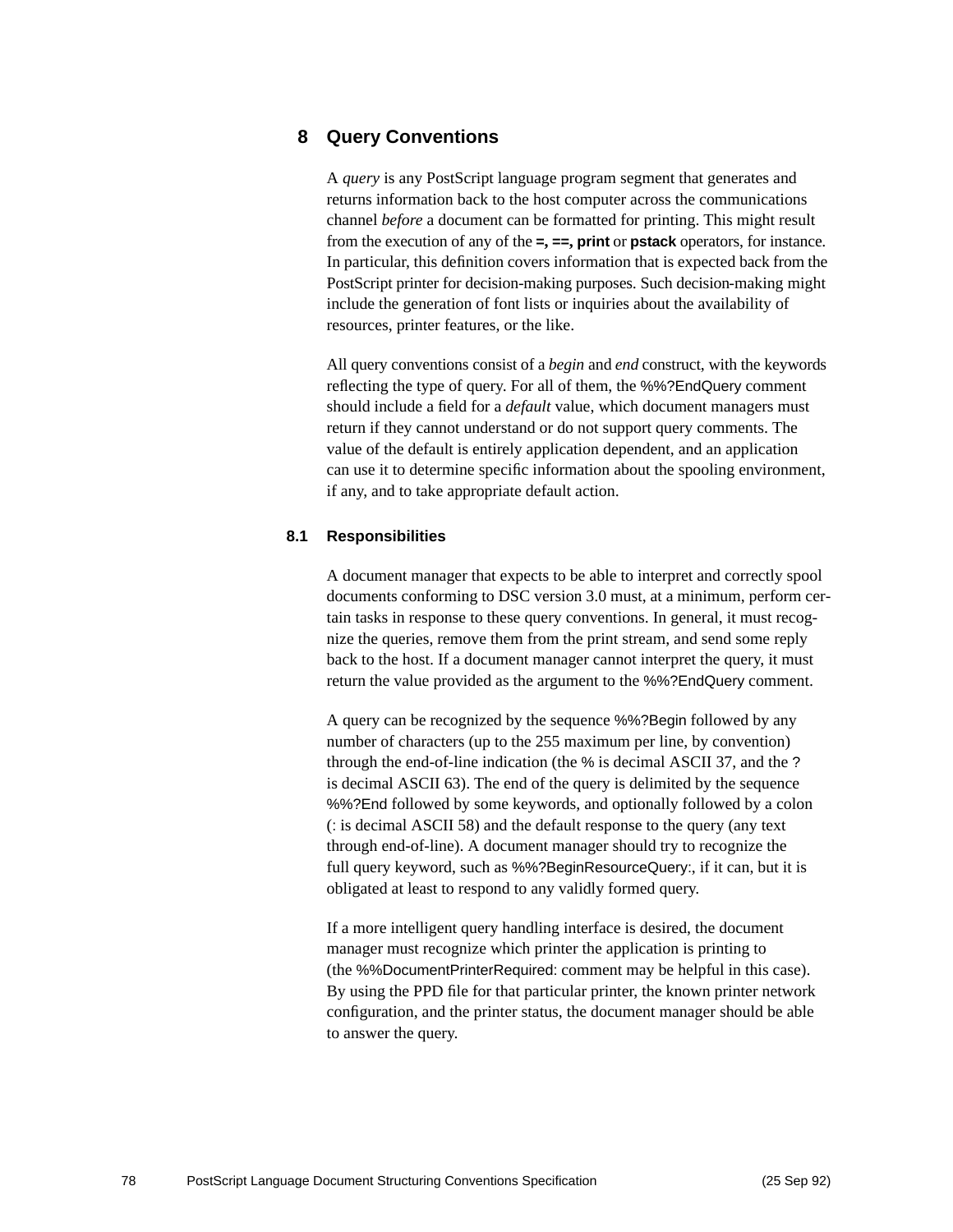# 8 Query Conventions

A *query* is any PostScript language program segment that generates and returns information back to the host computer across the communications channel *before* a document can be formatted for printing. This might result from the execution of any of the **=, ==, print** or **pstack** operators, for instance. In particular, this definition covers information that is expected back from the PostScript printer for decision-making purposes. Such decision-making might include the generation of font lists or inquiries about the availability of resources, printer features, or the like.

All query conventions consist of a *begin* and *end* construct, with the keywords reflecting the type of query. For all of them, the %%?EndQuery comment should include a field for a *default* value, which document managers must return if they cannot understand or do not support query comments. The value of the default is entirely application dependent, and an application can use it to determine specific information about the spooling environment, if any, and to take appropriate default action.

## 8.1 Responsibilities

A document manager that expects to be able to interpret and correctly spool documents conforming to DSC version 3.0 must, at a minimum, perform certain tasks in response to these query conventions. In general, it must recognize the queries, remove them from the print stream, and send some reply back to the host. If a document manager cannot interpret the query, it must return the value provided as the argument to the %%?EndQuery comment.

A query can be recognized by the sequence %%?Begin followed by any number of characters (up to the 255 maximum per line, by convention) through the end-of-line indication (the % is decimal ASCII 37, and the ? is decimal ASCII 63). The end of the query is delimited by the sequence %%?End followed by some keywords, and optionally followed by a colon (: is decimal ASCII 58) and the default response to the query (any text through end-of-line). A document manager should try to recognize the full query keyword, such as %%?BeginResourceQuery:, if it can, but it is obligated at least to respond to any validly formed query.

If a more intelligent query handling interface is desired, the document manager must recognize which printer the application is printing to (the %%DocumentPrinterRequired: comment may be helpful in this case). By using the PPD file for that particular printer, the known printer network configuration, and the printer status, the document manager should be able to answer the query.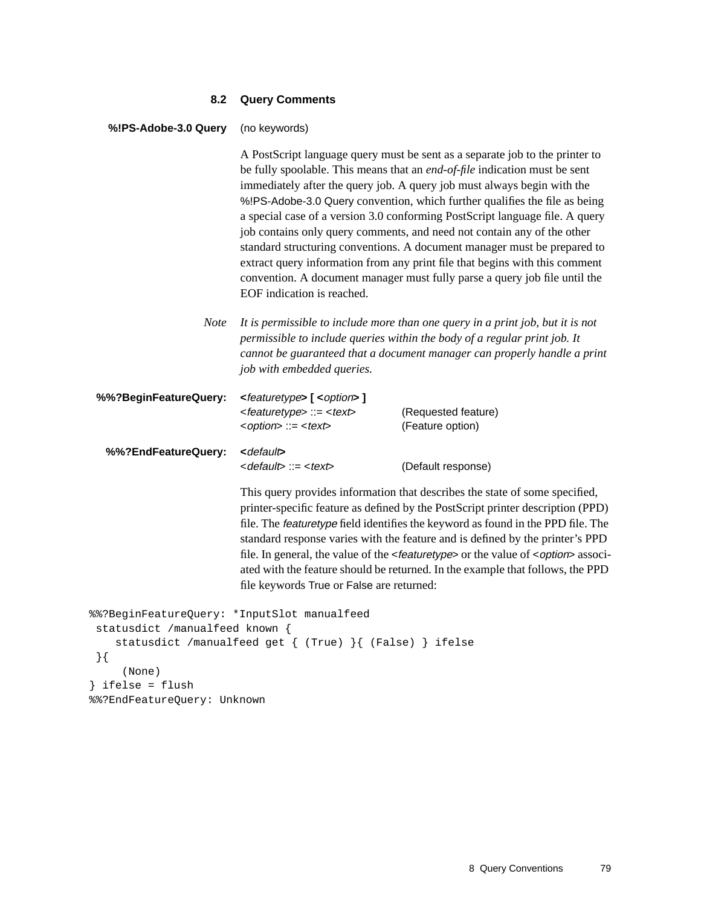## 8.2 Query Comments

**%!PS-Adobe-3.0 Query** (no keywords)

A PostScript language query must be sent as a separate job to the printer to be fully spoolable. This means that an *end-of-file* indication must be sent immediately after the query job. A query job must always begin with the %!PS-Adobe-3.0 Query convention, which further qualifies the file as being a special case of a version 3.0 conforming PostScript language file. A query job contains only query comments, and need not contain any of the other standard structuring conventions. A document manager must be prepared to extract query information from any print file that begins with this comment convention. A document manager must fully parse a query job file until the EOF indication is reached.

*Note* *It is permissible to include more than one query in a print job, but it is not permissible to include queries within the body of a regular print job. It cannot be guaranteed that a document manager can properly handle a print job with embedded queries.*

**%%?BeginFeatureQuery:** **<*featuretype*> [ <*option*> ]**

| | |
|---|---|
| <*featuretype*> ::= <*text*> | (Requested feature) |
| <*option*> ::= <*text*> | (Feature option) |

**%%?EndFeatureQuery:** **<*default*>**

| | |
|---|---|
| <*default*> ::= <*text*> | (Default response) |

This query provides information that describes the state of some specified, printer-specific feature as defined by the PostScript printer description (PPD) file. The *featuretype* field identifies the keyword as found in the PPD file. The standard response varies with the feature and is defined by the printer's PPD file. In general, the value of the <*featuretype*> or the value of <*option*> associated with the feature should be returned. In the example that follows, the PPD file keywords True or False are returned:

```
%%?BeginFeatureQuery: *InputSlot manualfeed
 statusdict /manualfeed known {
    statusdict /manualfeed get { (True) }{ (False) } ifelse
 }{
     (None)
} ifelse = flush
%%?EndFeatureQuery: Unknown
```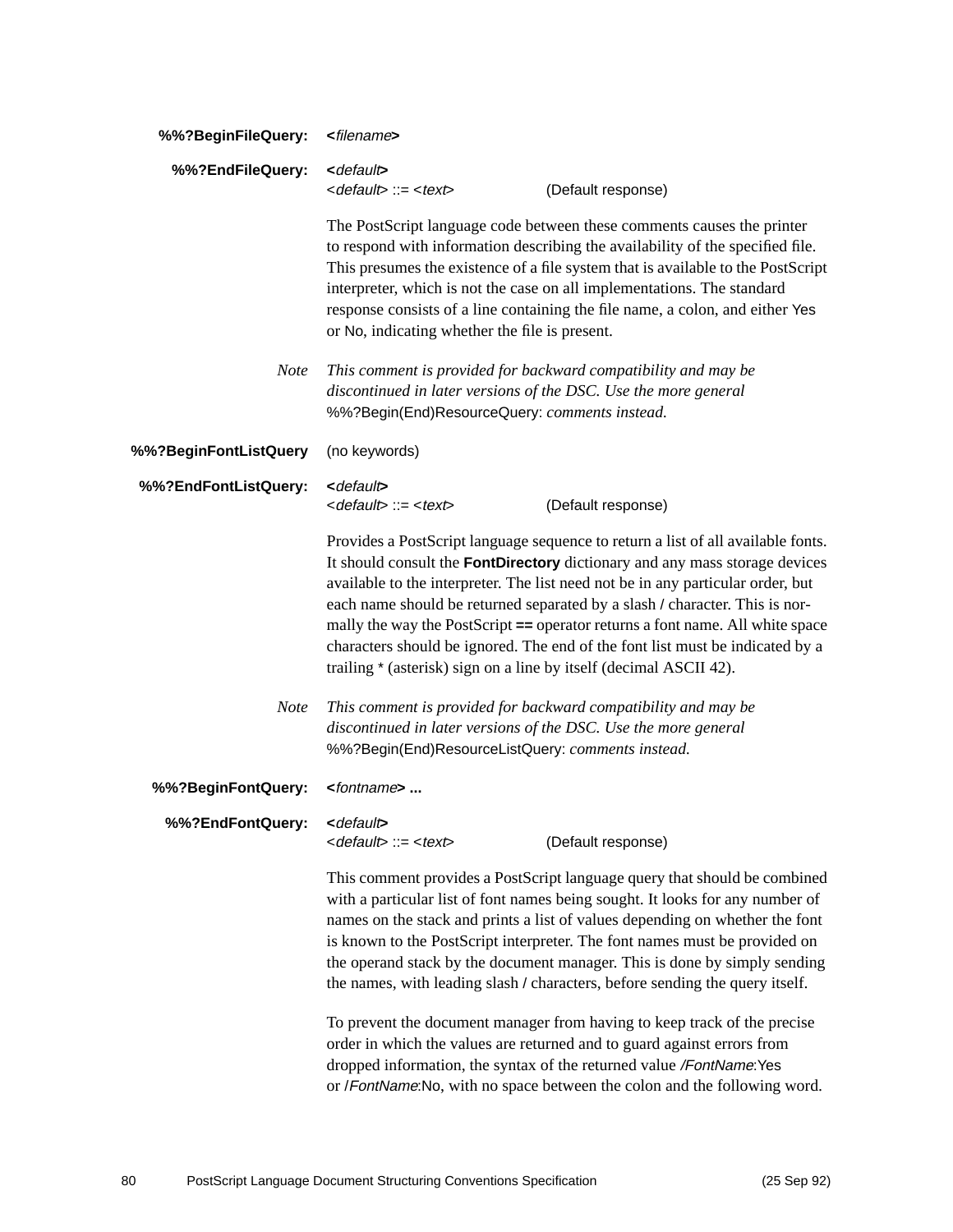**%%?BeginFileQuery:** **<*filename*>**

**%%?EndFileQuery:** **<*default*>**

<*default*> ::= <*text*> (Default response)

The PostScript language code between these comments causes the printer to respond with information describing the availability of the specified file. This presumes the existence of a file system that is available to the PostScript interpreter, which is not the case on all implementations. The standard response consists of a line containing the file name, a colon, and either Yes or No, indicating whether the file is present.

*Note* *This comment is provided for backward compatibility and may be discontinued in later versions of the DSC. Use the more general* %%?Begin(End)ResourceQuery: *comments instead.*

**%%?BeginFontListQuery** (no keywords)

**%%?EndFontListQuery:** **<*default*>**

<*default*> ::= <*text*> (Default response)

Provides a PostScript language sequence to return a list of all available fonts. It should consult the **FontDirectory** dictionary and any mass storage devices available to the interpreter. The list need not be in any particular order, but each name should be returned separated by a slash **/** character. This is normally the way the PostScript **==** operator returns a font name. All white space characters should be ignored. The end of the font list must be indicated by a trailing * (asterisk) sign on a line by itself (decimal ASCII 42).

*Note* *This comment is provided for backward compatibility and may be discontinued in later versions of the DSC. Use the more general* %%?Begin(End)ResourceListQuery: *comments instead.*

**%%?BeginFontQuery:** **<*fontname*> ...**

**%%?EndFontQuery:** **<*default*>**

<*default*> ::= <*text*> (Default response)

This comment provides a PostScript language query that should be combined with a particular list of font names being sought. It looks for any number of names on the stack and prints a list of values depending on whether the font is known to the PostScript interpreter. The font names must be provided on the operand stack by the document manager. This is done by simply sending the names, with leading slash **/** characters, before sending the query itself.

To prevent the document manager from having to keep track of the precise order in which the values are returned and to guard against errors from dropped information, the syntax of the returned value */FontName*:Yes or /*FontName*:No, with no space between the colon and the following word.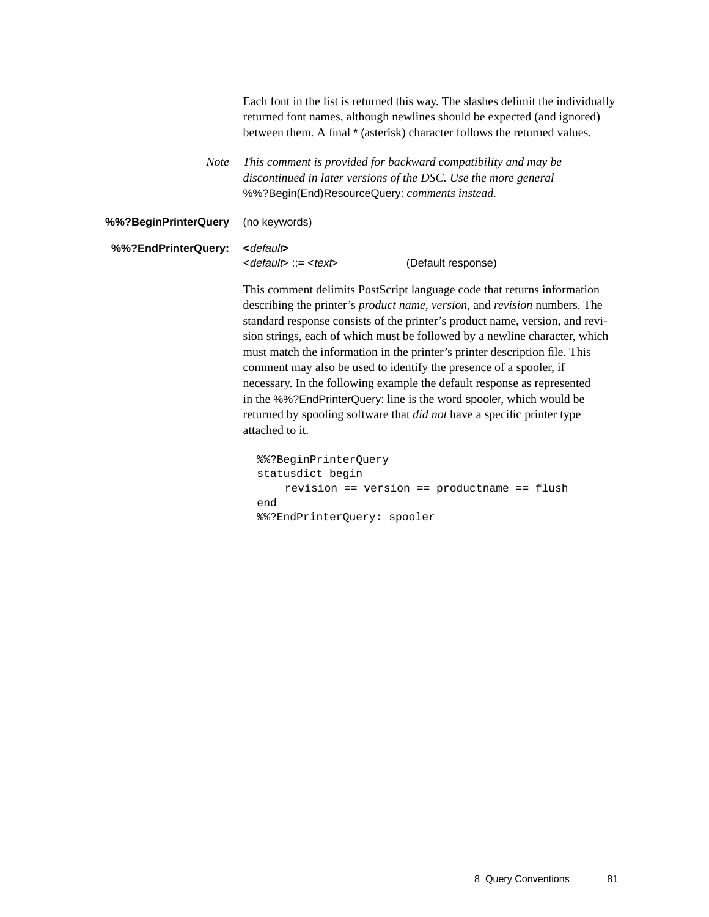Each font in the list is returned this way. The slashes delimit the individually returned font names, although newlines should be expected (and ignored) between them. A final * (asterisk) character follows the returned values.

*Note* *This comment is provided for backward compatibility and may be discontinued in later versions of the DSC. Use the more general* %%?Begin(End)ResourceQuery: *comments instead.*

**%%?BeginPrinterQuery** (no keywords)

**%%?EndPrinterQuery:** **<*default*>**

<*default*> ::= <*text*> (Default response)

This comment delimits PostScript language code that returns information describing the printer's *product name*, *version*, and *revision* numbers. The standard response consists of the printer's product name, version, and revision strings, each of which must be followed by a newline character, which must match the information in the printer's printer description file. This comment may also be used to identify the presence of a spooler, if necessary. In the following example the default response as represented in the %%?EndPrinterQuery: line is the word spooler, which would be returned by spooling software that *did not* have a specific printer type attached to it.

```
%%?BeginPrinterQuery
statusdict begin
     revision == version == productname == flush
end
%%?EndPrinterQuery: spooler
```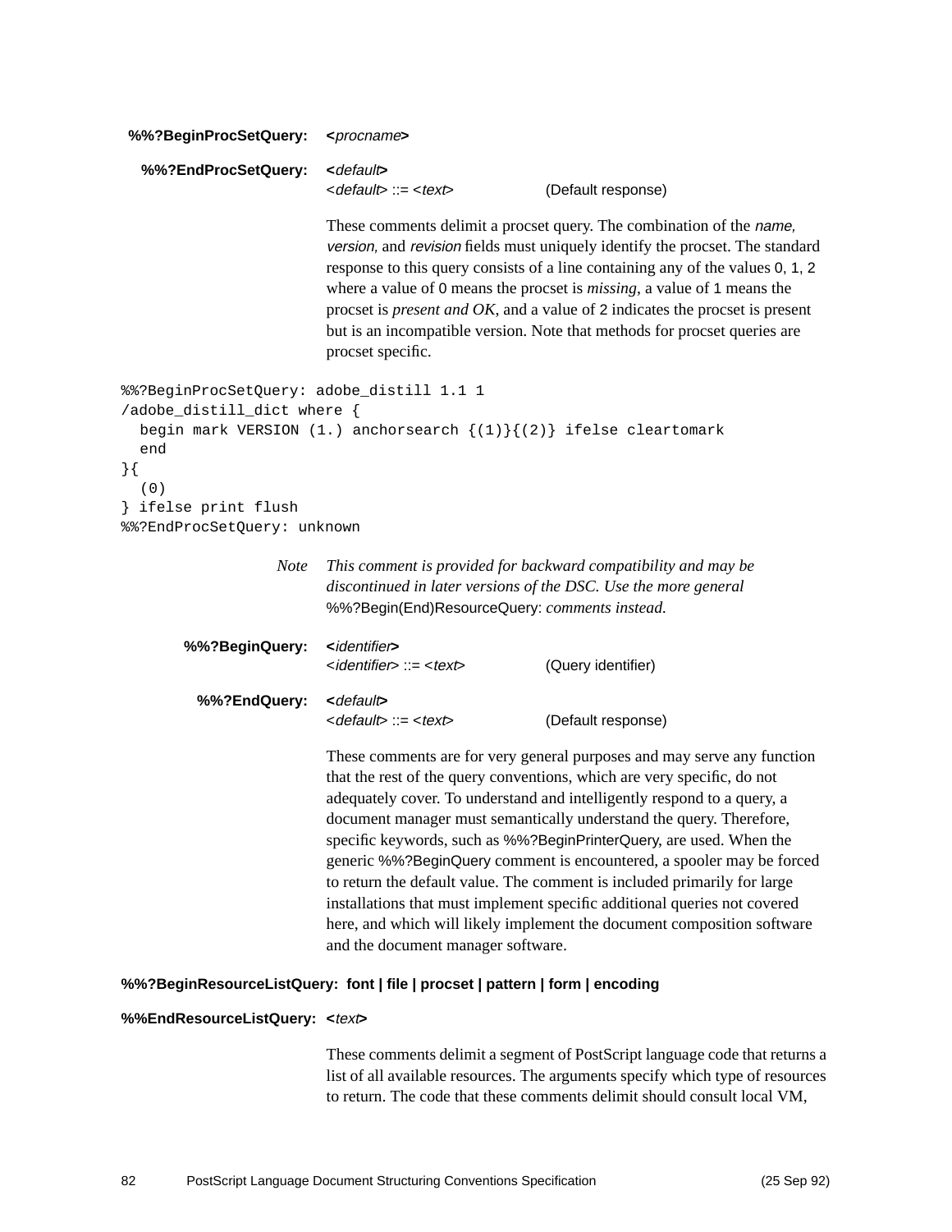**%%?BeginProcSetQuery:** **<***procname***>**

**%%?EndProcSetQuery:** **<***default***>**
<*default*> ::= <*text*> (Default response)

These comments delimit a procset query. The combination of the *name, version,* and *revision* fields must uniquely identify the procset. The standard response to this query consists of a line containing any of the values 0, 1, 2 where a value of 0 means the procset is *missing*, a value of 1 means the procset is *present and OK*, and a value of 2 indicates the procset is present but is an incompatible version. Note that methods for procset queries are procset specific.

```
%%?BeginProcSetQuery: adobe_distill 1.1 1
/adobe_distill_dict where {
  begin mark VERSION (1.) anchorsearch {(1)}{(2)} ifelse cleartomark
  end
}{
  (0)
} ifelse print flush
%%?EndProcSetQuery: unknown
```

*Note* *This comment is provided for backward compatibility and may be discontinued in later versions of the DSC. Use the more general* %%?Begin(End)ResourceQuery: *comments instead.*

**%%?BeginQuery:** **<***identifier***>**
<*identifier*> ::= <*text*> (Query identifier)

**%%?EndQuery:** **<***default***>**
<*default*> ::= <*text*> (Default response)

These comments are for very general purposes and may serve any function that the rest of the query conventions, which are very specific, do not adequately cover. To understand and intelligently respond to a query, a document manager must semantically understand the query. Therefore, specific keywords, such as %%?BeginPrinterQuery, are used. When the generic %%?BeginQuery comment is encountered, a spooler may be forced to return the default value. The comment is included primarily for large installations that must implement specific additional queries not covered here, and which will likely implement the document composition software and the document manager software.

**%%?BeginResourceListQuery: font | file | procset | pattern | form | encoding**

**%%EndResourceListQuery:** **<***text***>**

These comments delimit a segment of PostScript language code that returns a list of all available resources. The arguments specify which type of resources to return. The code that these comments delimit should consult local VM,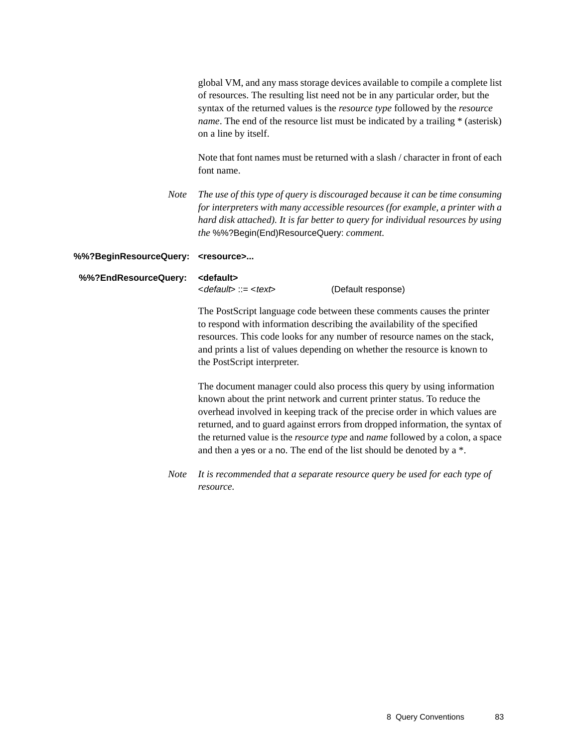global VM, and any mass storage devices available to compile a complete list of resources. The resulting list need not be in any particular order, but the syntax of the returned values is the *resource type* followed by the *resource name*. The end of the resource list must be indicated by a trailing * (asterisk) on a line by itself.

Note that font names must be returned with a slash / character in front of each font name.

*Note* *The use of this type of query is discouraged because it can be time consuming for interpreters with many accessible resources (for example, a printer with a hard disk attached). It is far better to query for individual resources by using the* %%?Begin(End)ResourceQuery: *comment.*

**%%?BeginResourceQuery: <resource>...**

**%%?EndResourceQuery: <default>**

<*default*> ::= <*text*> (Default response)

The PostScript language code between these comments causes the printer to respond with information describing the availability of the specified resources. This code looks for any number of resource names on the stack, and prints a list of values depending on whether the resource is known to the PostScript interpreter.

The document manager could also process this query by using information known about the print network and current printer status. To reduce the overhead involved in keeping track of the precise order in which values are returned, and to guard against errors from dropped information, the syntax of the returned value is the *resource type* and *name* followed by a colon, a space and then a yes or a no. The end of the list should be denoted by a *.

*Note* *It is recommended that a separate resource query be used for each type of resource.*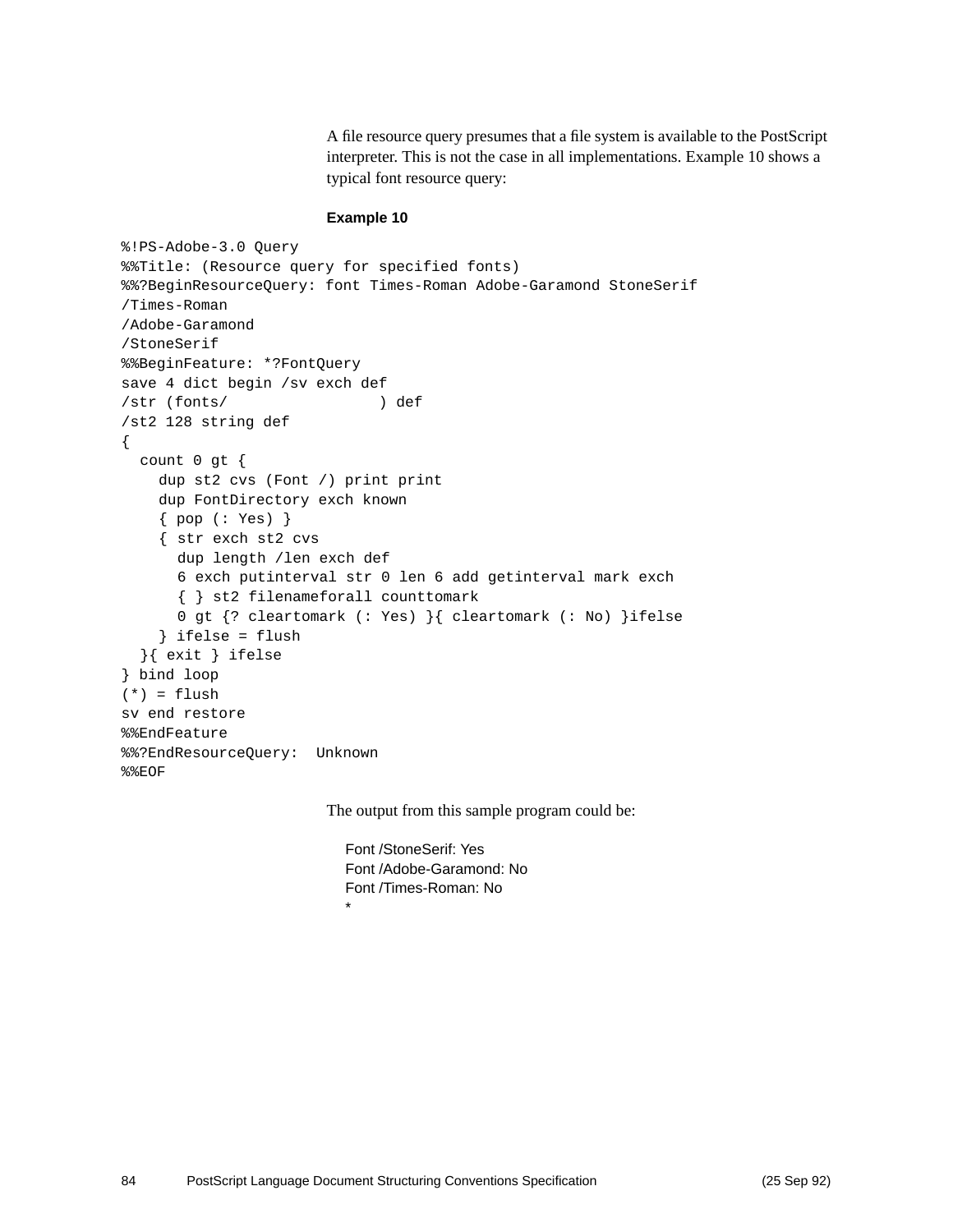A file resource query presumes that a file system is available to the PostScript interpreter. This is not the case in all implementations. Example 10 shows a typical font resource query:

**Example 10**

```
%!PS-Adobe-3.0 Query
%%Title: (Resource query for specified fonts)
%%?BeginResourceQuery: font Times-Roman Adobe-Garamond StoneSerif
/Times-Roman
/Adobe-Garamond
/StoneSerif
%%BeginFeature: *?FontQuery
save 4 dict begin /sv exch def
/str (fonts/                ) def
/st2 128 string def
{
  count 0 gt {
    dup st2 cvs (Font /) print print
    dup FontDirectory exch known
    { pop (: Yes) }
    { str exch st2 cvs
      dup length /len exch def
      6 exch putinterval str 0 len 6 add getinterval mark exch
      { } st2 filenameforall counttomark
      0 gt {? cleartomark (: Yes) }{ cleartomark (: No) }ifelse
    } ifelse = flush
  }{ exit } ifelse
} bind loop
(*) = flush
sv end restore
%%EndFeature
%%?EndResourceQuery:  Unknown
%%EOF
```

The output from this sample program could be:

```
Font /StoneSerif: Yes
Font /Adobe-Garamond: No
Font /Times-Roman: No
*
```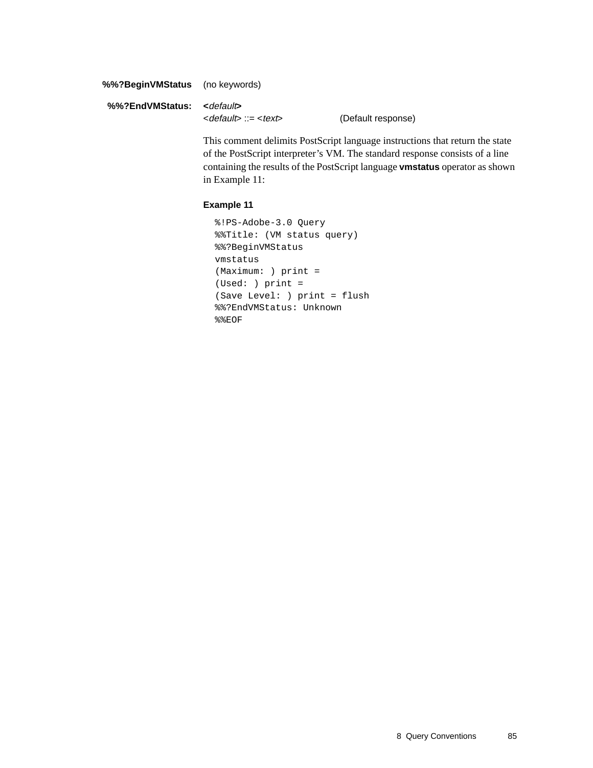**%%?BeginVMStatus** (no keywords)

**%%?EndVMStatus:** **<*default*>**
<*default*> ::= <*text*> (Default response)

This comment delimits PostScript language instructions that return the state of the PostScript interpreter's VM. The standard response consists of a line containing the results of the PostScript language **vmstatus** operator as shown in Example 11:

**Example 11**

```
%!PS-Adobe-3.0 Query
%%Title: (VM status query)
%%?BeginVMStatus
vmstatus
(Maximum: ) print =
(Used: ) print =
(Save Level: ) print = flush
%%?EndVMStatus: Unknown
%%EOF
```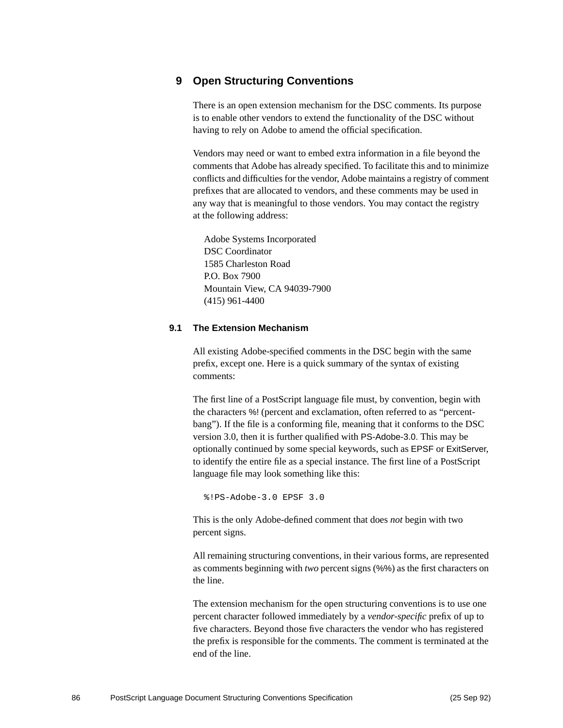# 9 Open Structuring Conventions

There is an open extension mechanism for the DSC comments. Its purpose is to enable other vendors to extend the functionality of the DSC without having to rely on Adobe to amend the official specification.

Vendors may need or want to embed extra information in a file beyond the comments that Adobe has already specified. To facilitate this and to minimize conflicts and difficulties for the vendor, Adobe maintains a registry of comment prefixes that are allocated to vendors, and these comments may be used in any way that is meaningful to those vendors. You may contact the registry at the following address:

Adobe Systems Incorporated
DSC Coordinator
1585 Charleston Road
P.O. Box 7900
Mountain View, CA 94039-7900
(415) 961-4400

## 9.1 The Extension Mechanism

All existing Adobe-specified comments in the DSC begin with the same prefix, except one. Here is a quick summary of the syntax of existing comments:

The first line of a PostScript language file must, by convention, begin with the characters %! (percent and exclamation, often referred to as “percent-bang”). If the file is a conforming file, meaning that it conforms to the DSC version 3.0, then it is further qualified with PS-Adobe-3.0. This may be optionally continued by some special keywords, such as EPSF or ExitServer, to identify the entire file as a special instance. The first line of a PostScript language file may look something like this:

```
%!PS-Adobe-3.0 EPSF 3.0
```

This is the only Adobe-defined comment that does *not* begin with two percent signs.

All remaining structuring conventions, in their various forms, are represented as comments beginning with *two* percent signs (%%) as the first characters on the line.

The extension mechanism for the open structuring conventions is to use one percent character followed immediately by a *vendor-specific* prefix of up to five characters. Beyond those five characters the vendor who has registered the prefix is responsible for the comments. The comment is terminated at the end of the line.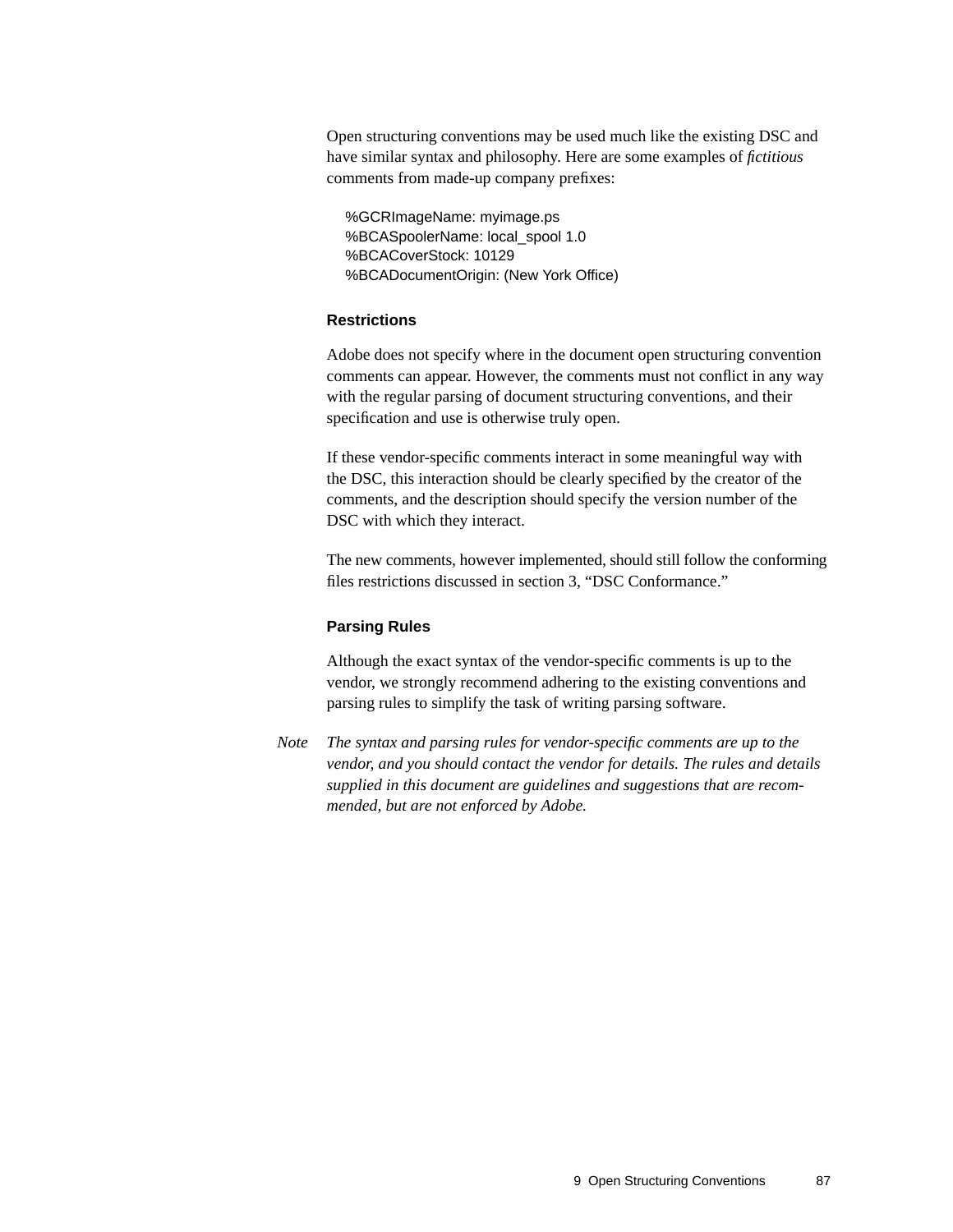Open structuring conventions may be used much like the existing DSC and have similar syntax and philosophy. Here are some examples of *fictitious* comments from made-up company prefixes:

```
%GCRImageName: myimage.ps
%BCASpoolerName: local_spool 1.0
%BCACoverStock: 10129
%BCADocumentOrigin: (New York Office)
```

### Restrictions

Adobe does not specify where in the document open structuring convention comments can appear. However, the comments must not conflict in any way with the regular parsing of document structuring conventions, and their specification and use is otherwise truly open.

If these vendor-specific comments interact in some meaningful way with the DSC, this interaction should be clearly specified by the creator of the comments, and the description should specify the version number of the DSC with which they interact.

The new comments, however implemented, should still follow the conforming files restrictions discussed in section 3, “DSC Conformance.”

### Parsing Rules

Although the exact syntax of the vendor-specific comments is up to the vendor, we strongly recommend adhering to the existing conventions and parsing rules to simplify the task of writing parsing software.

*Note* *The syntax and parsing rules for vendor-specific comments are up to the vendor, and you should contact the vendor for details. The rules and details supplied in this document are guidelines and suggestions that are recommended, but are not enforced by Adobe.*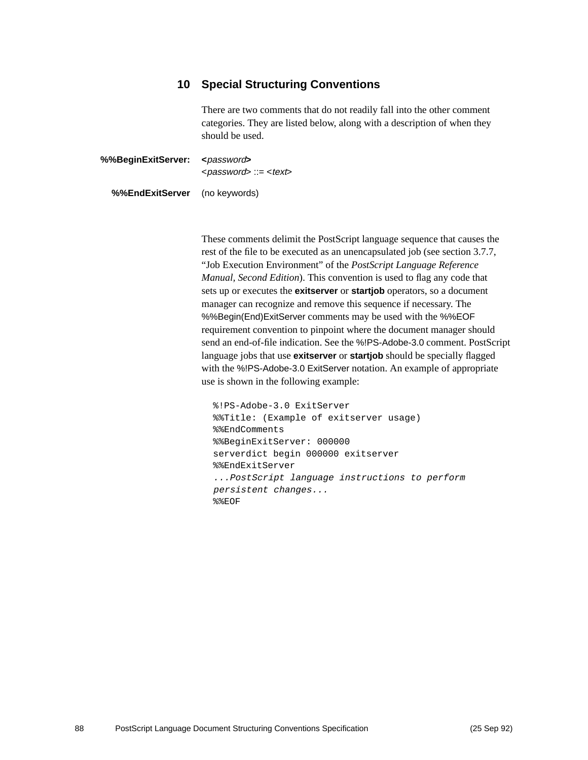## 10 Special Structuring Conventions

There are two comments that do not readily fall into the other comment categories. They are listed below, along with a description of when they should be used.

**%%BeginExitServer:** **<***password***>**
<*password*> ::= <*text*>

**%%EndExitServer** (no keywords)

These comments delimit the PostScript language sequence that causes the rest of the file to be executed as an unencapsulated job (see section 3.7.7, "Job Execution Environment" of the *PostScript Language Reference Manual, Second Edition*). This convention is used to flag any code that sets up or executes the **exitserver** or **startjob** operators, so a document manager can recognize and remove this sequence if necessary. The %%Begin(End)ExitServer comments may be used with the %%EOF requirement convention to pinpoint where the document manager should send an end-of-file indication. See the %!PS-Adobe-3.0 comment. PostScript language jobs that use **exitserver** or **startjob** should be specially flagged with the %!PS-Adobe-3.0 ExitServer notation. An example of appropriate use is shown in the following example:

```
%!PS-Adobe-3.0 ExitServer
%%Title: (Example of exitserver usage)
%%EndComments
%%BeginExitServer: 000000
serverdict begin 000000 exitserver
%%EndExitServer
...PostScript language instructions to perform
persistent changes...
%%EOF
```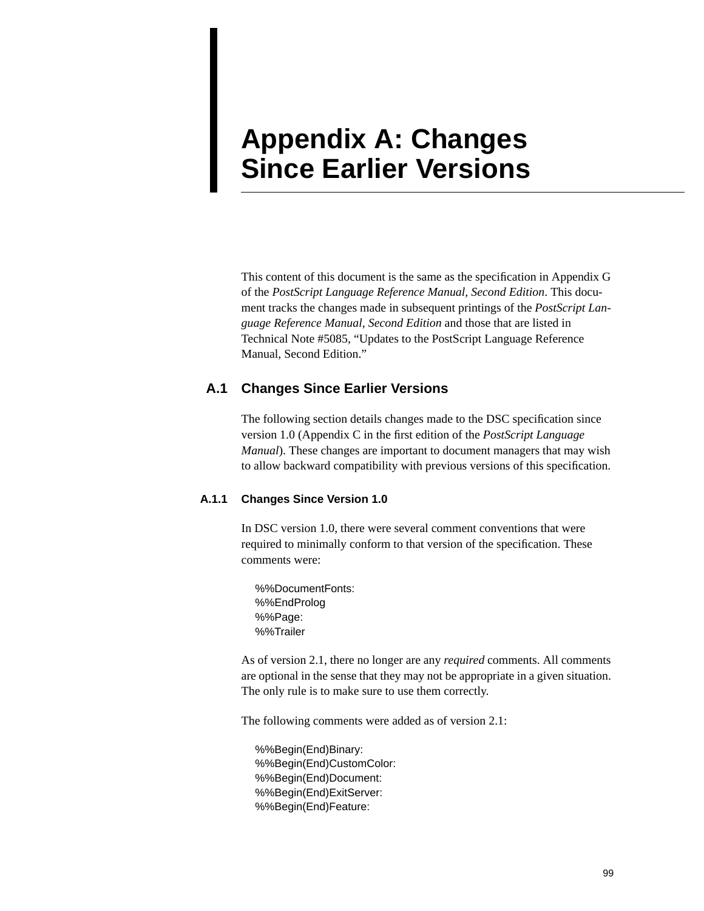# Appendix A: Changes Since Earlier Versions

This content of this document is the same as the specification in Appendix G of the *PostScript Language Reference Manual, Second Edition*. This document tracks the changes made in subsequent printings of the *PostScript Language Reference Manual, Second Edition* and those that are listed in Technical Note #5085, "Updates to the PostScript Language Reference Manual, Second Edition."

## A.1 Changes Since Earlier Versions

The following section details changes made to the DSC specification since version 1.0 (Appendix C in the first edition of the *PostScript Language Manual*). These changes are important to document managers that may wish to allow backward compatibility with previous versions of this specification.

### A.1.1 Changes Since Version 1.0

In DSC version 1.0, there were several comment conventions that were required to minimally conform to that version of the specification. These comments were:

```
%%DocumentFonts:
%%EndProlog
%%Page:
%%Trailer
```

As of version 2.1, there no longer are any *required* comments. All comments are optional in the sense that they may not be appropriate in a given situation. The only rule is to make sure to use them correctly.

The following comments were added as of version 2.1:

```
%%Begin(End)Binary:
%%Begin(End)CustomColor:
%%Begin(End)Document:
%%Begin(End)ExitServer:
%%Begin(End)Feature:
```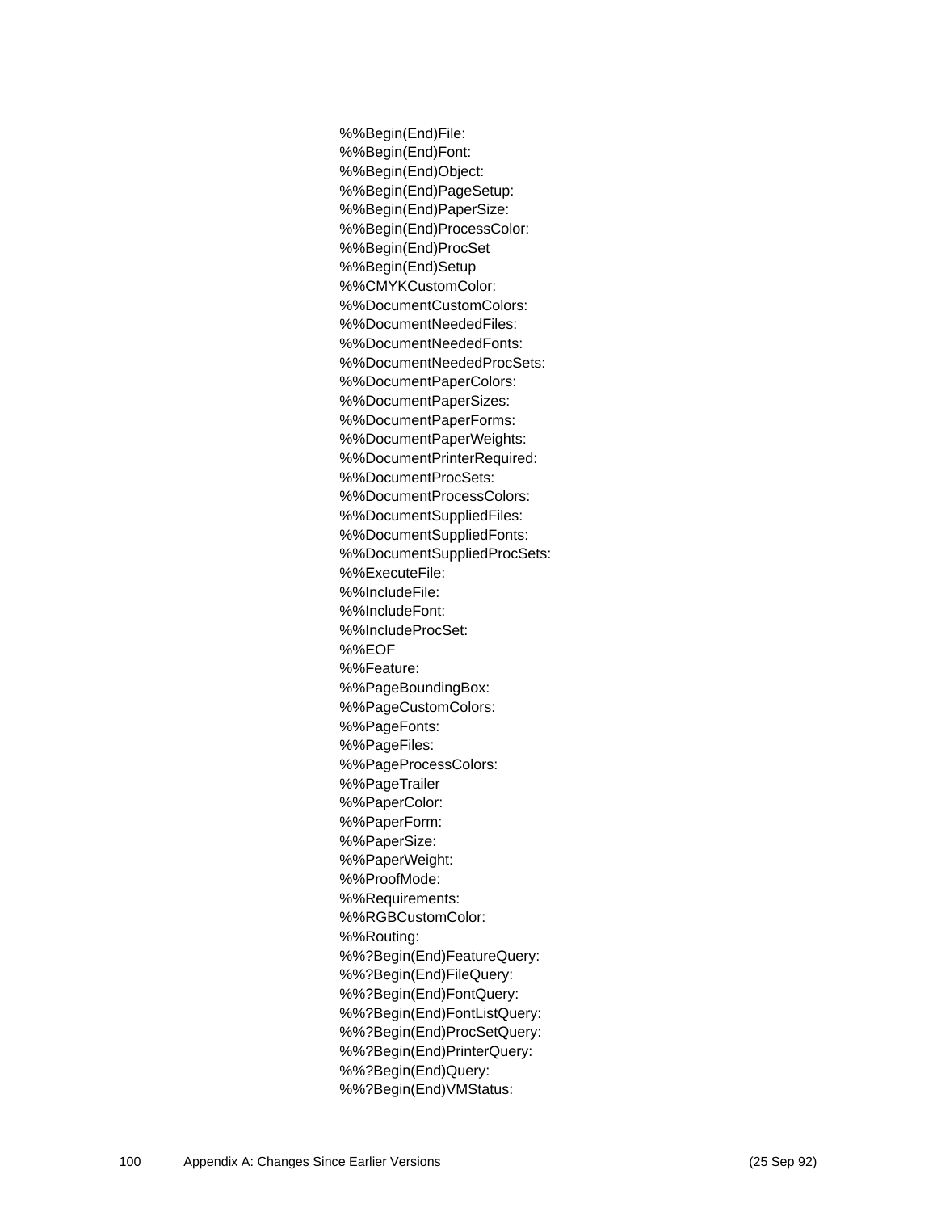%%Begin(End)File:  
%%Begin(End)Font:  
%%Begin(End)Object:  
%%Begin(End)PageSetup:  
%%Begin(End)PaperSize:  
%%Begin(End)ProcessColor:  
%%Begin(End)ProcSet  
%%Begin(End)Setup  
%%CMYKCustomColor:  
%%DocumentCustomColors:  
%%DocumentNeededFiles:  
%%DocumentNeededFonts:  
%%DocumentNeededProcSets:  
%%DocumentPaperColors:  
%%DocumentPaperSizes:  
%%DocumentPaperForms:  
%%DocumentPaperWeights:  
%%DocumentPrinterRequired:  
%%DocumentProcSets:  
%%DocumentProcessColors:  
%%DocumentSuppliedFiles:  
%%DocumentSuppliedFonts:  
%%DocumentSuppliedProcSets:  
%%ExecuteFile:  
%%IncludeFile:  
%%IncludeFont:  
%%IncludeProcSet:  
%%EOF  
%%Feature:  
%%PageBoundingBox:  
%%PageCustomColors:  
%%PageFonts:  
%%PageFiles:  
%%PageProcessColors:  
%%PageTrailer  
%%PaperColor:  
%%PaperForm:  
%%PaperSize:  
%%PaperWeight:  
%%ProofMode:  
%%Requirements:  
%%RGBCustomColor:  
%%Routing:  
%%?Begin(End)FeatureQuery:  
%%?Begin(End)FileQuery:  
%%?Begin(End)FontQuery:  
%%?Begin(End)FontListQuery:  
%%?Begin(End)ProcSetQuery:  
%%?Begin(End)PrinterQuery:  
%%?Begin(End)Query:  
%%?Begin(End)VMStatus: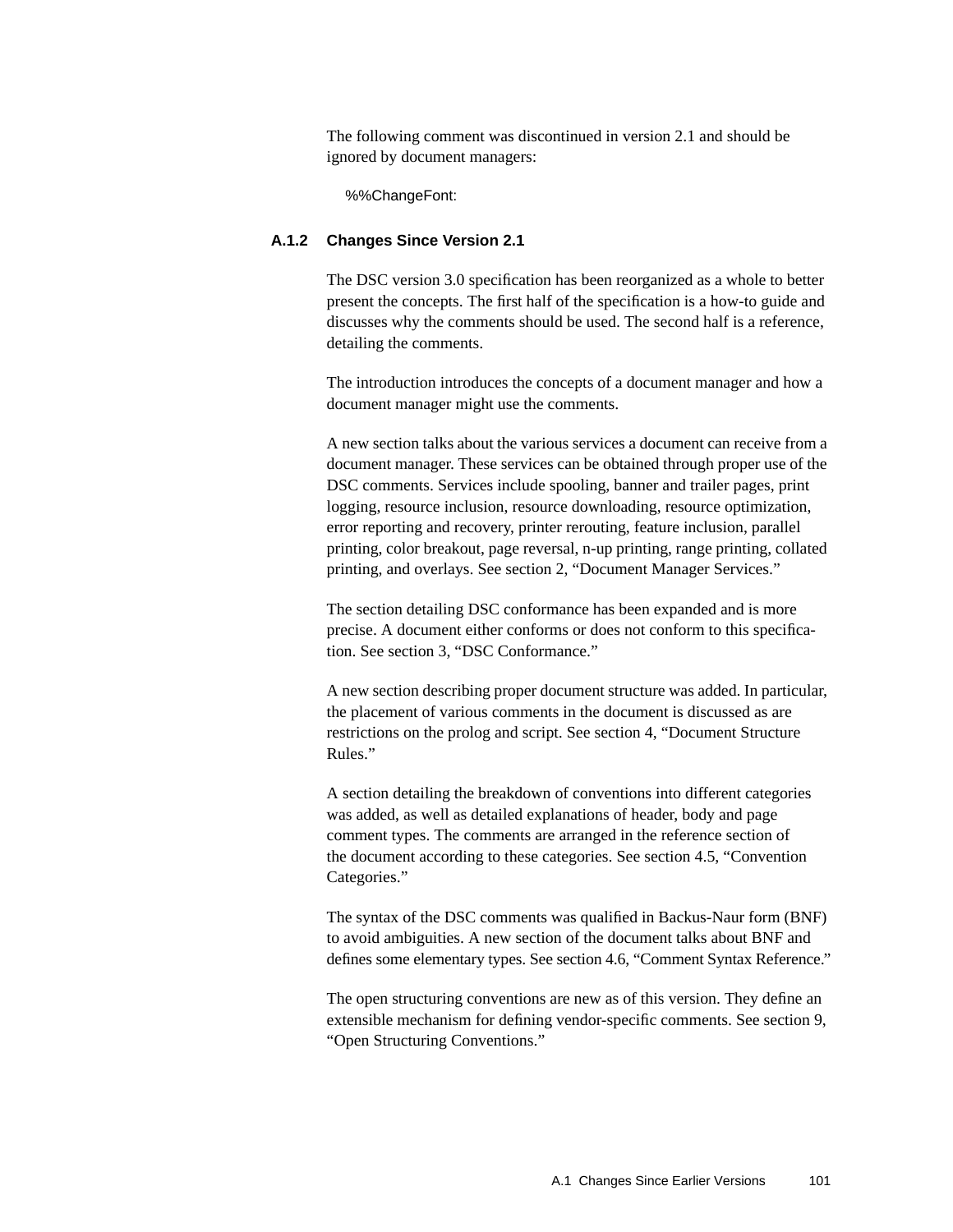The following comment was discontinued in version 2.1 and should be ignored by document managers:

```
%%ChangeFont:
```

### A.1.2 Changes Since Version 2.1

The DSC version 3.0 specification has been reorganized as a whole to better present the concepts. The first half of the specification is a how-to guide and discusses why the comments should be used. The second half is a reference, detailing the comments.

The introduction introduces the concepts of a document manager and how a document manager might use the comments.

A new section talks about the various services a document can receive from a document manager. These services can be obtained through proper use of the DSC comments. Services include spooling, banner and trailer pages, print logging, resource inclusion, resource downloading, resource optimization, error reporting and recovery, printer rerouting, feature inclusion, parallel printing, color breakout, page reversal, n-up printing, range printing, collated printing, and overlays. See section 2, “Document Manager Services.”

The section detailing DSC conformance has been expanded and is more precise. A document either conforms or does not conform to this specification. See section 3, “DSC Conformance.”

A new section describing proper document structure was added. In particular, the placement of various comments in the document is discussed as are restrictions on the prolog and script. See section 4, “Document Structure Rules.”

A section detailing the breakdown of conventions into different categories was added, as well as detailed explanations of header, body and page comment types. The comments are arranged in the reference section of the document according to these categories. See section 4.5, “Convention Categories.”

The syntax of the DSC comments was qualified in Backus-Naur form (BNF) to avoid ambiguities. A new section of the document talks about BNF and defines some elementary types. See section 4.6, “Comment Syntax Reference.”

The open structuring conventions are new as of this version. They define an extensible mechanism for defining vendor-specific comments. See section 9, “Open Structuring Conventions.”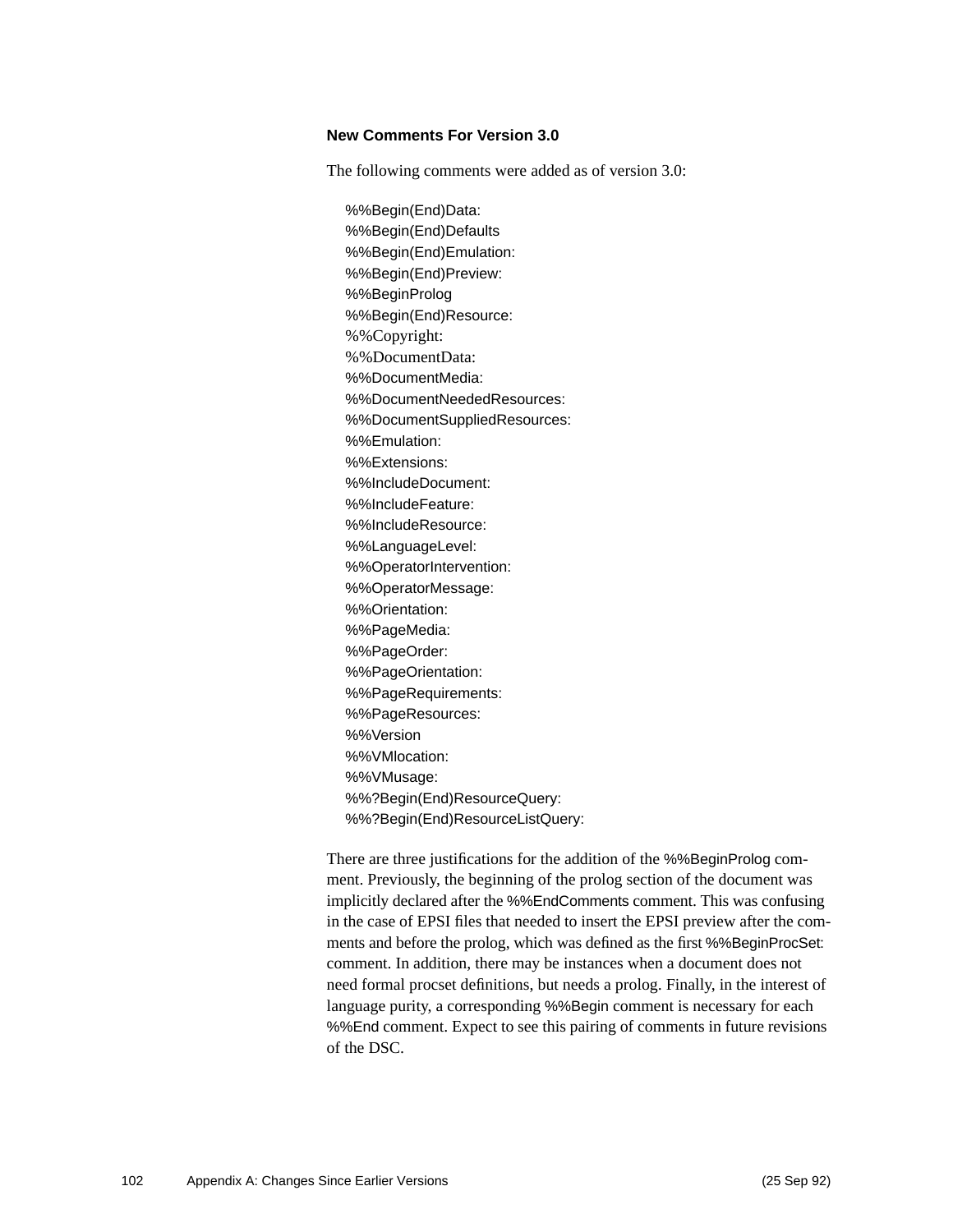### New Comments For Version 3.0

The following comments were added as of version 3.0:

%%Begin(End)Data:
%%Begin(End)Defaults
%%Begin(End)Emulation:
%%Begin(End)Preview:
%%BeginProlog
%%Begin(End)Resource:
%%Copyright:
%%DocumentData:
%%DocumentMedia:
%%DocumentNeededResources:
%%DocumentSuppliedResources:
%%Emulation:
%%Extensions:
%%IncludeDocument:
%%IncludeFeature:
%%IncludeResource:
%%LanguageLevel:
%%OperatorIntervention:
%%OperatorMessage:
%%Orientation:
%%PageMedia:
%%PageOrder:
%%PageOrientation:
%%PageRequirements:
%%PageResources:
%%Version
%%VMlocation:
%%VMusage:
%%?Begin(End)ResourceQuery:
%%?Begin(End)ResourceListQuery:

There are three justifications for the addition of the %%BeginProlog comment. Previously, the beginning of the prolog section of the document was implicitly declared after the %%EndComments comment. This was confusing in the case of EPSI files that needed to insert the EPSI preview after the comments and before the prolog, which was defined as the first %%BeginProcSet: comment. In addition, there may be instances when a document does not need formal procset definitions, but needs a prolog. Finally, in the interest of language purity, a corresponding %%Begin comment is necessary for each %%End comment. Expect to see this pairing of comments in future revisions of the DSC.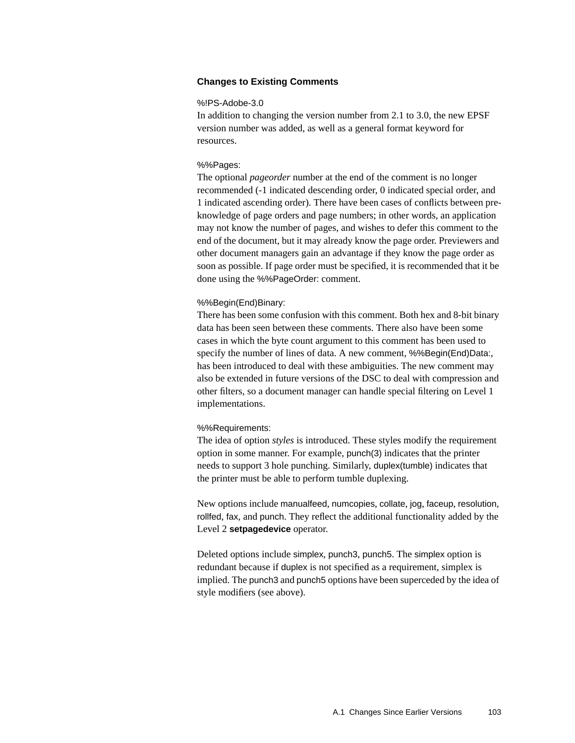### Changes to Existing Comments

%!PS-Adobe-3.0

In addition to changing the version number from 2.1 to 3.0, the new EPSF version number was added, as well as a general format keyword for resources.

%%Pages:

The optional *pageorder* number at the end of the comment is no longer recommended (-1 indicated descending order, 0 indicated special order, and 1 indicated ascending order). There have been cases of conflicts between pre-knowledge of page orders and page numbers; in other words, an application may not know the number of pages, and wishes to defer this comment to the end of the document, but it may already know the page order. Previewers and other document managers gain an advantage if they know the page order as soon as possible. If page order must be specified, it is recommended that it be done using the %%PageOrder: comment.

%%Begin(End)Binary:

There has been some confusion with this comment. Both hex and 8-bit binary data has been seen between these comments. There also have been some cases in which the byte count argument to this comment has been used to specify the number of lines of data. A new comment, %%Begin(End)Data:, has been introduced to deal with these ambiguities. The new comment may also be extended in future versions of the DSC to deal with compression and other filters, so a document manager can handle special filtering on Level 1 implementations.

%%Requirements:

The idea of option *styles* is introduced. These styles modify the requirement option in some manner. For example, punch(3) indicates that the printer needs to support 3 hole punching. Similarly, duplex(tumble) indicates that the printer must be able to perform tumble duplexing.

New options include manualfeed, numcopies, collate, jog, faceup, resolution, rollfed, fax, and punch. They reflect the additional functionality added by the Level 2 **setpagedevice** operator.

Deleted options include simplex, punch3, punch5. The simplex option is redundant because if duplex is not specified as a requirement, simplex is implied. The punch3 and punch5 options have been superceded by the idea of style modifiers (see above).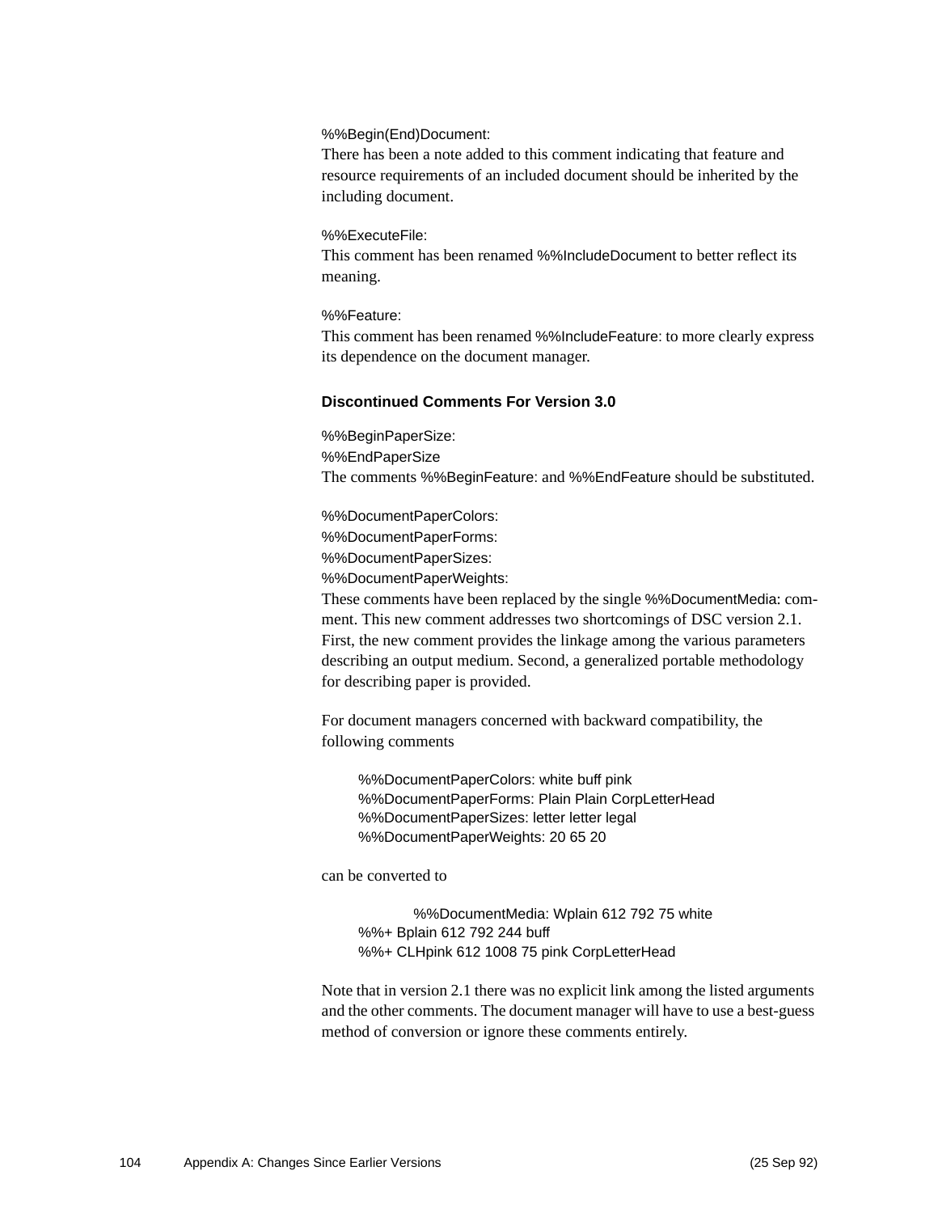%%Begin(End)Document:
There has been a note added to this comment indicating that feature and resource requirements of an included document should be inherited by the including document.

%%ExecuteFile:
This comment has been renamed %%IncludeDocument to better reflect its meaning.

%%Feature:
This comment has been renamed %%IncludeFeature: to more clearly express its dependence on the document manager.

### Discontinued Comments For Version 3.0

%%BeginPaperSize:
%%EndPaperSize
The comments %%BeginFeature: and %%EndFeature should be substituted.

%%DocumentPaperColors:
%%DocumentPaperForms:
%%DocumentPaperSizes:
%%DocumentPaperWeights:
These comments have been replaced by the single %%DocumentMedia: comment. This new comment addresses two shortcomings of DSC version 2.1. First, the new comment provides the linkage among the various parameters describing an output medium. Second, a generalized portable methodology for describing paper is provided.

For document managers concerned with backward compatibility, the following comments

```
%%DocumentPaperColors: white buff pink
%%DocumentPaperForms: Plain Plain CorpLetterHead
%%DocumentPaperSizes: letter letter legal
%%DocumentPaperWeights: 20 65 20
```

can be converted to

```
%%DocumentMedia: Wplain 612 792 75 white
%%+ Bplain 612 792 244 buff
%%+ CLHpink 612 1008 75 pink CorpLetterHead
```

Note that in version 2.1 there was no explicit link among the listed arguments and the other comments. The document manager will have to use a best-guess method of conversion or ignore these comments entirely.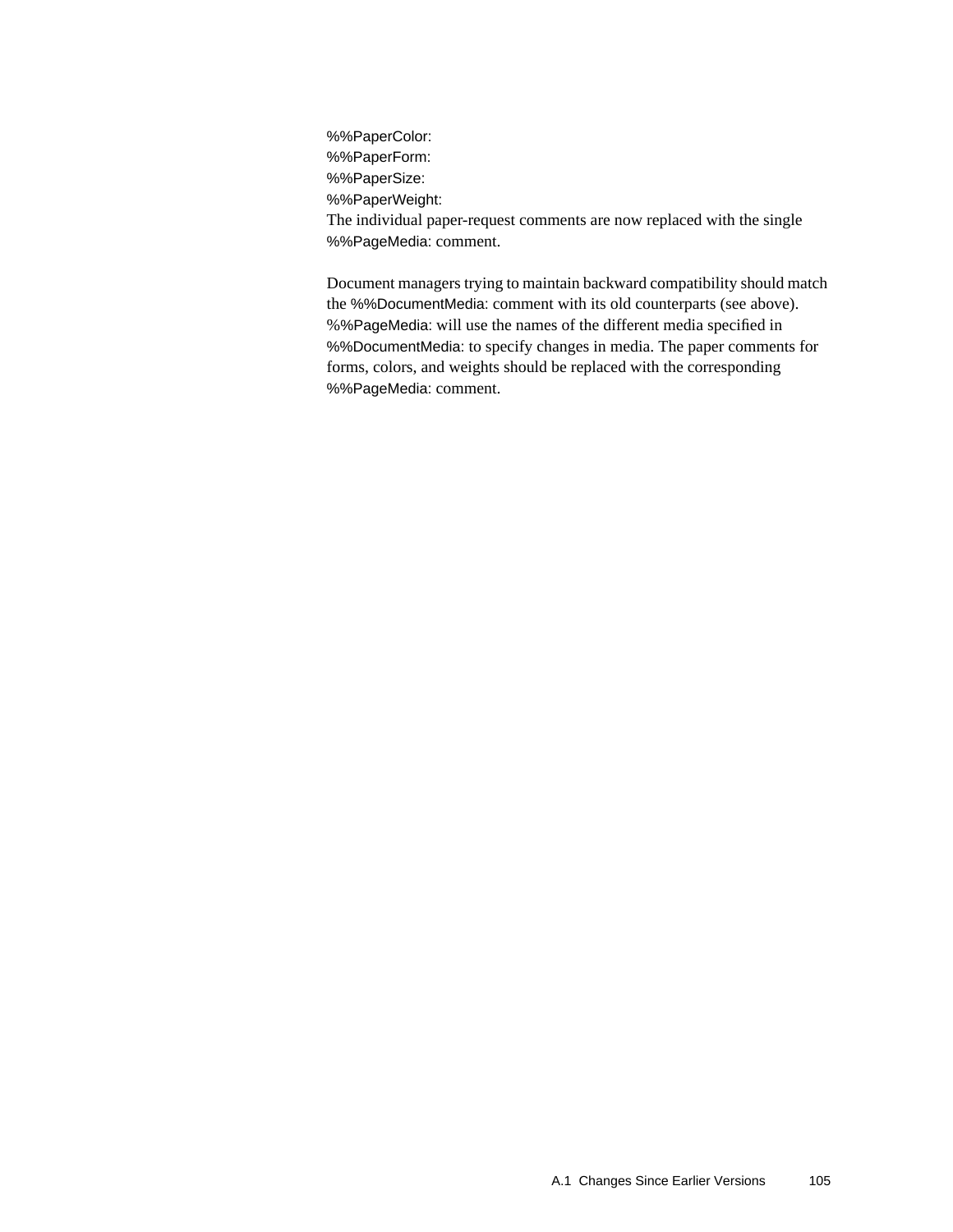%%PaperColor:
%%PaperForm:
%%PaperSize:
%%PaperWeight:
The individual paper-request comments are now replaced with the single %%PageMedia: comment.

Document managers trying to maintain backward compatibility should match the %%DocumentMedia: comment with its old counterparts (see above). %%PageMedia: will use the names of the different media specified in %%DocumentMedia: to specify changes in media. The paper comments for forms, colors, and weights should be replaced with the corresponding %%PageMedia: comment.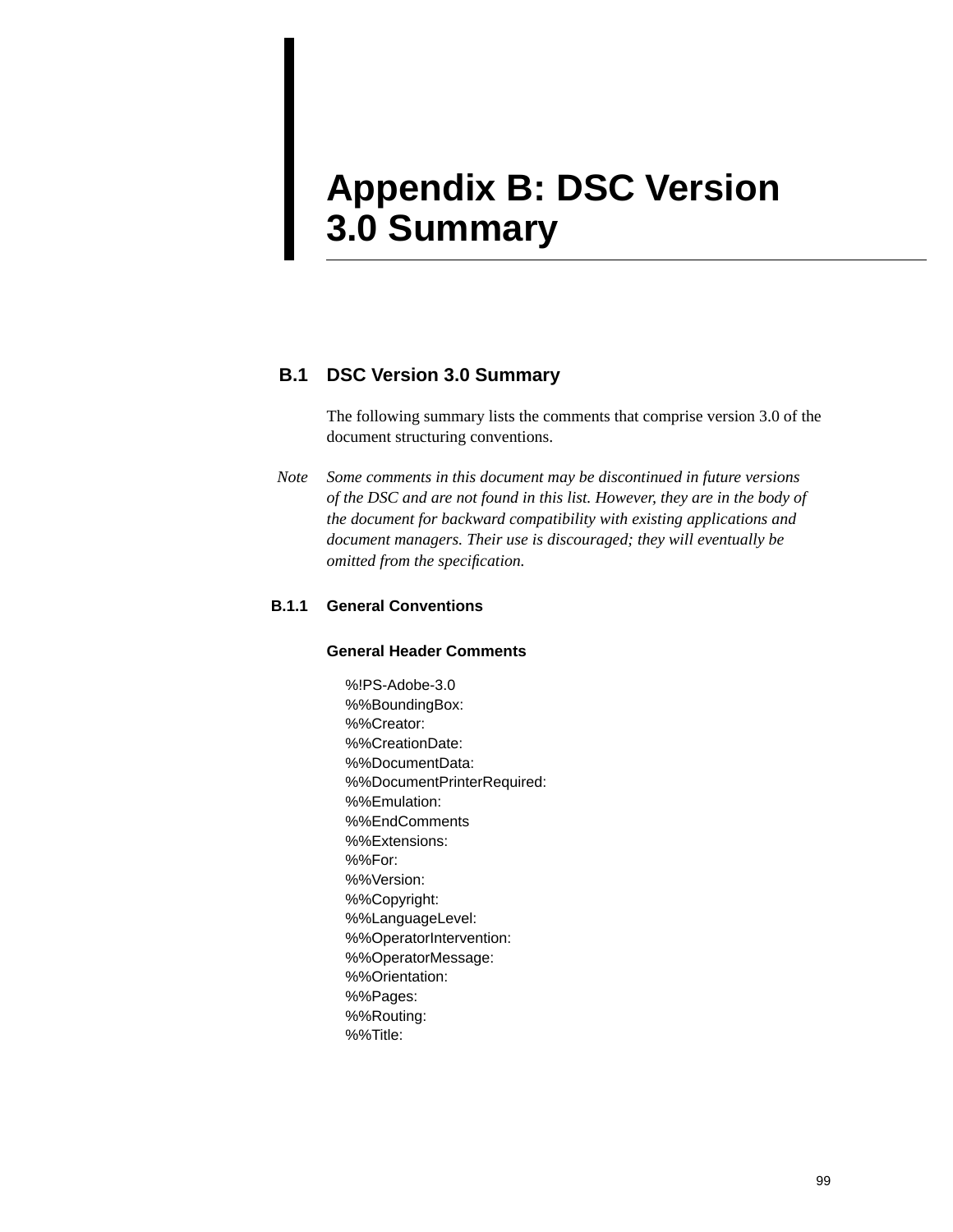# Appendix B: DSC Version 3.0 Summary

## B.1 DSC Version 3.0 Summary

The following summary lists the comments that comprise version 3.0 of the document structuring conventions.

*Note* *Some comments in this document may be discontinued in future versions of the DSC and are not found in this list. However, they are in the body of the document for backward compatibility with existing applications and document managers. Their use is discouraged; they will eventually be omitted from the specification.*

### B.1.1 General Conventions

#### General Header Comments

```
%!PS-Adobe-3.0
%%BoundingBox:
%%Creator:
%%CreationDate:
%%DocumentData:
%%DocumentPrinterRequired:
%%Emulation:
%%EndComments
%%Extensions:
%%For:
%%Version:
%%Copyright:
%%LanguageLevel:
%%OperatorIntervention:
%%OperatorMessage:
%%Orientation:
%%Pages:
%%Routing:
%%Title:
```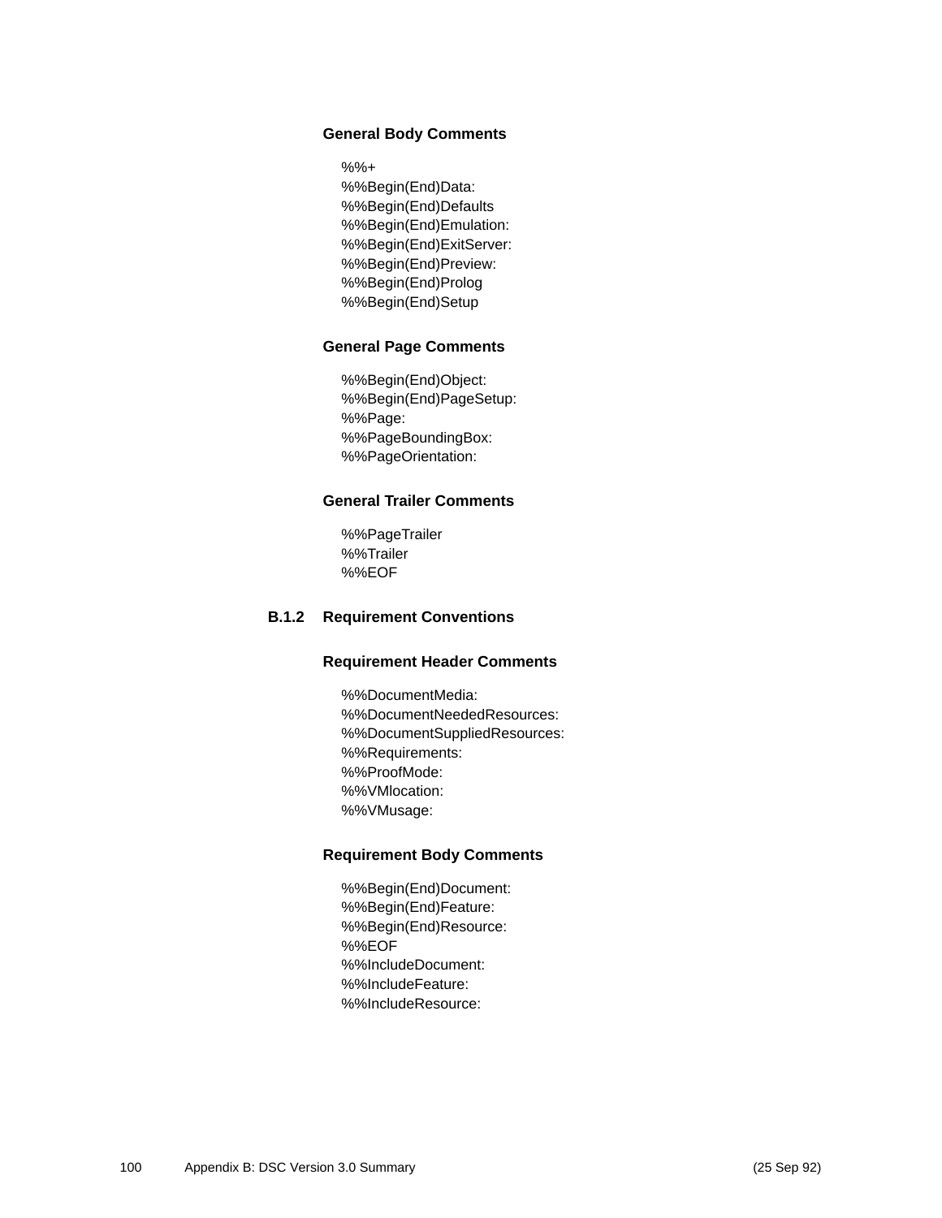#### General Body Comments

%%+
%%Begin(End)Data:
%%Begin(End)Defaults
%%Begin(End)Emulation:
%%Begin(End)ExitServer:
%%Begin(End)Preview:
%%Begin(End)Prolog
%%Begin(End)Setup

#### General Page Comments

%%Begin(End)Object:
%%Begin(End)PageSetup:
%%Page:
%%PageBoundingBox:
%%PageOrientation:

#### General Trailer Comments

%%PageTrailer
%%Trailer
%%EOF

### B.1.2 Requirement Conventions

#### Requirement Header Comments

%%DocumentMedia:
%%DocumentNeededResources:
%%DocumentSuppliedResources:
%%Requirements:
%%ProofMode:
%%VMlocation:
%%VMusage:

#### Requirement Body Comments

%%Begin(End)Document:
%%Begin(End)Feature:
%%Begin(End)Resource:
%%EOF
%%IncludeDocument:
%%IncludeFeature:
%%IncludeResource: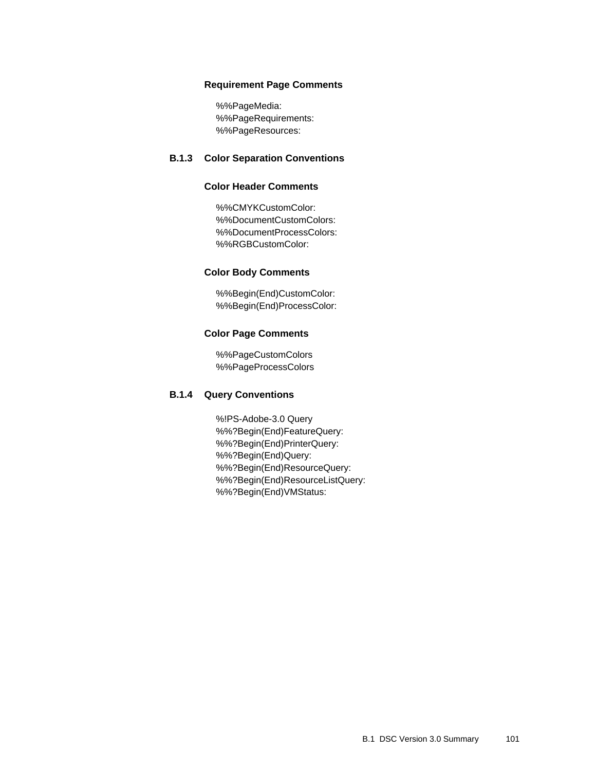#### Requirement Page Comments

%%PageMedia:
%%PageRequirements:
%%PageResources:

### B.1.3 Color Separation Conventions

#### Color Header Comments

%%CMYKCustomColor:
%%DocumentCustomColors:
%%DocumentProcessColors:
%%RGBCustomColor:

#### Color Body Comments

%%Begin(End)CustomColor:
%%Begin(End)ProcessColor:

#### Color Page Comments

%%PageCustomColors
%%PageProcessColors

### B.1.4 Query Conventions

%!PS-Adobe-3.0 Query
%%?Begin(End)FeatureQuery:
%%?Begin(End)PrinterQuery:
%%?Begin(End)Query:
%%?Begin(End)ResourceQuery:
%%?Begin(End)ResourceListQuery:
%%?Begin(End)VMStatus: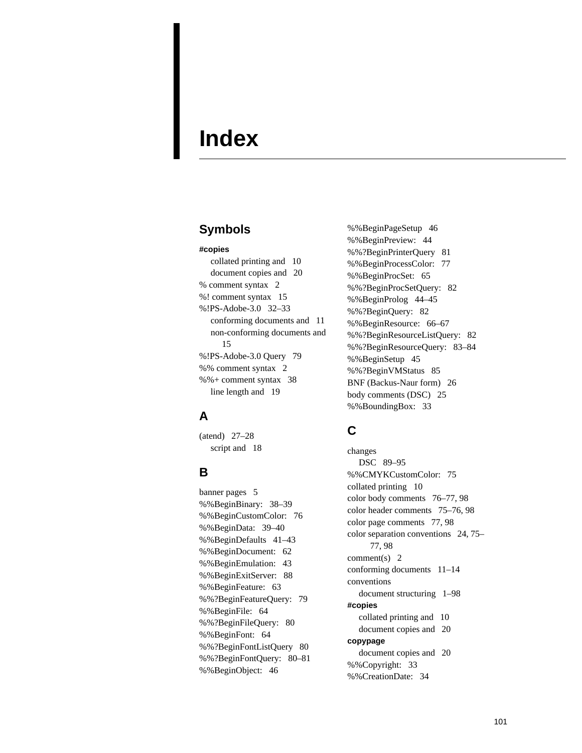# Index

## Symbols

**#copies**
- collated printing and 10
- document copies and 20

% comment syntax 2
%! comment syntax 15
%!PS-Adobe-3.0 32–33
- conforming documents and 11
- non-conforming documents and 15

%!PS-Adobe-3.0 Query 79
%% comment syntax 2
%%+ comment syntax 38
- line length and 19

## A

(atend) 27–28
- script and 18

## B

banner pages 5
%%BeginBinary: 38–39
%%BeginCustomColor: 76
%%BeginData: 39–40
%%BeginDefaults 41–43
%%BeginDocument: 62
%%BeginEmulation: 43
%%BeginExitServer: 88
%%BeginFeature: 63
%%?BeginFeatureQuery: 79
%%BeginFile: 64
%%?BeginFileQuery: 80
%%BeginFont: 64
%%?BeginFontListQuery 80
%%?BeginFontQuery: 80–81
%%BeginObject: 46
%%BeginPageSetup 46
%%BeginPreview: 44
%%?BeginPrinterQuery 81
%%BeginProcessColor: 77
%%BeginProcSet: 65
%%?BeginProcSetQuery: 82
%%BeginProlog 44–45
%%?BeginQuery: 82
%%BeginResource: 66–67
%%?BeginResourceListQuery: 82
%%?BeginResourceQuery: 83–84
%%BeginSetup 45
%%?BeginVMStatus 85
BNF (Backus-Naur form) 26
body comments (DSC) 25
%%BoundingBox: 33

## C

changes
- DSC 89–95

%%CMYKCustomColor: 75
collated printing 10
color body comments 76–77, 98
color header comments 75–76, 98
color page comments 77, 98
color separation conventions 24, 75–77, 98
comment(s) 2
conforming documents 11–14
conventions
- document structuring 1–98

**#copies**
- collated printing and 10
- document copies and 20

**copypage**
- document copies and 20

%%Copyright: 33
%%CreationDate: 34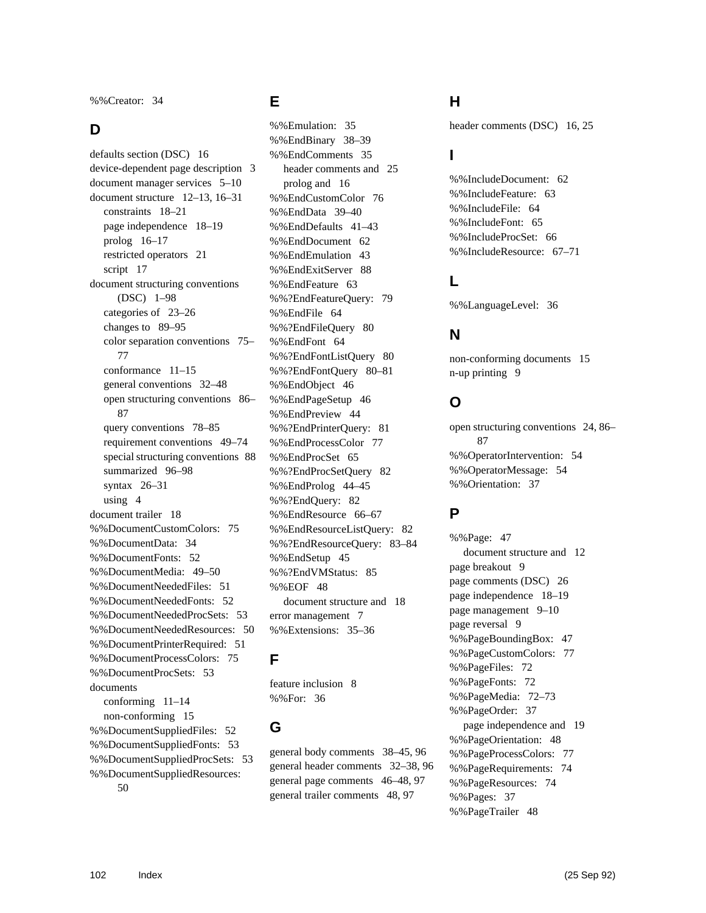%%Creator: 34

## D

defaults section (DSC) 16
device-dependent page description 3
document manager services 5–10
document structure 12–13, 16–31
  constraints 18–21
  page independence 18–19
  prolog 16–17
  restricted operators 21
  script 17
document structuring conventions (DSC) 1–98
  categories of 23–26
  changes to 89–95
  color separation conventions 75–77
  conformance 11–15
  general conventions 32–48
  open structuring conventions 86–87
  query conventions 78–85
  requirement conventions 49–74
  special structuring conventions 88
  summarized 96–98
  syntax 26–31
  using 4
document trailer 18
%%DocumentCustomColors: 75
%%DocumentData: 34
%%DocumentFonts: 52
%%DocumentMedia: 49–50
%%DocumentNeededFiles: 51
%%DocumentNeededFonts: 52
%%DocumentNeededProcSets: 53
%%DocumentNeededResources: 50
%%DocumentPrinterRequired: 51
%%DocumentProcessColors: 75
%%DocumentProcSets: 53
documents
  conforming 11–14
  non-conforming 15
%%DocumentSuppliedFiles: 52
%%DocumentSuppliedFonts: 53
%%DocumentSuppliedProcSets: 53
%%DocumentSuppliedResources: 50

## E

%%Emulation: 35
%%EndBinary 38–39
%%EndComments 35
  header comments and 25
  prolog and 16
%%EndCustomColor 76
%%EndData 39–40
%%EndDefaults 41–43
%%EndDocument 62
%%EndEmulation 43
%%EndExitServer 88
%%EndFeature 63
%%?EndFeatureQuery: 79
%%EndFile 64
%%?EndFileQuery 80
%%EndFont 64
%%?EndFontListQuery 80
%%?EndFontQuery 80–81
%%EndObject 46
%%EndPageSetup 46
%%EndPreview 44
%%?EndPrinterQuery: 81
%%EndProcessColor 77
%%EndProcSet 65
%%?EndProcSetQuery 82
%%EndProlog 44–45
%%?EndQuery: 82
%%EndResource 66–67
%%EndResourceListQuery: 82
%%?EndResourceQuery: 83–84
%%EndSetup 45
%%?EndVMStatus: 85
%%EOF 48
  document structure and 18
error management 7
%%Extensions: 35–36

## F

feature inclusion 8
%%For: 36

## G

general body comments 38–45, 96
general header comments 32–38, 96
general page comments 46–48, 97
general trailer comments 48, 97

## H

header comments (DSC) 16, 25

## I

%%IncludeDocument: 62
%%IncludeFeature: 63
%%IncludeFile: 64
%%IncludeFont: 65
%%IncludeProcSet: 66
%%IncludeResource: 67–71

## L

%%LanguageLevel: 36

## N

non-conforming documents 15
n-up printing 9

## O

open structuring conventions 24, 86–87
%%OperatorIntervention: 54
%%OperatorMessage: 54
%%Orientation: 37

## P

%%Page: 47
  document structure and 12
page breakout 9
page comments (DSC) 26
page independence 18–19
page management 9–10
page reversal 9
%%PageBoundingBox: 47
%%PageCustomColors: 77
%%PageFiles: 72
%%PageFonts: 72
%%PageMedia: 72–73
%%PageOrder: 37
  page independence and 19
%%PageOrientation: 48
%%PageProcessColors: 77
%%PageRequirements: 74
%%PageResources: 74
%%Pages: 37
%%PageTrailer 48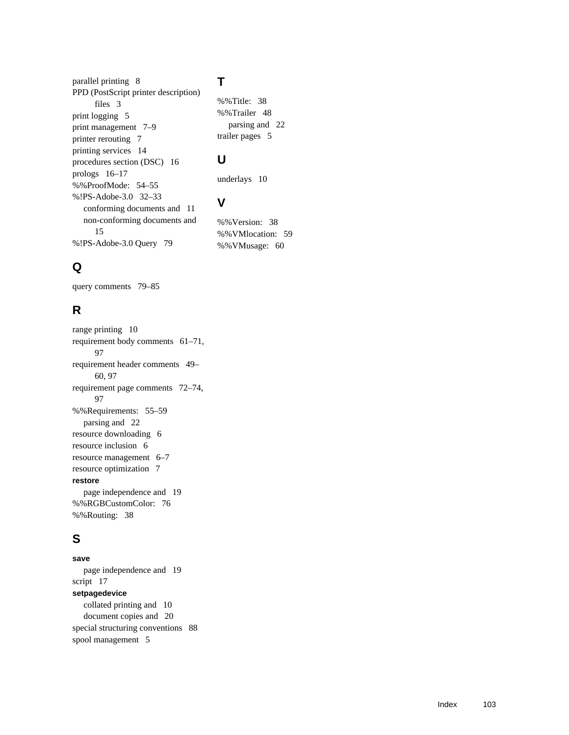parallel printing 8
PPD (PostScript printer description) files 3
print logging 5
print management 7–9
printer rerouting 7
printing services 14
procedures section (DSC) 16
prologs 16–17
%%ProofMode: 54–55
%!PS-Adobe-3.0 32–33
  conforming documents and 11
  non-conforming documents and 15
%!PS-Adobe-3.0 Query 79

## Q

query comments 79–85

## R

range printing 10
requirement body comments 61–71, 97
requirement header comments 49–60, 97
requirement page comments 72–74, 97
%%Requirements: 55–59
  parsing and 22
resource downloading 6
resource inclusion 6
resource management 6–7
resource optimization 7
**restore**
  page independence and 19
%%RGBCustomColor: 76
%%Routing: 38

## S

**save**
  page independence and 19
script 17
**setpagedevice**
  collated printing and 10
  document copies and 20
special structuring conventions 88
spool management 5

## T

%%Title: 38
%%Trailer 48
  parsing and 22
trailer pages 5

## U

underlays 10

## V

%%Version: 38
%%VMlocation: 59
%%VMusage: 60